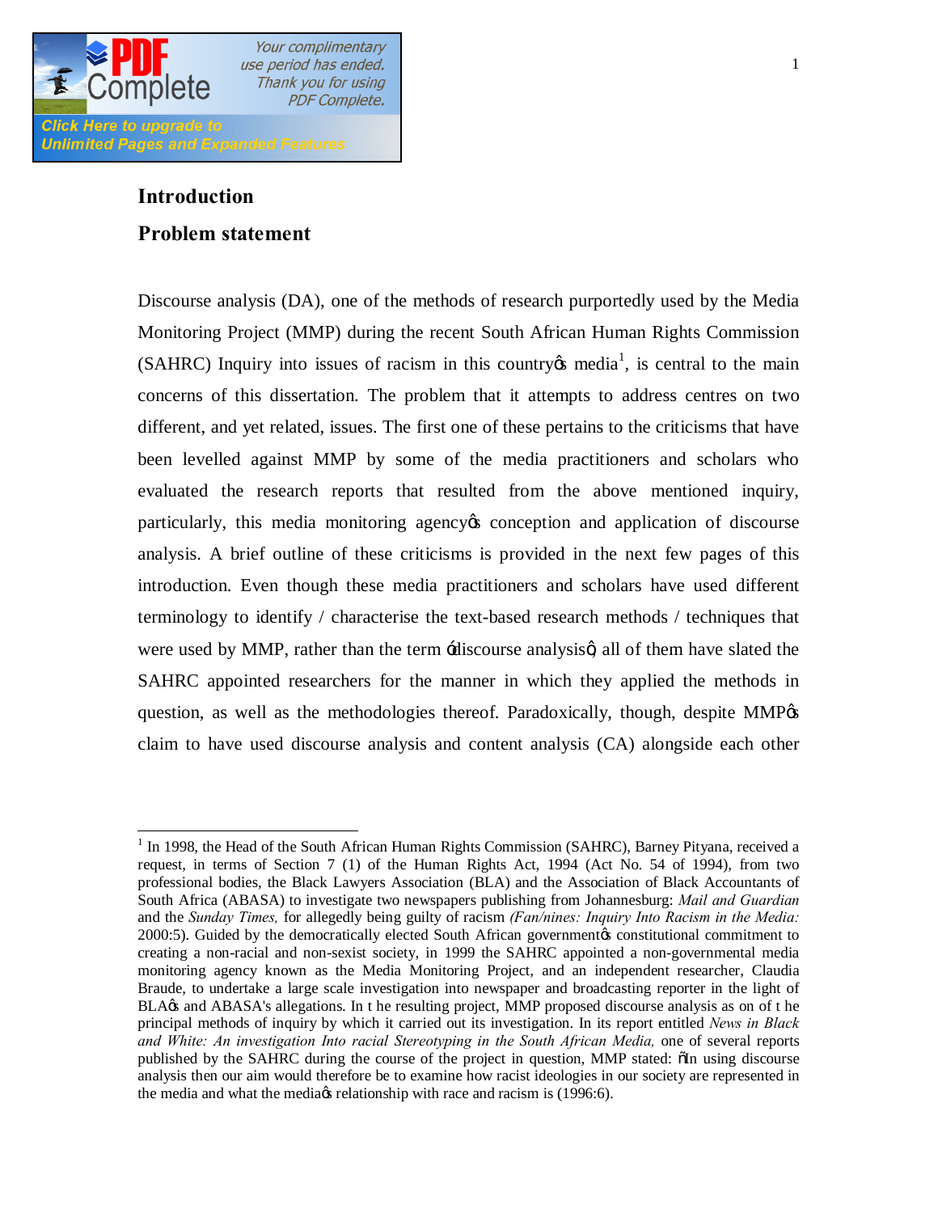## Introduction

## Problem statement

Discourse analysis (DA), one of the methods of research purportedly used by the Media Monitoring Project (MMP) during the recent South African Human Rights Commission (SAHRC) Inquiry into issues of racism in this country's media[1], is central to the main concerns of this dissertation. The problem that it attempts to address centres on two different, and yet related, issues. The first one of these pertains to the criticisms that have been levelled against MMP by some of the media practitioners and scholars who evaluated the research reports that resulted from the above mentioned inquiry, particularly, this media monitoring agency's conception and application of discourse analysis. A brief outline of these criticisms is provided in the next few pages of this introduction. Even though these media practitioners and scholars have used different terminology to identify / characterise the text-based research methods / techniques that were used by MMP, rather than the term 'discourse analysis', all of them have slated the SAHRC appointed researchers for the manner in which they applied the methods in question, as well as the methodologies thereof. Paradoxically, though, despite MMP's claim to have used discourse analysis and content analysis (CA) alongside each other

---

[1] In 1998, the Head of the South African Human Rights Commission (SAHRC), Barney Pityana, received a request, in terms of Section 7 (1) of the Human Rights Act, 1994 (Act No. 54 of 1994), from two professional bodies, the Black Lawyers Association (BLA) and the Association of Black Accountants of South Africa (ABASA) to investigate two newspapers publishing from Johannesburg: *Mail and Guardian* and the *Sunday Times,* for allegedly being guilty of racism *(Fan/nines: Inquiry Into Racism in the Media:* 2000:5). Guided by the democratically elected South African government's constitutional commitment to creating a non-racial and non-sexist society, in 1999 the SAHRC appointed a non-governmental media monitoring agency known as the Media Monitoring Project, and an independent researcher, Claudia Braude, to undertake a large scale investigation into newspaper and broadcasting reporter in the light of BLA's and ABASA's allegations. In t he resulting project, MMP proposed discourse analysis as on of t he principal methods of inquiry by which it carried out its investigation. In its report entitled *News in Black and White: An investigation Into racial Stereotyping in the South African Media,* one of several reports published by the SAHRC during the course of the project in question, MMP stated: "In using discourse analysis then our aim would therefore be to examine how racist ideologies in our society are represented in the media and what the media's relationship with race and racism is (1996:6).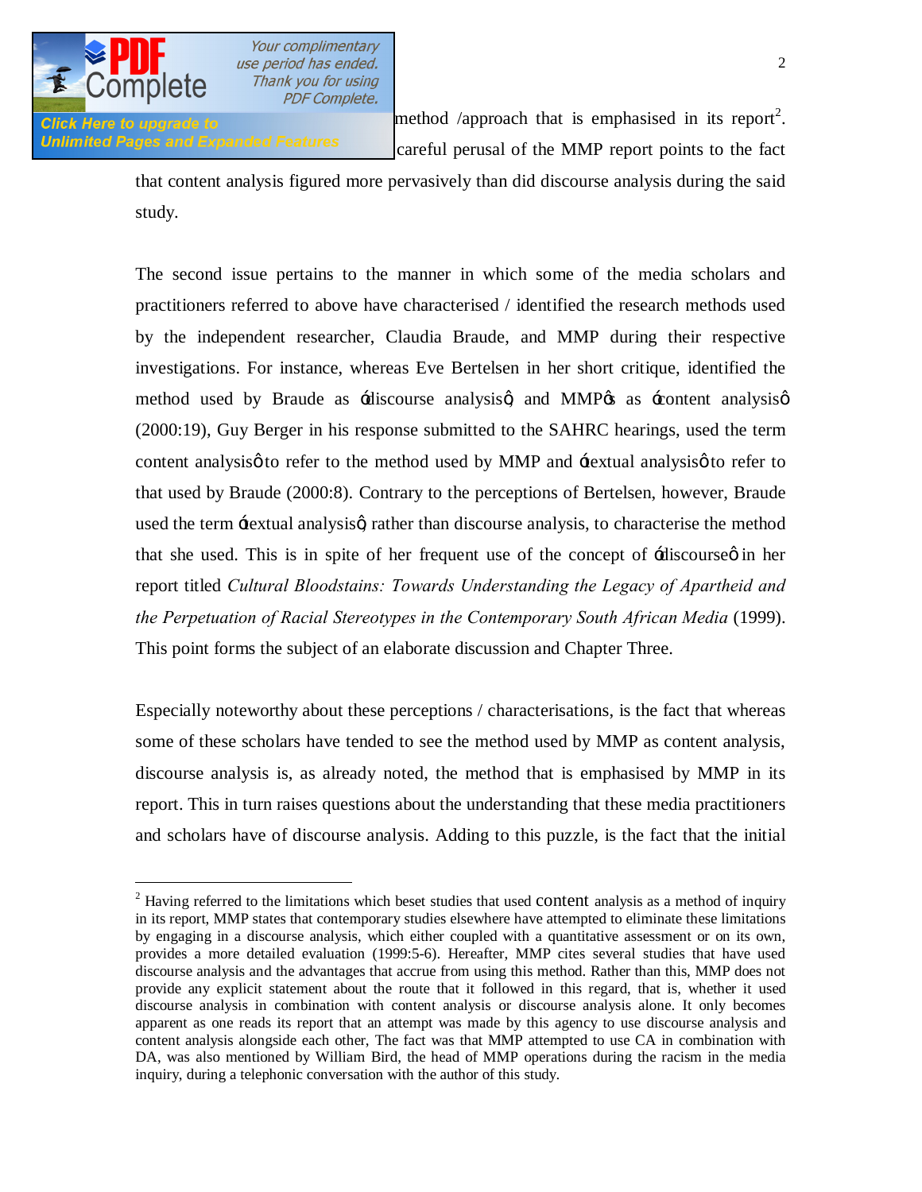method /approach that is emphasised in its report[2]. careful perusal of the MMP report points to the fact that content analysis figured more pervasively than did discourse analysis during the said study.

The second issue pertains to the manner in which some of the media scholars and practitioners referred to above have characterised / identified the research methods used by the independent researcher, Claudia Braude, and MMP during their respective investigations. For instance, whereas Eve Bertelsen in her short critique, identified the method used by Braude as 'discourse analysis', and MMP's as 'content analysis' (2000:19), Guy Berger in his response submitted to the SAHRC hearings, used the term content analysis' to refer to the method used by MMP and 'textual analysis' to refer to that used by Braude (2000:8). Contrary to the perceptions of Bertelsen, however, Braude used the term 'textual analysis', rather than discourse analysis, to characterise the method that she used. This is in spite of her frequent use of the concept of 'discourse' in her report titled *Cultural Bloodstains: Towards Understanding the Legacy of Apartheid and the Perpetuation of Racial Stereotypes in the Contemporary South African Media* (1999). This point forms the subject of an elaborate discussion and Chapter Three.

Especially noteworthy about these perceptions / characterisations, is the fact that whereas some of these scholars have tended to see the method used by MMP as content analysis, discourse analysis is, as already noted, the method that is emphasised by MMP in its report. This in turn raises questions about the understanding that these media practitioners and scholars have of discourse analysis. Adding to this puzzle, is the fact that the initial

---

[2] Having referred to the limitations which beset studies that used content analysis as a method of inquiry in its report, MMP states that contemporary studies elsewhere have attempted to eliminate these limitations by engaging in a discourse analysis, which either coupled with a quantitative assessment or on its own, provides a more detailed evaluation (1999:5-6). Hereafter, MMP cites several studies that have used discourse analysis and the advantages that accrue from using this method. Rather than this, MMP does not provide any explicit statement about the route that it followed in this regard, that is, whether it used discourse analysis in combination with content analysis or discourse analysis alone. It only becomes apparent as one reads its report that an attempt was made by this agency to use discourse analysis and content analysis alongside each other, The fact was that MMP attempted to use CA in combination with DA, was also mentioned by William Bird, the head of MMP operations during the racism in the media inquiry, during a telephonic conversation with the author of this study.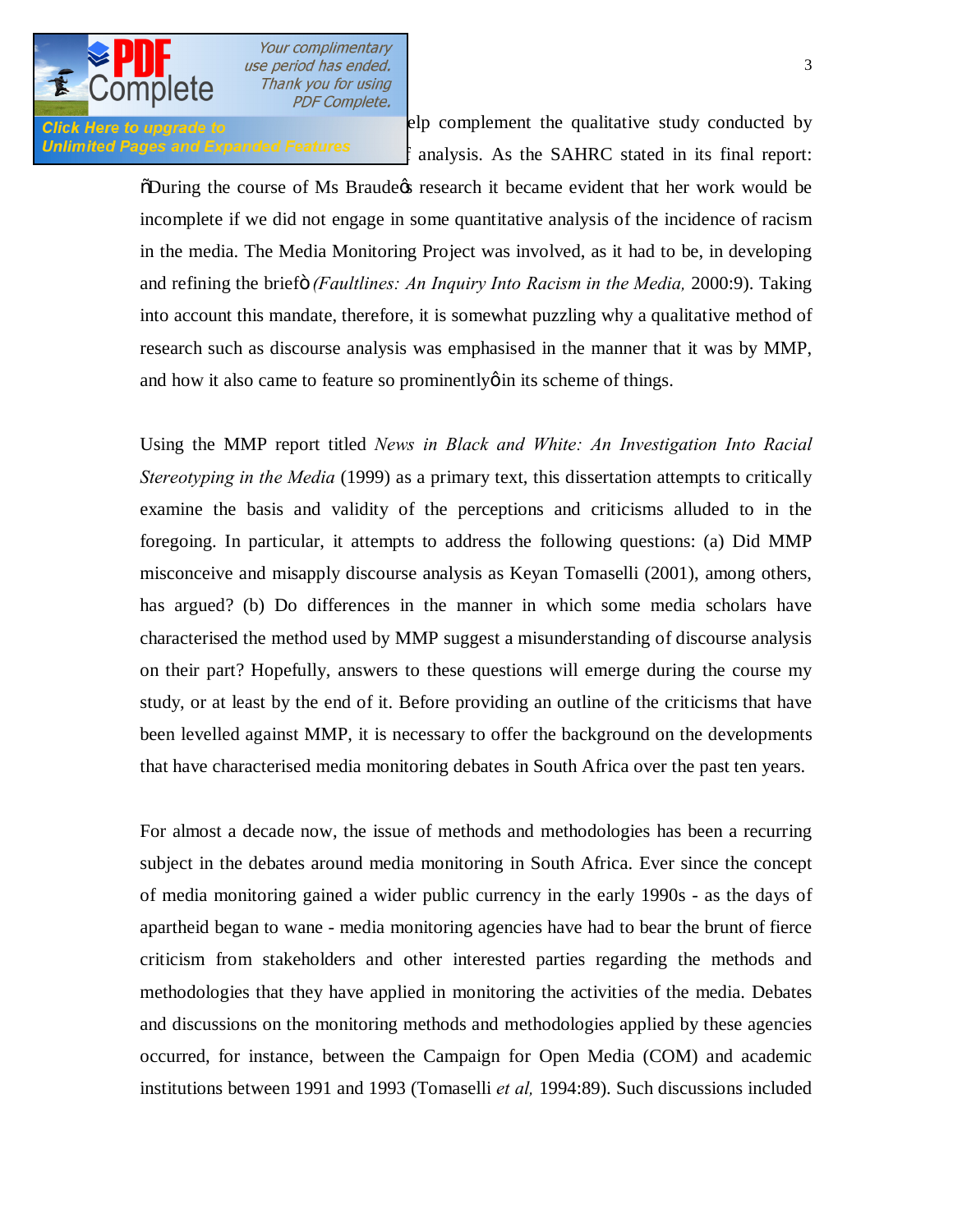elp complement the qualitative study conducted by f analysis. As the SAHRC stated in its final report: "During the course of Ms Braude's research it became evident that her work would be incomplete if we did not engage in some quantitative analysis of the incidence of racism in the media. The Media Monitoring Project was involved, as it had to be, in developing and refining the brief" (*Faultlines: An Inquiry Into Racism in the Media,* 2000:9). Taking into account this mandate, therefore, it is somewhat puzzling why a qualitative method of research such as discourse analysis was emphasised in the manner that it was by MMP, and how it also came to feature so prominently' in its scheme of things.

Using the MMP report titled *News in Black and White: An Investigation Into Racial Stereotyping in the Media* (1999) as a primary text, this dissertation attempts to critically examine the basis and validity of the perceptions and criticisms alluded to in the foregoing. In particular, it attempts to address the following questions: (a) Did MMP misconceive and misapply discourse analysis as Keyan Tomaselli (2001), among others, has argued? (b) Do differences in the manner in which some media scholars have characterised the method used by MMP suggest a misunderstanding of discourse analysis on their part? Hopefully, answers to these questions will emerge during the course my study, or at least by the end of it. Before providing an outline of the criticisms that have been levelled against MMP, it is necessary to offer the background on the developments that have characterised media monitoring debates in South Africa over the past ten years.

For almost a decade now, the issue of methods and methodologies has been a recurring subject in the debates around media monitoring in South Africa. Ever since the concept of media monitoring gained a wider public currency in the early 1990s - as the days of apartheid began to wane - media monitoring agencies have had to bear the brunt of fierce criticism from stakeholders and other interested parties regarding the methods and methodologies that they have applied in monitoring the activities of the media. Debates and discussions on the monitoring methods and methodologies applied by these agencies occurred, for instance, between the Campaign for Open Media (COM) and academic institutions between 1991 and 1993 (Tomaselli *et al,* 1994:89). Such discussions included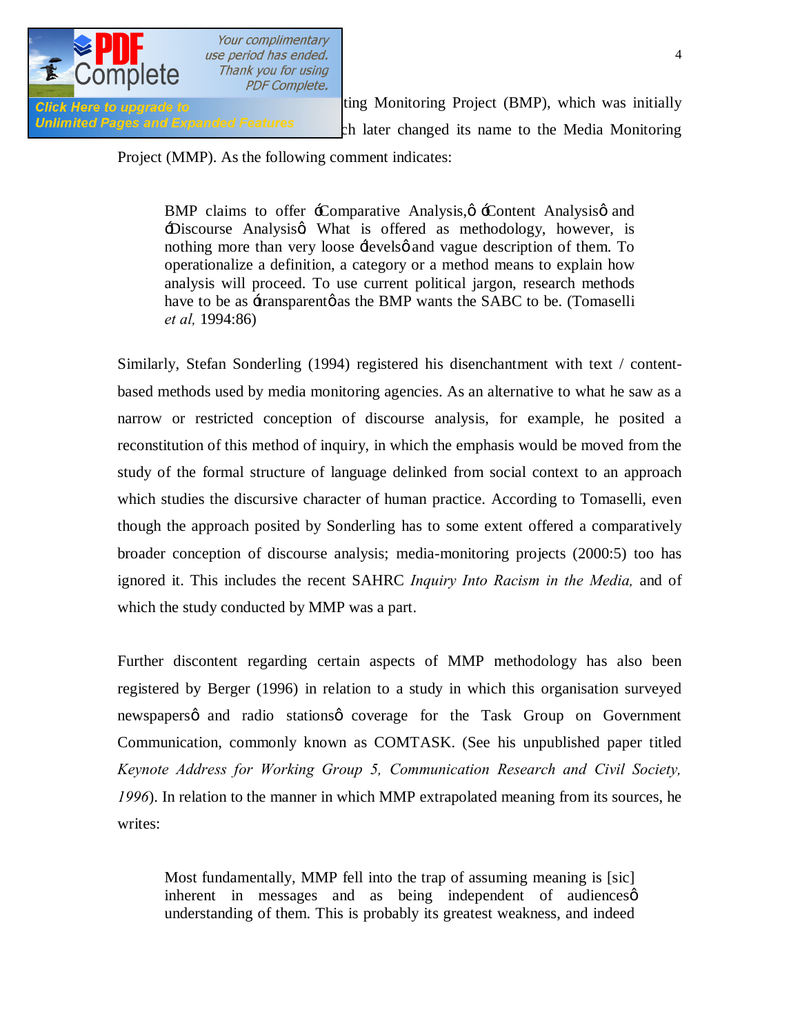ting Monitoring Project (BMP), which was initially ch later changed its name to the Media Monitoring Project (MMP). As the following comment indicates:

> BMP claims to offer 'Comparative Analysis,' 'Content Analysis' and 'Discourse Analysis.' What is offered as methodology, however, is nothing more than very loose 'levels' and vague description of them. To operationalize a definition, a category or a method means to explain how analysis will proceed. To use current political jargon, research methods have to be as 'transparent' as the BMP wants the SABC to be. (Tomaselli *et al,* 1994:86)

Similarly, Stefan Sonderling (1994) registered his disenchantment with text / content-based methods used by media monitoring agencies. As an alternative to what he saw as a narrow or restricted conception of discourse analysis, for example, he posited a reconstitution of this method of inquiry, in which the emphasis would be moved from the study of the formal structure of language delinked from social context to an approach which studies the discursive character of human practice. According to Tomaselli, even though the approach posited by Sonderling has to some extent offered a comparatively broader conception of discourse analysis; media-monitoring projects (2000:5) too has ignored it. This includes the recent SAHRC *Inquiry Into Racism in the Media,* and of which the study conducted by MMP was a part.

Further discontent regarding certain aspects of MMP methodology has also been registered by Berger (1996) in relation to a study in which this organisation surveyed newspapers' and radio stations' coverage for the Task Group on Government Communication, commonly known as COMTASK. (See his unpublished paper titled *Keynote Address for Working Group 5, Communication Research and Civil Society, 1996*). In relation to the manner in which MMP extrapolated meaning from its sources, he writes:

> Most fundamentally, MMP fell into the trap of assuming meaning is [sic] inherent in messages and as being independent of audiences' understanding of them. This is probably its greatest weakness, and indeed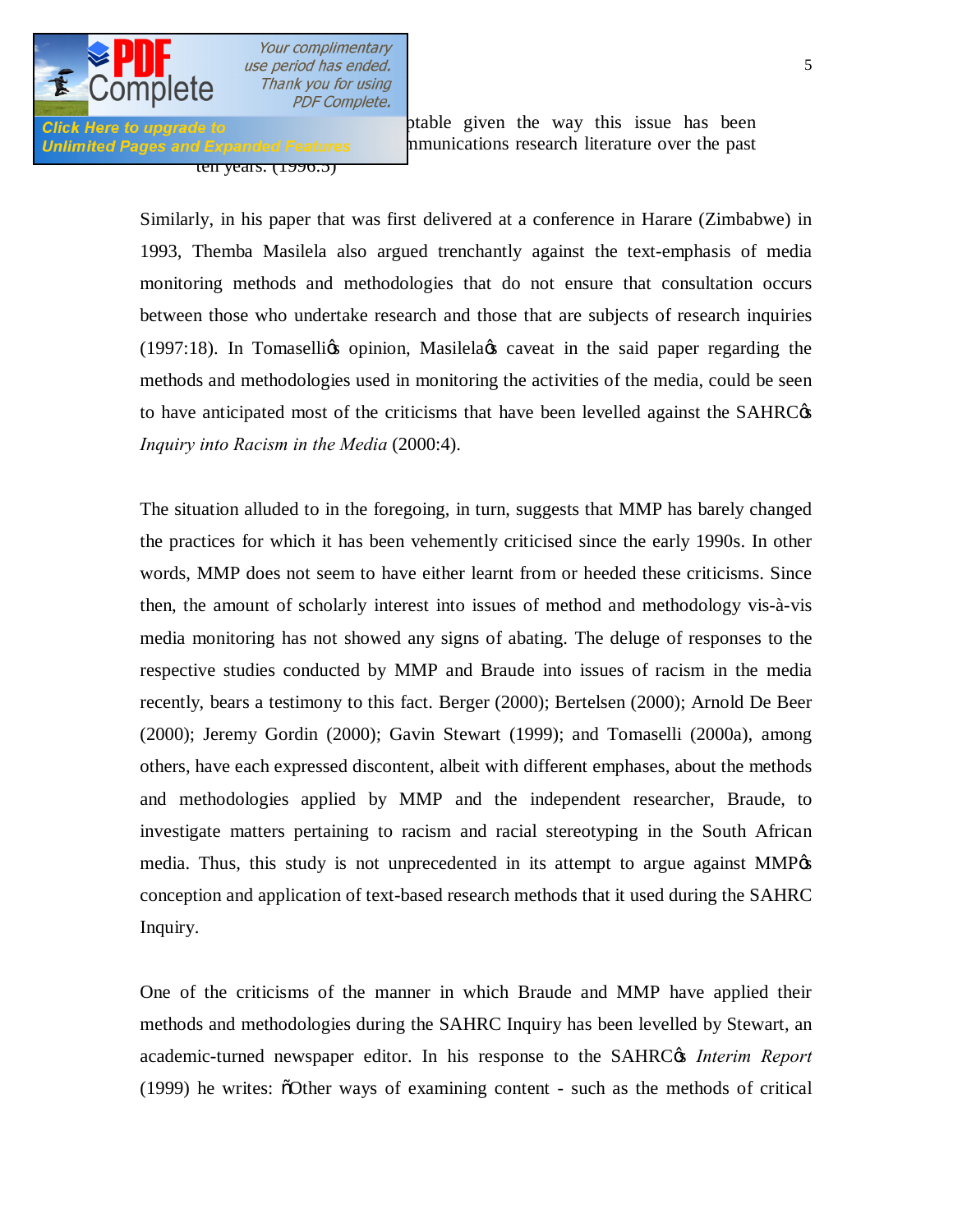ptable given the way this issue has been nmunications research literature over the past ten years. (1996:5)

Similarly, in his paper that was first delivered at a conference in Harare (Zimbabwe) in 1993, Themba Masilela also argued trenchantly against the text-emphasis of media monitoring methods and methodologies that do not ensure that consultation occurs between those who undertake research and those that are subjects of research inquiries (1997:18). In Tomaselli's opinion, Masilela's caveat in the said paper regarding the methods and methodologies used in monitoring the activities of the media, could be seen to have anticipated most of the criticisms that have been levelled against the SAHRC's *Inquiry into Racism in the Media* (2000:4).

The situation alluded to in the foregoing, in turn, suggests that MMP has barely changed the practices for which it has been vehemently criticised since the early 1990s. In other words, MMP does not seem to have either learnt from or heeded these criticisms. Since then, the amount of scholarly interest into issues of method and methodology vis-à-vis media monitoring has not showed any signs of abating. The deluge of responses to the respective studies conducted by MMP and Braude into issues of racism in the media recently, bears a testimony to this fact. Berger (2000); Bertelsen (2000); Arnold De Beer (2000); Jeremy Gordin (2000); Gavin Stewart (1999); and Tomaselli (2000a), among others, have each expressed discontent, albeit with different emphases, about the methods and methodologies applied by MMP and the independent researcher, Braude, to investigate matters pertaining to racism and racial stereotyping in the South African media. Thus, this study is not unprecedented in its attempt to argue against MMP's conception and application of text-based research methods that it used during the SAHRC Inquiry.

One of the criticisms of the manner in which Braude and MMP have applied their methods and methodologies during the SAHRC Inquiry has been levelled by Stewart, an academic-turned newspaper editor. In his response to the SAHRC's *Interim Report* (1999) he writes: "Other ways of examining content - such as the methods of critical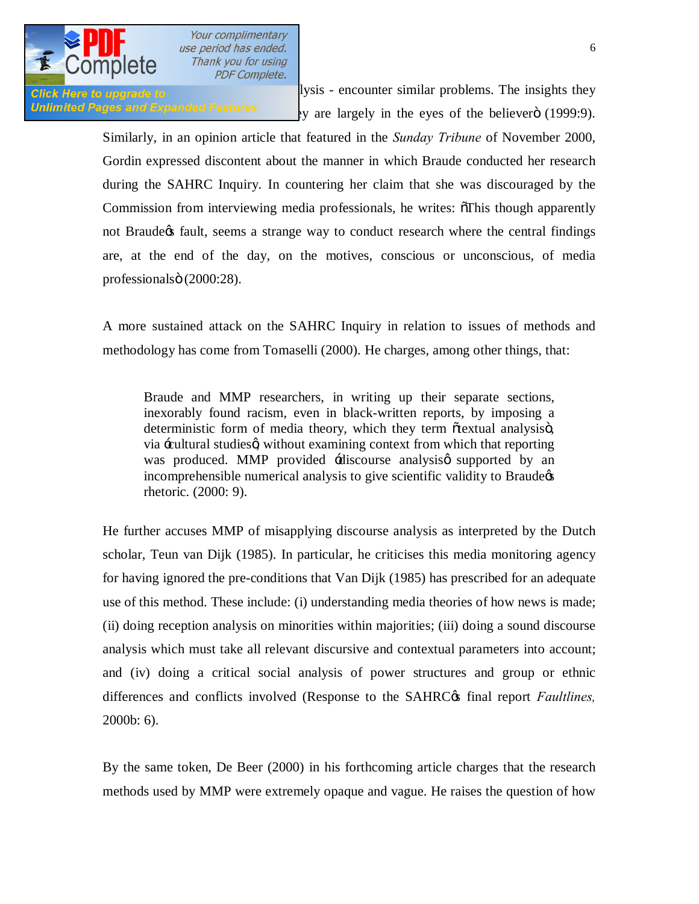lysis - encounter similar problems. The insights they y are largely in the eyes of the believerö (1999:9). Similarly, in an opinion article that featured in the *Sunday Tribune* of November 2000, Gordin expressed discontent about the manner in which Braude conducted her research during the SAHRC Inquiry. In countering her claim that she was discouraged by the Commission from interviewing media professionals, he writes: õThis though apparently not Braudeøs fault, seems a strange way to conduct research where the central findings are, at the end of the day, on the motives, conscious or unconscious, of media professionalsö (2000:28).

A more sustained attack on the SAHRC Inquiry in relation to issues of methods and methodology has come from Tomaselli (2000). He charges, among other things, that:

> Braude and MMP researchers, in writing up their separate sections, inexorably found racism, even in black-written reports, by imposing a deterministic form of media theory, which they term õtextual analysisö, via ÷cultural studiesø, without examining context from which that reporting was produced. MMP provided ÷discourse analysisø supported by an incomprehensible numerical analysis to give scientific validity to Braudeøs rhetoric. (2000: 9).

He further accuses MMP of misapplying discourse analysis as interpreted by the Dutch scholar, Teun van Dijk (1985). In particular, he criticises this media monitoring agency for having ignored the pre-conditions that Van Dijk (1985) has prescribed for an adequate use of this method. These include: (i) understanding media theories of how news is made; (ii) doing reception analysis on minorities within majorities; (iii) doing a sound discourse analysis which must take all relevant discursive and contextual parameters into account; and (iv) doing a critical social analysis of power structures and group or ethnic differences and conflicts involved (Response to the SAHRCøs final report *Faultlines,* 2000b: 6).

By the same token, De Beer (2000) in his forthcoming article charges that the research methods used by MMP were extremely opaque and vague. He raises the question of how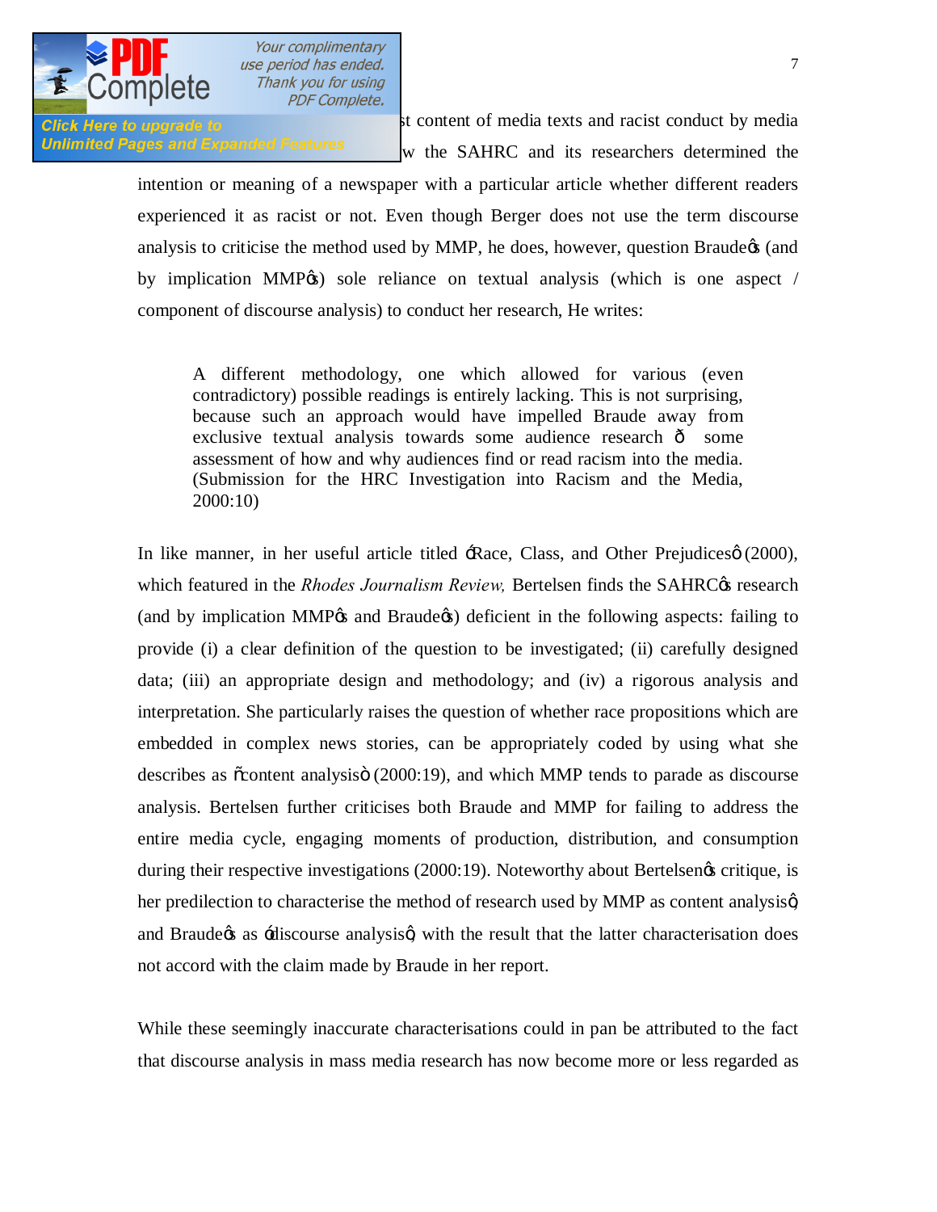st content of media texts and racist conduct by media w the SAHRC and its researchers determined the intention or meaning of a newspaper with a particular article whether different readers experienced it as racist or not. Even though Berger does not use the term discourse analysis to criticise the method used by MMP, he does, however, question Braude's (and by implication MMP's) sole reliance on textual analysis (which is one aspect / component of discourse analysis) to conduct her research, He writes:

> A different methodology, one which allowed for various (even contradictory) possible readings is entirely lacking. This is not surprising, because such an approach would have impelled Braude away from exclusive textual analysis towards some audience research – some assessment of how and why audiences find or read racism into the media. (Submission for the HRC Investigation into Racism and the Media, 2000:10)

In like manner, in her useful article titled 'Race, Class, and Other Prejudices' (2000), which featured in the *Rhodes Journalism Review,* Bertelsen finds the SAHRC's research (and by implication MMP's and Braude's) deficient in the following aspects: failing to provide (i) a clear definition of the question to be investigated; (ii) carefully designed data; (iii) an appropriate design and methodology; and (iv) a rigorous analysis and interpretation. She particularly raises the question of whether race propositions which are embedded in complex news stories, can be appropriately coded by using what she describes as "content analysis" (2000:19), and which MMP tends to parade as discourse analysis. Bertelsen further criticises both Braude and MMP for failing to address the entire media cycle, engaging moments of production, distribution, and consumption during their respective investigations (2000:19). Noteworthy about Bertelsen's critique, is her predilection to characterise the method of research used by MMP as content analysis', and Braude's as 'discourse analysis', with the result that the latter characterisation does not accord with the claim made by Braude in her report.

While these seemingly inaccurate characterisations could in pan be attributed to the fact that discourse analysis in mass media research has now become more or less regarded as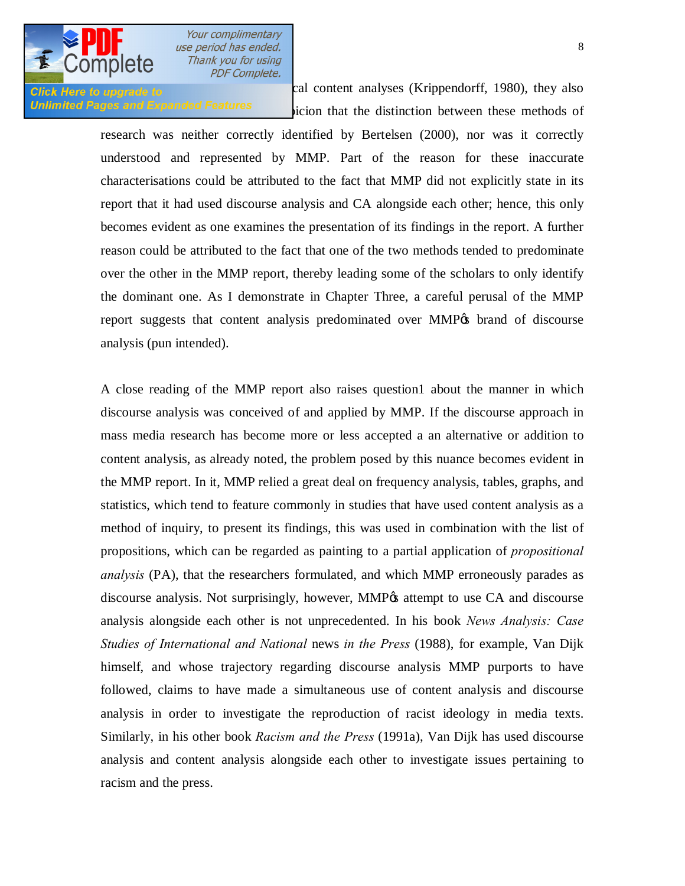cal content analyses (Krippendorff, 1980), they also icion that the distinction between these methods of research was neither correctly identified by Bertelsen (2000), nor was it correctly understood and represented by MMP. Part of the reason for these inaccurate characterisations could be attributed to the fact that MMP did not explicitly state in its report that it had used discourse analysis and CA alongside each other; hence, this only becomes evident as one examines the presentation of its findings in the report. A further reason could be attributed to the fact that one of the two methods tended to predominate over the other in the MMP report, thereby leading some of the scholars to only identify the dominant one. As I demonstrate in Chapter Three, a careful perusal of the MMP report suggests that content analysis predominated over MMP¢s brand of discourse analysis (pun intended).

A close reading of the MMP report also raises question1 about the manner in which discourse analysis was conceived of and applied by MMP. If the discourse approach in mass media research has become more or less accepted a an alternative or addition to content analysis, as already noted, the problem posed by this nuance becomes evident in the MMP report. In it, MMP relied a great deal on frequency analysis, tables, graphs, and statistics, which tend to feature commonly in studies that have used content analysis as a method of inquiry, to present its findings, this was used in combination with the list of propositions, which can be regarded as painting to a partial application of *propositional analysis* (PA), that the researchers formulated, and which MMP erroneously parades as discourse analysis. Not surprisingly, however, MMP¢s attempt to use CA and discourse analysis alongside each other is not unprecedented. In his book *News Analysis: Case Studies of International and National* news *in the Press* (1988), for example, Van Dijk himself, and whose trajectory regarding discourse analysis MMP purports to have followed, claims to have made a simultaneous use of content analysis and discourse analysis in order to investigate the reproduction of racist ideology in media texts. Similarly, in his other book *Racism and the Press* (1991a), Van Dijk has used discourse analysis and content analysis alongside each other to investigate issues pertaining to racism and the press.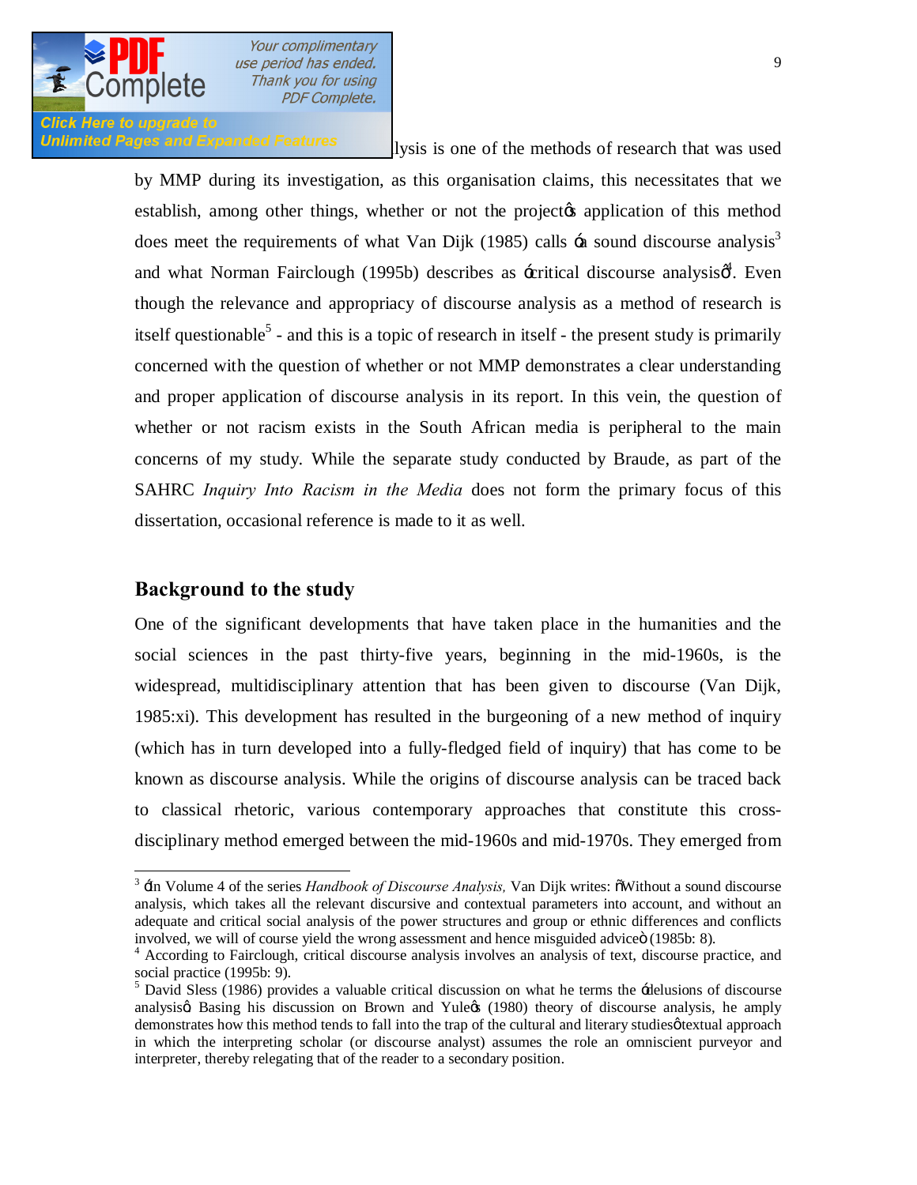lysis is one of the methods of research that was used by MMP during its investigation, as this organisation claims, this necessitates that we establish, among other things, whether or not the project's application of this method does meet the requirements of what Van Dijk (1985) calls 'a sound discourse analysis'[3] and what Norman Fairclough (1995b) describes as 'critical discourse analysis'[4]. Even though the relevance and appropriacy of discourse analysis as a method of research is itself questionable[5] - and this is a topic of research in itself - the present study is primarily concerned with the question of whether or not MMP demonstrates a clear understanding and proper application of discourse analysis in its report. In this vein, the question of whether or not racism exists in the South African media is peripheral to the main concerns of my study. While the separate study conducted by Braude, as part of the SAHRC *Inquiry Into Racism in the Media* does not form the primary focus of this dissertation, occasional reference is made to it as well.

## Background to the study

One of the significant developments that have taken place in the humanities and the social sciences in the past thirty-five years, beginning in the mid-1960s, is the widespread, multidisciplinary attention that has been given to discourse (Van Dijk, 1985:xi). This development has resulted in the burgeoning of a new method of inquiry (which has in turn developed into a fully-fledged field of inquiry) that has come to be known as discourse analysis. While the origins of discourse analysis can be traced back to classical rhetoric, various contemporary approaches that constitute this cross-disciplinary method emerged between the mid-1960s and mid-1970s. They emerged from

---

[3] 'In Volume 4 of the series *Handbook of Discourse Analysis,* Van Dijk writes: "Without a sound discourse analysis, which takes all the relevant discursive and contextual parameters into account, and without an adequate and critical social analysis of the power structures and group or ethnic differences and conflicts involved, we will of course yield the wrong assessment and hence misguided advice" (1985b: 8).

[4] According to Fairclough, critical discourse analysis involves an analysis of text, discourse practice, and social practice (1995b: 9).

[5] David Sless (1986) provides a valuable critical discussion on what he terms the 'delusions of discourse analysis'. Basing his discussion on Brown and Yule's (1980) theory of discourse analysis, he amply demonstrates how this method tends to fall into the trap of the cultural and literary studies' textual approach in which the interpreting scholar (or discourse analyst) assumes the role an omniscient purveyor and interpreter, thereby relegating that of the reader to a secondary position.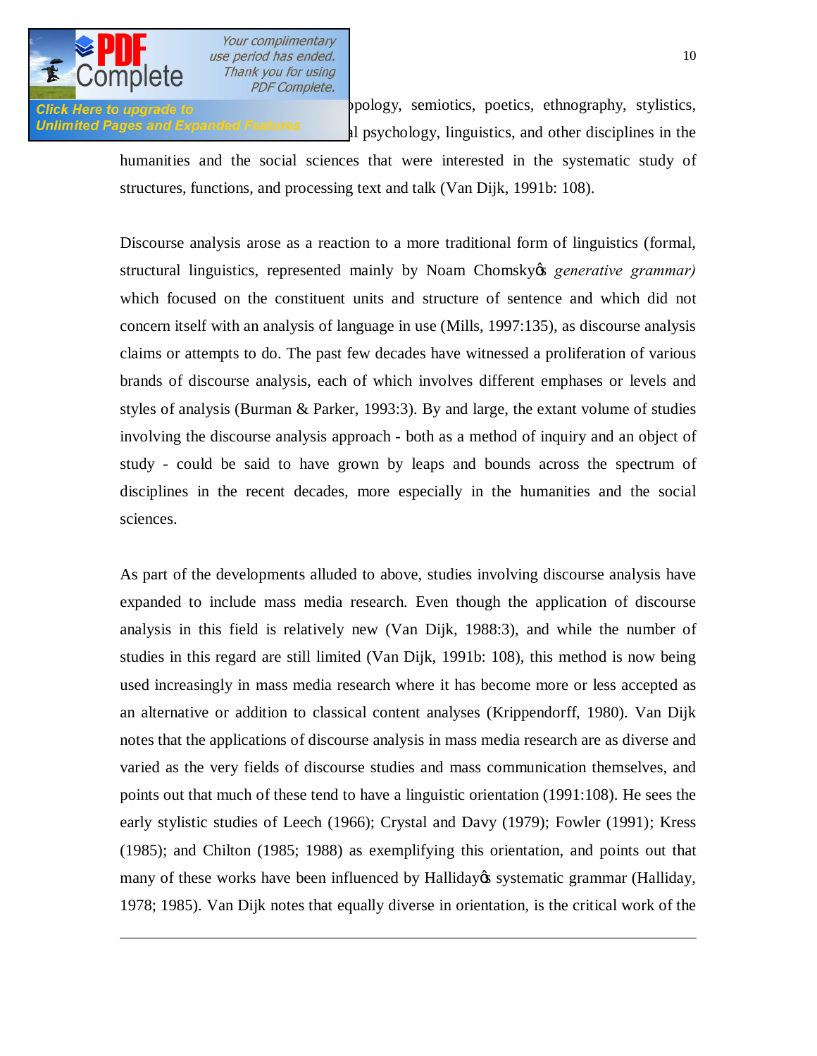pology, semiotics, poetics, ethnography, stylistics, al psychology, linguistics, and other disciplines in the humanities and the social sciences that were interested in the systematic study of structures, functions, and processing text and talk (Van Dijk, 1991b: 108).

Discourse analysis arose as a reaction to a more traditional form of linguistics (formal, structural linguistics, represented mainly by Noam Chomsky's *generative grammar)* which focused on the constituent units and structure of sentence and which did not concern itself with an analysis of language in use (Mills, 1997:135), as discourse analysis claims or attempts to do. The past few decades have witnessed a proliferation of various brands of discourse analysis, each of which involves different emphases or levels and styles of analysis (Burman & Parker, 1993:3). By and large, the extant volume of studies involving the discourse analysis approach - both as a method of inquiry and an object of study - could be said to have grown by leaps and bounds across the spectrum of disciplines in the recent decades, more especially in the humanities and the social sciences.

As part of the developments alluded to above, studies involving discourse analysis have expanded to include mass media research. Even though the application of discourse analysis in this field is relatively new (Van Dijk, 1988:3), and while the number of studies in this regard are still limited (Van Dijk, 1991b: 108), this method is now being used increasingly in mass media research where it has become more or less accepted as an alternative or addition to classical content analyses (Krippendorff, 1980). Van Dijk notes that the applications of discourse analysis in mass media research are as diverse and varied as the very fields of discourse studies and mass communication themselves, and points out that much of these tend to have a linguistic orientation (1991:108). He sees the early stylistic studies of Leech (1966); Crystal and Davy (1979); Fowler (1991); Kress (1985); and Chilton (1985; 1988) as exemplifying this orientation, and points out that many of these works have been influenced by Halliday's systematic grammar (Halliday, 1978; 1985). Van Dijk notes that equally diverse in orientation, is the critical work of the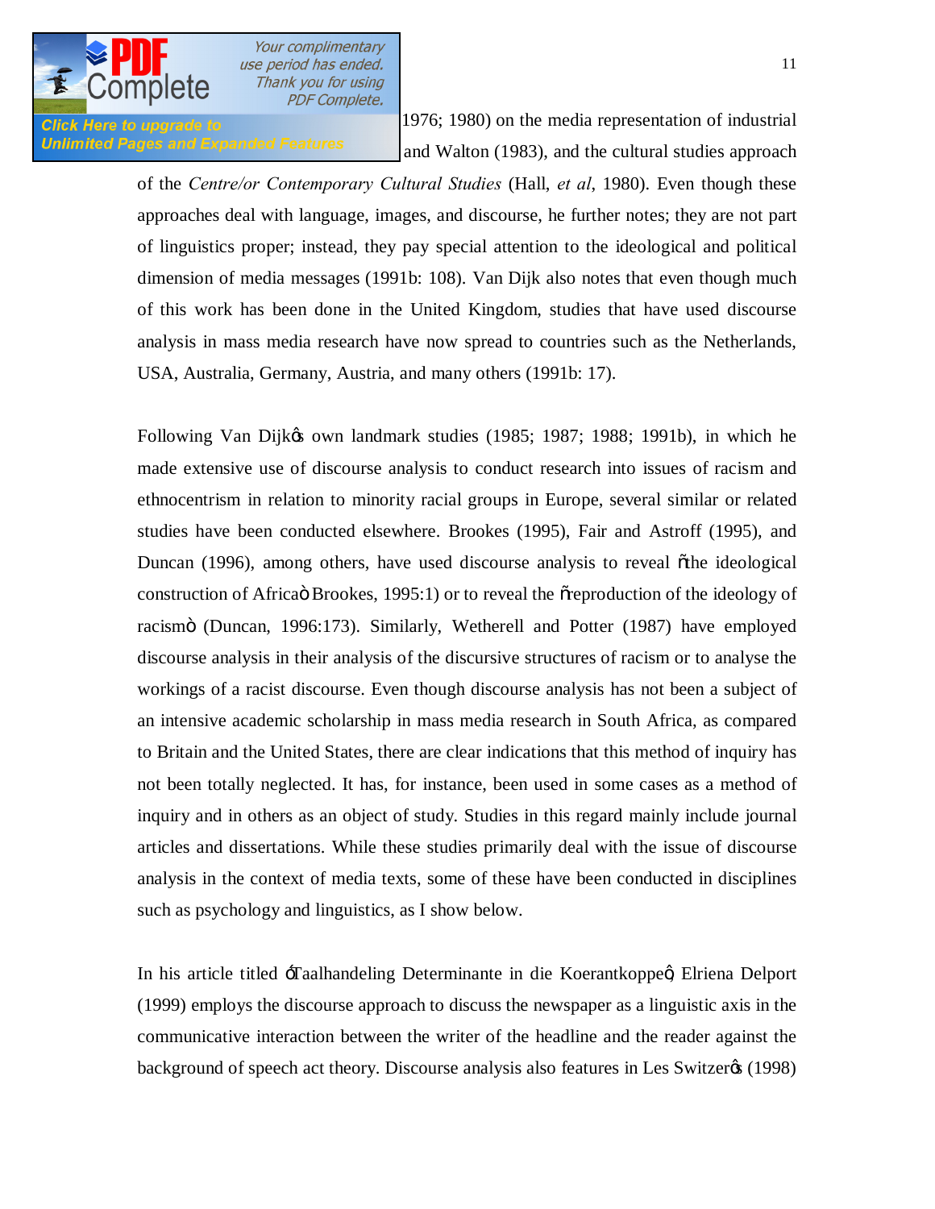1976; 1980) on the media representation of industrial and Walton (1983), and the cultural studies approach of the *Centre/or Contemporary Cultural Studies* (Hall, *et al*, 1980). Even though these approaches deal with language, images, and discourse, he further notes; they are not part of linguistics proper; instead, they pay special attention to the ideological and political dimension of media messages (1991b: 108). Van Dijk also notes that even though much of this work has been done in the United Kingdom, studies that have used discourse analysis in mass media research have now spread to countries such as the Netherlands, USA, Australia, Germany, Austria, and many others (1991b: 17).

Following Van Dijk's own landmark studies (1985; 1987; 1988; 1991b), in which he made extensive use of discourse analysis to conduct research into issues of racism and ethnocentrism in relation to minority racial groups in Europe, several similar or related studies have been conducted elsewhere. Brookes (1995), Fair and Astroff (1995), and Duncan (1996), among others, have used discourse analysis to reveal "the ideological construction of Africa" Brookes, 1995:1) or to reveal the "reproduction of the ideology of racism" (Duncan, 1996:173). Similarly, Wetherell and Potter (1987) have employed discourse analysis in their analysis of the discursive structures of racism or to analyse the workings of a racist discourse. Even though discourse analysis has not been a subject of an intensive academic scholarship in mass media research in South Africa, as compared to Britain and the United States, there are clear indications that this method of inquiry has not been totally neglected. It has, for instance, been used in some cases as a method of inquiry and in others as an object of study. Studies in this regard mainly include journal articles and dissertations. While these studies primarily deal with the issue of discourse analysis in the context of media texts, some of these have been conducted in disciplines such as psychology and linguistics, as I show below.

In his article titled 'Taalhandeling Determinante in die Koerantkoppe', Elriena Delport (1999) employs the discourse approach to discuss the newspaper as a linguistic axis in the communicative interaction between the writer of the headline and the reader against the background of speech act theory. Discourse analysis also features in Les Switzer's (1998)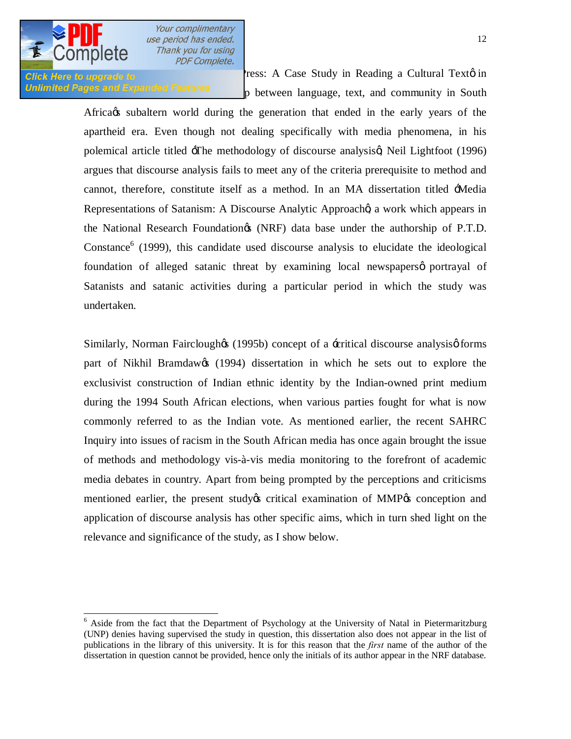ress: A Case Study in Reading a Cultural Textö in p between language, text, and community in South Africaøs subaltern world during the generation that ended in the early years of the apartheid era. Even though not dealing specifically with media phenomena, in his polemical article titled öThe methodology of discourse analysisö, Neil Lightfoot (1996) argues that discourse analysis fails to meet any of the criteria prerequisite to method and cannot, therefore, constitute itself as a method. In an MA dissertation titled öMedia Representations of Satanism: A Discourse Analytic Approachö, a work which appears in the National Research Foundationøs (NRF) data base under the authorship of P.T.D. Constance[6] (1999), this candidate used discourse analysis to elucidate the ideological foundation of alleged satanic threat by examining local newspapersø portrayal of Satanists and satanic activities during a particular period in which the study was undertaken.

Similarly, Norman Faircloughøs (1995b) concept of a ócritical discourse analysisö forms part of Nikhil Bramdawøs (1994) dissertation in which he sets out to explore the exclusivist construction of Indian ethnic identity by the Indian-owned print medium during the 1994 South African elections, when various parties fought for what is now commonly referred to as the Indian vote. As mentioned earlier, the recent SAHRC Inquiry into issues of racism in the South African media has once again brought the issue of methods and methodology vis-à-vis media monitoring to the forefront of academic media debates in country. Apart from being prompted by the perceptions and criticisms mentioned earlier, the present studyøs critical examination of MMPøs conception and application of discourse analysis has other specific aims, which in turn shed light on the relevance and significance of the study, as I show below.

---

[6] Aside from the fact that the Department of Psychology at the University of Natal in Pietermaritzburg (UNP) denies having supervised the study in question, this dissertation also does not appear in the list of publications in the library of this university. It is for this reason that the *first* name of the author of the dissertation in question cannot be provided, hence only the initials of its author appear in the NRF database.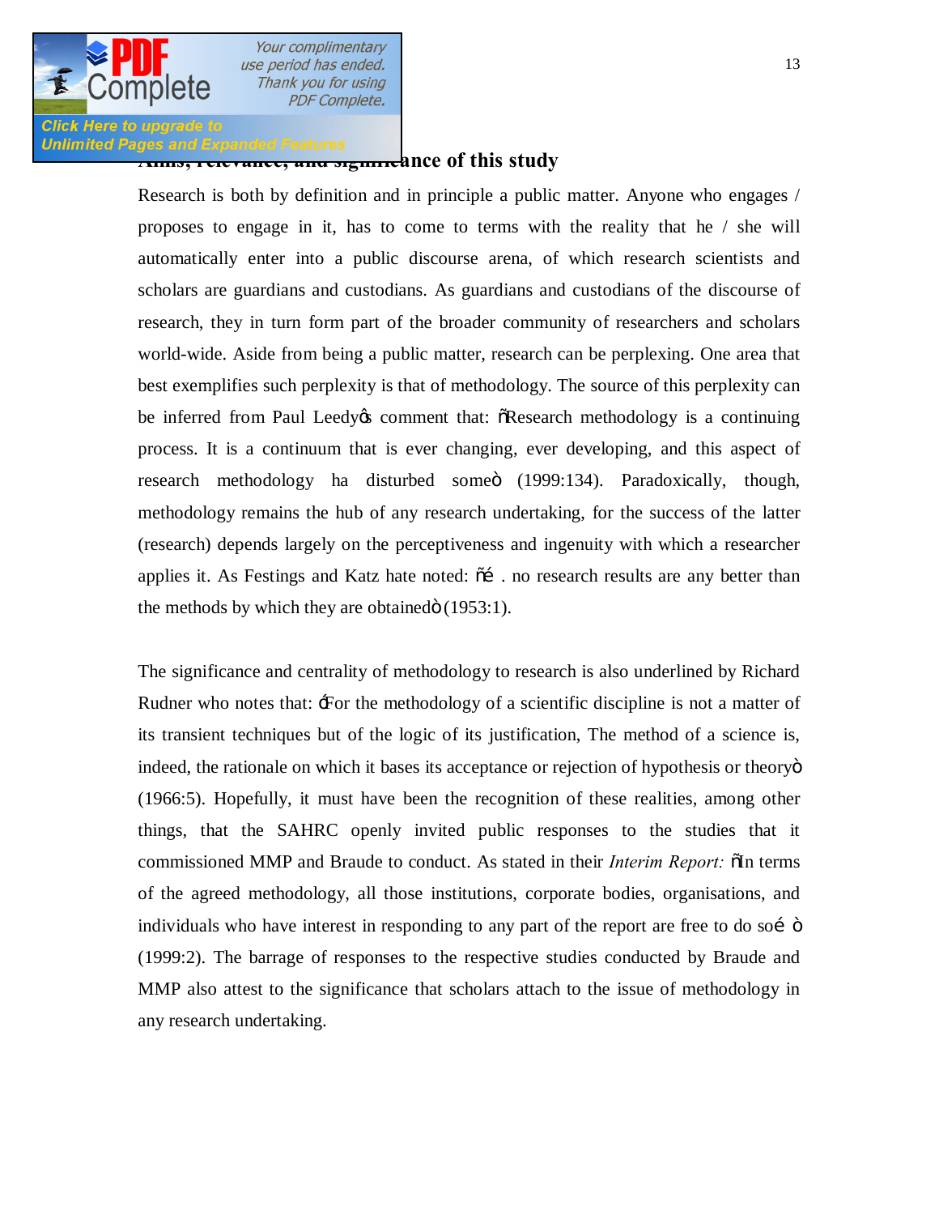## Aims, relevance, and significance of this study

Research is both by definition and in principle a public matter. Anyone who engages / proposes to engage in it, has to come to terms with the reality that he / she will automatically enter into a public discourse arena, of which research scientists and scholars are guardians and custodians. As guardians and custodians of the discourse of research, they in turn form part of the broader community of researchers and scholars world-wide. Aside from being a public matter, research can be perplexing. One area that best exemplifies such perplexity is that of methodology. The source of this perplexity can be inferred from Paul Leedy's comment that: "Research methodology is a continuing process. It is a continuum that is ever changing, ever developing, and this aspect of research methodology ha disturbed some" (1999:134). Paradoxically, though, methodology remains the hub of any research undertaking, for the success of the latter (research) depends largely on the perceptiveness and ingenuity with which a researcher applies it. As Festings and Katz hate noted: "… . no research results are any better than the methods by which they are obtained" (1953:1).

The significance and centrality of methodology to research is also underlined by Richard Rudner who notes that: 'For the methodology of a scientific discipline is not a matter of its transient techniques but of the logic of its justification, The method of a science is, indeed, the rationale on which it bases its acceptance or rejection of hypothesis or theory" (1966:5). Hopefully, it must have been the recognition of these realities, among other things, that the SAHRC openly invited public responses to the studies that it commissioned MMP and Braude to conduct. As stated in their *Interim Report:* "In terms of the agreed methodology, all those institutions, corporate bodies, organisations, and individuals who have interest in responding to any part of the report are free to do so… " (1999:2). The barrage of responses to the respective studies conducted by Braude and MMP also attest to the significance that scholars attach to the issue of methodology in any research undertaking.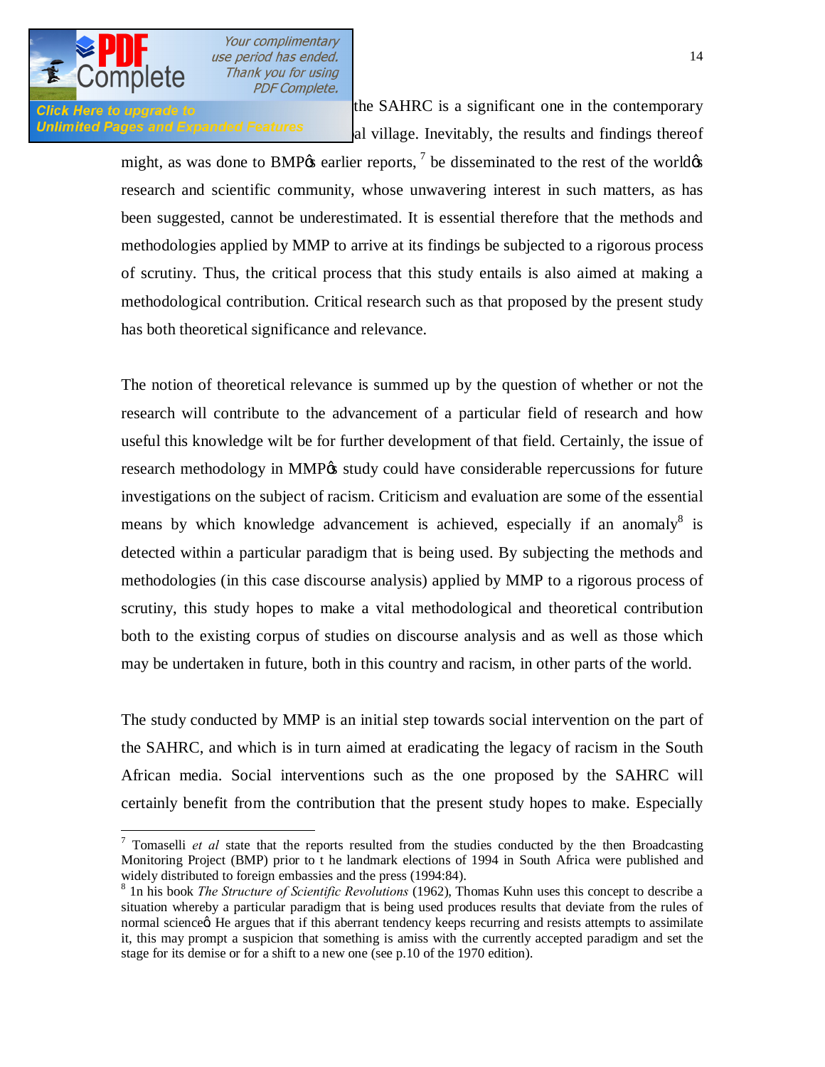the SAHRC is a significant one in the contemporary al village. Inevitably, the results and findings thereof might, as was done to BMP's earlier reports, [7] be disseminated to the rest of the world's research and scientific community, whose unwavering interest in such matters, as has been suggested, cannot be underestimated. It is essential therefore that the methods and methodologies applied by MMP to arrive at its findings be subjected to a rigorous process of scrutiny. Thus, the critical process that this study entails is also aimed at making a methodological contribution. Critical research such as that proposed by the present study has both theoretical significance and relevance.

The notion of theoretical relevance is summed up by the question of whether or not the research will contribute to the advancement of a particular field of research and how useful this knowledge wilt be for further development of that field. Certainly, the issue of research methodology in MMP's study could have considerable repercussions for future investigations on the subject of racism. Criticism and evaluation are some of the essential means by which knowledge advancement is achieved, especially if an anomaly[8] is detected within a particular paradigm that is being used. By subjecting the methods and methodologies (in this case discourse analysis) applied by MMP to a rigorous process of scrutiny, this study hopes to make a vital methodological and theoretical contribution both to the existing corpus of studies on discourse analysis and as well as those which may be undertaken in future, both in this country and racism, in other parts of the world.

The study conducted by MMP is an initial step towards social intervention on the part of the SAHRC, and which is in turn aimed at eradicating the legacy of racism in the South African media. Social interventions such as the one proposed by the SAHRC will certainly benefit from the contribution that the present study hopes to make. Especially

---

[7] Tomaselli *et al* state that the reports resulted from the studies conducted by the then Broadcasting Monitoring Project (BMP) prior to t he landmark elections of 1994 in South Africa were published and widely distributed to foreign embassies and the press (1994:84).

[8] 1n his book *The Structure of Scientific Revolutions* (1962), Thomas Kuhn uses this concept to describe a situation whereby a particular paradigm that is being used produces results that deviate from the rules of normal science". He argues that if this aberrant tendency keeps recurring and resists attempts to assimilate it, this may prompt a suspicion that something is amiss with the currently accepted paradigm and set the stage for its demise or for a shift to a new one (see p.10 of the 1970 edition).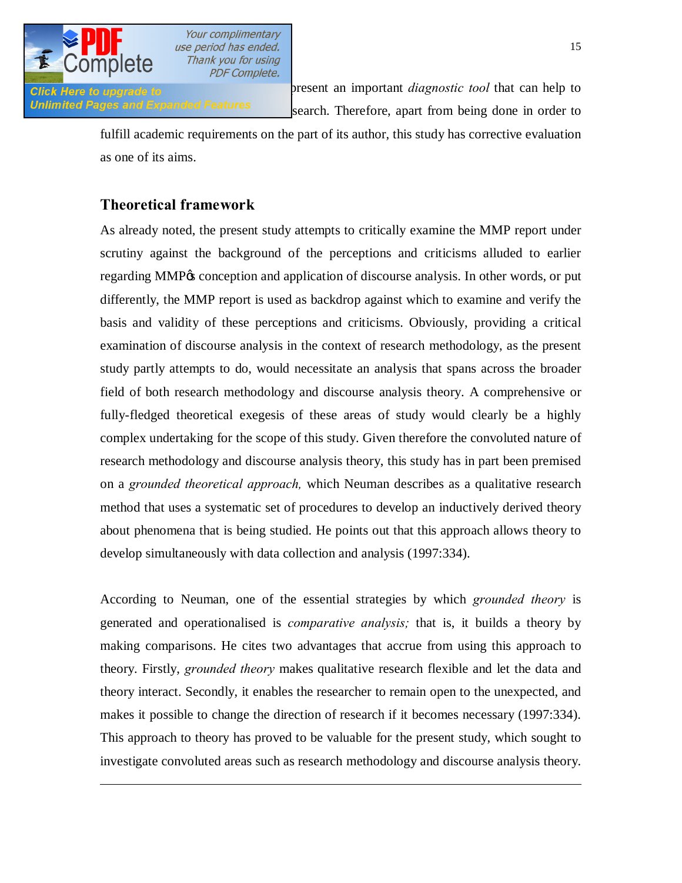present an important *diagnostic tool* that can help to search. Therefore, apart from being done in order to fulfill academic requirements on the part of its author, this study has corrective evaluation as one of its aims.

## Theoretical framework

As already noted, the present study attempts to critically examine the MMP report under scrutiny against the background of the perceptions and criticisms alluded to earlier regarding MMP's conception and application of discourse analysis. In other words, or put differently, the MMP report is used as backdrop against which to examine and verify the basis and validity of these perceptions and criticisms. Obviously, providing a critical examination of discourse analysis in the context of research methodology, as the present study partly attempts to do, would necessitate an analysis that spans across the broader field of both research methodology and discourse analysis theory. A comprehensive or fully-fledged theoretical exegesis of these areas of study would clearly be a highly complex undertaking for the scope of this study. Given therefore the convoluted nature of research methodology and discourse analysis theory, this study has in part been premised on a *grounded theoretical approach,* which Neuman describes as a qualitative research method that uses a systematic set of procedures to develop an inductively derived theory about phenomena that is being studied. He points out that this approach allows theory to develop simultaneously with data collection and analysis (1997:334).

According to Neuman, one of the essential strategies by which *grounded theory* is generated and operationalised is *comparative analysis;* that is, it builds a theory by making comparisons. He cites two advantages that accrue from using this approach to theory. Firstly, *grounded theory* makes qualitative research flexible and let the data and theory interact. Secondly, it enables the researcher to remain open to the unexpected, and makes it possible to change the direction of research if it becomes necessary (1997:334). This approach to theory has proved to be valuable for the present study, which sought to investigate convoluted areas such as research methodology and discourse analysis theory.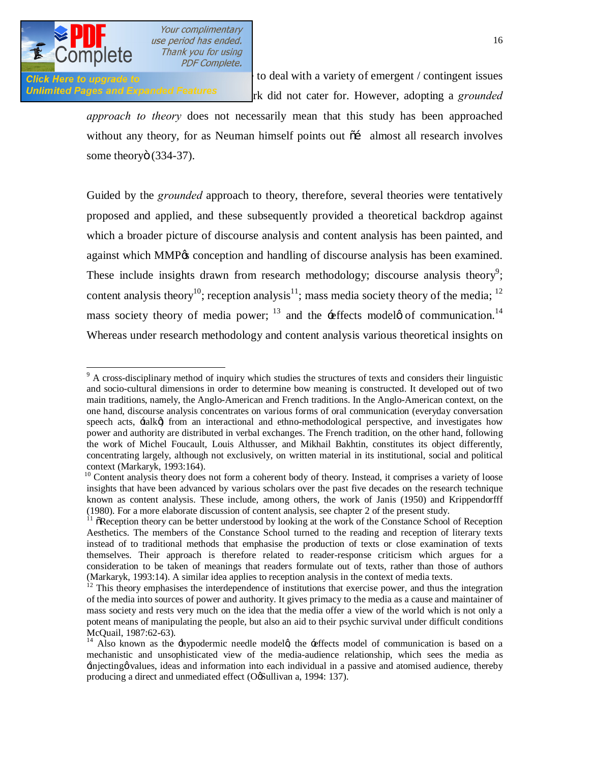to deal with a variety of emergent / contingent issues rk did not cater for. However, adopting a *grounded approach to theory* does not necessarily mean that this study has been approached without any theory, for as Neuman himself points out "… almost all research involves some theory" (334-37).

Guided by the *grounded* approach to theory, therefore, several theories were tentatively proposed and applied, and these subsequently provided a theoretical backdrop against which a broader picture of discourse analysis and content analysis has been painted, and against which MMP's conception and handling of discourse analysis has been examined. These include insights drawn from research methodology; discourse analysis theory[9]; content analysis theory[10]; reception analysis[11]; mass media society theory of the media; [12] mass society theory of media power; [13] and the 'effects model' of communication.[14] Whereas under research methodology and content analysis various theoretical insights on

---

[9] A cross-disciplinary method of inquiry which studies the structures of texts and considers their linguistic and socio-cultural dimensions in order to determine bow meaning is constructed. It developed out of two main traditions, namely, the Anglo-American and French traditions. In the Anglo-American context, on the one hand, discourse analysis concentrates on various forms of oral communication (everyday conversation speech acts, 'talk') from an interactional and ethno-methodological perspective, and investigates how power and authority are distributed in verbal exchanges. The French tradition, on the other hand, following the work of Michel Foucault, Louis Althusser, and Mikhail Bakhtin, constitutes its object differently, concentrating largely, although not exclusively, on written material in its institutional, social and political context (Markaryk, 1993:164).

[10] Content analysis theory does not form a coherent body of theory. Instead, it comprises a variety of loose insights that have been advanced by various scholars over the past five decades on the research technique known as content analysis. These include, among others, the work of Janis (1950) and Krippendorfff (1980). For a more elaborate discussion of content analysis, see chapter 2 of the present study.

[11] "Reception theory can be better understood by looking at the work of the Constance School of Reception Aesthetics. The members of the Constance School turned to the reading and reception of literary texts instead of to traditional methods that emphasise the production of texts or close examination of texts themselves. Their approach is therefore related to reader-response criticism which argues for a consideration to be taken of meanings that readers formulate out of texts, rather than those of authors (Markaryk, 1993:14). A similar idea applies to reception analysis in the context of media texts.

[12] This theory emphasises the interdependence of institutions that exercise power, and thus the integration of the media into sources of power and authority. It gives primacy to the media as a cause and maintainer of mass society and rests very much on the idea that the media offer a view of the world which is not only a potent means of manipulating the people, but also an aid to their psychic survival under difficult conditions McQuail, 1987:62-63).

[14] Also known as the 'hypodermic needle model', the 'effects model of communication is based on a mechanistic and unsophisticated view of the media-audience relationship, which sees the media as 'injecting' values, ideas and information into each individual in a passive and atomised audience, thereby producing a direct and unmediated effect (O'Sullivan a, 1994: 137).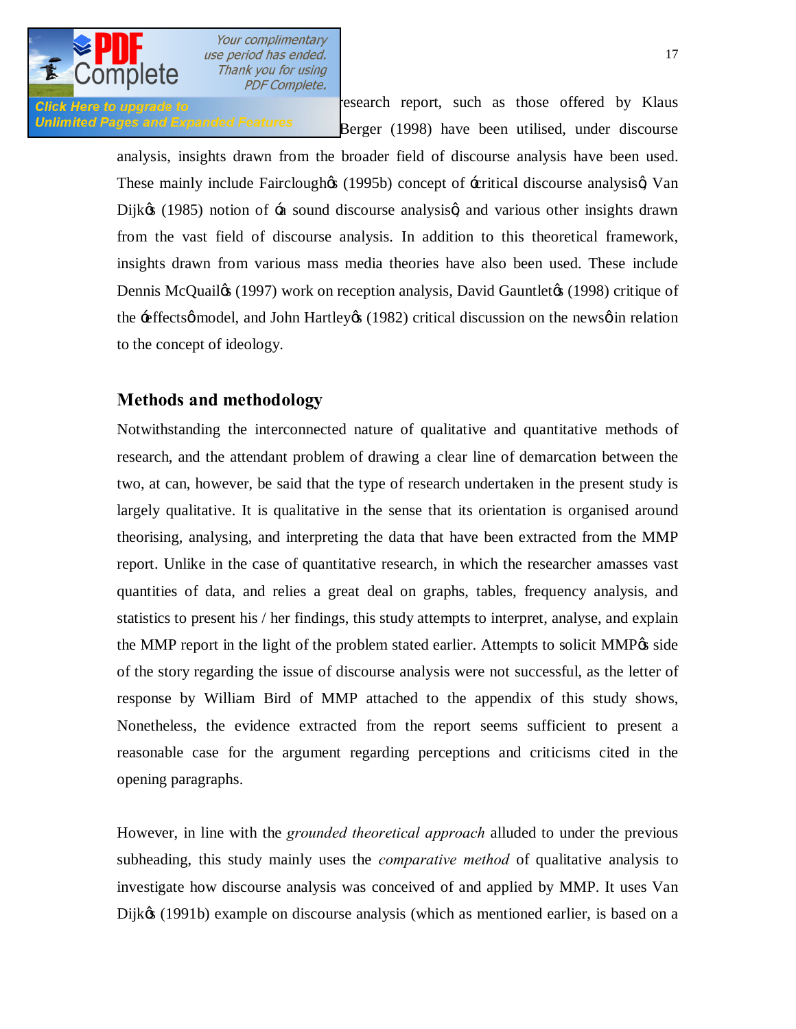research report, such as those offered by Klaus Berger (1998) have been utilised, under discourse analysis, insights drawn from the broader field of discourse analysis have been used. These mainly include Fairclough's (1995b) concept of 'critical discourse analysis', Van Dijk's (1985) notion of 'a sound discourse analysis', and various other insights drawn from the vast field of discourse analysis. In addition to this theoretical framework, insights drawn from various mass media theories have also been used. These include Dennis McQuail's (1997) work on reception analysis, David Gauntlet's (1998) critique of the 'effects' model, and John Hartley's (1982) critical discussion on the news' in relation to the concept of ideology.

## Methods and methodology

Notwithstanding the interconnected nature of qualitative and quantitative methods of research, and the attendant problem of drawing a clear line of demarcation between the two, at can, however, be said that the type of research undertaken in the present study is largely qualitative. It is qualitative in the sense that its orientation is organised around theorising, analysing, and interpreting the data that have been extracted from the MMP report. Unlike in the case of quantitative research, in which the researcher amasses vast quantities of data, and relies a great deal on graphs, tables, frequency analysis, and statistics to present his / her findings, this study attempts to interpret, analyse, and explain the MMP report in the light of the problem stated earlier. Attempts to solicit MMP's side of the story regarding the issue of discourse analysis were not successful, as the letter of response by William Bird of MMP attached to the appendix of this study shows, Nonetheless, the evidence extracted from the report seems sufficient to present a reasonable case for the argument regarding perceptions and criticisms cited in the opening paragraphs.

However, in line with the *grounded theoretical approach* alluded to under the previous subheading, this study mainly uses the *comparative method* of qualitative analysis to investigate how discourse analysis was conceived of and applied by MMP. It uses Van Dijk's (1991b) example on discourse analysis (which as mentioned earlier, is based on a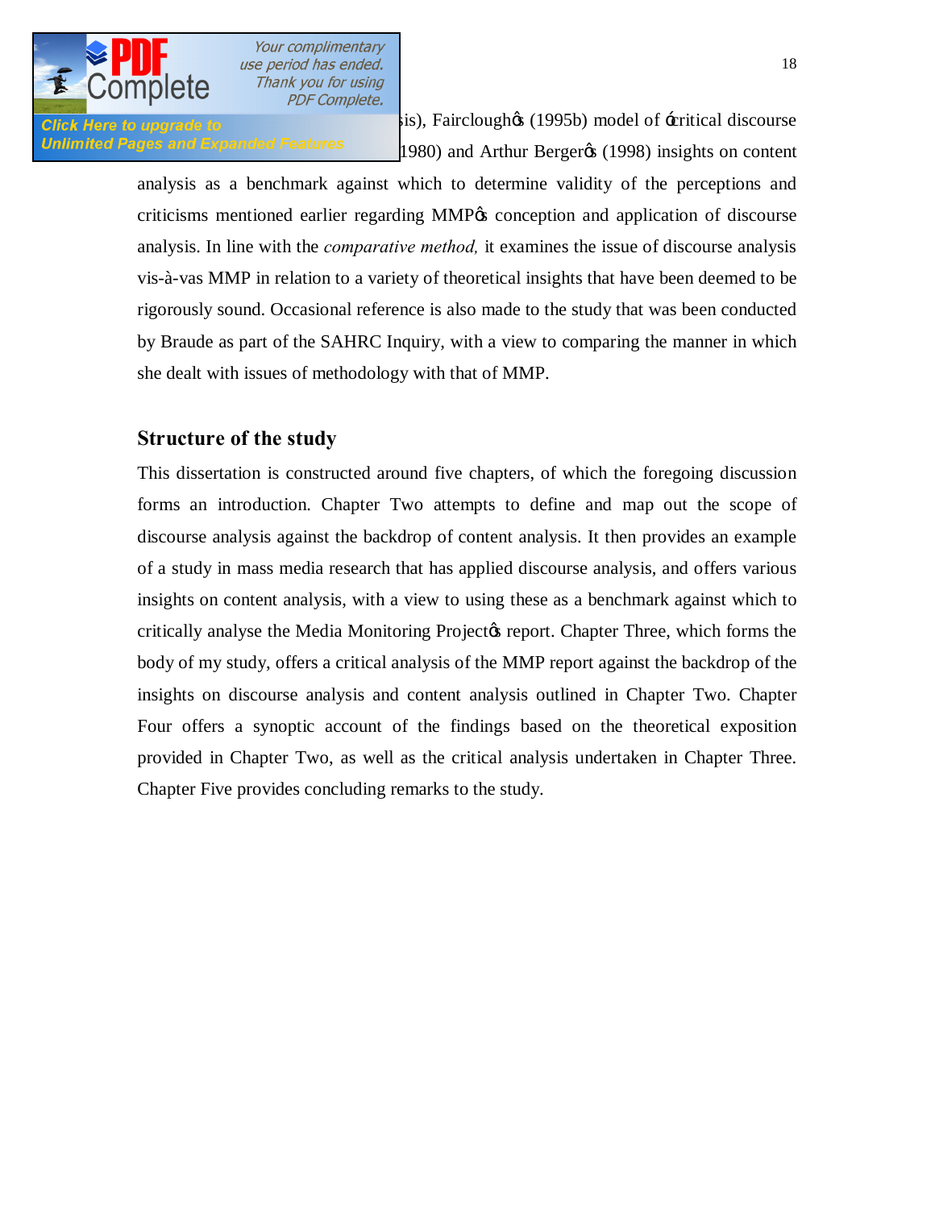sis), Fairclough's (1995b) model of 'critical discourse 1980) and Arthur Berger's (1998) insights on content analysis as a benchmark against which to determine validity of the perceptions and criticisms mentioned earlier regarding MMP's conception and application of discourse analysis. In line with the *comparative method,* it examines the issue of discourse analysis vis-à-vas MMP in relation to a variety of theoretical insights that have been deemed to be rigorously sound. Occasional reference is also made to the study that was been conducted by Braude as part of the SAHRC Inquiry, with a view to comparing the manner in which she dealt with issues of methodology with that of MMP.

## Structure of the study

This dissertation is constructed around five chapters, of which the foregoing discussion forms an introduction. Chapter Two attempts to define and map out the scope of discourse analysis against the backdrop of content analysis. It then provides an example of a study in mass media research that has applied discourse analysis, and offers various insights on content analysis, with a view to using these as a benchmark against which to critically analyse the Media Monitoring Project's report. Chapter Three, which forms the body of my study, offers a critical analysis of the MMP report against the backdrop of the insights on discourse analysis and content analysis outlined in Chapter Two. Chapter Four offers a synoptic account of the findings based on the theoretical exposition provided in Chapter Two, as well as the critical analysis undertaken in Chapter Three. Chapter Five provides concluding remarks to the study.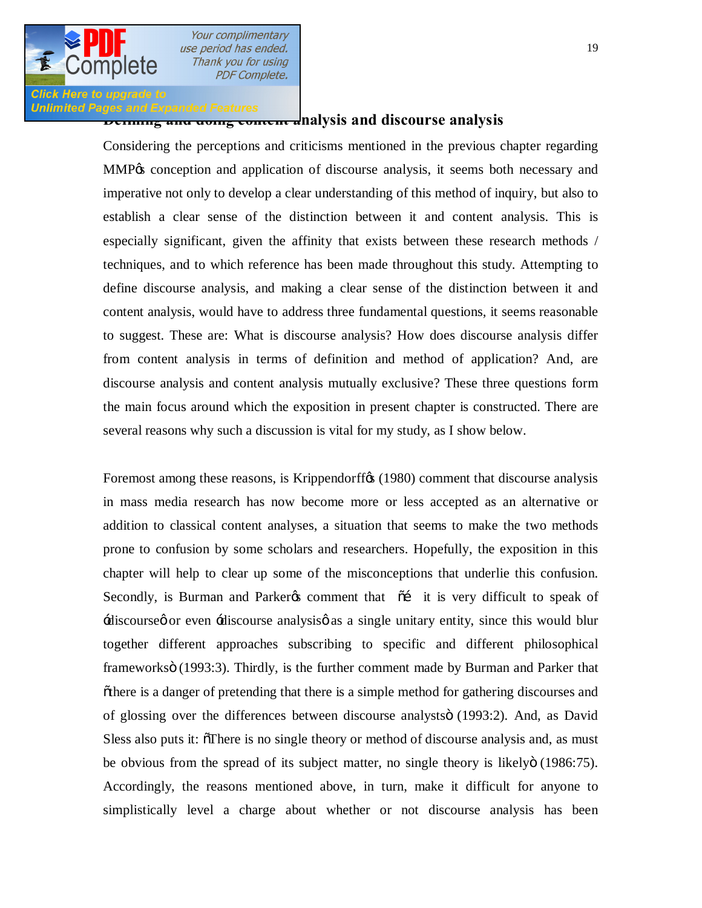## Defining and doing content analysis and discourse analysis

Considering the perceptions and criticisms mentioned in the previous chapter regarding MMP's conception and application of discourse analysis, it seems both necessary and imperative not only to develop a clear understanding of this method of inquiry, but also to establish a clear sense of the distinction between it and content analysis. This is especially significant, given the affinity that exists between these research methods / techniques, and to which reference has been made throughout this study. Attempting to define discourse analysis, and making a clear sense of the distinction between it and content analysis, would have to address three fundamental questions, it seems reasonable to suggest. These are: What is discourse analysis? How does discourse analysis differ from content analysis in terms of definition and method of application? And, are discourse analysis and content analysis mutually exclusive? These three questions form the main focus around which the exposition in present chapter is constructed. There are several reasons why such a discussion is vital for my study, as I show below.

Foremost among these reasons, is Krippendorff's (1980) comment that discourse analysis in mass media research has now become more or less accepted as an alternative or addition to classical content analyses, a situation that seems to make the two methods prone to confusion by some scholars and researchers. Hopefully, the exposition in this chapter will help to clear up some of the misconceptions that underlie this confusion. Secondly, is Burman and Parker's comment that "… it is very difficult to speak of 'discourse' or even 'discourse analysis' as a single unitary entity, since this would blur together different approaches subscribing to specific and different philosophical frameworks" (1993:3). Thirdly, is the further comment made by Burman and Parker that "there is a danger of pretending that there is a simple method for gathering discourses and of glossing over the differences between discourse analysts" (1993:2). And, as David Sless also puts it: "There is no single theory or method of discourse analysis and, as must be obvious from the spread of its subject matter, no single theory is likely" (1986:75). Accordingly, the reasons mentioned above, in turn, make it difficult for anyone to simplistically level a charge about whether or not discourse analysis has been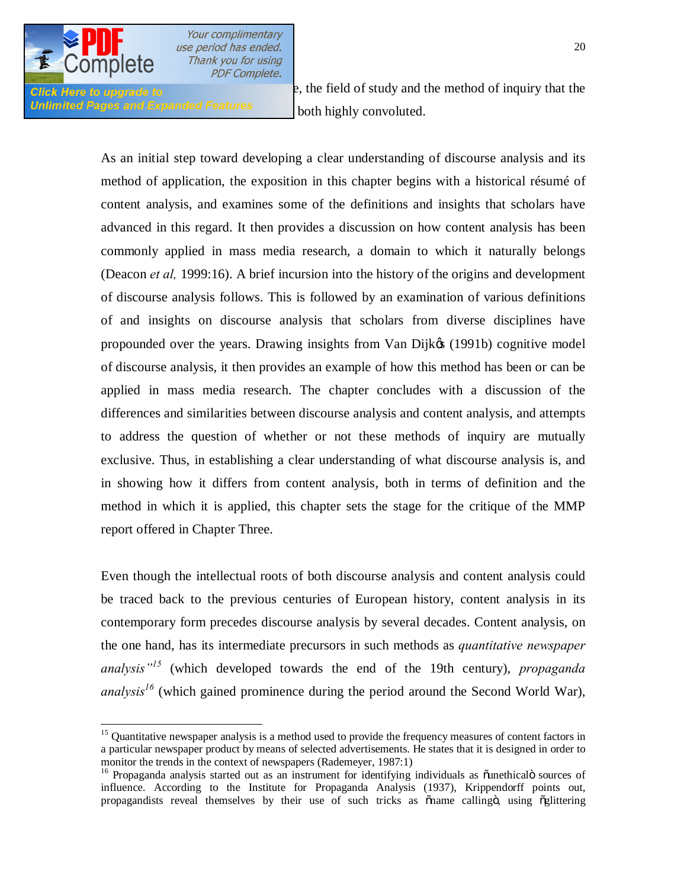e, the field of study and the method of inquiry that the both highly convoluted.

As an initial step toward developing a clear understanding of discourse analysis and its method of application, the exposition in this chapter begins with a historical résumé of content analysis, and examines some of the definitions and insights that scholars have advanced in this regard. It then provides a discussion on how content analysis has been commonly applied in mass media research, a domain to which it naturally belongs (Deacon *et al,* 1999:16). A brief incursion into the history of the origins and development of discourse analysis follows. This is followed by an examination of various definitions of and insights on discourse analysis that scholars from diverse disciplines have propounded over the years. Drawing insights from Van Dijk's (1991b) cognitive model of discourse analysis, it then provides an example of how this method has been or can be applied in mass media research. The chapter concludes with a discussion of the differences and similarities between discourse analysis and content analysis, and attempts to address the question of whether or not these methods of inquiry are mutually exclusive. Thus, in establishing a clear understanding of what discourse analysis is, and in showing how it differs from content analysis, both in terms of definition and the method in which it is applied, this chapter sets the stage for the critique of the MMP report offered in Chapter Three.

Even though the intellectual roots of both discourse analysis and content analysis could be traced back to the previous centuries of European history, content analysis in its contemporary form precedes discourse analysis by several decades. Content analysis, on the one hand, has its intermediate precursors in such methods as *quantitative newspaper analysis"*[15] (which developed towards the end of the 19th century), *propaganda analysis*[16] (which gained prominence during the period around the Second World War),

---

[15] Quantitative newspaper analysis is a method used to provide the frequency measures of content factors in a particular newspaper product by means of selected advertisements. He states that it is designed in order to monitor the trends in the context of newspapers (Rademeyer, 1987:1)

[16] Propaganda analysis started out as an instrument for identifying individuals as "unethical" sources of influence. According to the Institute for Propaganda Analysis (1937), Krippendorff points out, propagandists reveal themselves by their use of such tricks as "name calling", using "glittering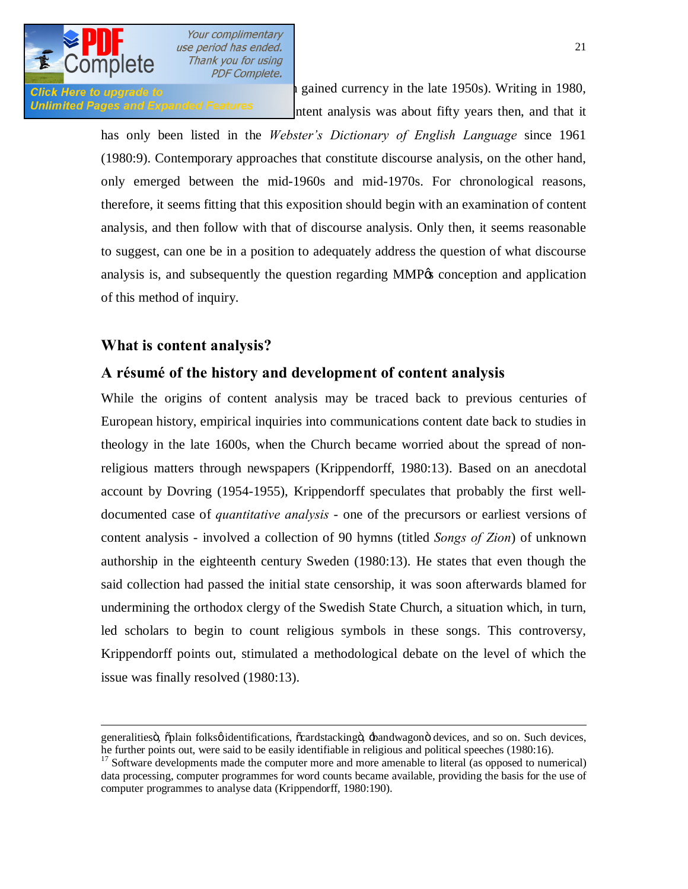gained currency in the late 1950s). Writing in 1980, ntent analysis was about fifty years then, and that it has only been listed in the *Webster's Dictionary of English Language* since 1961 (1980:9). Contemporary approaches that constitute discourse analysis, on the other hand, only emerged between the mid-1960s and mid-1970s. For chronological reasons, therefore, it seems fitting that this exposition should begin with an examination of content analysis, and then follow with that of discourse analysis. Only then, it seems reasonable to suggest, can one be in a position to adequately address the question of what discourse analysis is, and subsequently the question regarding MMP's conception and application of this method of inquiry.

## What is content analysis?

### A résumé of the history and development of content analysis

While the origins of content analysis may be traced back to previous centuries of European history, empirical inquiries into communications content date back to studies in theology in the late 1600s, when the Church became worried about the spread of non-religious matters through newspapers (Krippendorff, 1980:13). Based on an anecdotal account by Dovring (1954-1955), Krippendorff speculates that probably the first well-documented case of *quantitative analysis* - one of the precursors or earliest versions of content analysis - involved a collection of 90 hymns (titled *Songs of Zion*) of unknown authorship in the eighteenth century Sweden (1980:13). He states that even though the said collection had passed the initial state censorship, it was soon afterwards blamed for undermining the orthodox clergy of the Swedish State Church, a situation which, in turn, led scholars to begin to count religious symbols in these songs. This controversy, Krippendorff points out, stimulated a methodological debate on the level of which the issue was finally resolved (1980:13).

---

generalities", "plain folks" identifications, "cardstacking", "bandwagon" devices, and so on. Such devices, he further points out, were said to be easily identifiable in religious and political speeches (1980:16).

[17] Software developments made the computer more and more amenable to literal (as opposed to numerical) data processing, computer programmes for word counts became available, providing the basis for the use of computer programmes to analyse data (Krippendorff, 1980:190).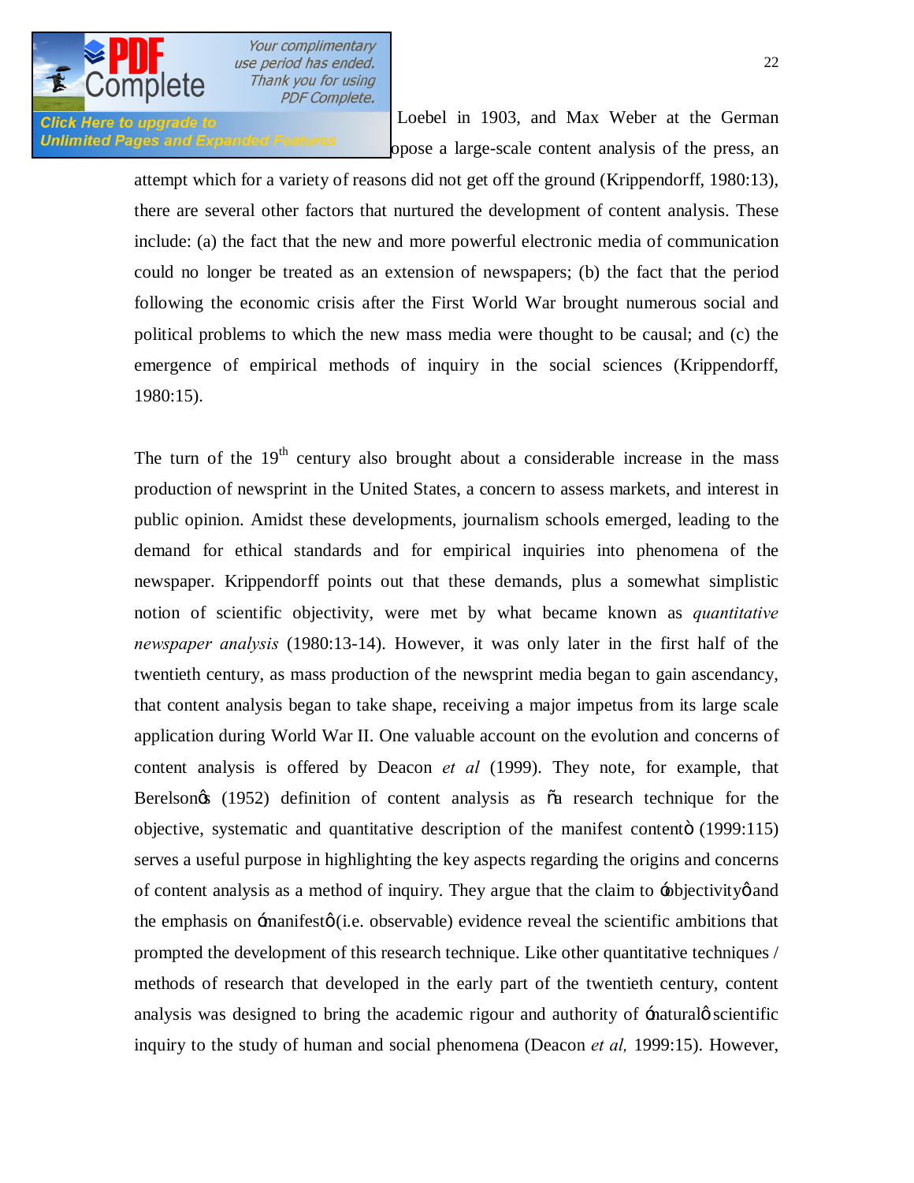Loebel in 1903, and Max Weber at the German opose a large-scale content analysis of the press, an attempt which for a variety of reasons did not get off the ground (Krippendorff, 1980:13), there are several other factors that nurtured the development of content analysis. These include: (a) the fact that the new and more powerful electronic media of communication could no longer be treated as an extension of newspapers; (b) the fact that the period following the economic crisis after the First World War brought numerous social and political problems to which the new mass media were thought to be causal; and (c) the emergence of empirical methods of inquiry in the social sciences (Krippendorff, 1980:15).

The turn of the 19th century also brought about a considerable increase in the mass production of newsprint in the United States, a concern to assess markets, and interest in public opinion. Amidst these developments, journalism schools emerged, leading to the demand for ethical standards and for empirical inquiries into phenomena of the newspaper. Krippendorff points out that these demands, plus a somewhat simplistic notion of scientific objectivity, were met by what became known as *quantitative newspaper analysis* (1980:13-14). However, it was only later in the first half of the twentieth century, as mass production of the newsprint media began to gain ascendancy, that content analysis began to take shape, receiving a major impetus from its large scale application during World War II. One valuable account on the evolution and concerns of content analysis is offered by Deacon *et al* (1999). They note, for example, that Berelson's (1952) definition of content analysis as "a research technique for the objective, systematic and quantitative description of the manifest content" (1999:115) serves a useful purpose in highlighting the key aspects regarding the origins and concerns of content analysis as a method of inquiry. They argue that the claim to 'objectivity' and the emphasis on 'manifest' (i.e. observable) evidence reveal the scientific ambitions that prompted the development of this research technique. Like other quantitative techniques / methods of research that developed in the early part of the twentieth century, content analysis was designed to bring the academic rigour and authority of 'natural' scientific inquiry to the study of human and social phenomena (Deacon *et al,* 1999:15). However,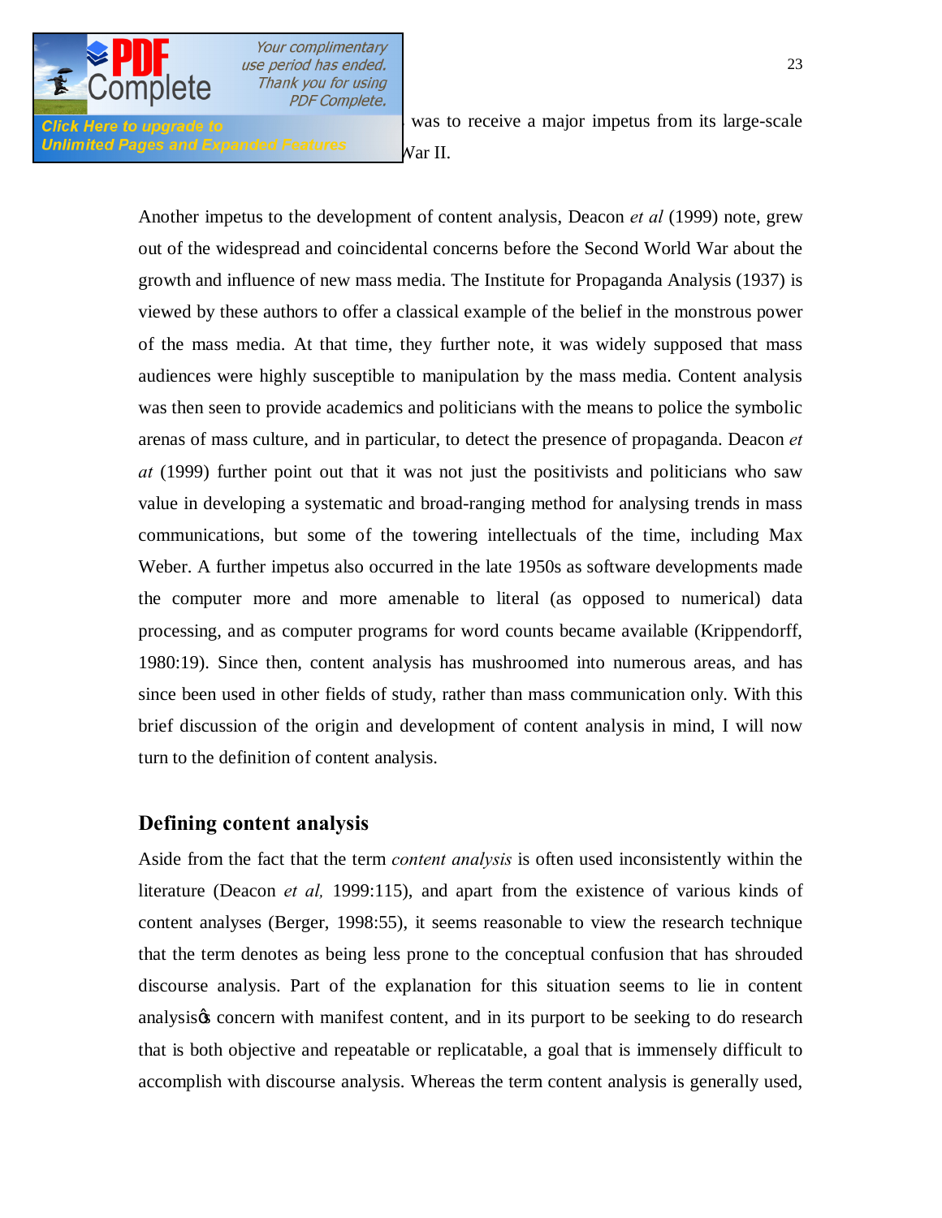was to receive a major impetus from its large-scale War II.

Another impetus to the development of content analysis, Deacon *et al* (1999) note, grew out of the widespread and coincidental concerns before the Second World War about the growth and influence of new mass media. The Institute for Propaganda Analysis (1937) is viewed by these authors to offer a classical example of the belief in the monstrous power of the mass media. At that time, they further note, it was widely supposed that mass audiences were highly susceptible to manipulation by the mass media. Content analysis was then seen to provide academics and politicians with the means to police the symbolic arenas of mass culture, and in particular, to detect the presence of propaganda. Deacon *et at* (1999) further point out that it was not just the positivists and politicians who saw value in developing a systematic and broad-ranging method for analysing trends in mass communications, but some of the towering intellectuals of the time, including Max Weber. A further impetus also occurred in the late 1950s as software developments made the computer more and more amenable to literal (as opposed to numerical) data processing, and as computer programs for word counts became available (Krippendorff, 1980:19). Since then, content analysis has mushroomed into numerous areas, and has since been used in other fields of study, rather than mass communication only. With this brief discussion of the origin and development of content analysis in mind, I will now turn to the definition of content analysis.

## Defining content analysis

Aside from the fact that the term *content analysis* is often used inconsistently within the literature (Deacon *et al,* 1999:115), and apart from the existence of various kinds of content analyses (Berger, 1998:55), it seems reasonable to view the research technique that the term denotes as being less prone to the conceptual confusion that has shrouded discourse analysis. Part of the explanation for this situation seems to lie in content analysis's concern with manifest content, and in its purport to be seeking to do research that is both objective and repeatable or replicatable, a goal that is immensely difficult to accomplish with discourse analysis. Whereas the term content analysis is generally used,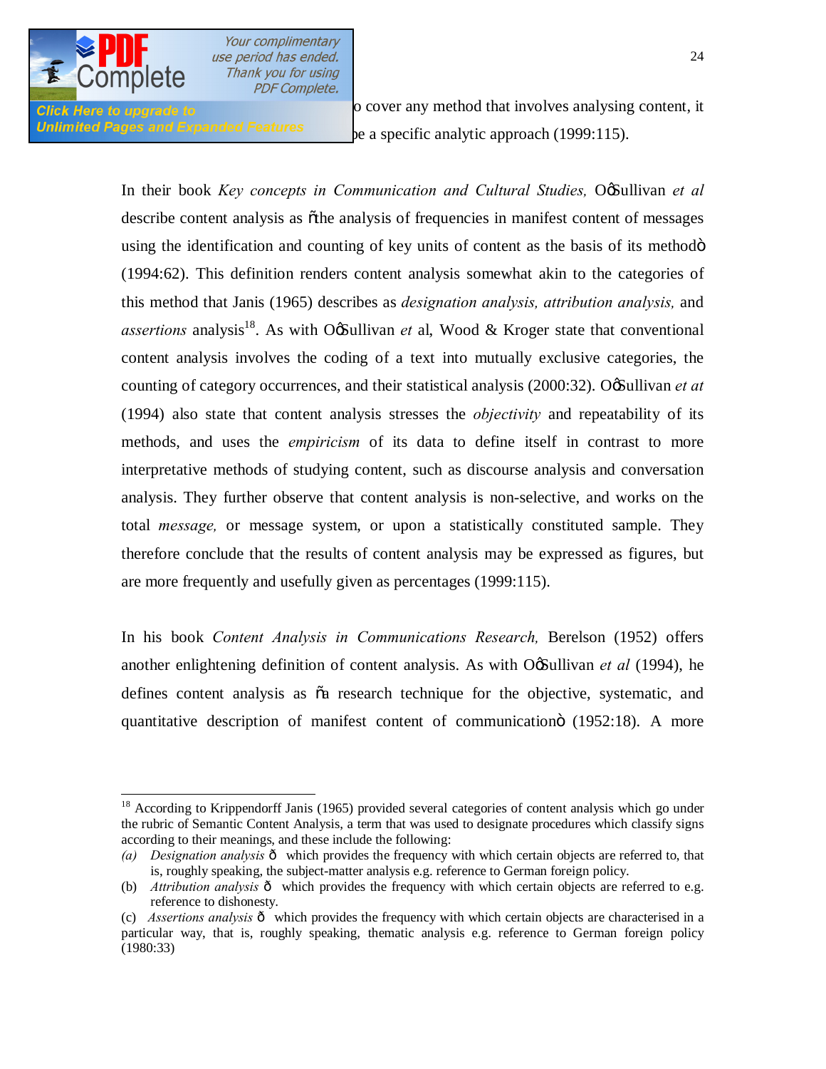o cover any method that involves analysing content, it be a specific analytic approach (1999:115).

In their book *Key concepts in Communication and Cultural Studies,* O'Sullivan *et al* describe content analysis as "the analysis of frequencies in manifest content of messages using the identification and counting of key units of content as the basis of its method" (1994:62). This definition renders content analysis somewhat akin to the categories of this method that Janis (1965) describes as *designation analysis, attribution analysis,* and *assertions* analysis[18]. As with O'Sullivan *et* al, Wood & Kroger state that conventional content analysis involves the coding of a text into mutually exclusive categories, the counting of category occurrences, and their statistical analysis (2000:32). O'Sullivan *et at* (1994) also state that content analysis stresses the *objectivity* and repeatability of its methods, and uses the *empiricism* of its data to define itself in contrast to more interpretative methods of studying content, such as discourse analysis and conversation analysis. They further observe that content analysis is non-selective, and works on the total *message,* or message system, or upon a statistically constituted sample. They therefore conclude that the results of content analysis may be expressed as figures, but are more frequently and usefully given as percentages (1999:115).

In his book *Content Analysis in Communications Research,* Berelson (1952) offers another enlightening definition of content analysis. As with O'Sullivan *et al* (1994), he defines content analysis as "a research technique for the objective, systematic, and quantitative description of manifest content of communication" (1952:18). A more

---

[18] According to Krippendorff Janis (1965) provided several categories of content analysis which go under the rubric of Semantic Content Analysis, a term that was used to designate procedures which classify signs according to their meanings, and these include the following:

*(a)* *Designation analysis* – which provides the frequency with which certain objects are referred to, that is, roughly speaking, the subject-matter analysis e.g. reference to German foreign policy.

(b) *Attribution analysis* – which provides the frequency with which certain objects are referred to e.g. reference to dishonesty.

(c) *Assertions analysis* – which provides the frequency with which certain objects are characterised in a particular way, that is, roughly speaking, thematic analysis e.g. reference to German foreign policy (1980:33)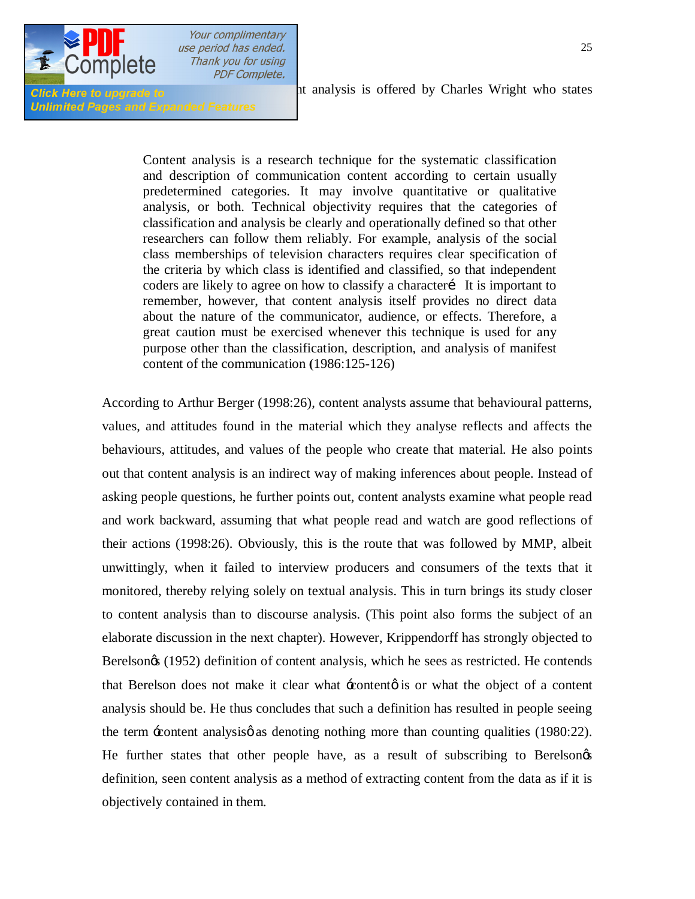nt analysis is offered by Charles Wright who states

> Content analysis is a research technique for the systematic classification and description of communication content according to certain usually predetermined categories. It may involve quantitative or qualitative analysis, or both. Technical objectivity requires that the categories of classification and analysis be clearly and operationally defined so that other researchers can follow them reliably. For example, analysis of the social class memberships of television characters requires clear specification of the criteria by which class is identified and classified, so that independent coders are likely to agree on how to classify a character… It is important to remember, however, that content analysis itself provides no direct data about the nature of the communicator, audience, or effects. Therefore, a great caution must be exercised whenever this technique is used for any purpose other than the classification, description, and analysis of manifest content of the communication (1986:125-126)

According to Arthur Berger (1998:26), content analysts assume that behavioural patterns, values, and attitudes found in the material which they analyse reflects and affects the behaviours, attitudes, and values of the people who create that material. He also points out that content analysis is an indirect way of making inferences about people. Instead of asking people questions, he further points out, content analysts examine what people read and work backward, assuming that what people read and watch are good reflections of their actions (1998:26). Obviously, this is the route that was followed by MMP, albeit unwittingly, when it failed to interview producers and consumers of the texts that it monitored, thereby relying solely on textual analysis. This in turn brings its study closer to content analysis than to discourse analysis. (This point also forms the subject of an elaborate discussion in the next chapter). However, Krippendorff has strongly objected to Berelson's (1952) definition of content analysis, which he sees as restricted. He contends that Berelson does not make it clear what 'content' is or what the object of a content analysis should be. He thus concludes that such a definition has resulted in people seeing the term 'content analysis' as denoting nothing more than counting qualities (1980:22). He further states that other people have, as a result of subscribing to Berelson's definition, seen content analysis as a method of extracting content from the data as if it is objectively contained in them.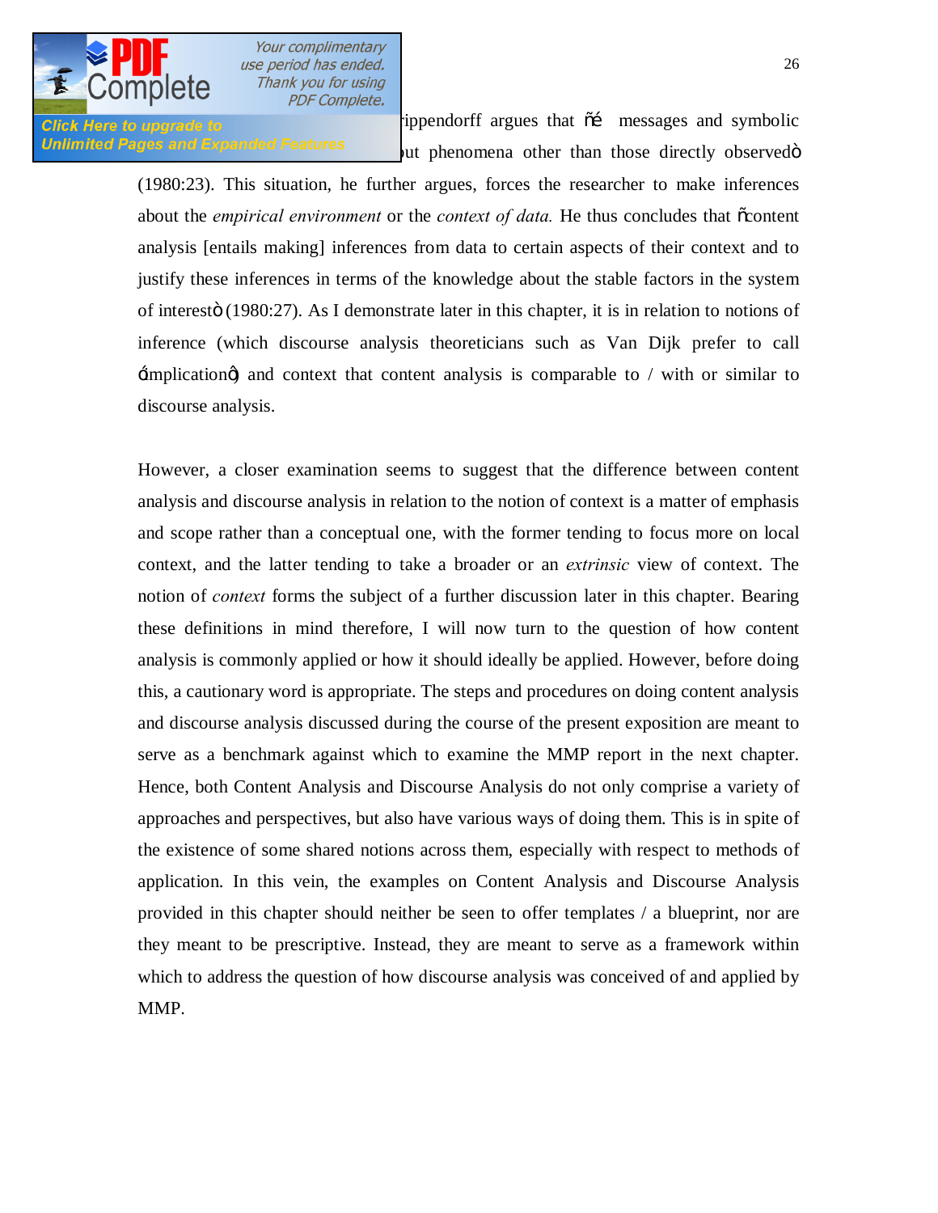ippendorff argues that "… messages and symbolic … ut phenomena other than those directly observed" (1980:23). This situation, he further argues, forces the researcher to make inferences about the *empirical environment* or the *context of data.* He thus concludes that "content analysis [entails making] inferences from data to certain aspects of their context and to justify these inferences in terms of the knowledge about the stable factors in the system of interest" (1980:27). As I demonstrate later in this chapter, it is in relation to notions of inference (which discourse analysis theoreticians such as Van Dijk prefer to call 'implication') and context that content analysis is comparable to / with or similar to discourse analysis.

However, a closer examination seems to suggest that the difference between content analysis and discourse analysis in relation to the notion of context is a matter of emphasis and scope rather than a conceptual one, with the former tending to focus more on local context, and the latter tending to take a broader or an *extrinsic* view of context. The notion of *context* forms the subject of a further discussion later in this chapter. Bearing these definitions in mind therefore, I will now turn to the question of how content analysis is commonly applied or how it should ideally be applied. However, before doing this, a cautionary word is appropriate. The steps and procedures on doing content analysis and discourse analysis discussed during the course of the present exposition are meant to serve as a benchmark against which to examine the MMP report in the next chapter. Hence, both Content Analysis and Discourse Analysis do not only comprise a variety of approaches and perspectives, but also have various ways of doing them. This is in spite of the existence of some shared notions across them, especially with respect to methods of application. In this vein, the examples on Content Analysis and Discourse Analysis provided in this chapter should neither be seen to offer templates / a blueprint, nor are they meant to be prescriptive. Instead, they are meant to serve as a framework within which to address the question of how discourse analysis was conceived of and applied by MMP.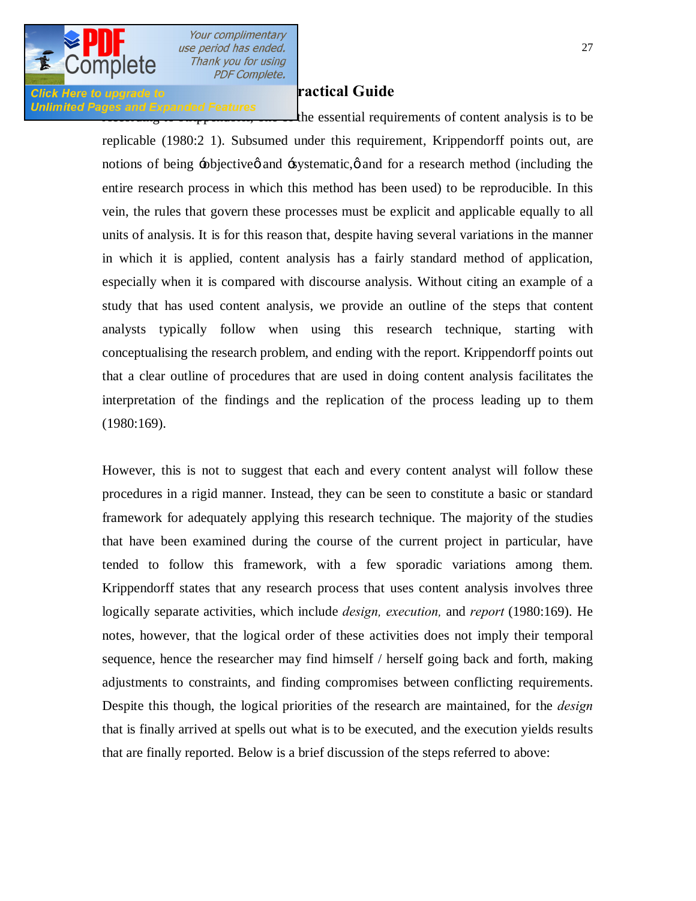### ractical Guide

the essential requirements of content analysis is to be replicable (1980:2 1). Subsumed under this requirement, Krippendorff points out, are notions of being 'objective' and 'systematic,' and for a research method (including the entire research process in which this method has been used) to be reproducible. In this vein, the rules that govern these processes must be explicit and applicable equally to all units of analysis. It is for this reason that, despite having several variations in the manner in which it is applied, content analysis has a fairly standard method of application, especially when it is compared with discourse analysis. Without citing an example of a study that has used content analysis, we provide an outline of the steps that content analysts typically follow when using this research technique, starting with conceptualising the research problem, and ending with the report. Krippendorff points out that a clear outline of procedures that are used in doing content analysis facilitates the interpretation of the findings and the replication of the process leading up to them (1980:169).

However, this is not to suggest that each and every content analyst will follow these procedures in a rigid manner. Instead, they can be seen to constitute a basic or standard framework for adequately applying this research technique. The majority of the studies that have been examined during the course of the current project in particular, have tended to follow this framework, with a few sporadic variations among them. Krippendorff states that any research process that uses content analysis involves three logically separate activities, which include *design, execution,* and *report* (1980:169). He notes, however, that the logical order of these activities does not imply their temporal sequence, hence the researcher may find himself / herself going back and forth, making adjustments to constraints, and finding compromises between conflicting requirements. Despite this though, the logical priorities of the research are maintained, for the *design* that is finally arrived at spells out what is to be executed, and the execution yields results that are finally reported. Below is a brief discussion of the steps referred to above: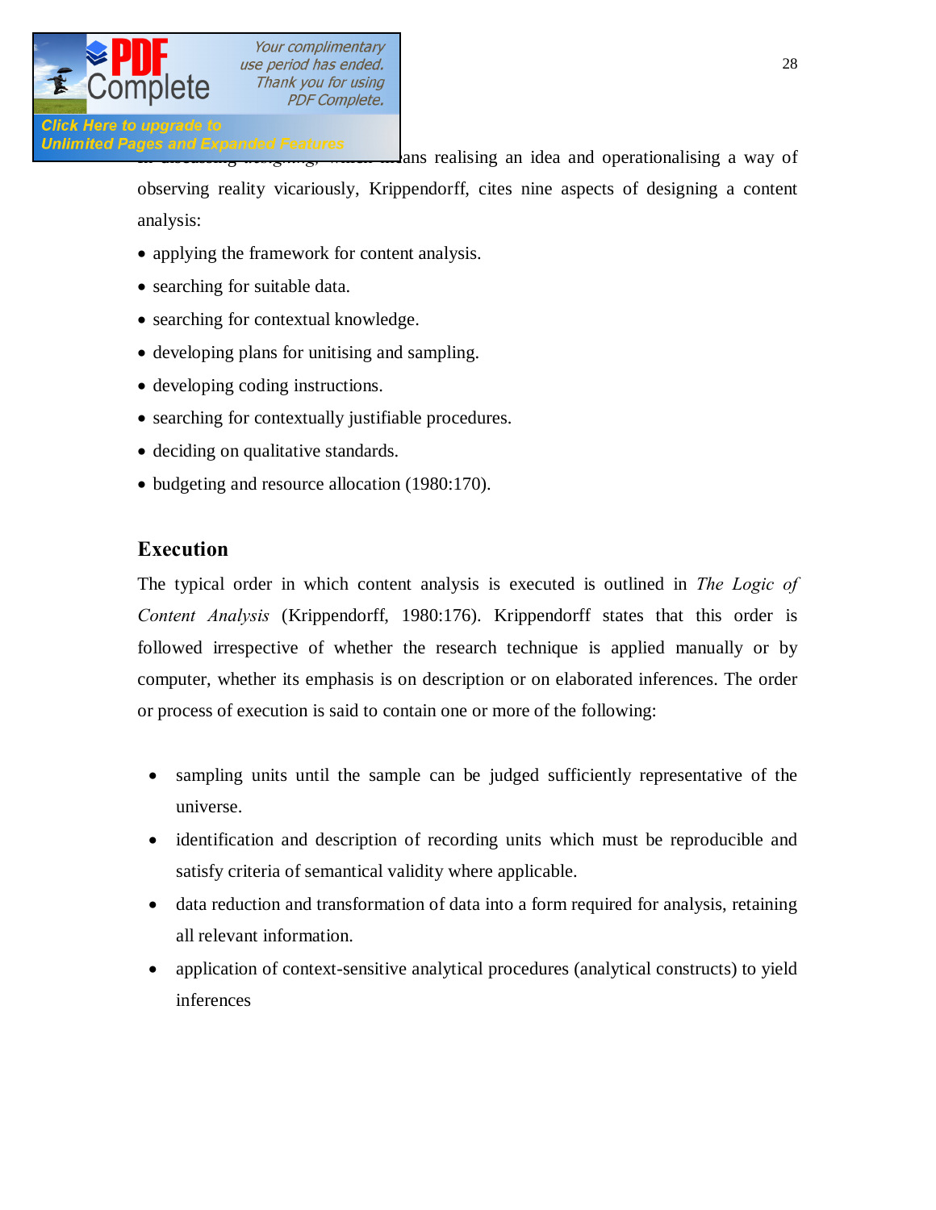ans realising an idea and operationalising a way of observing reality vicariously, Krippendorff, cites nine aspects of designing a content analysis:

- applying the framework for content analysis.
- searching for suitable data.
- searching for contextual knowledge.
- developing plans for unitising and sampling.
- developing coding instructions.
- searching for contextually justifiable procedures.
- deciding on qualitative standards.
- budgeting and resource allocation (1980:170).

## Execution

The typical order in which content analysis is executed is outlined in *The Logic of Content Analysis* (Krippendorff, 1980:176). Krippendorff states that this order is followed irrespective of whether the research technique is applied manually or by computer, whether its emphasis is on description or on elaborated inferences. The order or process of execution is said to contain one or more of the following:

- sampling units until the sample can be judged sufficiently representative of the universe.
- identification and description of recording units which must be reproducible and satisfy criteria of semantical validity where applicable.
- data reduction and transformation of data into a form required for analysis, retaining all relevant information.
- application of context-sensitive analytical procedures (analytical constructs) to yield inferences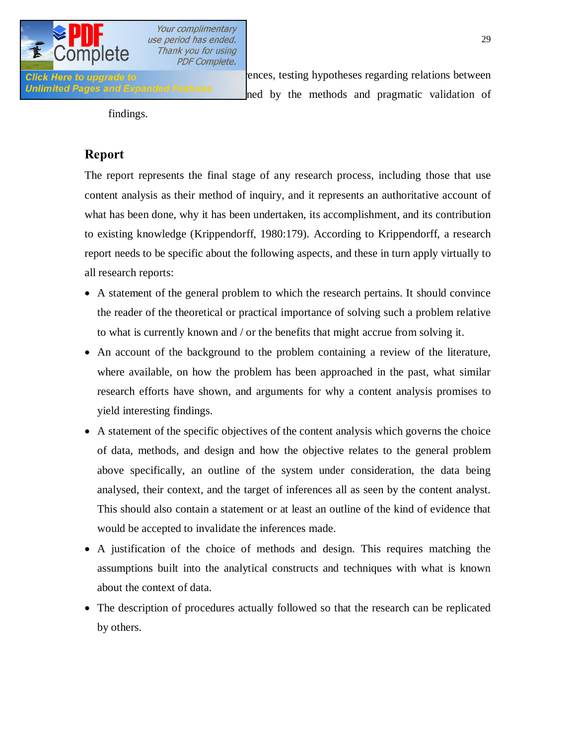ences, testing hypotheses regarding relations between ned by the methods and pragmatic validation of findings.

## Report

The report represents the final stage of any research process, including those that use content analysis as their method of inquiry, and it represents an authoritative account of what has been done, why it has been undertaken, its accomplishment, and its contribution to existing knowledge (Krippendorff, 1980:179). According to Krippendorff, a research report needs to be specific about the following aspects, and these in turn apply virtually to all research reports:

- A statement of the general problem to which the research pertains. It should convince the reader of the theoretical or practical importance of solving such a problem relative to what is currently known and / or the benefits that might accrue from solving it.
- An account of the background to the problem containing a review of the literature, where available, on how the problem has been approached in the past, what similar research efforts have shown, and arguments for why a content analysis promises to yield interesting findings.
- A statement of the specific objectives of the content analysis which governs the choice of data, methods, and design and how the objective relates to the general problem above specifically, an outline of the system under consideration, the data being analysed, their context, and the target of inferences all as seen by the content analyst. This should also contain a statement or at least an outline of the kind of evidence that would be accepted to invalidate the inferences made.
- A justification of the choice of methods and design. This requires matching the assumptions built into the analytical constructs and techniques with what is known about the context of data.
- The description of procedures actually followed so that the research can be replicated by others.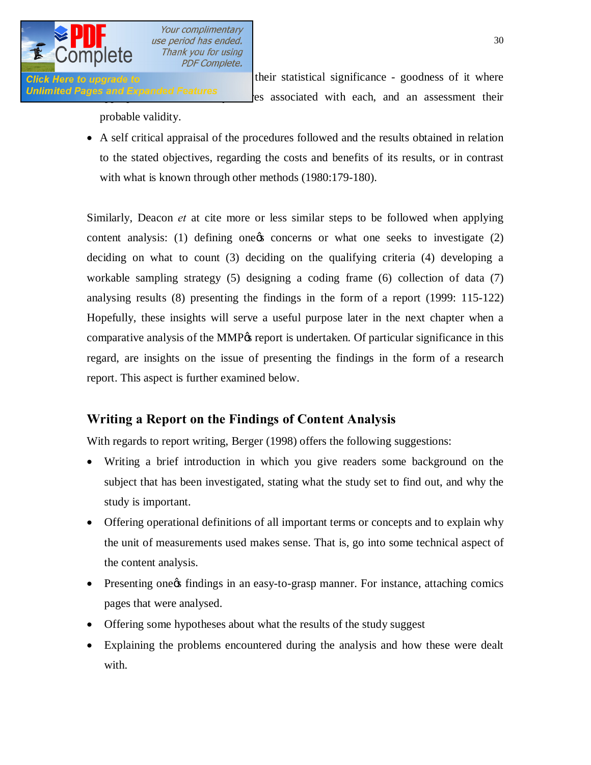their statistical significance - goodness of it where es associated with each, and an assessment their probable validity.

- A self critical appraisal of the procedures followed and the results obtained in relation to the stated objectives, regarding the costs and benefits of its results, or in contrast with what is known through other methods (1980:179-180).

Similarly, Deacon *et* at cite more or less similar steps to be followed when applying content analysis: (1) defining one's concerns or what one seeks to investigate (2) deciding on what to count (3) deciding on the qualifying criteria (4) developing a workable sampling strategy (5) designing a coding frame (6) collection of data (7) analysing results (8) presenting the findings in the form of a report (1999: 115-122) Hopefully, these insights will serve a useful purpose later in the next chapter when a comparative analysis of the MMP's report is undertaken. Of particular significance in this regard, are insights on the issue of presenting the findings in the form of a research report. This aspect is further examined below.

## Writing a Report on the Findings of Content Analysis

With regards to report writing, Berger (1998) offers the following suggestions:

- Writing a brief introduction in which you give readers some background on the subject that has been investigated, stating what the study set to find out, and why the study is important.
- Offering operational definitions of all important terms or concepts and to explain why the unit of measurements used makes sense. That is, go into some technical aspect of the content analysis.
- Presenting one's findings in an easy-to-grasp manner. For instance, attaching comics pages that were analysed.
- Offering some hypotheses about what the results of the study suggest
- Explaining the problems encountered during the analysis and how these were dealt with.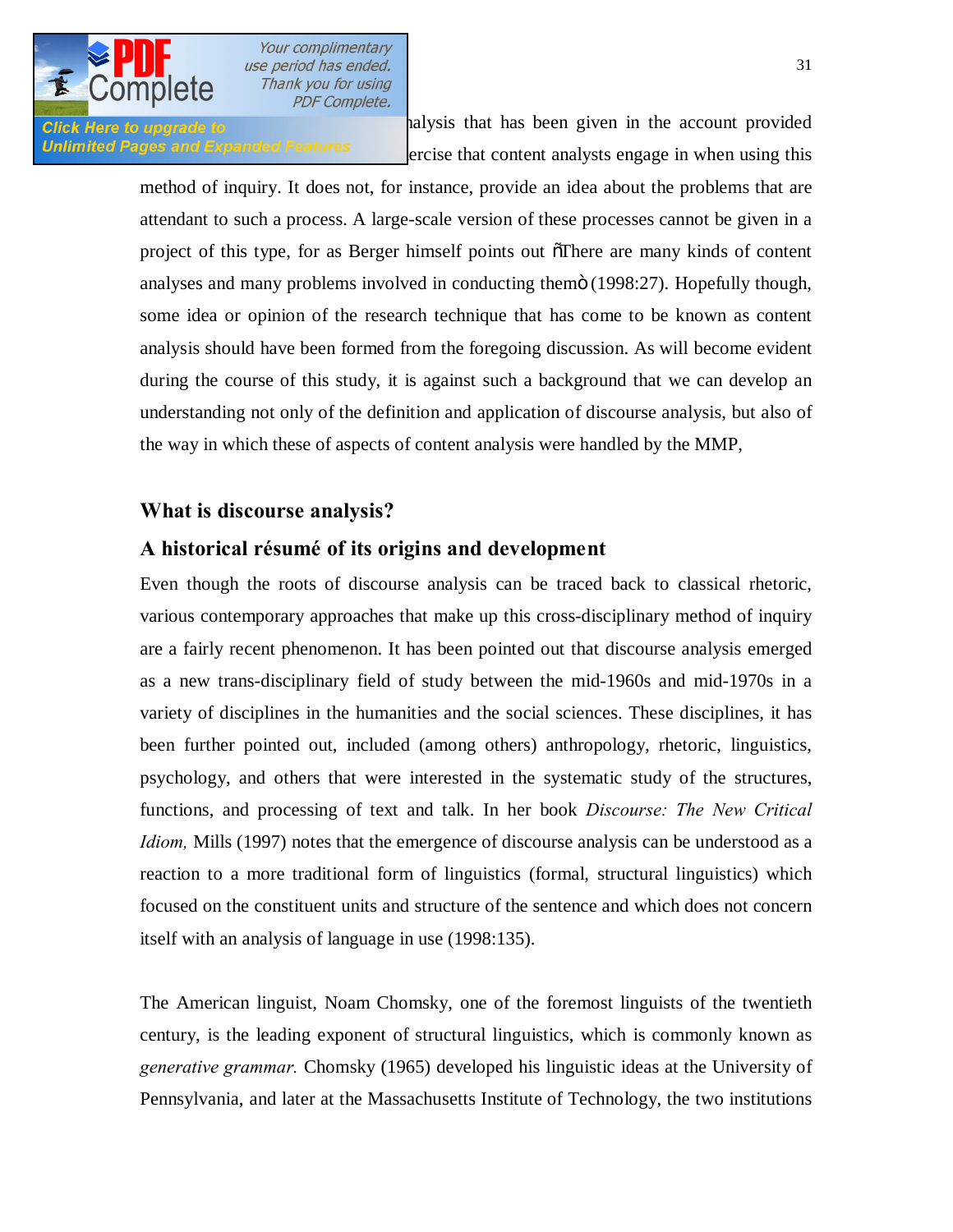...alysis that has been given in the account provided ...ercise that content analysts engage in when using this method of inquiry. It does not, for instance, provide an idea about the problems that are attendant to such a process. A large-scale version of these processes cannot be given in a project of this type, for as Berger himself points out "There are many kinds of content analyses and many problems involved in conducting them" (1998:27). Hopefully though, some idea or opinion of the research technique that has come to be known as content analysis should have been formed from the foregoing discussion. As will become evident during the course of this study, it is against such a background that we can develop an understanding not only of the definition and application of discourse analysis, but also of the way in which these of aspects of content analysis were handled by the MMP,

## What is discourse analysis?

### A historical résumé of its origins and development

Even though the roots of discourse analysis can be traced back to classical rhetoric, various contemporary approaches that make up this cross-disciplinary method of inquiry are a fairly recent phenomenon. It has been pointed out that discourse analysis emerged as a new trans-disciplinary field of study between the mid-1960s and mid-1970s in a variety of disciplines in the humanities and the social sciences. These disciplines, it has been further pointed out, included (among others) anthropology, rhetoric, linguistics, psychology, and others that were interested in the systematic study of the structures, functions, and processing of text and talk. In her book *Discourse: The New Critical Idiom,* Mills (1997) notes that the emergence of discourse analysis can be understood as a reaction to a more traditional form of linguistics (formal, structural linguistics) which focused on the constituent units and structure of the sentence and which does not concern itself with an analysis of language in use (1998:135).

The American linguist, Noam Chomsky, one of the foremost linguists of the twentieth century, is the leading exponent of structural linguistics, which is commonly known as *generative grammar.* Chomsky (1965) developed his linguistic ideas at the University of Pennsylvania, and later at the Massachusetts Institute of Technology, the two institutions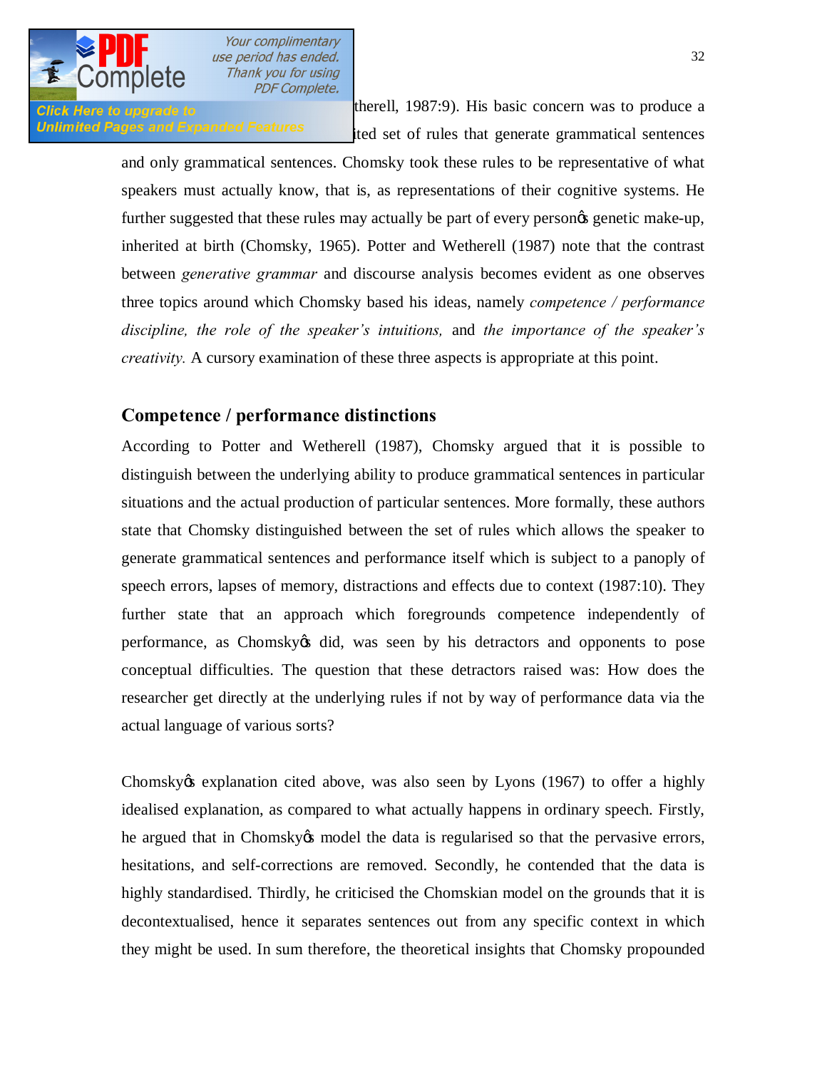therell, 1987:9). His basic concern was to produce a ited set of rules that generate grammatical sentences and only grammatical sentences. Chomsky took these rules to be representative of what speakers must actually know, that is, as representations of their cognitive systems. He further suggested that these rules may actually be part of every person's genetic make-up, inherited at birth (Chomsky, 1965). Potter and Wetherell (1987) note that the contrast between *generative grammar* and discourse analysis becomes evident as one observes three topics around which Chomsky based his ideas, namely *competence / performance discipline, the role of the speaker's intuitions,* and *the importance of the speaker's creativity.* A cursory examination of these three aspects is appropriate at this point.

## Competence / performance distinctions

According to Potter and Wetherell (1987), Chomsky argued that it is possible to distinguish between the underlying ability to produce grammatical sentences in particular situations and the actual production of particular sentences. More formally, these authors state that Chomsky distinguished between the set of rules which allows the speaker to generate grammatical sentences and performance itself which is subject to a panoply of speech errors, lapses of memory, distractions and effects due to context (1987:10). They further state that an approach which foregrounds competence independently of performance, as Chomsky's did, was seen by his detractors and opponents to pose conceptual difficulties. The question that these detractors raised was: How does the researcher get directly at the underlying rules if not by way of performance data via the actual language of various sorts?

Chomsky's explanation cited above, was also seen by Lyons (1967) to offer a highly idealised explanation, as compared to what actually happens in ordinary speech. Firstly, he argued that in Chomsky's model the data is regularised so that the pervasive errors, hesitations, and self-corrections are removed. Secondly, he contended that the data is highly standardised. Thirdly, he criticised the Chomskian model on the grounds that it is decontextualised, hence it separates sentences out from any specific context in which they might be used. In sum therefore, the theoretical insights that Chomsky propounded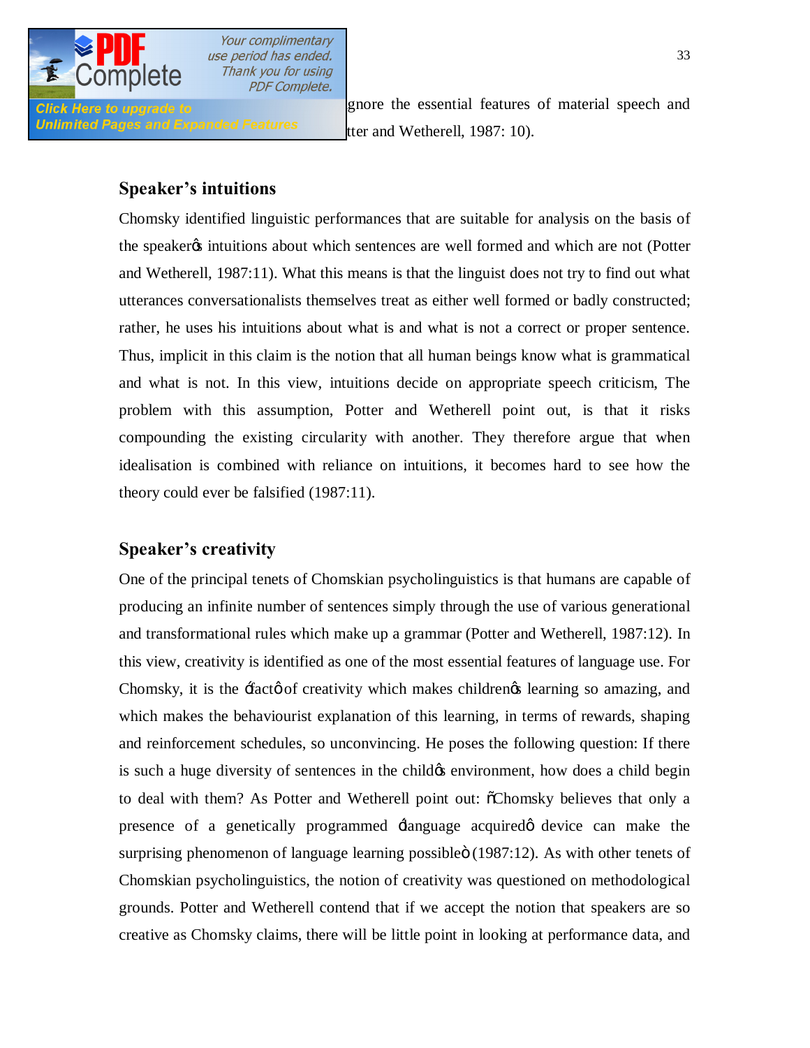gnore the essential features of material speech and tter and Wetherell, 1987: 10).

## Speaker's intuitions

Chomsky identified linguistic performances that are suitable for analysis on the basis of the speaker's intuitions about which sentences are well formed and which are not (Potter and Wetherell, 1987:11). What this means is that the linguist does not try to find out what utterances conversationalists themselves treat as either well formed or badly constructed; rather, he uses his intuitions about what is and what is not a correct or proper sentence. Thus, implicit in this claim is the notion that all human beings know what is grammatical and what is not. In this view, intuitions decide on appropriate speech criticism, The problem with this assumption, Potter and Wetherell point out, is that it risks compounding the existing circularity with another. They therefore argue that when idealisation is combined with reliance on intuitions, it becomes hard to see how the theory could ever be falsified (1987:11).

## Speaker's creativity

One of the principal tenets of Chomskian psycholinguistics is that humans are capable of producing an infinite number of sentences simply through the use of various generational and transformational rules which make up a grammar (Potter and Wetherell, 1987:12). In this view, creativity is identified as one of the most essential features of language use. For Chomsky, it is the 'fact' of creativity which makes children's learning so amazing, and which makes the behaviourist explanation of this learning, in terms of rewards, shaping and reinforcement schedules, so unconvincing. He poses the following question: If there is such a huge diversity of sentences in the child's environment, how does a child begin to deal with them? As Potter and Wetherell point out: "Chomsky believes that only a presence of a genetically programmed 'language acquired' device can make the surprising phenomenon of language learning possible" (1987:12). As with other tenets of Chomskian psycholinguistics, the notion of creativity was questioned on methodological grounds. Potter and Wetherell contend that if we accept the notion that speakers are so creative as Chomsky claims, there will be little point in looking at performance data, and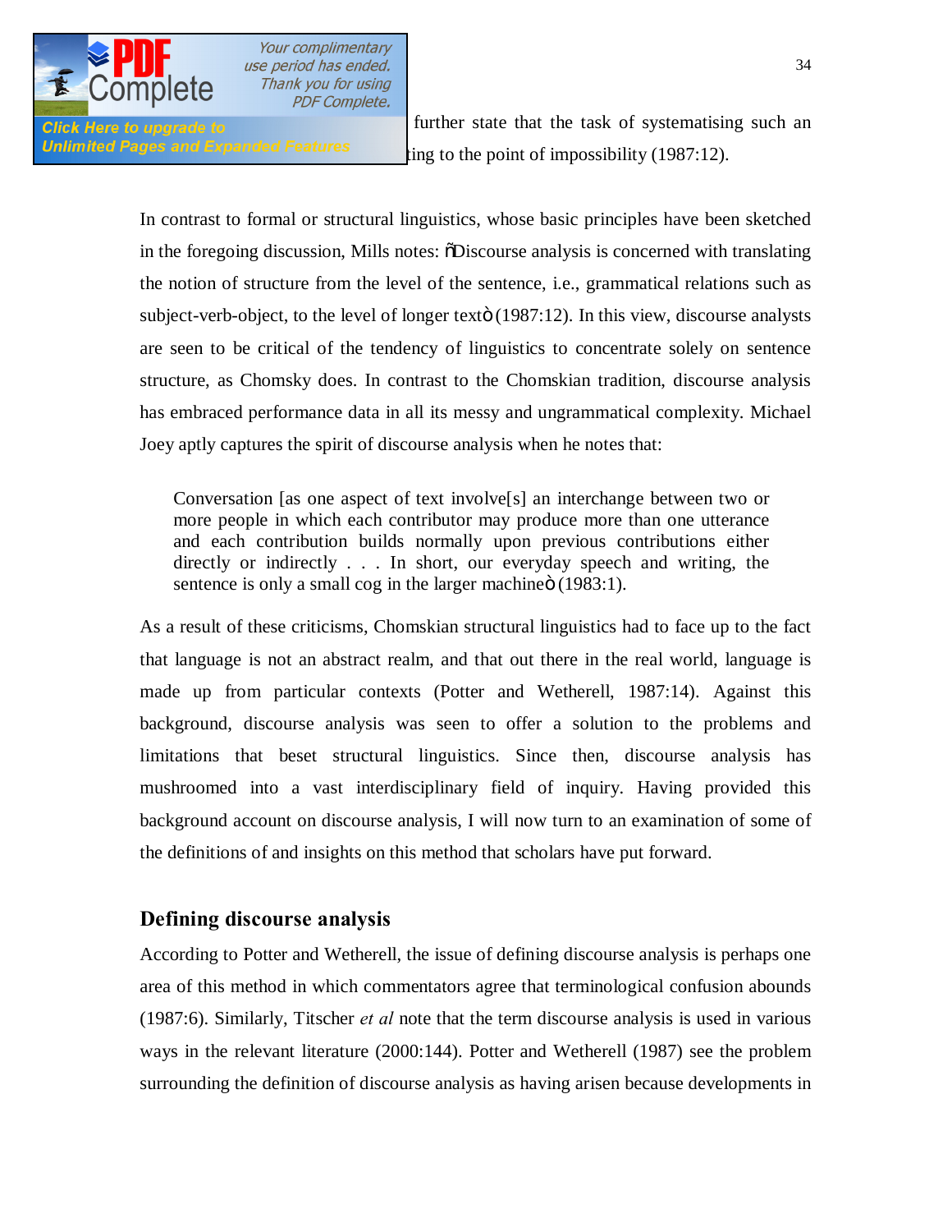further state that the task of systematising such an ting to the point of impossibility (1987:12).

In contrast to formal or structural linguistics, whose basic principles have been sketched in the foregoing discussion, Mills notes: "Discourse analysis is concerned with translating the notion of structure from the level of the sentence, i.e., grammatical relations such as subject-verb-object, to the level of longer text" (1987:12). In this view, discourse analysts are seen to be critical of the tendency of linguistics to concentrate solely on sentence structure, as Chomsky does. In contrast to the Chomskian tradition, discourse analysis has embraced performance data in all its messy and ungrammatical complexity. Michael Joey aptly captures the spirit of discourse analysis when he notes that:

> Conversation [as one aspect of text involve[s] an interchange between two or more people in which each contributor may produce more than one utterance and each contribution builds normally upon previous contributions either directly or indirectly . . . In short, our everyday speech and writing, the sentence is only a small cog in the larger machine" (1983:1).

As a result of these criticisms, Chomskian structural linguistics had to face up to the fact that language is not an abstract realm, and that out there in the real world, language is made up from particular contexts (Potter and Wetherell, 1987:14). Against this background, discourse analysis was seen to offer a solution to the problems and limitations that beset structural linguistics. Since then, discourse analysis has mushroomed into a vast interdisciplinary field of inquiry. Having provided this background account on discourse analysis, I will now turn to an examination of some of the definitions of and insights on this method that scholars have put forward.

## Defining discourse analysis

According to Potter and Wetherell, the issue of defining discourse analysis is perhaps one area of this method in which commentators agree that terminological confusion abounds (1987:6). Similarly, Titscher *et al* note that the term discourse analysis is used in various ways in the relevant literature (2000:144). Potter and Wetherell (1987) see the problem surrounding the definition of discourse analysis as having arisen because developments in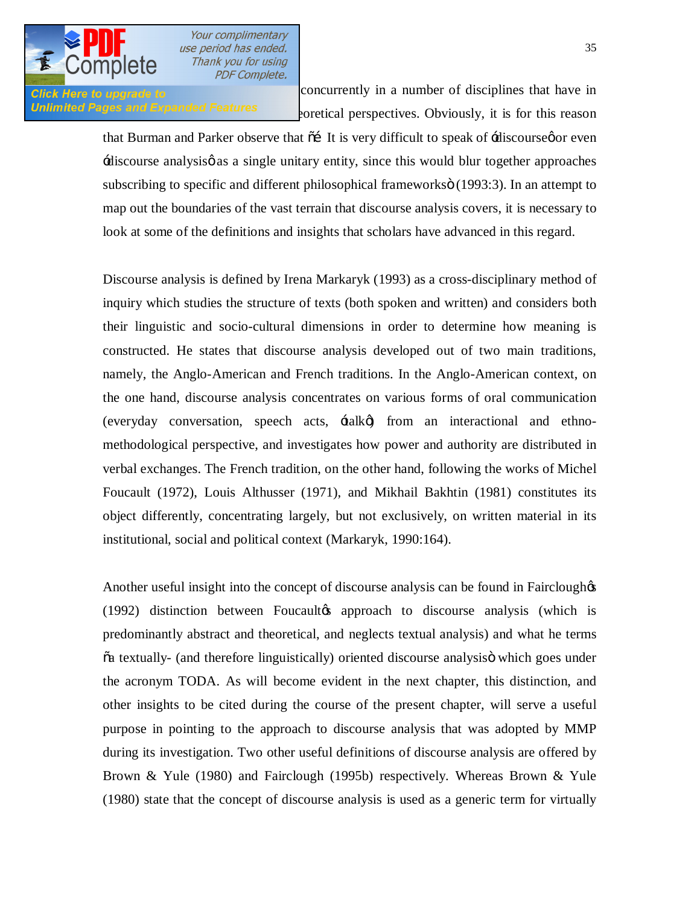concurrently in a number of disciplines that have in ...eoretical perspectives. Obviously, it is for this reason that Burman and Parker observe that "… It is very difficult to speak of 'discourse' or even 'discourse analysis' as a single unitary entity, since this would blur together approaches subscribing to specific and different philosophical frameworks" (1993:3). In an attempt to map out the boundaries of the vast terrain that discourse analysis covers, it is necessary to look at some of the definitions and insights that scholars have advanced in this regard.

Discourse analysis is defined by Irena Markaryk (1993) as a cross-disciplinary method of inquiry which studies the structure of texts (both spoken and written) and considers both their linguistic and socio-cultural dimensions in order to determine how meaning is constructed. He states that discourse analysis developed out of two main traditions, namely, the Anglo-American and French traditions. In the Anglo-American context, on the one hand, discourse analysis concentrates on various forms of oral communication (everyday conversation, speech acts, 'talk') from an interactional and ethno-methodological perspective, and investigates how power and authority are distributed in verbal exchanges. The French tradition, on the other hand, following the works of Michel Foucault (1972), Louis Althusser (1971), and Mikhail Bakhtin (1981) constitutes its object differently, concentrating largely, but not exclusively, on written material in its institutional, social and political context (Markaryk, 1990:164).

Another useful insight into the concept of discourse analysis can be found in Fairclough's (1992) distinction between Foucault's approach to discourse analysis (which is predominantly abstract and theoretical, and neglects textual analysis) and what he terms "a textually- (and therefore linguistically) oriented discourse analysis" which goes under the acronym TODA. As will become evident in the next chapter, this distinction, and other insights to be cited during the course of the present chapter, will serve a useful purpose in pointing to the approach to discourse analysis that was adopted by MMP during its investigation. Two other useful definitions of discourse analysis are offered by Brown & Yule (1980) and Fairclough (1995b) respectively. Whereas Brown & Yule (1980) state that the concept of discourse analysis is used as a generic term for virtually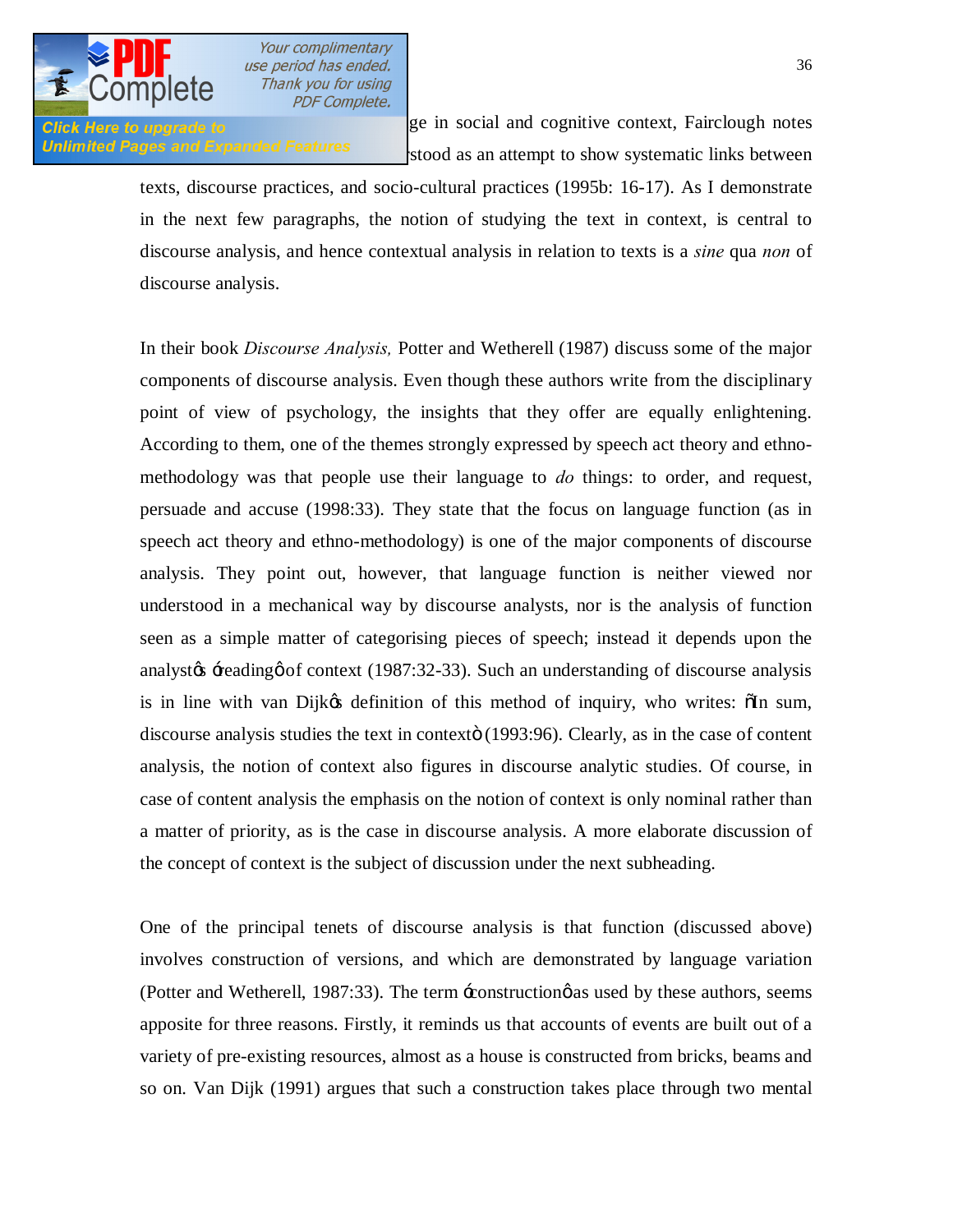ge in social and cognitive context, Fairclough notes stood as an attempt to show systematic links between texts, discourse practices, and socio-cultural practices (1995b: 16-17). As I demonstrate in the next few paragraphs, the notion of studying the text in context, is central to discourse analysis, and hence contextual analysis in relation to texts is a *sine* qua *non* of discourse analysis.

In their book *Discourse Analysis,* Potter and Wetherell (1987) discuss some of the major components of discourse analysis. Even though these authors write from the disciplinary point of view of psychology, the insights that they offer are equally enlightening. According to them, one of the themes strongly expressed by speech act theory and ethno-methodology was that people use their language to *do* things: to order, and request, persuade and accuse (1998:33). They state that the focus on language function (as in speech act theory and ethno-methodology) is one of the major components of discourse analysis. They point out, however, that language function is neither viewed nor understood in a mechanical way by discourse analysts, nor is the analysis of function seen as a simple matter of categorising pieces of speech; instead it depends upon the analyst's 'reading' of context (1987:32-33). Such an understanding of discourse analysis is in line with van Dijk's definition of this method of inquiry, who writes: "In sum, discourse analysis studies the text in context" (1993:96). Clearly, as in the case of content analysis, the notion of context also figures in discourse analytic studies. Of course, in case of content analysis the emphasis on the notion of context is only nominal rather than a matter of priority, as is the case in discourse analysis. A more elaborate discussion of the concept of context is the subject of discussion under the next subheading.

One of the principal tenets of discourse analysis is that function (discussed above) involves construction of versions, and which are demonstrated by language variation (Potter and Wetherell, 1987:33). The term 'construction' as used by these authors, seems apposite for three reasons. Firstly, it reminds us that accounts of events are built out of a variety of pre-existing resources, almost as a house is constructed from bricks, beams and so on. Van Dijk (1991) argues that such a construction takes place through two mental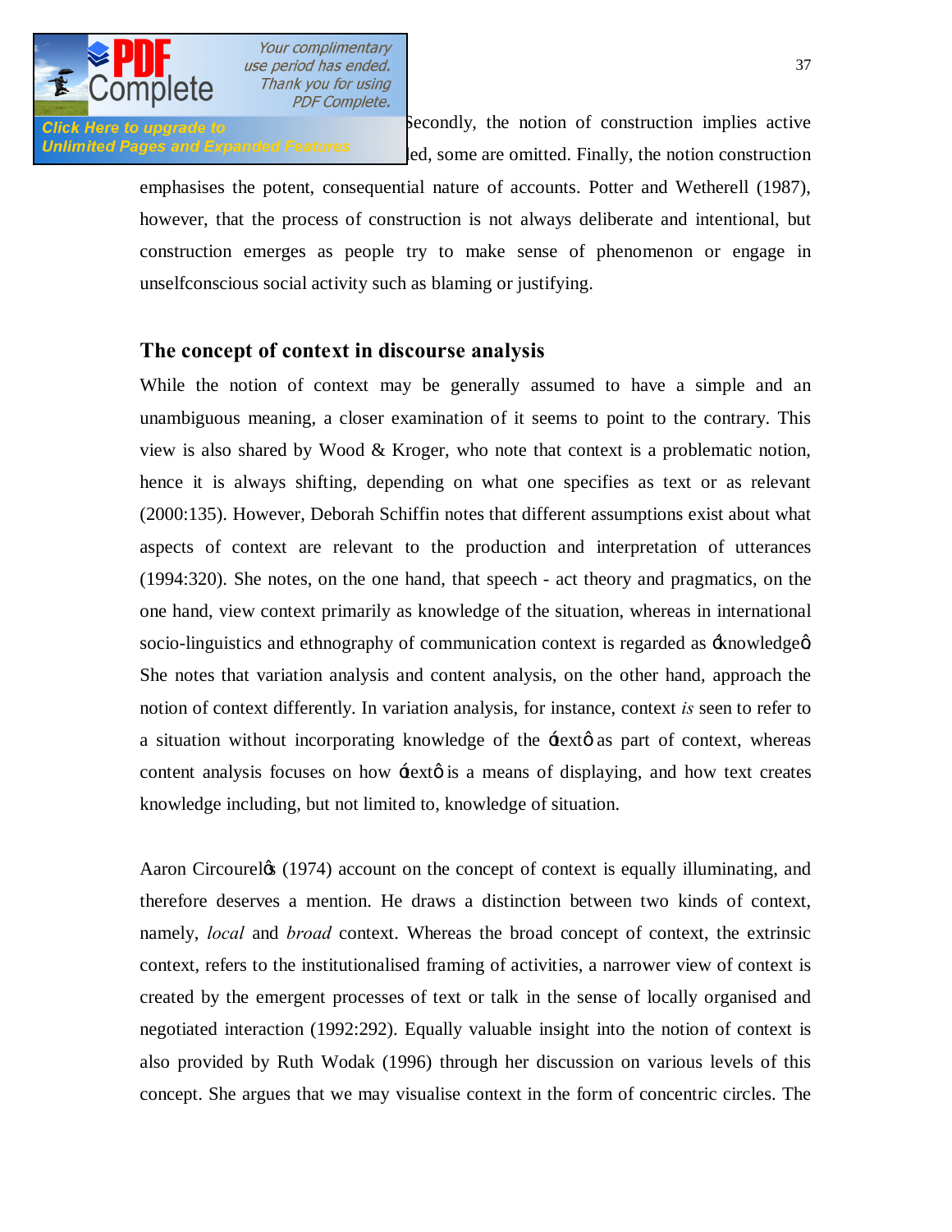Secondly, the notion of construction implies active ...ed, some are omitted. Finally, the notion construction emphasises the potent, consequential nature of accounts. Potter and Wetherell (1987), however, that the process of construction is not always deliberate and intentional, but construction emerges as people try to make sense of phenomenon or engage in unselfconscious social activity such as blaming or justifying.

## The concept of context in discourse analysis

While the notion of context may be generally assumed to have a simple and an unambiguous meaning, a closer examination of it seems to point to the contrary. This view is also shared by Wood & Kroger, who note that context is a problematic notion, hence it is always shifting, depending on what one specifies as text or as relevant (2000:135). However, Deborah Schiffin notes that different assumptions exist about what aspects of context are relevant to the production and interpretation of utterances (1994:320). She notes, on the one hand, that speech - act theory and pragmatics, on the one hand, view context primarily as knowledge of the situation, whereas in international socio-linguistics and ethnography of communication context is regarded as 'knowledge'. She notes that variation analysis and content analysis, on the other hand, approach the notion of context differently. In variation analysis, for instance, context *is* seen to refer to a situation without incorporating knowledge of the 'text' as part of context, whereas content analysis focuses on how 'text' is a means of displaying, and how text creates knowledge including, but not limited to, knowledge of situation.

Aaron Circourel's (1974) account on the concept of context is equally illuminating, and therefore deserves a mention. He draws a distinction between two kinds of context, namely, *local* and *broad* context. Whereas the broad concept of context, the extrinsic context, refers to the institutionalised framing of activities, a narrower view of context is created by the emergent processes of text or talk in the sense of locally organised and negotiated interaction (1992:292). Equally valuable insight into the notion of context is also provided by Ruth Wodak (1996) through her discussion on various levels of this concept. She argues that we may visualise context in the form of concentric circles. The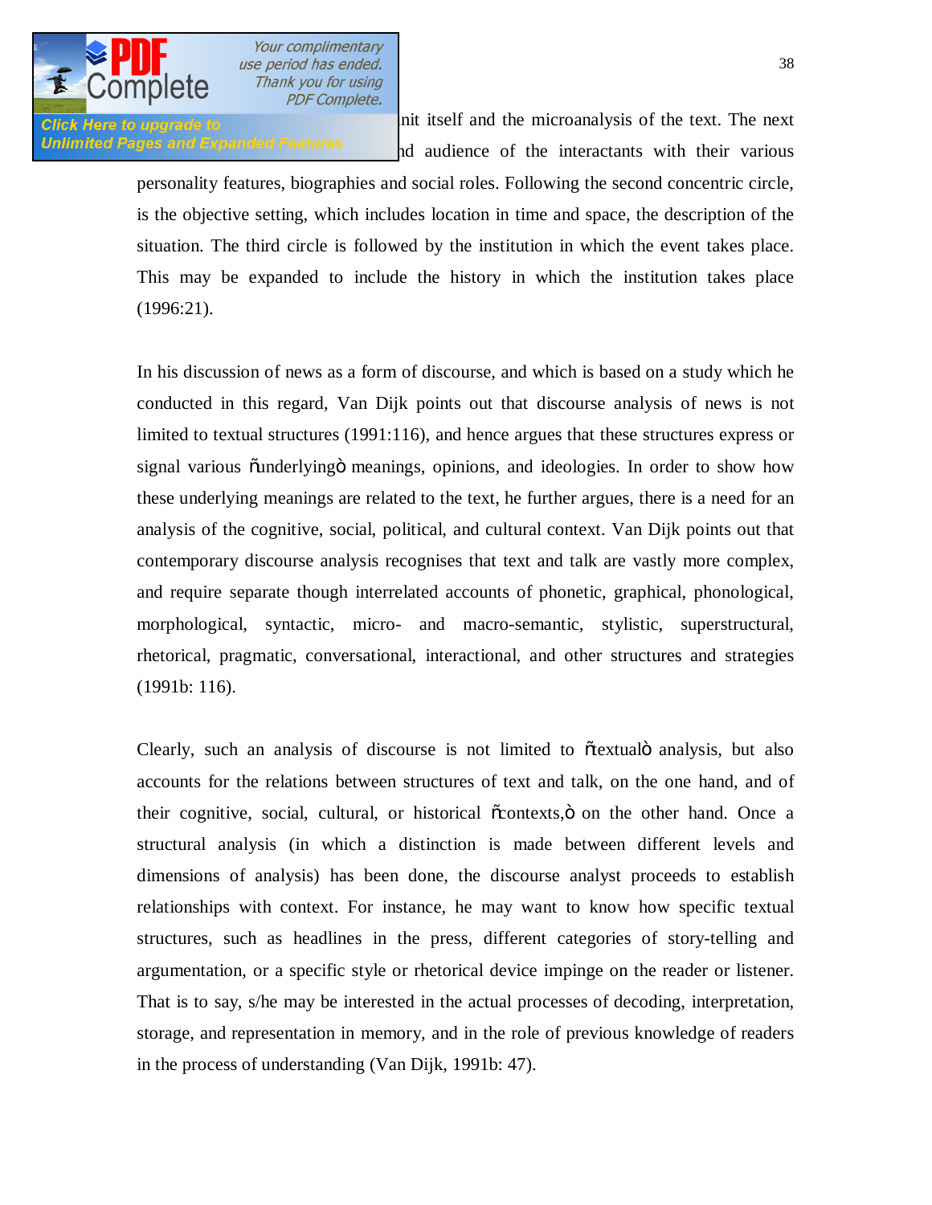nit itself and the microanalysis of the text. The next nd audience of the interactants with their various personality features, biographies and social roles. Following the second concentric circle, is the objective setting, which includes location in time and space, the description of the situation. The third circle is followed by the institution in which the event takes place. This may be expanded to include the history in which the institution takes place (1996:21).

In his discussion of news as a form of discourse, and which is based on a study which he conducted in this regard, Van Dijk points out that discourse analysis of news is not limited to textual structures (1991:116), and hence argues that these structures express or signal various "underlying" meanings, opinions, and ideologies. In order to show how these underlying meanings are related to the text, he further argues, there is a need for an analysis of the cognitive, social, political, and cultural context. Van Dijk points out that contemporary discourse analysis recognises that text and talk are vastly more complex, and require separate though interrelated accounts of phonetic, graphical, phonological, morphological, syntactic, micro- and macro-semantic, stylistic, superstructural, rhetorical, pragmatic, conversational, interactional, and other structures and strategies (1991b: 116).

Clearly, such an analysis of discourse is not limited to "textual" analysis, but also accounts for the relations between structures of text and talk, on the one hand, and of their cognitive, social, cultural, or historical "contexts," on the other hand. Once a structural analysis (in which a distinction is made between different levels and dimensions of analysis) has been done, the discourse analyst proceeds to establish relationships with context. For instance, he may want to know how specific textual structures, such as headlines in the press, different categories of story-telling and argumentation, or a specific style or rhetorical device impinge on the reader or listener. That is to say, s/he may be interested in the actual processes of decoding, interpretation, storage, and representation in memory, and in the role of previous knowledge of readers in the process of understanding (Van Dijk, 1991b: 47).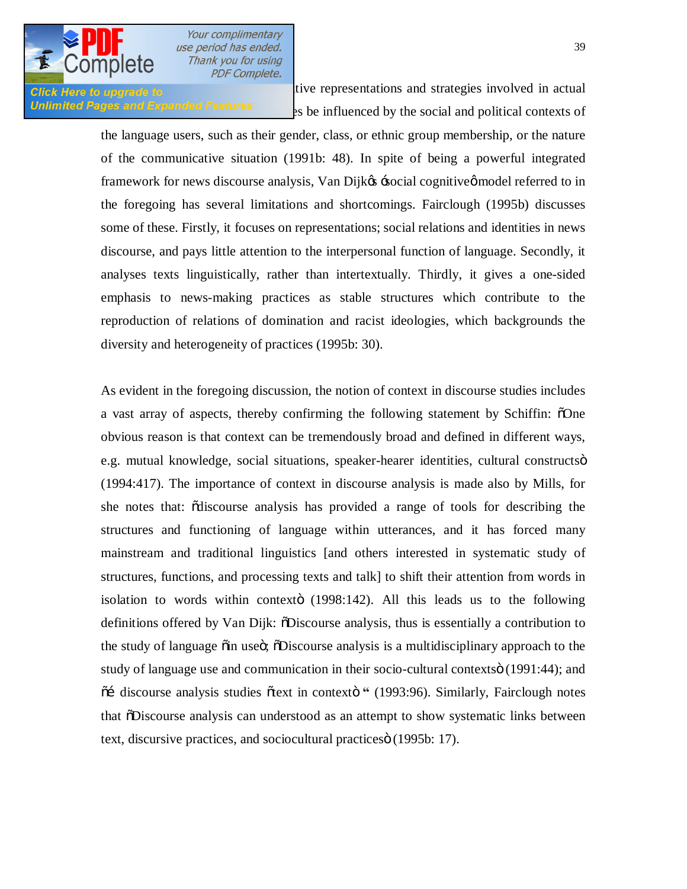tive representations and strategies involved in actual es be influenced by the social and political contexts of the language users, such as their gender, class, or ethnic group membership, or the nature of the communicative situation (1991b: 48). In spite of being a powerful integrated framework for news discourse analysis, Van Dijkœ ósocial cognitiveô model referred to in the foregoing has several limitations and shortcomings. Fairclough (1995b) discusses some of these. Firstly, it focuses on representations; social relations and identities in news discourse, and pays little attention to the interpersonal function of language. Secondly, it analyses texts linguistically, rather than intertextually. Thirdly, it gives a one-sided emphasis to news-making practices as stable structures which contribute to the reproduction of relations of domination and racist ideologies, which backgrounds the diversity and heterogeneity of practices (1995b: 30).

As evident in the foregoing discussion, the notion of context in discourse studies includes a vast array of aspects, thereby confirming the following statement by Schiffin: õOne obvious reason is that context can be tremendously broad and defined in different ways, e.g. mutual knowledge, social situations, speaker-hearer identities, cultural constructsö (1994:417). The importance of context in discourse analysis is made also by Mills, for she notes that: õdiscourse analysis has provided a range of tools for describing the structures and functioning of language within utterances, and it has forced many mainstream and traditional linguistics [and others interested in systematic study of structures, functions, and processing texts and talk] to shift their attention from words in isolation to words within contextö (1998:142). All this leads us to the following definitions offered by Van Dijk: õDiscourse analysis, thus is essentially a contribution to the study of language õin useö; õDiscourse analysis is a multidisciplinary approach to the study of language use and communication in their socio-cultural contextsö (1991:44); and õ… discourse analysis studies õtext in contextö " (1993:96). Similarly, Fairclough notes that õDiscourse analysis can understood as an attempt to show systematic links between text, discursive practices, and sociocultural practicesö (1995b: 17).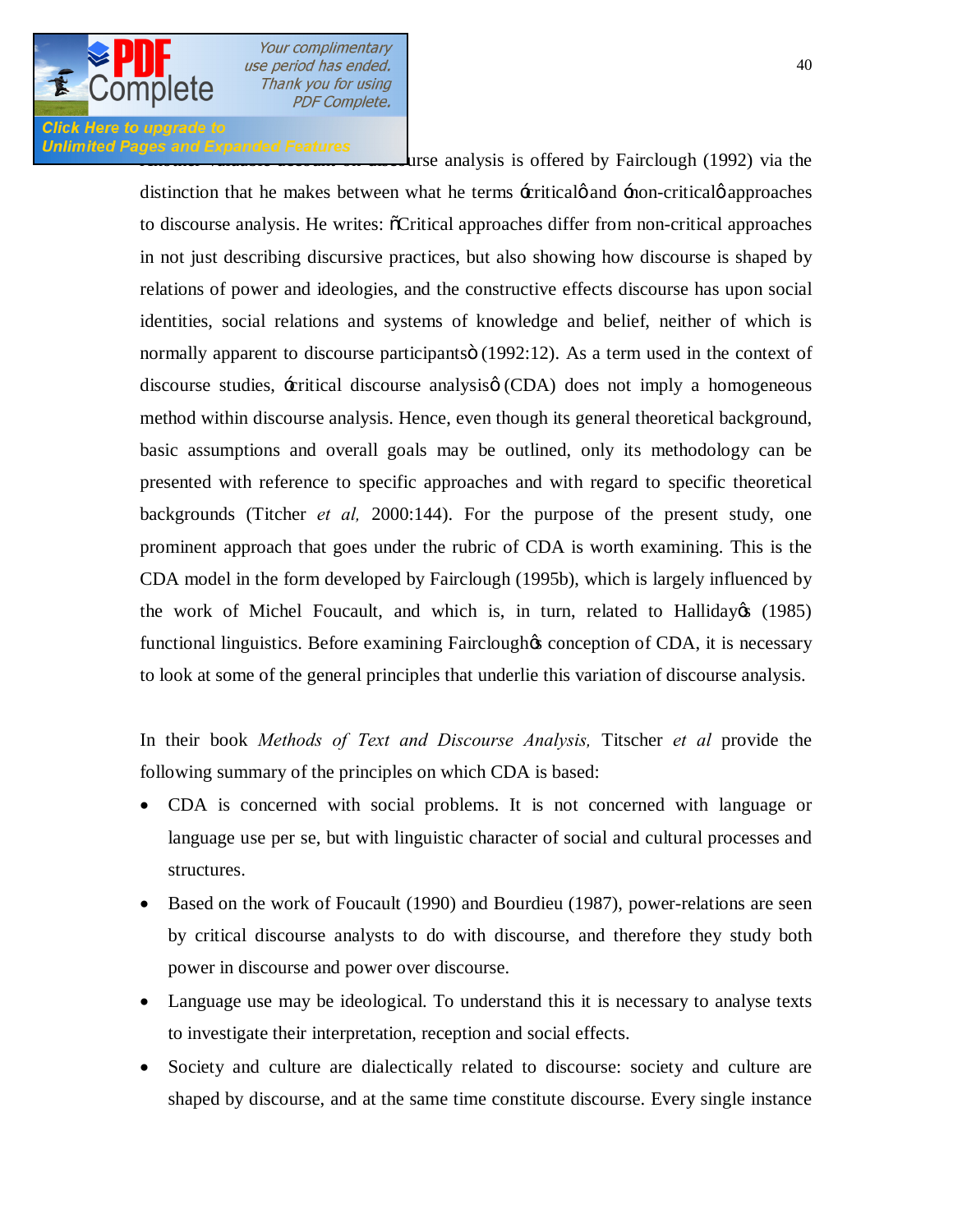...urse analysis is offered by Fairclough (1992) via the distinction that he makes between what he terms 'critical' and 'non-critical' approaches to discourse analysis. He writes: "Critical approaches differ from non-critical approaches in not just describing discursive practices, but also showing how discourse is shaped by relations of power and ideologies, and the constructive effects discourse has upon social identities, social relations and systems of knowledge and belief, neither of which is normally apparent to discourse participants" (1992:12). As a term used in the context of discourse studies, 'critical discourse analysis' (CDA) does not imply a homogeneous method within discourse analysis. Hence, even though its general theoretical background, basic assumptions and overall goals may be outlined, only its methodology can be presented with reference to specific approaches and with regard to specific theoretical backgrounds (Titcher *et al,* 2000:144). For the purpose of the present study, one prominent approach that goes under the rubric of CDA is worth examining. This is the CDA model in the form developed by Fairclough (1995b), which is largely influenced by the work of Michel Foucault, and which is, in turn, related to Halliday's (1985) functional linguistics. Before examining Fairclough's conception of CDA, it is necessary to look at some of the general principles that underlie this variation of discourse analysis.

In their book *Methods of Text and Discourse Analysis,* Titscher *et al* provide the following summary of the principles on which CDA is based:

- CDA is concerned with social problems. It is not concerned with language or language use per se, but with linguistic character of social and cultural processes and structures.
- Based on the work of Foucault (1990) and Bourdieu (1987), power-relations are seen by critical discourse analysts to do with discourse, and therefore they study both power in discourse and power over discourse.
- Language use may be ideological. To understand this it is necessary to analyse texts to investigate their interpretation, reception and social effects.
- Society and culture are dialectically related to discourse: society and culture are shaped by discourse, and at the same time constitute discourse. Every single instance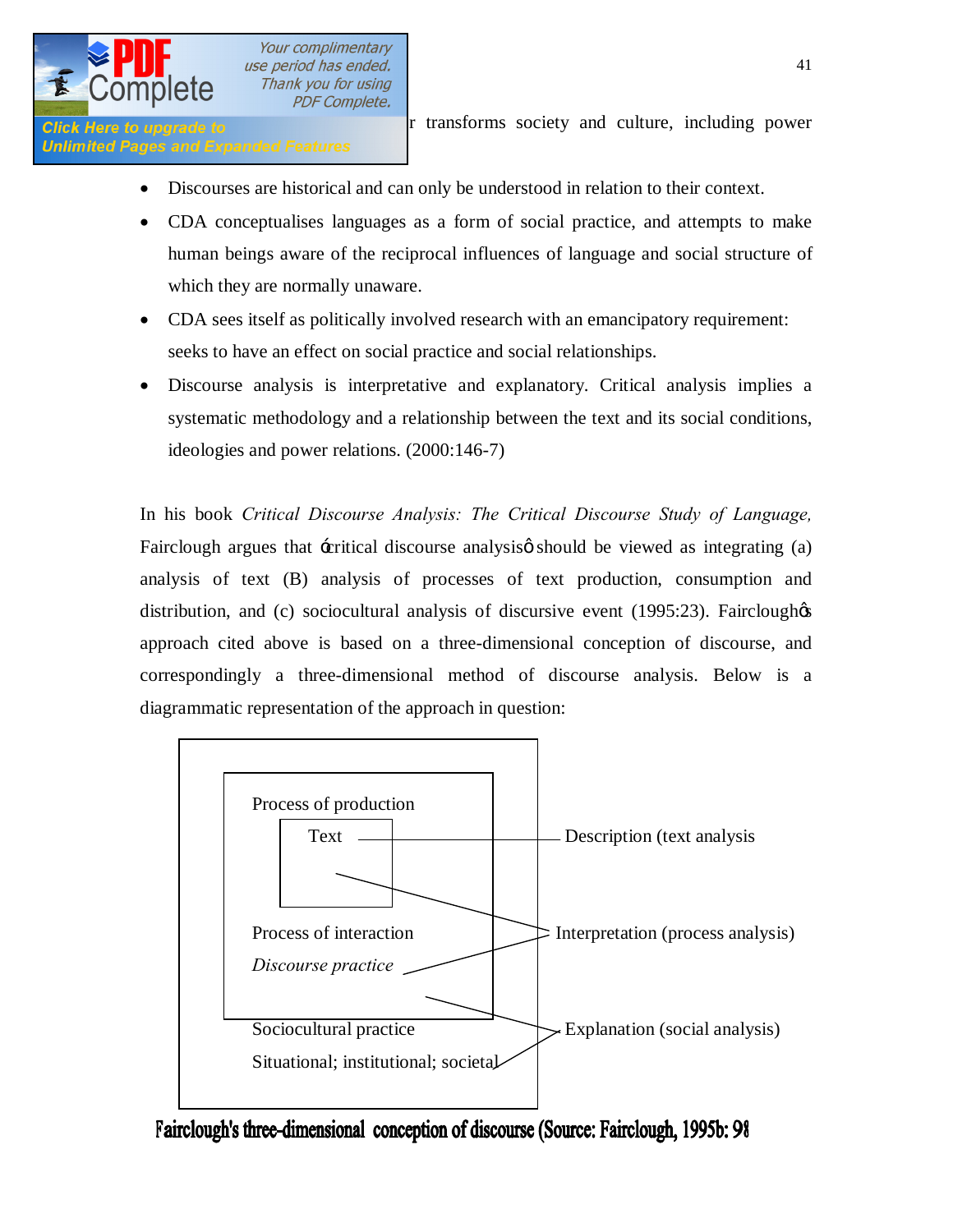r transforms society and culture, including power

- Discourses are historical and can only be understood in relation to their context.
- CDA conceptualises languages as a form of social practice, and attempts to make human beings aware of the reciprocal influences of language and social structure of which they are normally unaware.
- CDA sees itself as politically involved research with an emancipatory requirement: seeks to have an effect on social practice and social relationships.
- Discourse analysis is interpretative and explanatory. Critical analysis implies a systematic methodology and a relationship between the text and its social conditions, ideologies and power relations. (2000:146-7)

In his book *Critical Discourse Analysis: The Critical Discourse Study of Language,* Fairclough argues that ‘critical discourse analysis’ should be viewed as integrating (a) analysis of text (B) analysis of processes of text production, consumption and distribution, and (c) sociocultural analysis of discursive event (1995:23). Fairclough's approach cited above is based on a three-dimensional conception of discourse, and correspondingly a three-dimensional method of discourse analysis. Below is a diagrammatic representation of the approach in question:

Process of production

Text — Description (text analysis

Process of interaction

*Discourse practice* — Interpretation (process analysis)

Sociocultural practice

Situational; institutional; societal — Explanation (social analysis)

**Fairclough's three-dimensional conception of discourse (Source: Fairclough, 1995b: 98**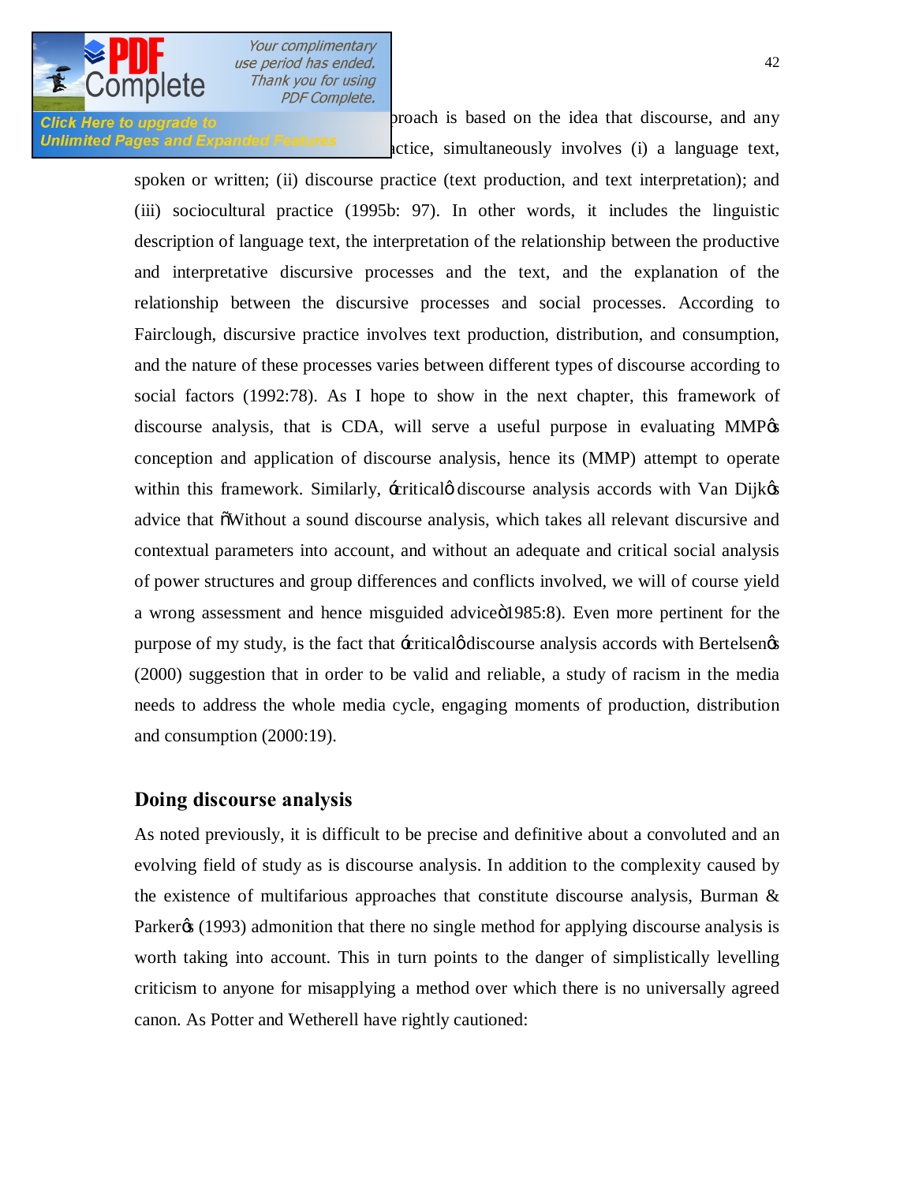proach is based on the idea that discourse, and any ctice, simultaneously involves (i) a language text, spoken or written; (ii) discourse practice (text production, and text interpretation); and (iii) sociocultural practice (1995b: 97). In other words, it includes the linguistic description of language text, the interpretation of the relationship between the productive and interpretative discursive processes and the text, and the explanation of the relationship between the discursive processes and social processes. According to Fairclough, discursive practice involves text production, distribution, and consumption, and the nature of these processes varies between different types of discourse according to social factors (1992:78). As I hope to show in the next chapter, this framework of discourse analysis, that is CDA, will serve a useful purpose in evaluating MMPꞌs conception and application of discourse analysis, hence its (MMP) attempt to operate within this framework. Similarly, ꞌcriticalꞌ discourse analysis accords with Van Dijkꞌs advice that "Without a sound discourse analysis, which takes all relevant discursive and contextual parameters into account, and without an adequate and critical social analysis of power structures and group differences and conflicts involved, we will of course yield a wrong assessment and hence misguided advice" 1985:8). Even more pertinent for the purpose of my study, is the fact that ꞌcriticalꞌ discourse analysis accords with Bertelsenꞌs (2000) suggestion that in order to be valid and reliable, a study of racism in the media needs to address the whole media cycle, engaging moments of production, distribution and consumption (2000:19).

## Doing discourse analysis

As noted previously, it is difficult to be precise and definitive about a convoluted and an evolving field of study as is discourse analysis. In addition to the complexity caused by the existence of multifarious approaches that constitute discourse analysis, Burman & Parkerꞌs (1993) admonition that there no single method for applying discourse analysis is worth taking into account. This in turn points to the danger of simplistically levelling criticism to anyone for misapplying a method over which there is no universally agreed canon. As Potter and Wetherell have rightly cautioned: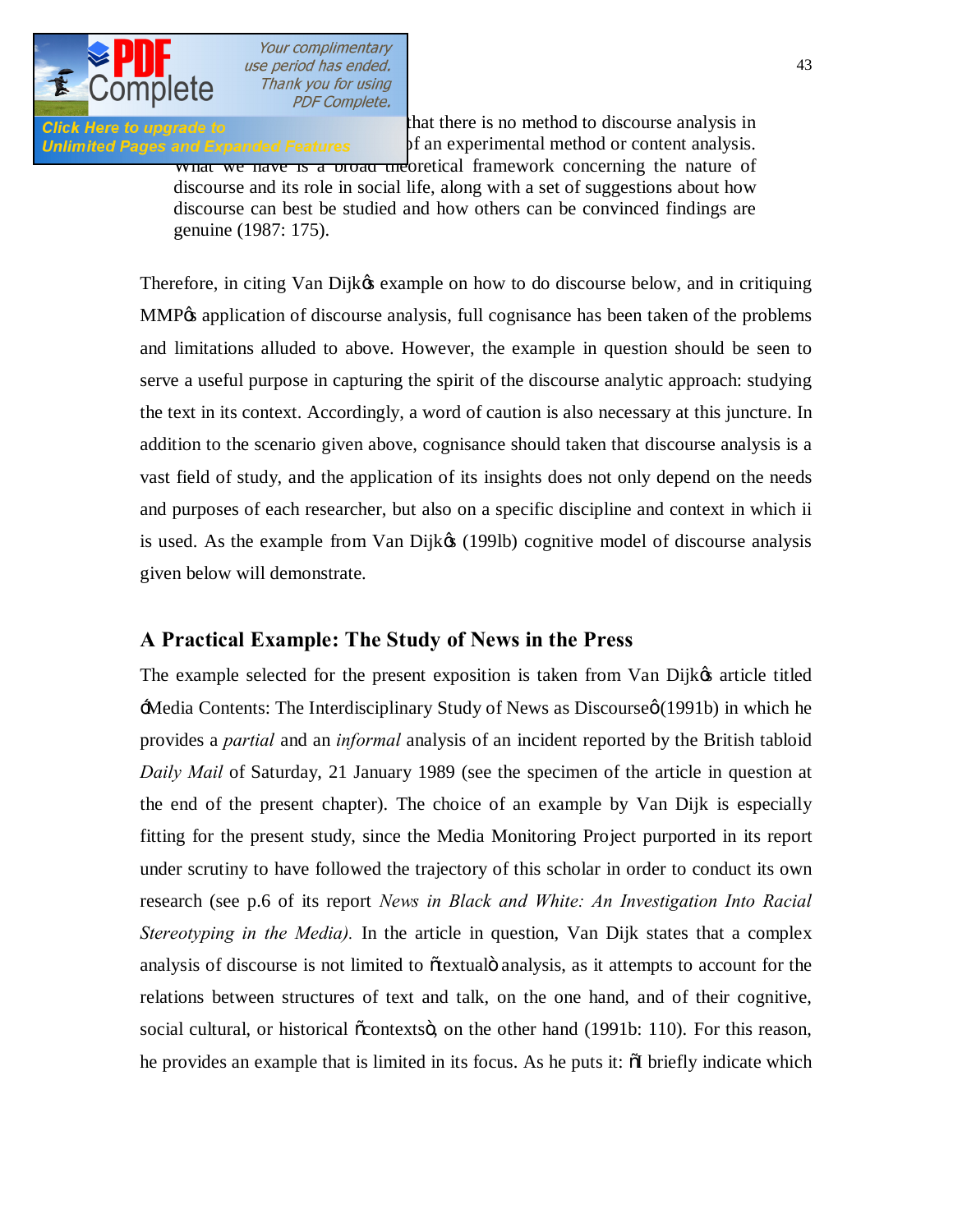that there is no method to discourse analysis in of an experimental method or content analysis. What we have is a broad theoretical framework concerning the nature of discourse and its role in social life, along with a set of suggestions about how discourse can best be studied and how others can be convinced findings are genuine (1987: 175).

Therefore, in citing Van Dijk's example on how to do discourse below, and in critiquing MMP's application of discourse analysis, full cognisance has been taken of the problems and limitations alluded to above. However, the example in question should be seen to serve a useful purpose in capturing the spirit of the discourse analytic approach: studying the text in its context. Accordingly, a word of caution is also necessary at this juncture. In addition to the scenario given above, cognisance should taken that discourse analysis is a vast field of study, and the application of its insights does not only depend on the needs and purposes of each researcher, but also on a specific discipline and context in which ii is used. As the example from Van Dijk's (199lb) cognitive model of discourse analysis given below will demonstrate.

## A Practical Example: The Study of News in the Press

The example selected for the present exposition is taken from Van Dijk's article titled 'Media Contents: The Interdisciplinary Study of News as Discourse' (1991b) in which he provides a *partial* and an *informal* analysis of an incident reported by the British tabloid *Daily Mail* of Saturday, 21 January 1989 (see the specimen of the article in question at the end of the present chapter). The choice of an example by Van Dijk is especially fitting for the present study, since the Media Monitoring Project purported in its report under scrutiny to have followed the trajectory of this scholar in order to conduct its own research (see p.6 of its report *News in Black and White: An Investigation Into Racial Stereotyping in the Media).* In the article in question, Van Dijk states that a complex analysis of discourse is not limited to "textual" analysis, as it attempts to account for the relations between structures of text and talk, on the one hand, and of their cognitive, social cultural, or historical "contexts", on the other hand (1991b: 110). For this reason, he provides an example that is limited in its focus. As he puts it: "I briefly indicate which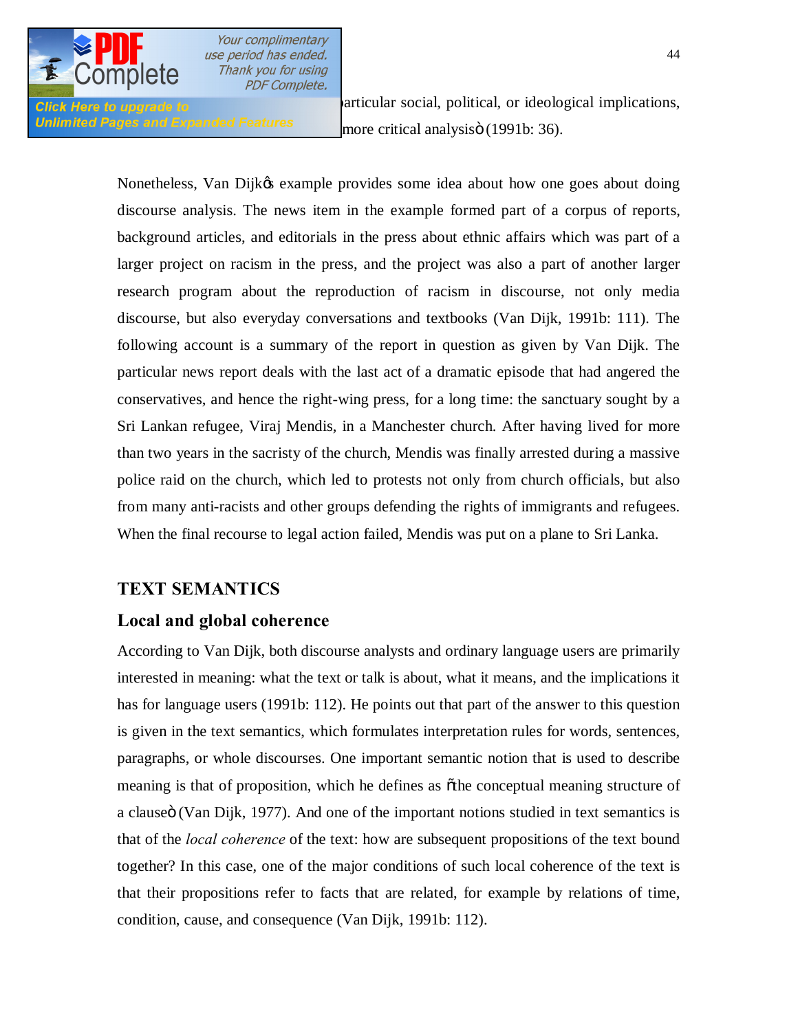particular social, political, or ideological implications, more critical analysis" (1991b: 36).

Nonetheless, Van Dijk's example provides some idea about how one goes about doing discourse analysis. The news item in the example formed part of a corpus of reports, background articles, and editorials in the press about ethnic affairs which was part of a larger project on racism in the press, and the project was also a part of another larger research program about the reproduction of racism in discourse, not only media discourse, but also everyday conversations and textbooks (Van Dijk, 1991b: 111). The following account is a summary of the report in question as given by Van Dijk. The particular news report deals with the last act of a dramatic episode that had angered the conservatives, and hence the right-wing press, for a long time: the sanctuary sought by a Sri Lankan refugee, Viraj Mendis, in a Manchester church. After having lived for more than two years in the sacristy of the church, Mendis was finally arrested during a massive police raid on the church, which led to protests not only from church officials, but also from many anti-racists and other groups defending the rights of immigrants and refugees. When the final recourse to legal action failed, Mendis was put on a plane to Sri Lanka.

## TEXT SEMANTICS

### Local and global coherence

According to Van Dijk, both discourse analysts and ordinary language users are primarily interested in meaning: what the text or talk is about, what it means, and the implications it has for language users (1991b: 112). He points out that part of the answer to this question is given in the text semantics, which formulates interpretation rules for words, sentences, paragraphs, or whole discourses. One important semantic notion that is used to describe meaning is that of proposition, which he defines as "the conceptual meaning structure of a clause" (Van Dijk, 1977). And one of the important notions studied in text semantics is that of the *local coherence* of the text: how are subsequent propositions of the text bound together? In this case, one of the major conditions of such local coherence of the text is that their propositions refer to facts that are related, for example by relations of time, condition, cause, and consequence (Van Dijk, 1991b: 112).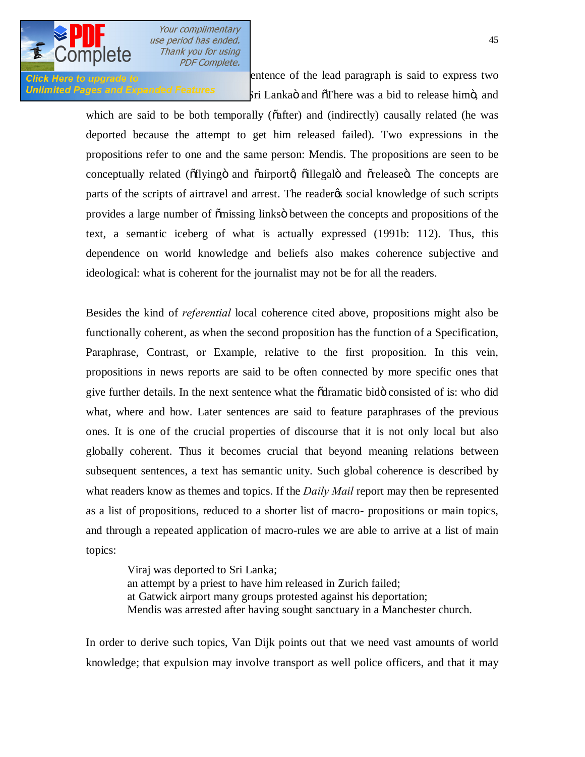entence of the lead paragraph is said to express two Sri Lanka" and "There was a bid to release him", and which are said to be both temporally ("after) and (indirectly) causally related (he was deported because the attempt to get him released failed). Two expressions in the propositions refer to one and the same person: Mendis. The propositions are seen to be conceptually related ("flying" and "airport", "illegal" and "release"). The concepts are parts of the scripts of airtravel and arrest. The reader's social knowledge of such scripts provides a large number of "missing links" between the concepts and propositions of the text, a semantic iceberg of what is actually expressed (1991b: 112). Thus, this dependence on world knowledge and beliefs also makes coherence subjective and ideological: what is coherent for the journalist may not be for all the readers.

Besides the kind of *referential* local coherence cited above, propositions might also be functionally coherent, as when the second proposition has the function of a Specification, Paraphrase, Contrast, or Example, relative to the first proposition. In this vein, propositions in news reports are said to be often connected by more specific ones that give further details. In the next sentence what the "dramatic bid" consisted of is: who did what, where and how. Later sentences are said to feature paraphrases of the previous ones. It is one of the crucial properties of discourse that it is not only local but also globally coherent. Thus it becomes crucial that beyond meaning relations between subsequent sentences, a text has semantic unity. Such global coherence is described by what readers know as themes and topics. If the *Daily Mail* report may then be represented as a list of propositions, reduced to a shorter list of macro- propositions or main topics, and through a repeated application of macro-rules we are able to arrive at a list of main topics:

> Viraj was deported to Sri Lanka;
> an attempt by a priest to have him released in Zurich failed;
> at Gatwick airport many groups protested against his deportation;
> Mendis was arrested after having sought sanctuary in a Manchester church.

In order to derive such topics, Van Dijk points out that we need vast amounts of world knowledge; that expulsion may involve transport as well police officers, and that it may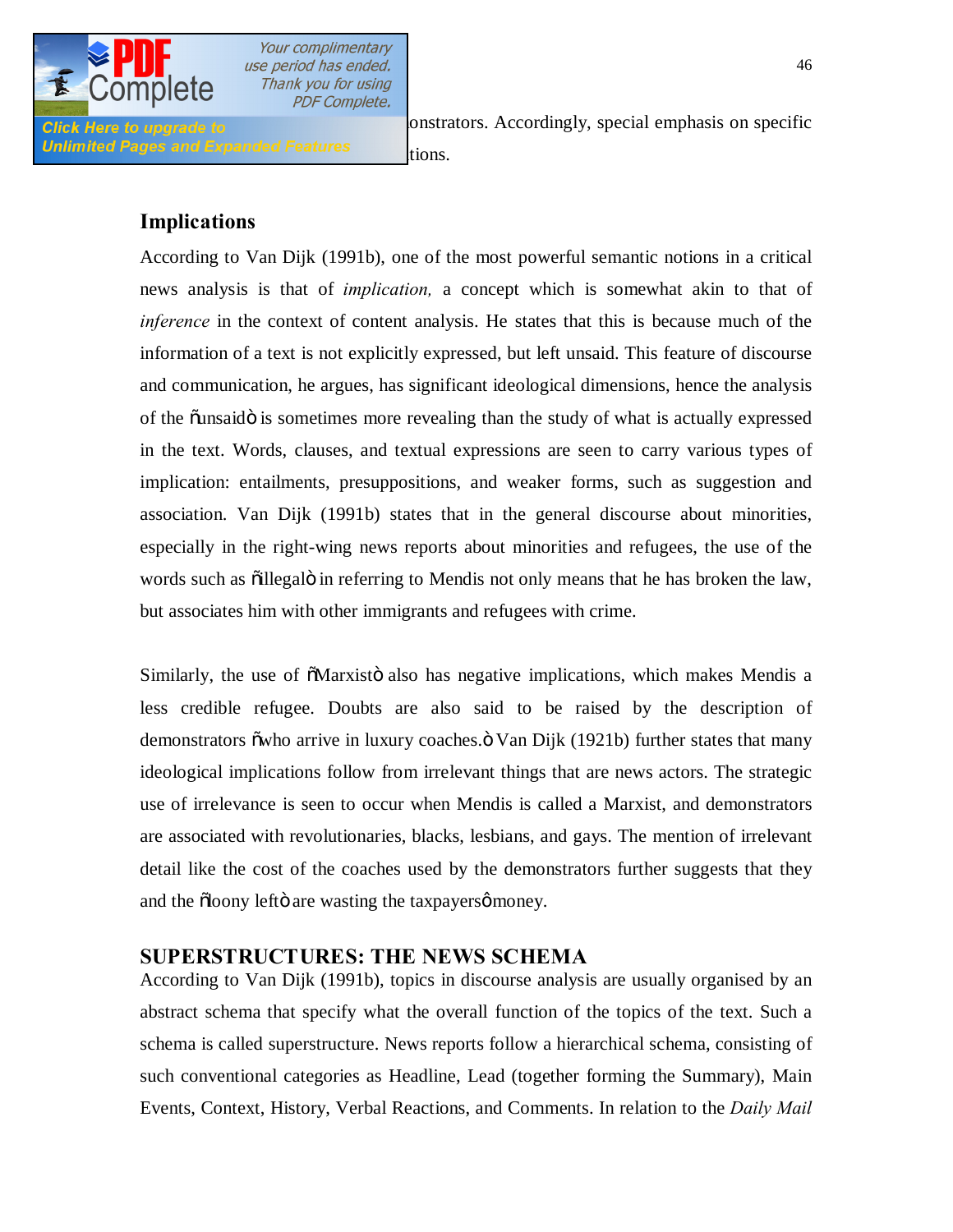onstrators. Accordingly, special emphasis on specific tions.

## Implications

According to Van Dijk (1991b), one of the most powerful semantic notions in a critical news analysis is that of *implication,* a concept which is somewhat akin to that of *inference* in the context of content analysis. He states that this is because much of the information of a text is not explicitly expressed, but left unsaid. This feature of discourse and communication, he argues, has significant ideological dimensions, hence the analysis of the "unsaid" is sometimes more revealing than the study of what is actually expressed in the text. Words, clauses, and textual expressions are seen to carry various types of implication: entailments, presuppositions, and weaker forms, such as suggestion and association. Van Dijk (1991b) states that in the general discourse about minorities, especially in the right-wing news reports about minorities and refugees, the use of the words such as "illegal" in referring to Mendis not only means that he has broken the law, but associates him with other immigrants and refugees with crime.

Similarly, the use of "Marxist" also has negative implications, which makes Mendis a less credible refugee. Doubts are also said to be raised by the description of demonstrators "who arrive in luxury coaches." Van Dijk (1921b) further states that many ideological implications follow from irrelevant things that are news actors. The strategic use of irrelevance is seen to occur when Mendis is called a Marxist, and demonstrators are associated with revolutionaries, blacks, lesbians, and gays. The mention of irrelevant detail like the cost of the coaches used by the demonstrators further suggests that they and the "loony left" are wasting the taxpayers' money.

## SUPERSTRUCTURES: THE NEWS SCHEMA

According to Van Dijk (1991b), topics in discourse analysis are usually organised by an abstract schema that specify what the overall function of the topics of the text. Such a schema is called superstructure. News reports follow a hierarchical schema, consisting of such conventional categories as Headline, Lead (together forming the Summary), Main Events, Context, History, Verbal Reactions, and Comments. In relation to the *Daily Mail*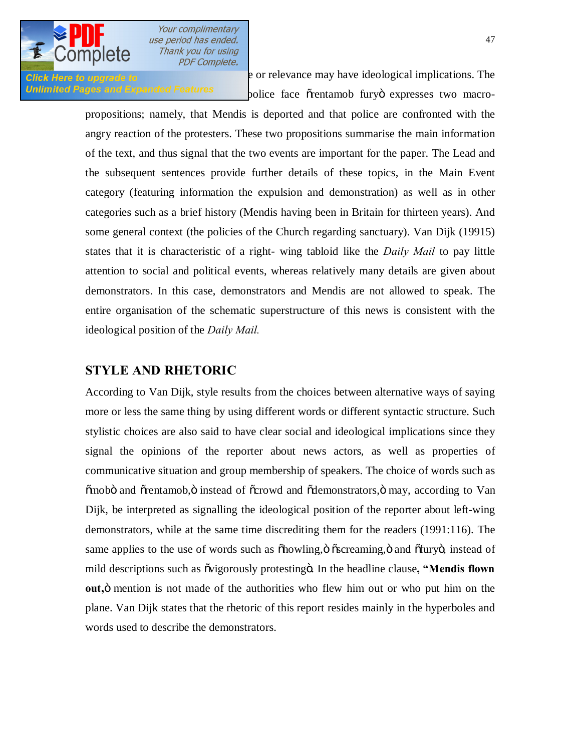e or relevance may have ideological implications. The police face "rentamob fury" expresses two macro-propositions; namely, that Mendis is deported and that police are confronted with the angry reaction of the protesters. These two propositions summarise the main information of the text, and thus signal that the two events are important for the paper. The Lead and the subsequent sentences provide further details of these topics, in the Main Event category (featuring information the expulsion and demonstration) as well as in other categories such as a brief history (Mendis having been in Britain for thirteen years). And some general context (the policies of the Church regarding sanctuary). Van Dijk (19915) states that it is characteristic of a right- wing tabloid like the *Daily Mail* to pay little attention to social and political events, whereas relatively many details are given about demonstrators. In this case, demonstrators and Mendis are not allowed to speak. The entire organisation of the schematic superstructure of this news is consistent with the ideological position of the *Daily Mail.*

## STYLE AND RHETORIC

According to Van Dijk, style results from the choices between alternative ways of saying more or less the same thing by using different words or different syntactic structure. Such stylistic choices are also said to have clear social and ideological implications since they signal the opinions of the reporter about news actors, as well as properties of communicative situation and group membership of speakers. The choice of words such as "mob" and "rentamob," instead of "crowd and "demonstrators," may, according to Van Dijk, be interpreted as signalling the ideological position of the reporter about left-wing demonstrators, while at the same time discrediting them for the readers (1991:116). The same applies to the use of words such as "howling," "screaming," and "fury", instead of mild descriptions such as "vigorously protesting". In the headline clause**, "Mendis flown out,"** mention is not made of the authorities who flew him out or who put him on the plane. Van Dijk states that the rhetoric of this report resides mainly in the hyperboles and words used to describe the demonstrators.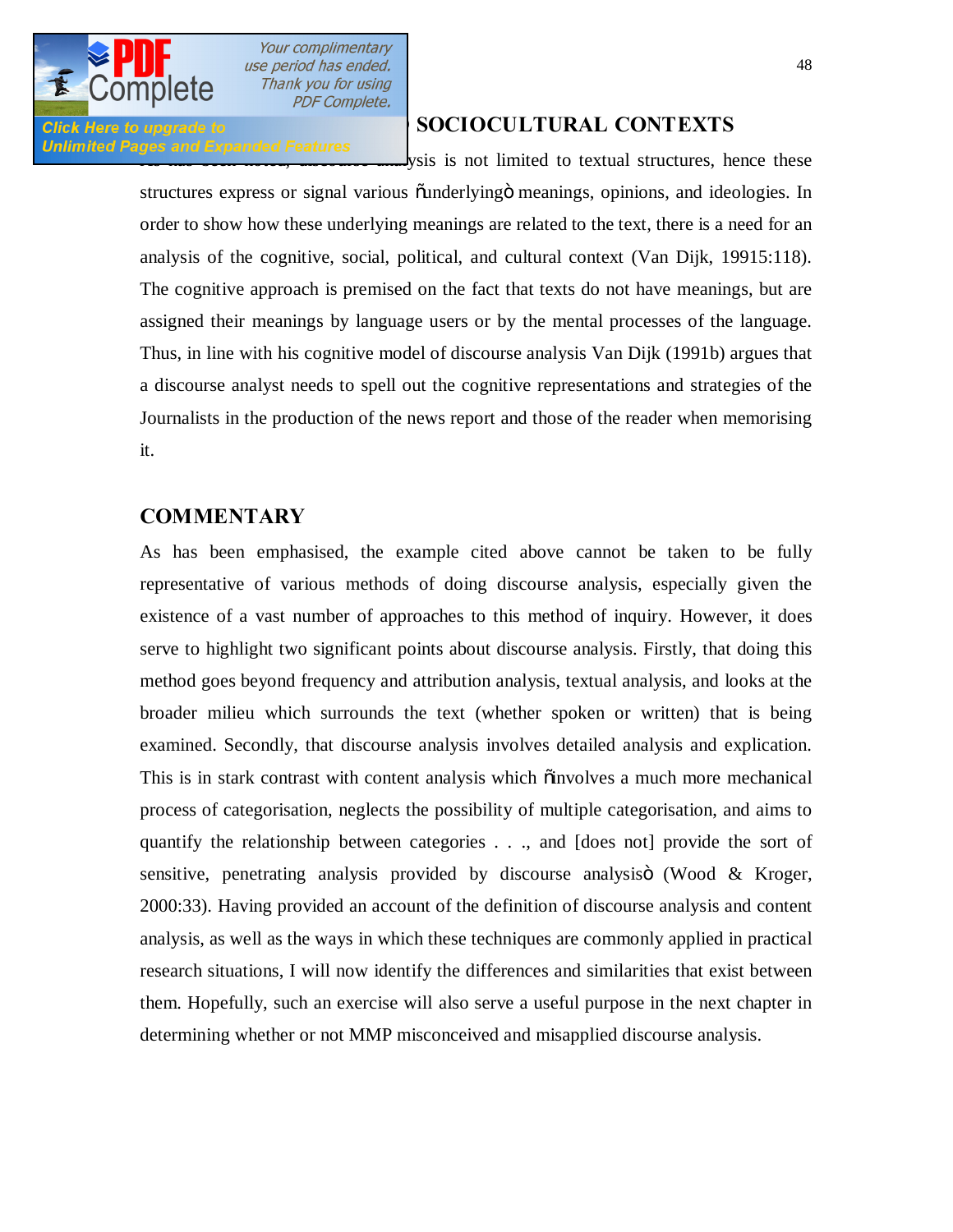## SOCIOCULTURAL CONTEXTS

ysis is not limited to textual structures, hence these structures express or signal various "underlying" meanings, opinions, and ideologies. In order to show how these underlying meanings are related to the text, there is a need for an analysis of the cognitive, social, political, and cultural context (Van Dijk, 19915:118). The cognitive approach is premised on the fact that texts do not have meanings, but are assigned their meanings by language users or by the mental processes of the language. Thus, in line with his cognitive model of discourse analysis Van Dijk (1991b) argues that a discourse analyst needs to spell out the cognitive representations and strategies of the Journalists in the production of the news report and those of the reader when memorising it.

## COMMENTARY

As has been emphasised, the example cited above cannot be taken to be fully representative of various methods of doing discourse analysis, especially given the existence of a vast number of approaches to this method of inquiry. However, it does serve to highlight two significant points about discourse analysis. Firstly, that doing this method goes beyond frequency and attribution analysis, textual analysis, and looks at the broader milieu which surrounds the text (whether spoken or written) that is being examined. Secondly, that discourse analysis involves detailed analysis and explication. This is in stark contrast with content analysis which "involves a much more mechanical process of categorisation, neglects the possibility of multiple categorisation, and aims to quantify the relationship between categories . . ., and [does not] provide the sort of sensitive, penetrating analysis provided by discourse analysis" (Wood & Kroger, 2000:33). Having provided an account of the definition of discourse analysis and content analysis, as well as the ways in which these techniques are commonly applied in practical research situations, I will now identify the differences and similarities that exist between them. Hopefully, such an exercise will also serve a useful purpose in the next chapter in determining whether or not MMP misconceived and misapplied discourse analysis.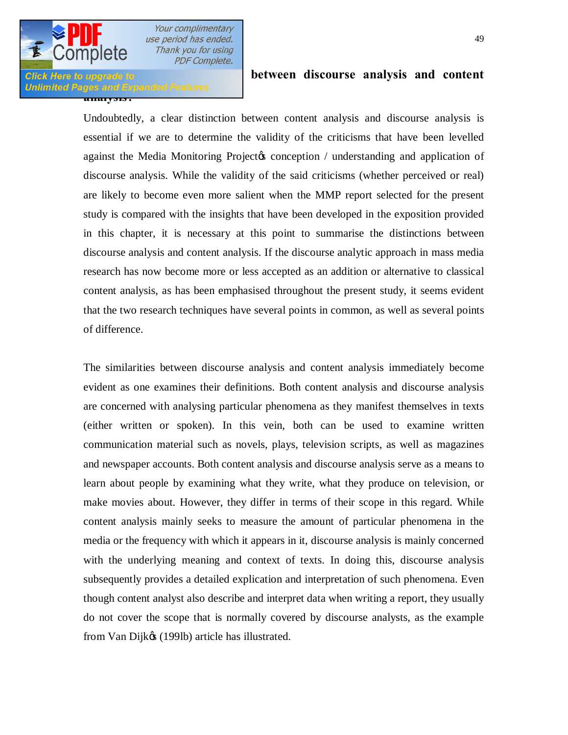**between discourse analysis and content analysis?**

Undoubtedly, a clear distinction between content analysis and discourse analysis is essential if we are to determine the validity of the criticisms that have been levelled against the Media Monitoring Project's conception / understanding and application of discourse analysis. While the validity of the said criticisms (whether perceived or real) are likely to become even more salient when the MMP report selected for the present study is compared with the insights that have been developed in the exposition provided in this chapter, it is necessary at this point to summarise the distinctions between discourse analysis and content analysis. If the discourse analytic approach in mass media research has now become more or less accepted as an addition or alternative to classical content analysis, as has been emphasised throughout the present study, it seems evident that the two research techniques have several points in common, as well as several points of difference.

The similarities between discourse analysis and content analysis immediately become evident as one examines their definitions. Both content analysis and discourse analysis are concerned with analysing particular phenomena as they manifest themselves in texts (either written or spoken). In this vein, both can be used to examine written communication material such as novels, plays, television scripts, as well as magazines and newspaper accounts. Both content analysis and discourse analysis serve as a means to learn about people by examining what they write, what they produce on television, or make movies about. However, they differ in terms of their scope in this regard. While content analysis mainly seeks to measure the amount of particular phenomena in the media or the frequency with which it appears in it, discourse analysis is mainly concerned with the underlying meaning and context of texts. In doing this, discourse analysis subsequently provides a detailed explication and interpretation of such phenomena. Even though content analyst also describe and interpret data when writing a report, they usually do not cover the scope that is normally covered by discourse analysts, as the example from Van Dijk's (199lb) article has illustrated.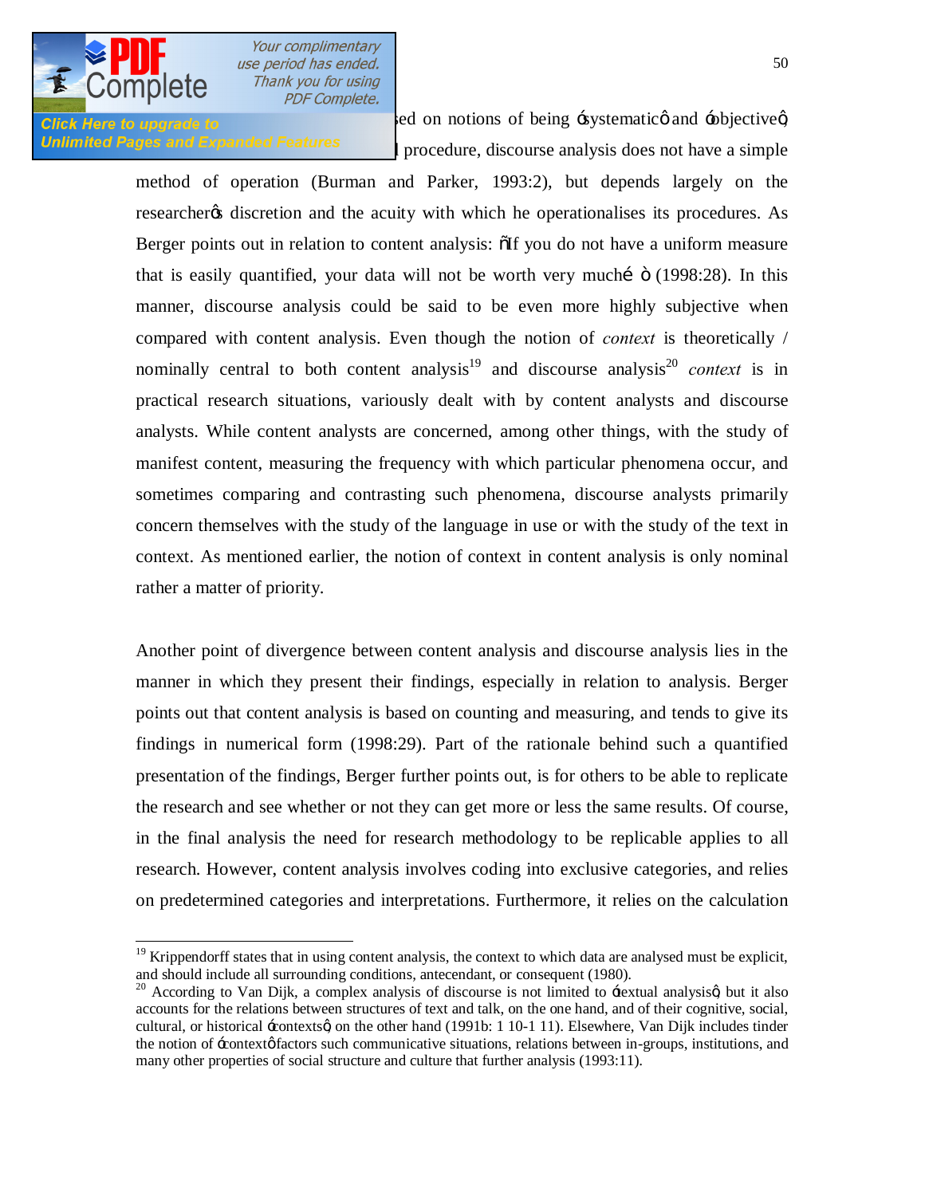sed on notions of being 'systematic' and 'objective', procedure, discourse analysis does not have a simple method of operation (Burman and Parker, 1993:2), but depends largely on the researcher's discretion and the acuity with which he operationalises its procedures. As Berger points out in relation to content analysis: "If you do not have a uniform measure that is easily quantified, your data will not be worth very much…" (1998:28). In this manner, discourse analysis could be said to be even more highly subjective when compared with content analysis. Even though the notion of *context* is theoretically / nominally central to both content analysis[19] and discourse analysis[20] *context* is in practical research situations, variously dealt with by content analysts and discourse analysts. While content analysts are concerned, among other things, with the study of manifest content, measuring the frequency with which particular phenomena occur, and sometimes comparing and contrasting such phenomena, discourse analysts primarily concern themselves with the study of the language in use or with the study of the text in context. As mentioned earlier, the notion of context in content analysis is only nominal rather a matter of priority.

Another point of divergence between content analysis and discourse analysis lies in the manner in which they present their findings, especially in relation to analysis. Berger points out that content analysis is based on counting and measuring, and tends to give its findings in numerical form (1998:29). Part of the rationale behind such a quantified presentation of the findings, Berger further points out, is for others to be able to replicate the research and see whether or not they can get more or less the same results. Of course, in the final analysis the need for research methodology to be replicable applies to all research. However, content analysis involves coding into exclusive categories, and relies on predetermined categories and interpretations. Furthermore, it relies on the calculation

---

[19] Krippendorff states that in using content analysis, the context to which data are analysed must be explicit, and should include all surrounding conditions, antecendant, or consequent (1980).

[20] According to Van Dijk, a complex analysis of discourse is not limited to 'textual analysis', but it also accounts for the relations between structures of text and talk, on the one hand, and of their cognitive, social, cultural, or historical 'contexts', on the other hand (1991b: 1 10-1 11). Elsewhere, Van Dijk includes tinder the notion of 'context' factors such communicative situations, relations between in-groups, institutions, and many other properties of social structure and culture that further analysis (1993:11).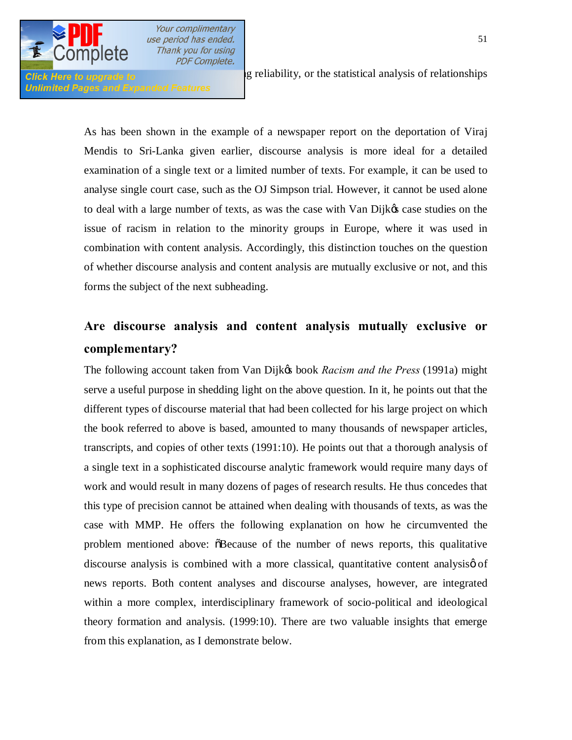g reliability, or the statistical analysis of relationships

As has been shown in the example of a newspaper report on the deportation of Viraj Mendis to Sri-Lanka given earlier, discourse analysis is more ideal for a detailed examination of a single text or a limited number of texts. For example, it can be used to analyse single court case, such as the OJ Simpson trial. However, it cannot be used alone to deal with a large number of texts, as was the case with Van Dijk's case studies on the issue of racism in relation to the minority groups in Europe, where it was used in combination with content analysis. Accordingly, this distinction touches on the question of whether discourse analysis and content analysis are mutually exclusive or not, and this forms the subject of the next subheading.

## Are discourse analysis and content analysis mutually exclusive or complementary?

The following account taken from Van Dijk's book *Racism and the Press* (1991a) might serve a useful purpose in shedding light on the above question. In it, he points out that the different types of discourse material that had been collected for his large project on which the book referred to above is based, amounted to many thousands of newspaper articles, transcripts, and copies of other texts (1991:10). He points out that a thorough analysis of a single text in a sophisticated discourse analytic framework would require many days of work and would result in many dozens of pages of research results. He thus concedes that this type of precision cannot be attained when dealing with thousands of texts, as was the case with MMP. He offers the following explanation on how he circumvented the problem mentioned above: "Because of the number of news reports, this qualitative discourse analysis is combined with a more classical, quantitative content analysis" of news reports. Both content analyses and discourse analyses, however, are integrated within a more complex, interdisciplinary framework of socio-political and ideological theory formation and analysis. (1999:10). There are two valuable insights that emerge from this explanation, as I demonstrate below.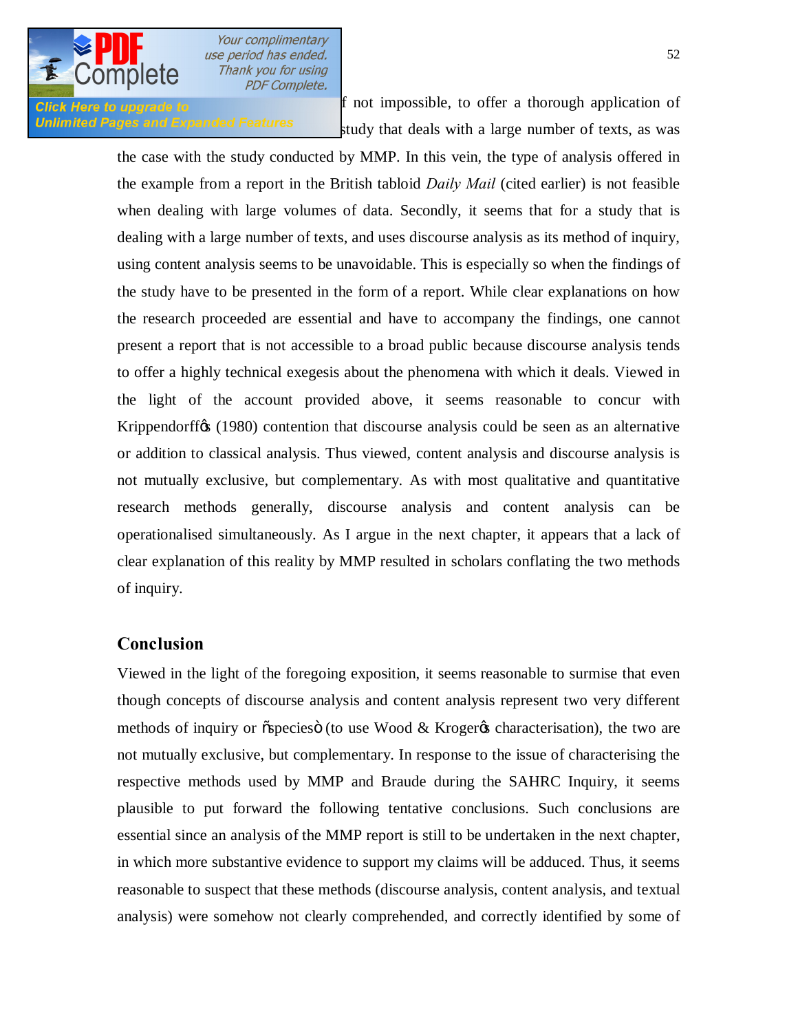f not impossible, to offer a thorough application of study that deals with a large number of texts, as was the case with the study conducted by MMP. In this vein, the type of analysis offered in the example from a report in the British tabloid *Daily Mail* (cited earlier) is not feasible when dealing with large volumes of data. Secondly, it seems that for a study that is dealing with a large number of texts, and uses discourse analysis as its method of inquiry, using content analysis seems to be unavoidable. This is especially so when the findings of the study have to be presented in the form of a report. While clear explanations on how the research proceeded are essential and have to accompany the findings, one cannot present a report that is not accessible to a broad public because discourse analysis tends to offer a highly technical exegesis about the phenomena with which it deals. Viewed in the light of the account provided above, it seems reasonable to concur with Krippendorff's (1980) contention that discourse analysis could be seen as an alternative or addition to classical analysis. Thus viewed, content analysis and discourse analysis is not mutually exclusive, but complementary. As with most qualitative and quantitative research methods generally, discourse analysis and content analysis can be operationalised simultaneously. As I argue in the next chapter, it appears that a lack of clear explanation of this reality by MMP resulted in scholars conflating the two methods of inquiry.

## Conclusion

Viewed in the light of the foregoing exposition, it seems reasonable to surmise that even though concepts of discourse analysis and content analysis represent two very different methods of inquiry or "species" (to use Wood & Kroger's characterisation), the two are not mutually exclusive, but complementary. In response to the issue of characterising the respective methods used by MMP and Braude during the SAHRC Inquiry, it seems plausible to put forward the following tentative conclusions. Such conclusions are essential since an analysis of the MMP report is still to be undertaken in the next chapter, in which more substantive evidence to support my claims will be adduced. Thus, it seems reasonable to suspect that these methods (discourse analysis, content analysis, and textual analysis) were somehow not clearly comprehended, and correctly identified by some of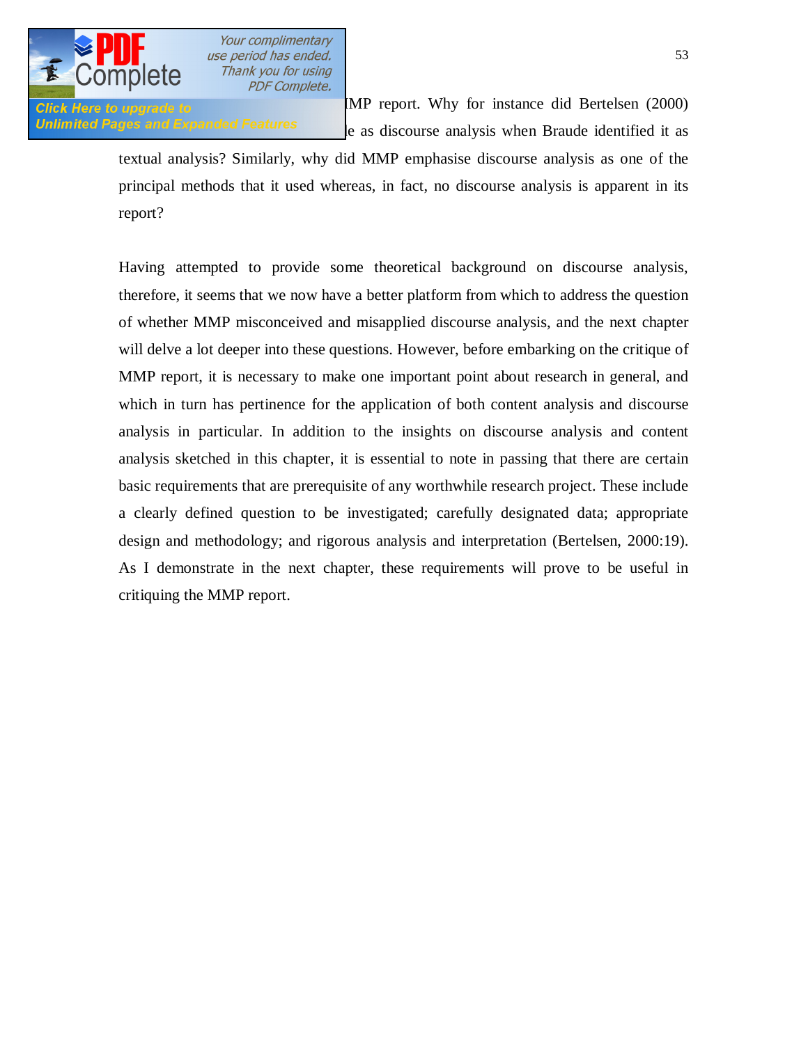MP report. Why for instance did Bertelsen (2000) e as discourse analysis when Braude identified it as textual analysis? Similarly, why did MMP emphasise discourse analysis as one of the principal methods that it used whereas, in fact, no discourse analysis is apparent in its report?

Having attempted to provide some theoretical background on discourse analysis, therefore, it seems that we now have a better platform from which to address the question of whether MMP misconceived and misapplied discourse analysis, and the next chapter will delve a lot deeper into these questions. However, before embarking on the critique of MMP report, it is necessary to make one important point about research in general, and which in turn has pertinence for the application of both content analysis and discourse analysis in particular. In addition to the insights on discourse analysis and content analysis sketched in this chapter, it is essential to note in passing that there are certain basic requirements that are prerequisite of any worthwhile research project. These include a clearly defined question to be investigated; carefully designated data; appropriate design and methodology; and rigorous analysis and interpretation (Bertelsen, 2000:19). As I demonstrate in the next chapter, these requirements will prove to be useful in critiquing the MMP report.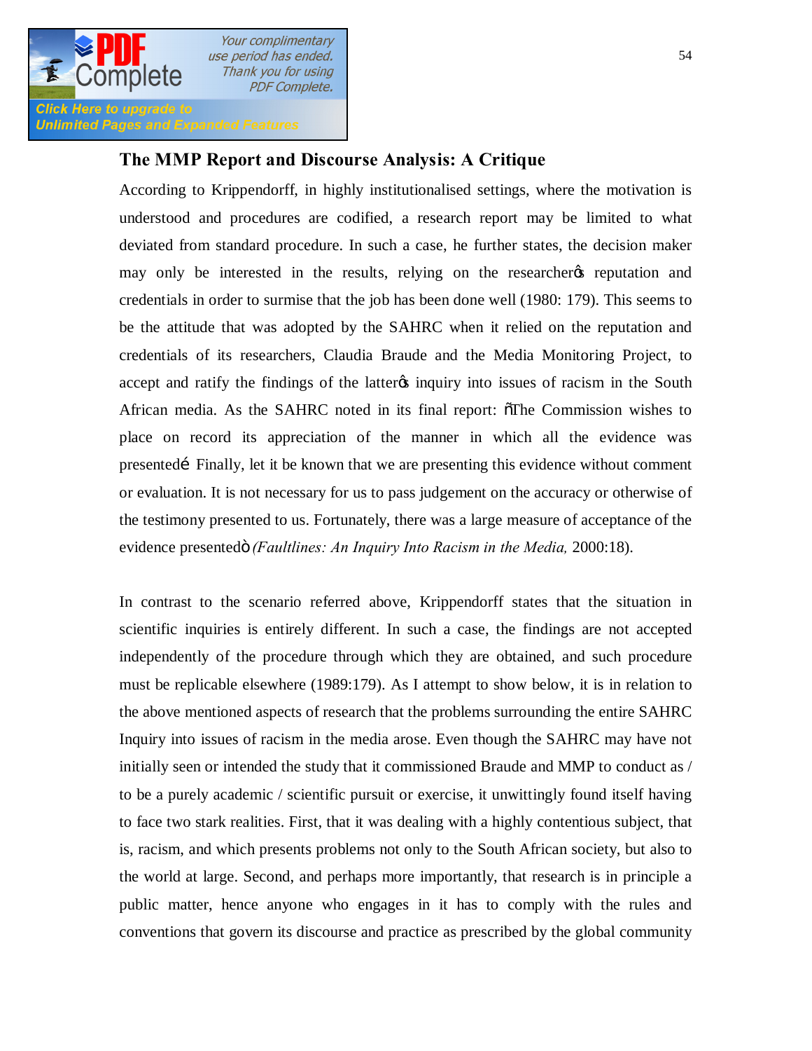## The MMP Report and Discourse Analysis: A Critique

According to Krippendorff, in highly institutionalised settings, where the motivation is understood and procedures are codified, a research report may be limited to what deviated from standard procedure. In such a case, he further states, the decision maker may only be interested in the results, relying on the researcher's reputation and credentials in order to surmise that the job has been done well (1980: 179). This seems to be the attitude that was adopted by the SAHRC when it relied on the reputation and credentials of its researchers, Claudia Braude and the Media Monitoring Project, to accept and ratify the findings of the latter's inquiry into issues of racism in the South African media. As the SAHRC noted in its final report: "The Commission wishes to place on record its appreciation of the manner in which all the evidence was presented… Finally, let it be known that we are presenting this evidence without comment or evaluation. It is not necessary for us to pass judgement on the accuracy or otherwise of the testimony presented to us. Fortunately, there was a large measure of acceptance of the evidence presented" *(Faultlines: An Inquiry Into Racism in the Media,* 2000:18).

In contrast to the scenario referred above, Krippendorff states that the situation in scientific inquiries is entirely different. In such a case, the findings are not accepted independently of the procedure through which they are obtained, and such procedure must be replicable elsewhere (1989:179). As I attempt to show below, it is in relation to the above mentioned aspects of research that the problems surrounding the entire SAHRC Inquiry into issues of racism in the media arose. Even though the SAHRC may have not initially seen or intended the study that it commissioned Braude and MMP to conduct as / to be a purely academic / scientific pursuit or exercise, it unwittingly found itself having to face two stark realities. First, that it was dealing with a highly contentious subject, that is, racism, and which presents problems not only to the South African society, but also to the world at large. Second, and perhaps more importantly, that research is in principle a public matter, hence anyone who engages in it has to comply with the rules and conventions that govern its discourse and practice as prescribed by the global community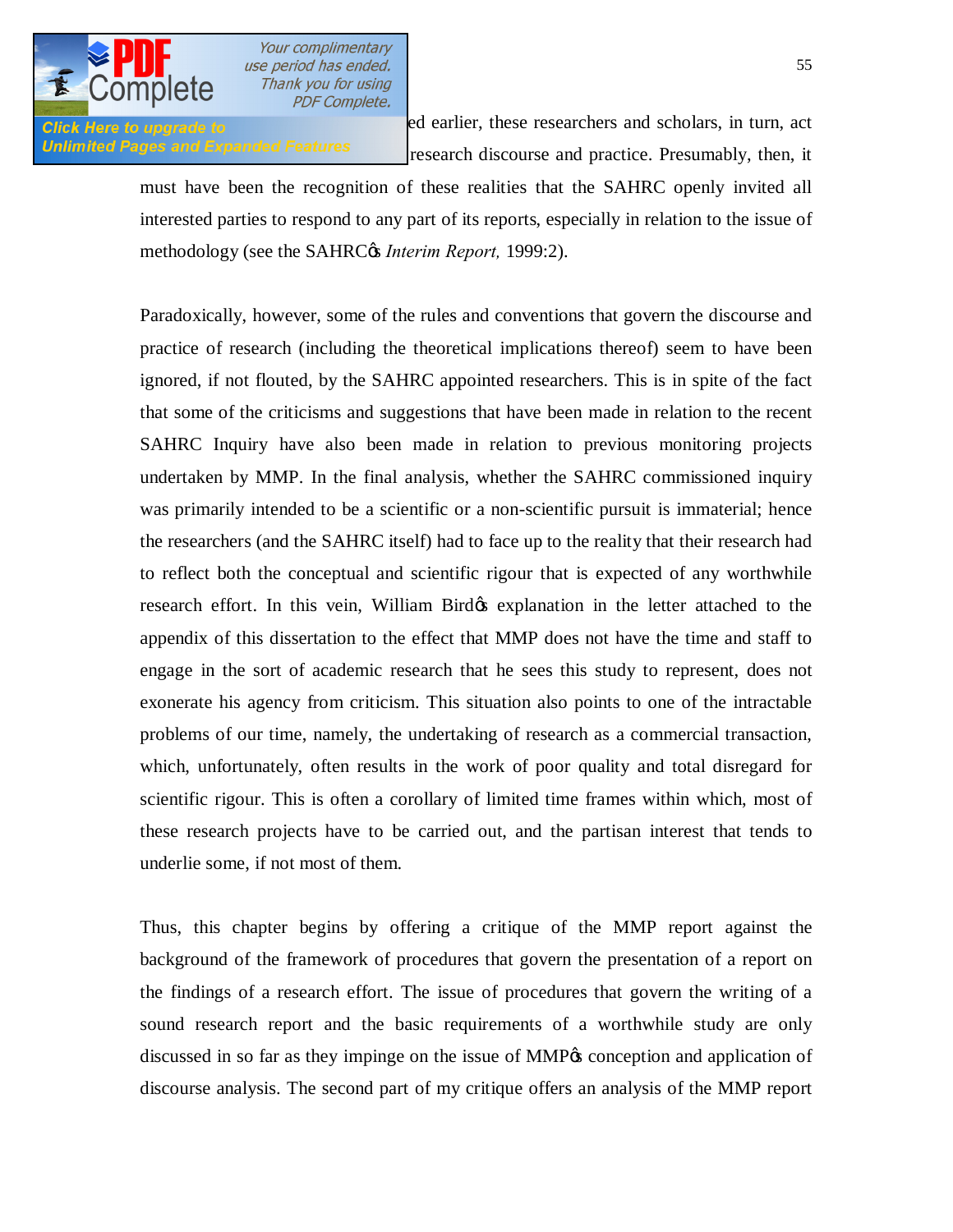ed earlier, these researchers and scholars, in turn, act research discourse and practice. Presumably, then, it must have been the recognition of these realities that the SAHRC openly invited all interested parties to respond to any part of its reports, especially in relation to the issue of methodology (see the SAHRC's *Interim Report,* 1999:2).

Paradoxically, however, some of the rules and conventions that govern the discourse and practice of research (including the theoretical implications thereof) seem to have been ignored, if not flouted, by the SAHRC appointed researchers. This is in spite of the fact that some of the criticisms and suggestions that have been made in relation to the recent SAHRC Inquiry have also been made in relation to previous monitoring projects undertaken by MMP. In the final analysis, whether the SAHRC commissioned inquiry was primarily intended to be a scientific or a non-scientific pursuit is immaterial; hence the researchers (and the SAHRC itself) had to face up to the reality that their research had to reflect both the conceptual and scientific rigour that is expected of any worthwhile research effort. In this vein, William Bird's explanation in the letter attached to the appendix of this dissertation to the effect that MMP does not have the time and staff to engage in the sort of academic research that he sees this study to represent, does not exonerate his agency from criticism. This situation also points to one of the intractable problems of our time, namely, the undertaking of research as a commercial transaction, which, unfortunately, often results in the work of poor quality and total disregard for scientific rigour. This is often a corollary of limited time frames within which, most of these research projects have to be carried out, and the partisan interest that tends to underlie some, if not most of them.

Thus, this chapter begins by offering a critique of the MMP report against the background of the framework of procedures that govern the presentation of a report on the findings of a research effort. The issue of procedures that govern the writing of a sound research report and the basic requirements of a worthwhile study are only discussed in so far as they impinge on the issue of MMP's conception and application of discourse analysis. The second part of my critique offers an analysis of the MMP report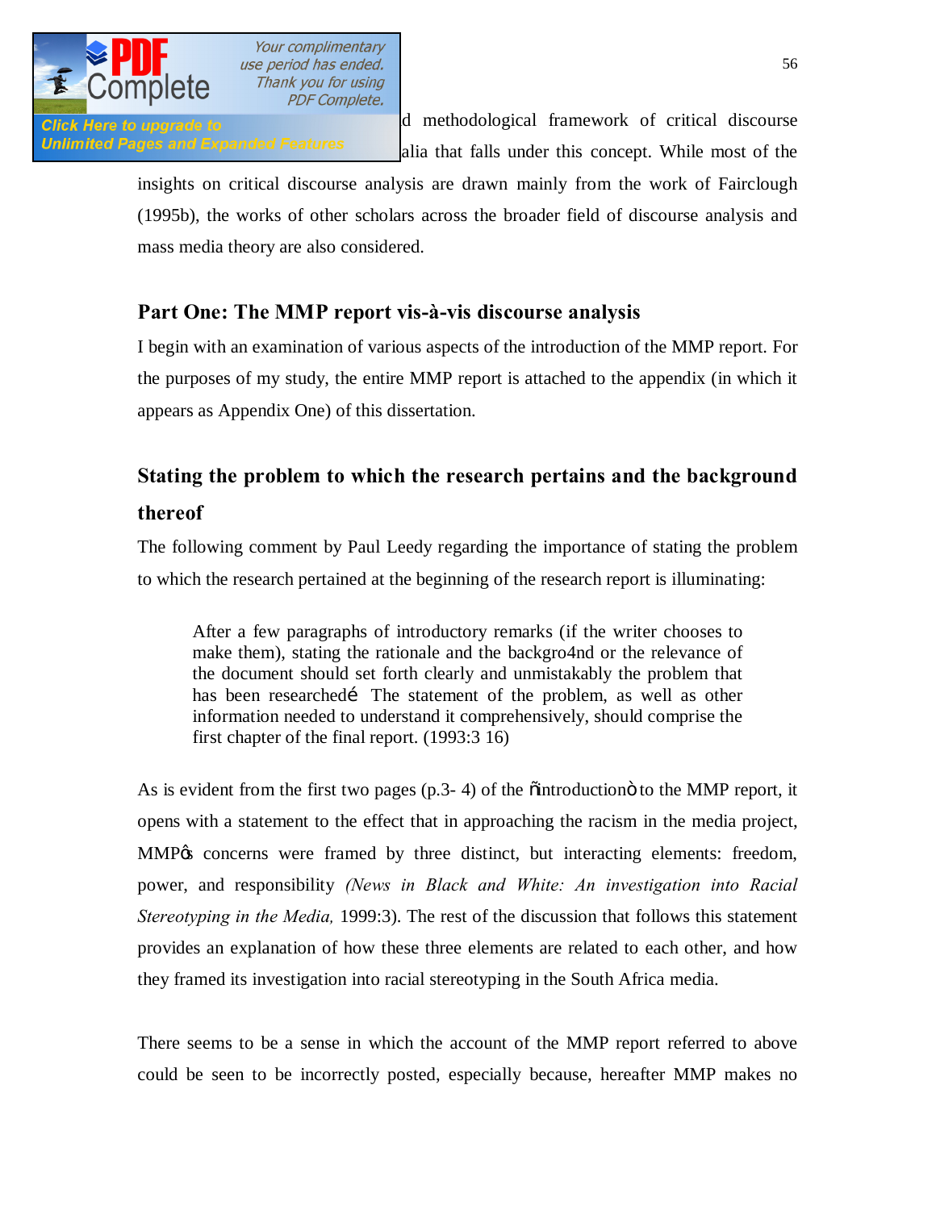d methodological framework of critical discourse alia that falls under this concept. While most of the insights on critical discourse analysis are drawn mainly from the work of Fairclough (1995b), the works of other scholars across the broader field of discourse analysis and mass media theory are also considered.

## Part One: The MMP report vis-à-vis discourse analysis

I begin with an examination of various aspects of the introduction of the MMP report. For the purposes of my study, the entire MMP report is attached to the appendix (in which it appears as Appendix One) of this dissertation.

## Stating the problem to which the research pertains and the background thereof

The following comment by Paul Leedy regarding the importance of stating the problem to which the research pertained at the beginning of the research report is illuminating:

> After a few paragraphs of introductory remarks (if the writer chooses to make them), stating the rationale and the backgro4nd or the relevance of the document should set forth clearly and unmistakably the problem that has been researchedí The statement of the problem, as well as other information needed to understand it comprehensively, should comprise the first chapter of the final report. (1993:3 16)

As is evident from the first two pages (p.3- 4) of the õintroductionö to the MMP report, it opens with a statement to the effect that in approaching the racism in the media project, MMPøs concerns were framed by three distinct, but interacting elements: freedom, power, and responsibility *(News in Black and White: An investigation into Racial Stereotyping in the Media,* 1999:3). The rest of the discussion that follows this statement provides an explanation of how these three elements are related to each other, and how they framed its investigation into racial stereotyping in the South Africa media.

There seems to be a sense in which the account of the MMP report referred to above could be seen to be incorrectly posted, especially because, hereafter MMP makes no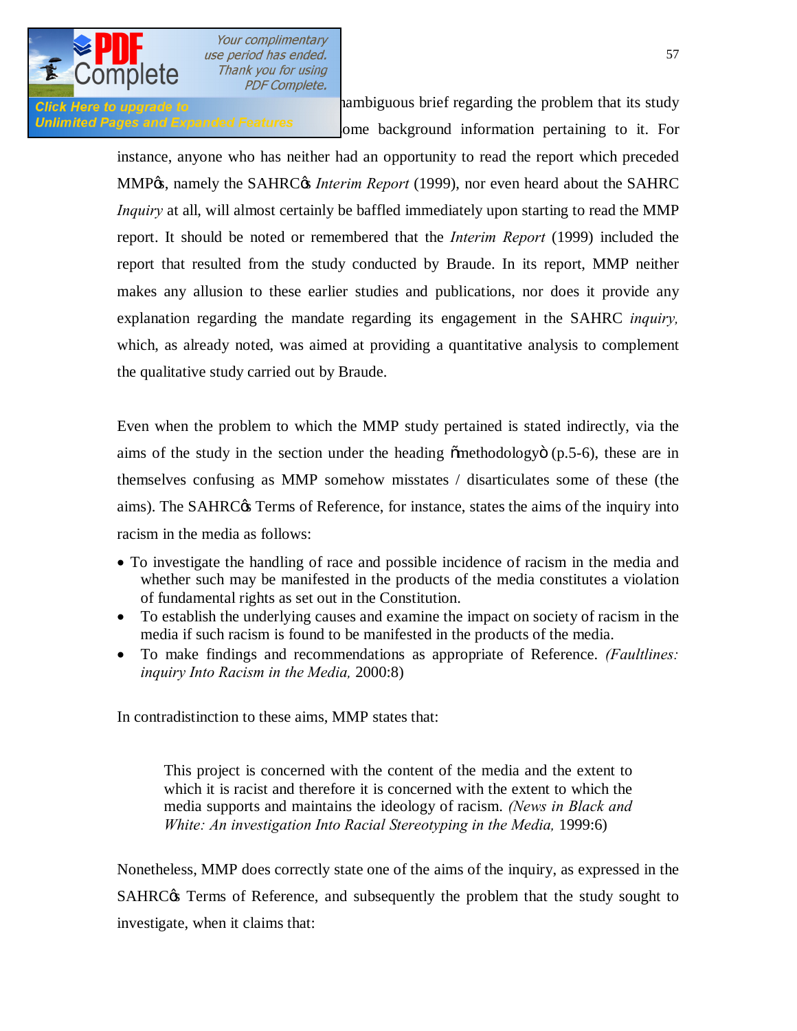ambiguous brief regarding the problem that its study ome background information pertaining to it. For instance, anyone who has neither had an opportunity to read the report which preceded MMP's, namely the SAHRC's *Interim Report* (1999), nor even heard about the SAHRC *Inquiry* at all, will almost certainly be baffled immediately upon starting to read the MMP report. It should be noted or remembered that the *Interim Report* (1999) included the report that resulted from the study conducted by Braude. In its report, MMP neither makes any allusion to these earlier studies and publications, nor does it provide any explanation regarding the mandate regarding its engagement in the SAHRC *inquiry,* which, as already noted, was aimed at providing a quantitative analysis to complement the qualitative study carried out by Braude.

Even when the problem to which the MMP study pertained is stated indirectly, via the aims of the study in the section under the heading "methodology" (p.5-6), these are in themselves confusing as MMP somehow misstates / disarticulates some of these (the aims). The SAHRC's Terms of Reference, for instance, states the aims of the inquiry into racism in the media as follows:

- To investigate the handling of race and possible incidence of racism in the media and whether such may be manifested in the products of the media constitutes a violation of fundamental rights as set out in the Constitution.
- To establish the underlying causes and examine the impact on society of racism in the media if such racism is found to be manifested in the products of the media.
- To make findings and recommendations as appropriate of Reference. *(Faultlines: inquiry Into Racism in the Media,* 2000:8)

In contradistinction to these aims, MMP states that:

> This project is concerned with the content of the media and the extent to which it is racist and therefore it is concerned with the extent to which the media supports and maintains the ideology of racism. *(News in Black and White: An investigation Into Racial Stereotyping in the Media,* 1999:6)

Nonetheless, MMP does correctly state one of the aims of the inquiry, as expressed in the SAHRC's Terms of Reference, and subsequently the problem that the study sought to investigate, when it claims that: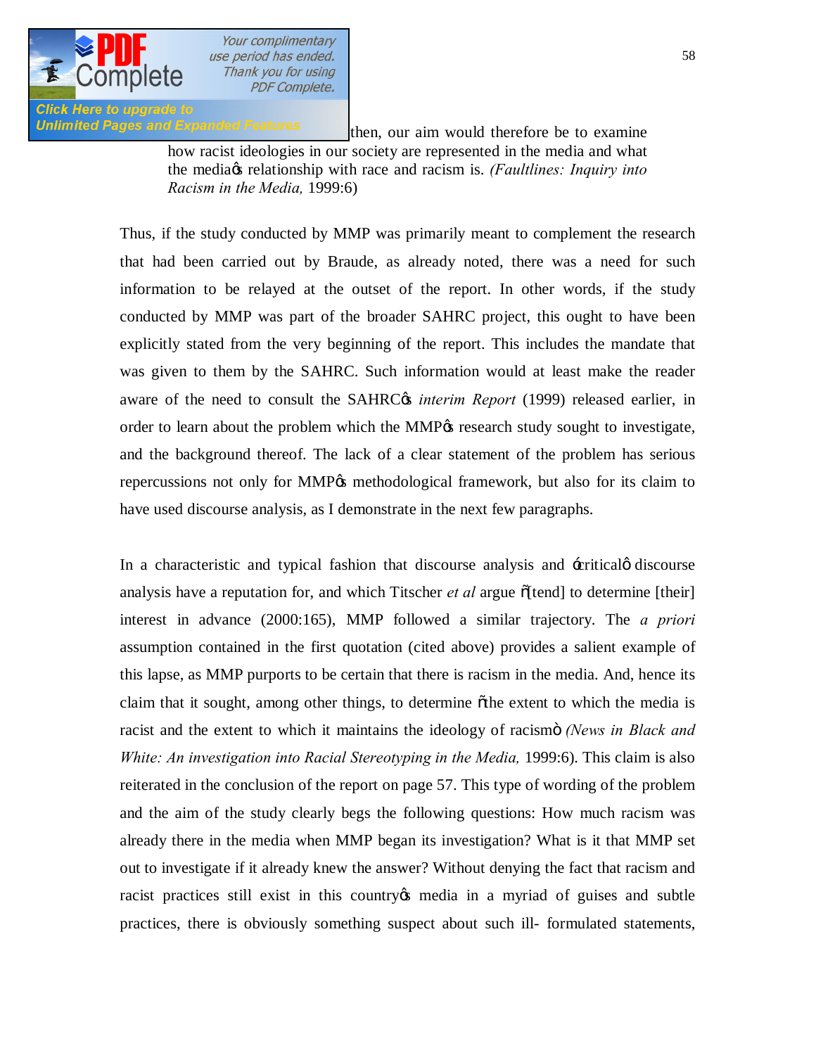then, our aim would therefore be to examine how racist ideologies in our society are represented in the media and what the media's relationship with race and racism is. *(Faultlines: Inquiry into Racism in the Media,* 1999:6)

Thus, if the study conducted by MMP was primarily meant to complement the research that had been carried out by Braude, as already noted, there was a need for such information to be relayed at the outset of the report. In other words, if the study conducted by MMP was part of the broader SAHRC project, this ought to have been explicitly stated from the very beginning of the report. This includes the mandate that was given to them by the SAHRC. Such information would at least make the reader aware of the need to consult the SAHRC's *interim Report* (1999) released earlier, in order to learn about the problem which the MMP's research study sought to investigate, and the background thereof. The lack of a clear statement of the problem has serious repercussions not only for MMP's methodological framework, but also for its claim to have used discourse analysis, as I demonstrate in the next few paragraphs.

In a characteristic and typical fashion that discourse analysis and 'critical' discourse analysis have a reputation for, and which Titscher *et al* argue "[tend] to determine [their] interest in advance (2000:165), MMP followed a similar trajectory. The *a priori* assumption contained in the first quotation (cited above) provides a salient example of this lapse, as MMP purports to be certain that there is racism in the media. And, hence its claim that it sought, among other things, to determine "the extent to which the media is racist and the extent to which it maintains the ideology of racism" *(News in Black and White: An investigation into Racial Stereotyping in the Media,* 1999:6). This claim is also reiterated in the conclusion of the report on page 57. This type of wording of the problem and the aim of the study clearly begs the following questions: How much racism was already there in the media when MMP began its investigation? What is it that MMP set out to investigate if it already knew the answer? Without denying the fact that racism and racist practices still exist in this country's media in a myriad of guises and subtle practices, there is obviously something suspect about such ill- formulated statements,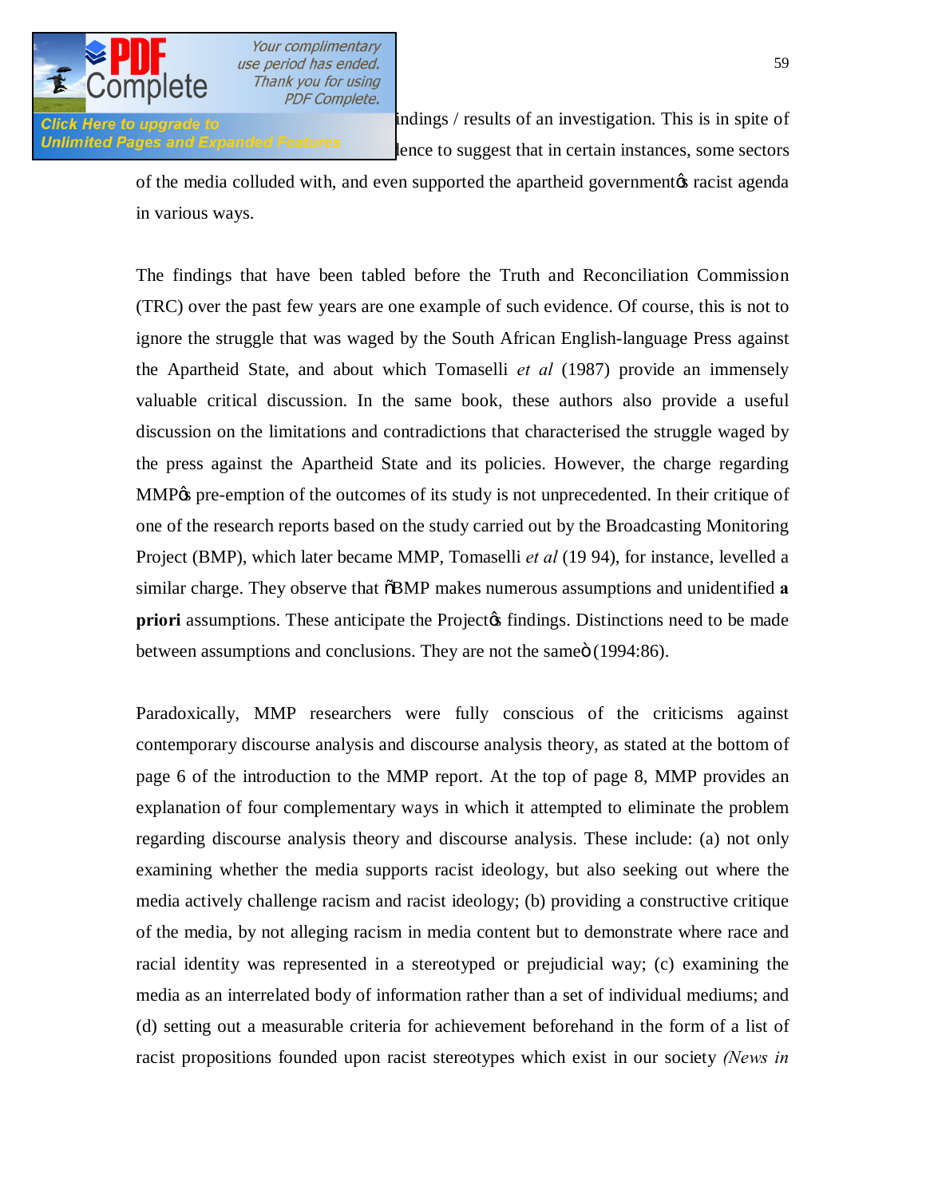findings / results of an investigation. This is in spite of evidence to suggest that in certain instances, some sectors of the media colluded with, and even supported the apartheid government's racist agenda in various ways.

The findings that have been tabled before the Truth and Reconciliation Commission (TRC) over the past few years are one example of such evidence. Of course, this is not to ignore the struggle that was waged by the South African English-language Press against the Apartheid State, and about which Tomaselli *et al* (1987) provide an immensely valuable critical discussion. In the same book, these authors also provide a useful discussion on the limitations and contradictions that characterised the struggle waged by the press against the Apartheid State and its policies. However, the charge regarding MMP's pre-emption of the outcomes of its study is not unprecedented. In their critique of one of the research reports based on the study carried out by the Broadcasting Monitoring Project (BMP), which later became MMP, Tomaselli *et al* (19 94), for instance, levelled a similar charge. They observe that "BMP makes numerous assumptions and unidentified **a priori** assumptions. These anticipate the Project's findings. Distinctions need to be made between assumptions and conclusions. They are not the same" (1994:86).

Paradoxically, MMP researchers were fully conscious of the criticisms against contemporary discourse analysis and discourse analysis theory, as stated at the bottom of page 6 of the introduction to the MMP report. At the top of page 8, MMP provides an explanation of four complementary ways in which it attempted to eliminate the problem regarding discourse analysis theory and discourse analysis. These include: (a) not only examining whether the media supports racist ideology, but also seeking out where the media actively challenge racism and racist ideology; (b) providing a constructive critique of the media, by not alleging racism in media content but to demonstrate where race and racial identity was represented in a stereotyped or prejudicial way; (c) examining the media as an interrelated body of information rather than a set of individual mediums; and (d) setting out a measurable criteria for achievement beforehand in the form of a list of racist propositions founded upon racist stereotypes which exist in our society *(News in*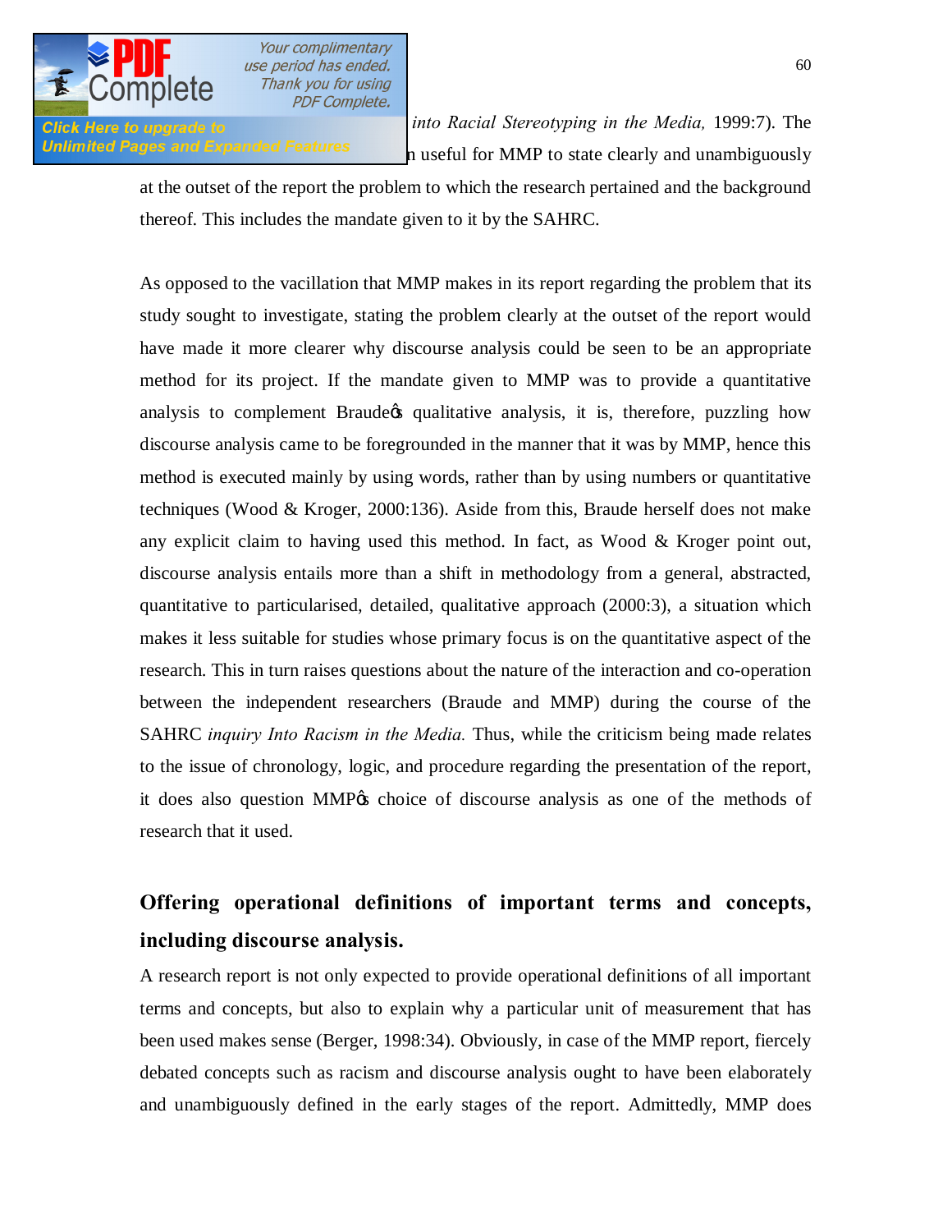*into Racial Stereotyping in the Media,* 1999:7). The ... n useful for MMP to state clearly and unambiguously at the outset of the report the problem to which the research pertained and the background thereof. This includes the mandate given to it by the SAHRC.

As opposed to the vacillation that MMP makes in its report regarding the problem that its study sought to investigate, stating the problem clearly at the outset of the report would have made it more clearer why discourse analysis could be seen to be an appropriate method for its project. If the mandate given to MMP was to provide a quantitative analysis to complement Braude's qualitative analysis, it is, therefore, puzzling how discourse analysis came to be foregrounded in the manner that it was by MMP, hence this method is executed mainly by using words, rather than by using numbers or quantitative techniques (Wood & Kroger, 2000:136). Aside from this, Braude herself does not make any explicit claim to having used this method. In fact, as Wood & Kroger point out, discourse analysis entails more than a shift in methodology from a general, abstracted, quantitative to particularised, detailed, qualitative approach (2000:3), a situation which makes it less suitable for studies whose primary focus is on the quantitative aspect of the research. This in turn raises questions about the nature of the interaction and co-operation between the independent researchers (Braude and MMP) during the course of the SAHRC *inquiry Into Racism in the Media.* Thus, while the criticism being made relates to the issue of chronology, logic, and procedure regarding the presentation of the report, it does also question MMP's choice of discourse analysis as one of the methods of research that it used.

## Offering operational definitions of important terms and concepts, including discourse analysis.

A research report is not only expected to provide operational definitions of all important terms and concepts, but also to explain why a particular unit of measurement that has been used makes sense (Berger, 1998:34). Obviously, in case of the MMP report, fiercely debated concepts such as racism and discourse analysis ought to have been elaborately and unambiguously defined in the early stages of the report. Admittedly, MMP does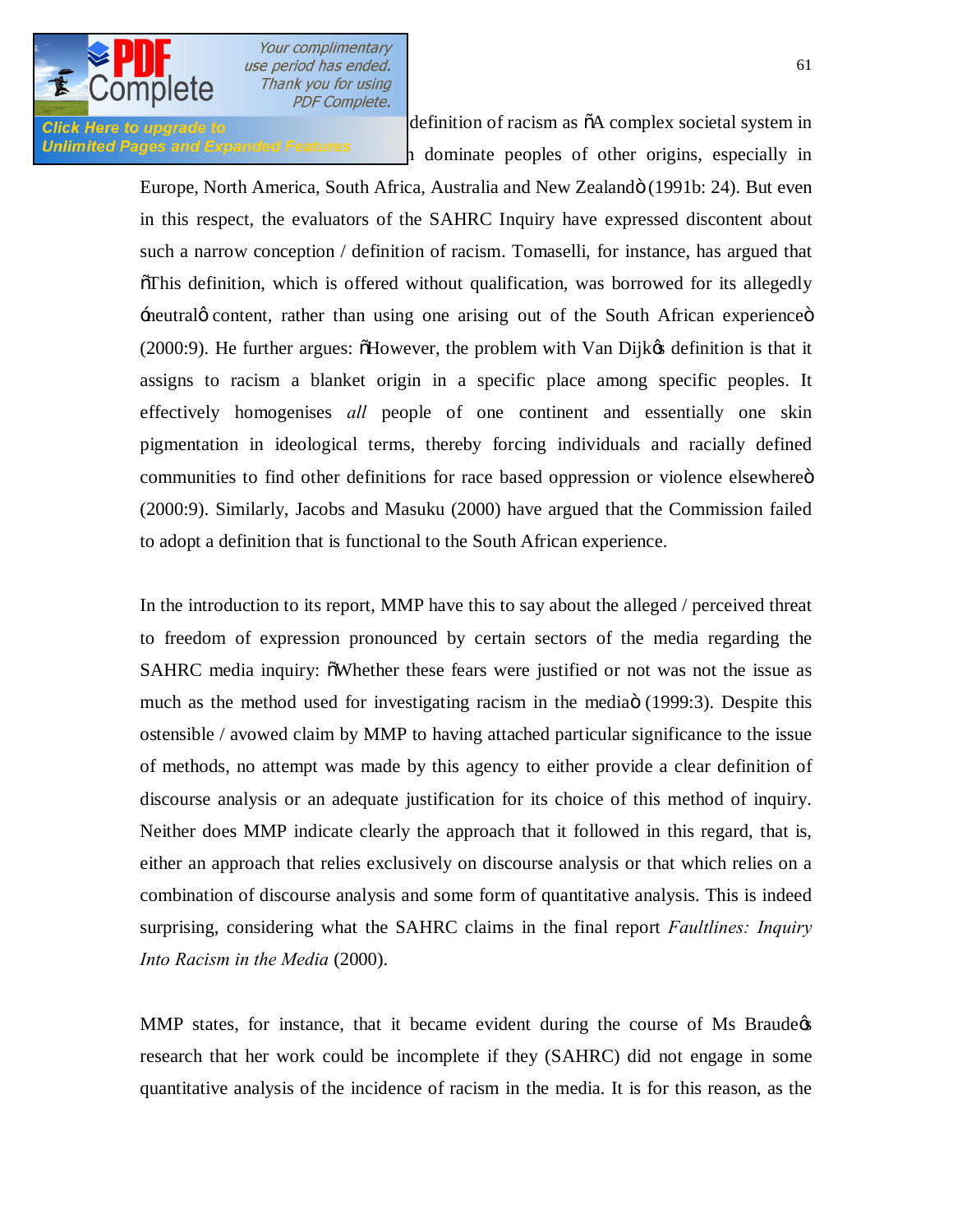definition of racism as "A complex societal system in [...]n dominate peoples of other origins, especially in Europe, North America, South Africa, Australia and New Zealand" (1991b: 24). But even in this respect, the evaluators of the SAHRC Inquiry have expressed discontent about such a narrow conception / definition of racism. Tomaselli, for instance, has argued that "This definition, which is offered without qualification, was borrowed for its allegedly 'neutral' content, rather than using one arising out of the South African experience" (2000:9). He further argues: "However, the problem with Van Dijk's definition is that it assigns to racism a blanket origin in a specific place among specific peoples. It effectively homogenises *all* people of one continent and essentially one skin pigmentation in ideological terms, thereby forcing individuals and racially defined communities to find other definitions for race based oppression or violence elsewhere" (2000:9). Similarly, Jacobs and Masuku (2000) have argued that the Commission failed to adopt a definition that is functional to the South African experience.

In the introduction to its report, MMP have this to say about the alleged / perceived threat to freedom of expression pronounced by certain sectors of the media regarding the SAHRC media inquiry: "Whether these fears were justified or not was not the issue as much as the method used for investigating racism in the media" (1999:3). Despite this ostensible / avowed claim by MMP to having attached particular significance to the issue of methods, no attempt was made by this agency to either provide a clear definition of discourse analysis or an adequate justification for its choice of this method of inquiry. Neither does MMP indicate clearly the approach that it followed in this regard, that is, either an approach that relies exclusively on discourse analysis or that which relies on a combination of discourse analysis and some form of quantitative analysis. This is indeed surprising, considering what the SAHRC claims in the final report *Faultlines: Inquiry Into Racism in the Media* (2000).

MMP states, for instance, that it became evident during the course of Ms Braude's research that her work could be incomplete if they (SAHRC) did not engage in some quantitative analysis of the incidence of racism in the media. It is for this reason, as the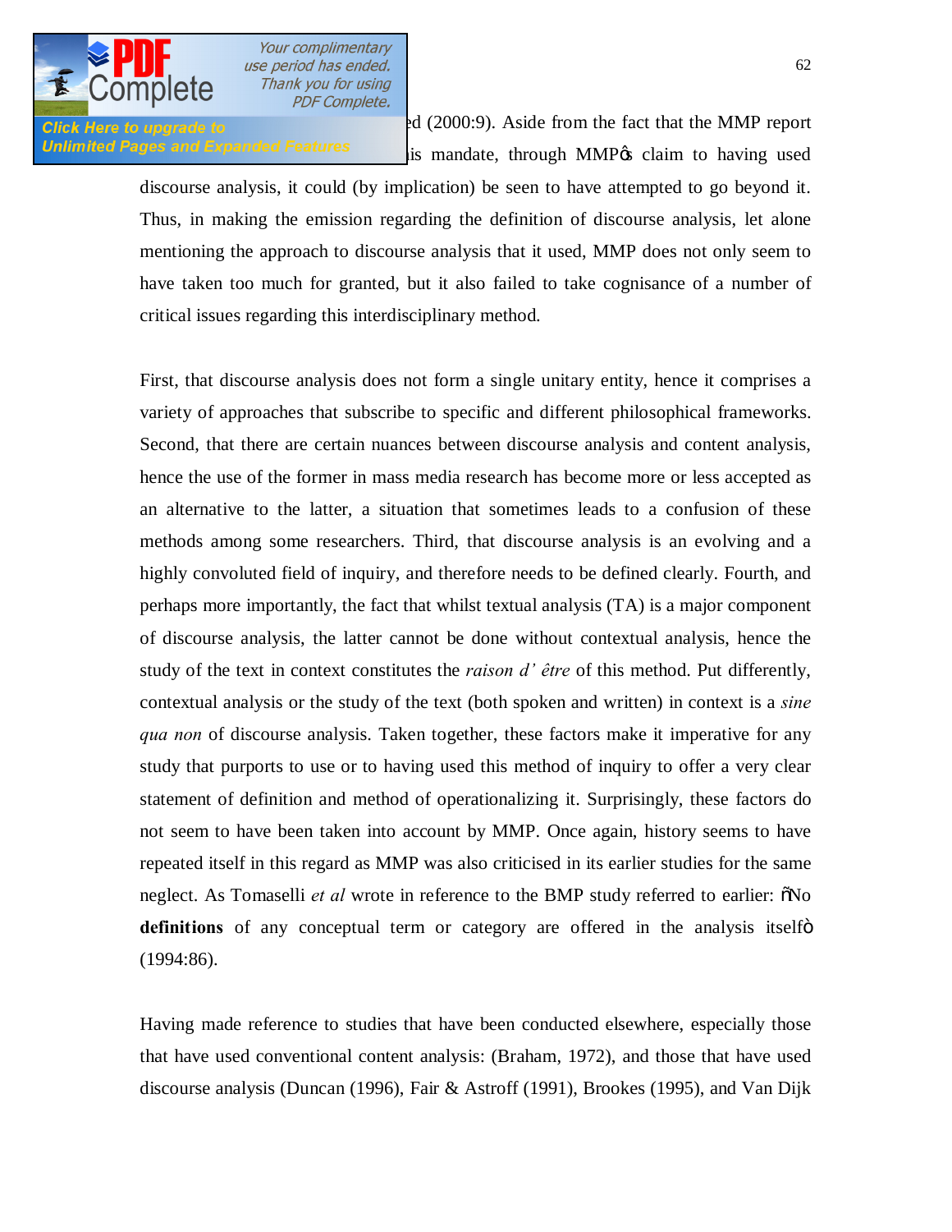ed (2000:9). Aside from the fact that the MMP report is mandate, through MMP's claim to having used discourse analysis, it could (by implication) be seen to have attempted to go beyond it. Thus, in making the emission regarding the definition of discourse analysis, let alone mentioning the approach to discourse analysis that it used, MMP does not only seem to have taken too much for granted, but it also failed to take cognisance of a number of critical issues regarding this interdisciplinary method.

First, that discourse analysis does not form a single unitary entity, hence it comprises a variety of approaches that subscribe to specific and different philosophical frameworks. Second, that there are certain nuances between discourse analysis and content analysis, hence the use of the former in mass media research has become more or less accepted as an alternative to the latter, a situation that sometimes leads to a confusion of these methods among some researchers. Third, that discourse analysis is an evolving and a highly convoluted field of inquiry, and therefore needs to be defined clearly. Fourth, and perhaps more importantly, the fact that whilst textual analysis (TA) is a major component of discourse analysis, the latter cannot be done without contextual analysis, hence the study of the text in context constitutes the *raison d' être* of this method. Put differently, contextual analysis or the study of the text (both spoken and written) in context is a *sine qua non* of discourse analysis. Taken together, these factors make it imperative for any study that purports to use or to having used this method of inquiry to offer a very clear statement of definition and method of operationalizing it. Surprisingly, these factors do not seem to have been taken into account by MMP. Once again, history seems to have repeated itself in this regard as MMP was also criticised in its earlier studies for the same neglect. As Tomaselli *et al* wrote in reference to the BMP study referred to earlier: "No **definitions** of any conceptual term or category are offered in the analysis itself" (1994:86).

Having made reference to studies that have been conducted elsewhere, especially those that have used conventional content analysis: (Braham, 1972), and those that have used discourse analysis (Duncan (1996), Fair & Astroff (1991), Brookes (1995), and Van Dijk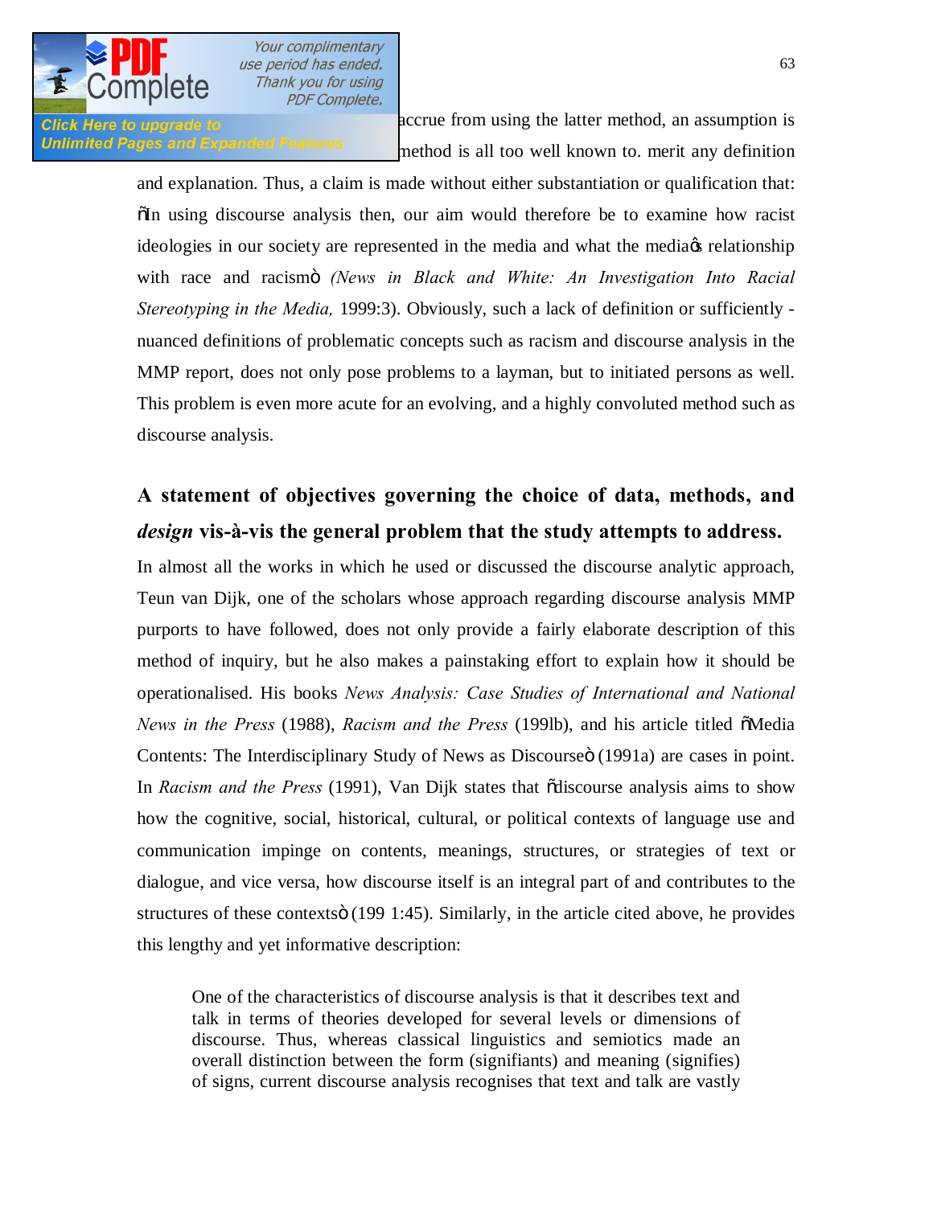accrue from using the latter method, an assumption is method is all too well known to. merit any definition and explanation. Thus, a claim is made without either substantiation or qualification that: "In using discourse analysis then, our aim would therefore be to examine how racist ideologies in our society are represented in the media and what the media's relationship with race and racism" *(News in Black and White: An Investigation Into Racial Stereotyping in the Media,* 1999:3). Obviously, such a lack of definition or sufficiently - nuanced definitions of problematic concepts such as racism and discourse analysis in the MMP report, does not only pose problems to a layman, but to initiated persons as well. This problem is even more acute for an evolving, and a highly convoluted method such as discourse analysis.

## A statement of objectives governing the choice of data, methods, and *design* vis-à-vis the general problem that the study attempts to address.

In almost all the works in which he used or discussed the discourse analytic approach, Teun van Dijk, one of the scholars whose approach regarding discourse analysis MMP purports to have followed, does not only provide a fairly elaborate description of this method of inquiry, but he also makes a painstaking effort to explain how it should be operationalised. His books *News Analysis: Case Studies of International and National News in the Press* (1988), *Racism and the Press* (199lb), and his article titled "Media Contents: The Interdisciplinary Study of News as Discourse" (1991a) are cases in point. In *Racism and the Press* (1991), Van Dijk states that "discourse analysis aims to show how the cognitive, social, historical, cultural, or political contexts of language use and communication impinge on contents, meanings, structures, or strategies of text or dialogue, and vice versa, how discourse itself is an integral part of and contributes to the structures of these contexts" (199 1:45). Similarly, in the article cited above, he provides this lengthy and yet informative description:

> One of the characteristics of discourse analysis is that it describes text and talk in terms of theories developed for several levels or dimensions of discourse. Thus, whereas classical linguistics and semiotics made an overall distinction between the form (signifiants) and meaning (signifies) of signs, current discourse analysis recognises that text and talk are vastly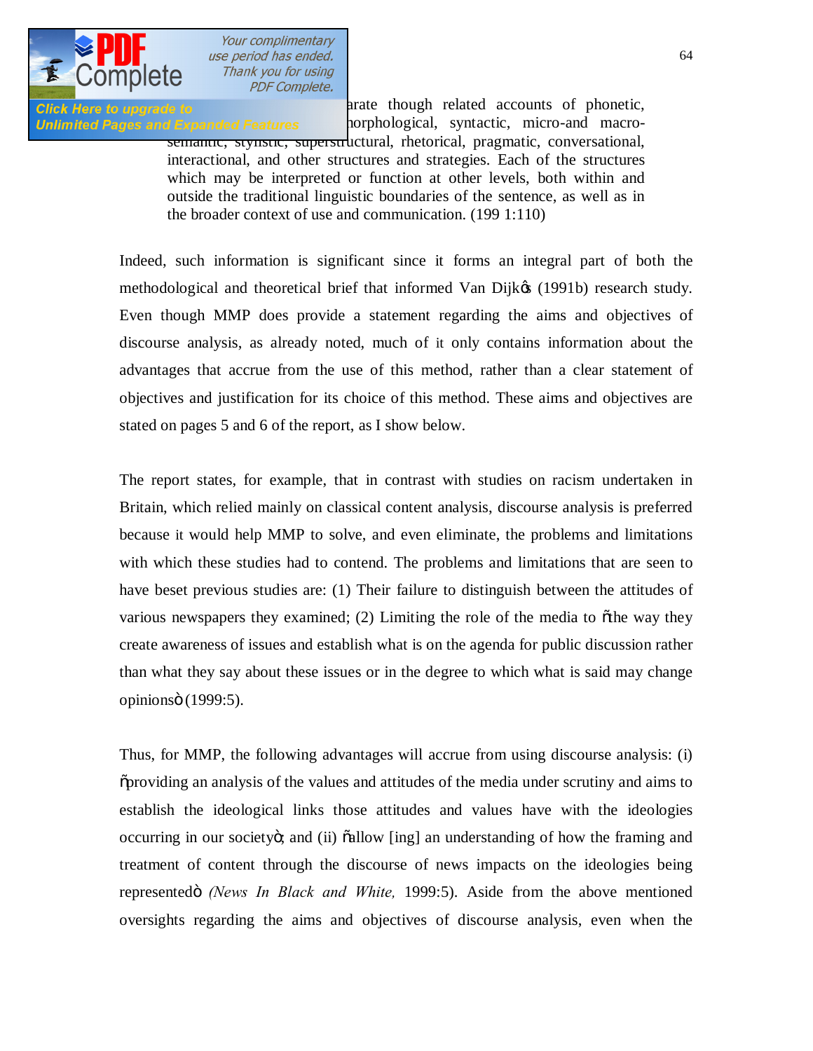> ...arate though related accounts of phonetic, ...morphological, syntactic, micro-and macro-semantic, stylistic, superstructural, rhetorical, pragmatic, conversational, interactional, and other structures and strategies. Each of the structures which may be interpreted or function at other levels, both within and outside the traditional linguistic boundaries of the sentence, as well as in the broader context of use and communication. (199 1:110)

Indeed, such information is significant since it forms an integral part of both the methodological and theoretical brief that informed Van Dijk's (1991b) research study. Even though MMP does provide a statement regarding the aims and objectives of discourse analysis, as already noted, much of it only contains information about the advantages that accrue from the use of this method, rather than a clear statement of objectives and justification for its choice of this method. These aims and objectives are stated on pages 5 and 6 of the report, as I show below.

The report states, for example, that in contrast with studies on racism undertaken in Britain, which relied mainly on classical content analysis, discourse analysis is preferred because it would help MMP to solve, and even eliminate, the problems and limitations with which these studies had to contend. The problems and limitations that are seen to have beset previous studies are: (1) Their failure to distinguish between the attitudes of various newspapers they examined; (2) Limiting the role of the media to "the way they create awareness of issues and establish what is on the agenda for public discussion rather than what they say about these issues or in the degree to which what is said may change opinions" (1999:5).

Thus, for MMP, the following advantages will accrue from using discourse analysis: (i) "providing an analysis of the values and attitudes of the media under scrutiny and aims to establish the ideological links those attitudes and values have with the ideologies occurring in our society"; and (ii) "allow [ing] an understanding of how the framing and treatment of content through the discourse of news impacts on the ideologies being represented" *(News In Black and White,* 1999:5). Aside from the above mentioned oversights regarding the aims and objectives of discourse analysis, even when the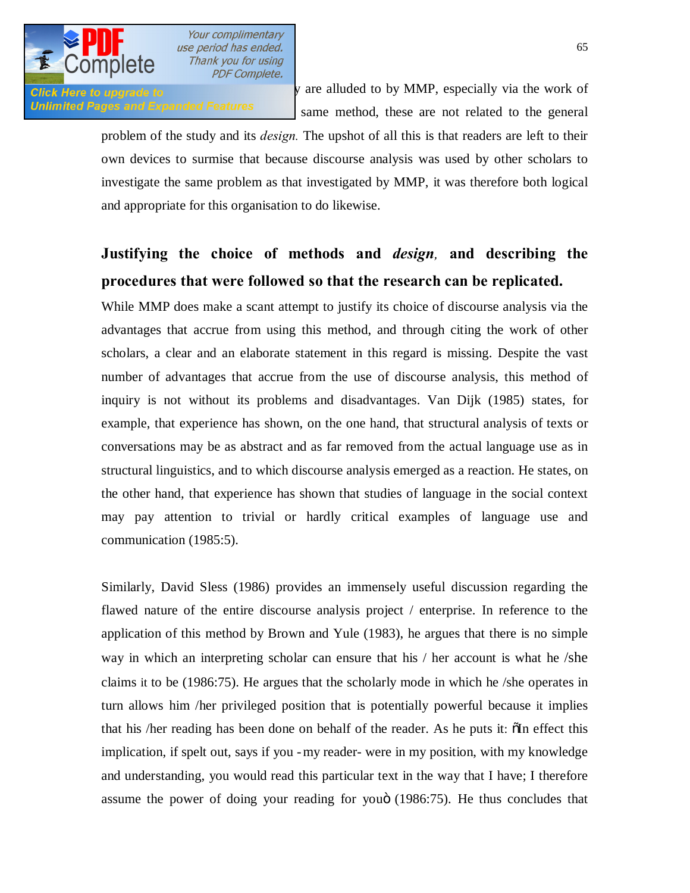y are alluded to by MMP, especially via the work of same method, these are not related to the general problem of the study and its *design.* The upshot of all this is that readers are left to their own devices to surmise that because discourse analysis was used by other scholars to investigate the same problem as that investigated by MMP, it was therefore both logical and appropriate for this organisation to do likewise.

## Justifying the choice of methods and *design*, and describing the procedures that were followed so that the research can be replicated.

While MMP does make a scant attempt to justify its choice of discourse analysis via the advantages that accrue from using this method, and through citing the work of other scholars, a clear and an elaborate statement in this regard is missing. Despite the vast number of advantages that accrue from the use of discourse analysis, this method of inquiry is not without its problems and disadvantages. Van Dijk (1985) states, for example, that experience has shown, on the one hand, that structural analysis of texts or conversations may be as abstract and as far removed from the actual language use as in structural linguistics, and to which discourse analysis emerged as a reaction. He states, on the other hand, that experience has shown that studies of language in the social context may pay attention to trivial or hardly critical examples of language use and communication (1985:5).

Similarly, David Sless (1986) provides an immensely useful discussion regarding the flawed nature of the entire discourse analysis project / enterprise. In reference to the application of this method by Brown and Yule (1983), he argues that there is no simple way in which an interpreting scholar can ensure that his / her account is what he /she claims it to be (1986:75). He argues that the scholarly mode in which he /she operates in turn allows him /her privileged position that is potentially powerful because it implies that his /her reading has been done on behalf of the reader. As he puts it: "In effect this implication, if spelt out, says if you -my reader- were in my position, with my knowledge and understanding, you would read this particular text in the way that I have; I therefore assume the power of doing your reading for you" (1986:75). He thus concludes that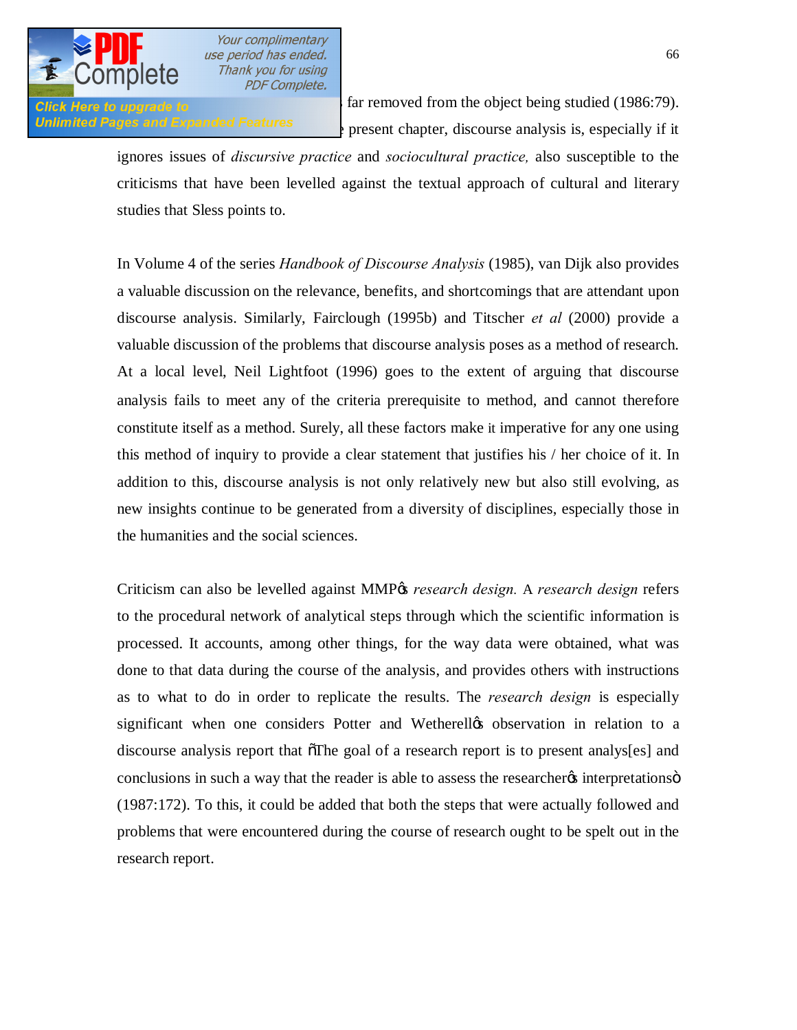far removed from the object being studied (1986:79). present chapter, discourse analysis is, especially if it ignores issues of *discursive practice* and *sociocultural practice,* also susceptible to the criticisms that have been levelled against the textual approach of cultural and literary studies that Sless points to.

In Volume 4 of the series *Handbook of Discourse Analysis* (1985), van Dijk also provides a valuable discussion on the relevance, benefits, and shortcomings that are attendant upon discourse analysis. Similarly, Fairclough (1995b) and Titscher *et al* (2000) provide a valuable discussion of the problems that discourse analysis poses as a method of research. At a local level, Neil Lightfoot (1996) goes to the extent of arguing that discourse analysis fails to meet any of the criteria prerequisite to method, and cannot therefore constitute itself as a method. Surely, all these factors make it imperative for any one using this method of inquiry to provide a clear statement that justifies his / her choice of it. In addition to this, discourse analysis is not only relatively new but also still evolving, as new insights continue to be generated from a diversity of disciplines, especially those in the humanities and the social sciences.

Criticism can also be levelled against MMP's *research design.* A *research design* refers to the procedural network of analytical steps through which the scientific information is processed. It accounts, among other things, for the way data were obtained, what was done to that data during the course of the analysis, and provides others with instructions as to what to do in order to replicate the results. The *research design* is especially significant when one considers Potter and Wetherell's observation in relation to a discourse analysis report that "The goal of a research report is to present analys[es] and conclusions in such a way that the reader is able to assess the researcher's interpretations" (1987:172). To this, it could be added that both the steps that were actually followed and problems that were encountered during the course of research ought to be spelt out in the research report.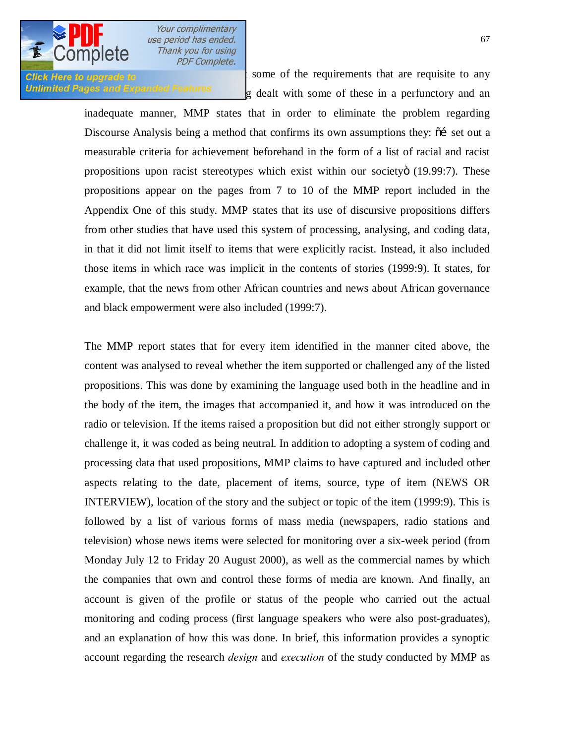some of the requirements that are requisite to any g dealt with some of these in a perfunctory and an inadequate manner, MMP states that in order to eliminate the problem regarding Discourse Analysis being a method that confirms its own assumptions they: "… set out a measurable criteria for achievement beforehand in the form of a list of racial and racist propositions upon racist stereotypes which exist within our society" (19.99:7). These propositions appear on the pages from 7 to 10 of the MMP report included in the Appendix One of this study. MMP states that its use of discursive propositions differs from other studies that have used this system of processing, analysing, and coding data, in that it did not limit itself to items that were explicitly racist. Instead, it also included those items in which race was implicit in the contents of stories (1999:9). It states, for example, that the news from other African countries and news about African governance and black empowerment were also included (1999:7).

The MMP report states that for every item identified in the manner cited above, the content was analysed to reveal whether the item supported or challenged any of the listed propositions. This was done by examining the language used both in the headline and in the body of the item, the images that accompanied it, and how it was introduced on the radio or television. If the items raised a proposition but did not either strongly support or challenge it, it was coded as being neutral. In addition to adopting a system of coding and processing data that used propositions, MMP claims to have captured and included other aspects relating to the date, placement of items, source, type of item (NEWS OR INTERVIEW), location of the story and the subject or topic of the item (1999:9). This is followed by a list of various forms of mass media (newspapers, radio stations and television) whose news items were selected for monitoring over a six-week period (from Monday July 12 to Friday 20 August 2000), as well as the commercial names by which the companies that own and control these forms of media are known. And finally, an account is given of the profile or status of the people who carried out the actual monitoring and coding process (first language speakers who were also post-graduates), and an explanation of how this was done. In brief, this information provides a synoptic account regarding the research *design* and *execution* of the study conducted by MMP as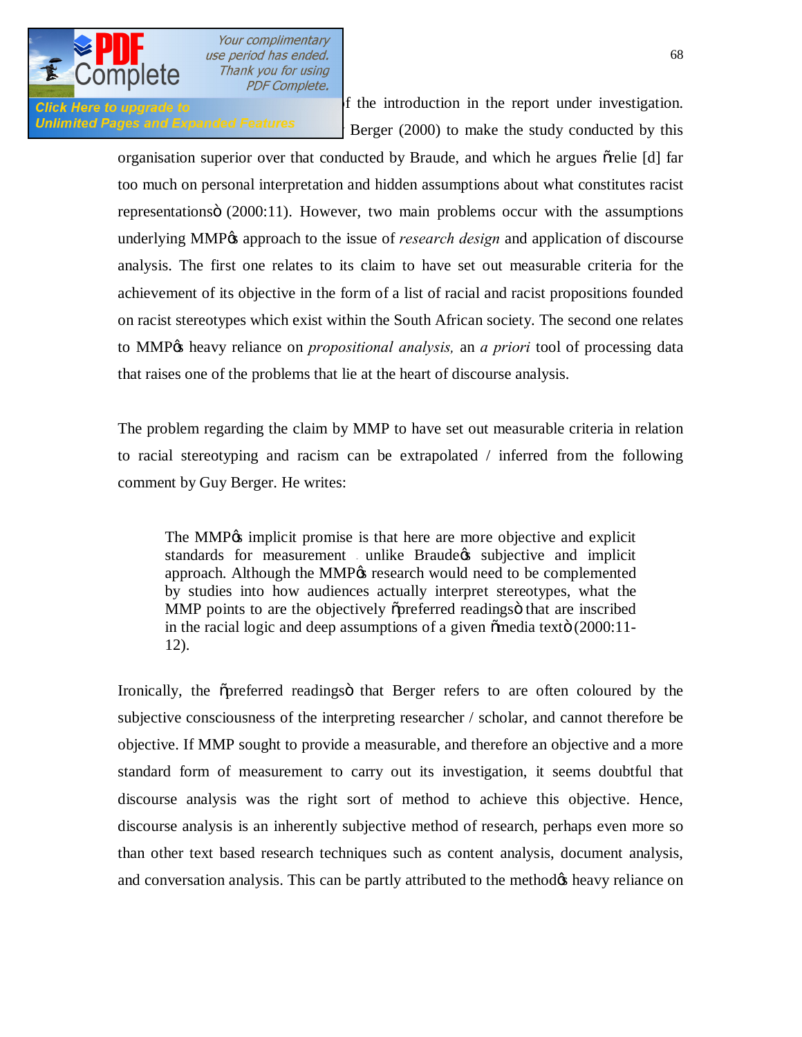f the introduction in the report under investigation. Berger (2000) to make the study conducted by this organisation superior over that conducted by Braude, and which he argues "relie [d] far too much on personal interpretation and hidden assumptions about what constitutes racist representations" (2000:11). However, two main problems occur with the assumptions underlying MMP's approach to the issue of *research design* and application of discourse analysis. The first one relates to its claim to have set out measurable criteria for the achievement of its objective in the form of a list of racial and racist propositions founded on racist stereotypes which exist within the South African society. The second one relates to MMP's heavy reliance on *propositional analysis,* an *a priori* tool of processing data that raises one of the problems that lie at the heart of discourse analysis.

The problem regarding the claim by MMP to have set out measurable criteria in relation to racial stereotyping and racism can be extrapolated / inferred from the following comment by Guy Berger. He writes:

> The MMP's implicit promise is that here are more objective and explicit standards for measurement – unlike Braude's subjective and implicit approach. Although the MMP's research would need to be complemented by studies into how audiences actually interpret stereotypes, what the MMP points to are the objectively "preferred readings" that are inscribed in the racial logic and deep assumptions of a given "media text" (2000:11-12).

Ironically, the "preferred readings" that Berger refers to are often coloured by the subjective consciousness of the interpreting researcher / scholar, and cannot therefore be objective. If MMP sought to provide a measurable, and therefore an objective and a more standard form of measurement to carry out its investigation, it seems doubtful that discourse analysis was the right sort of method to achieve this objective. Hence, discourse analysis is an inherently subjective method of research, perhaps even more so than other text based research techniques such as content analysis, document analysis, and conversation analysis. This can be partly attributed to the method's heavy reliance on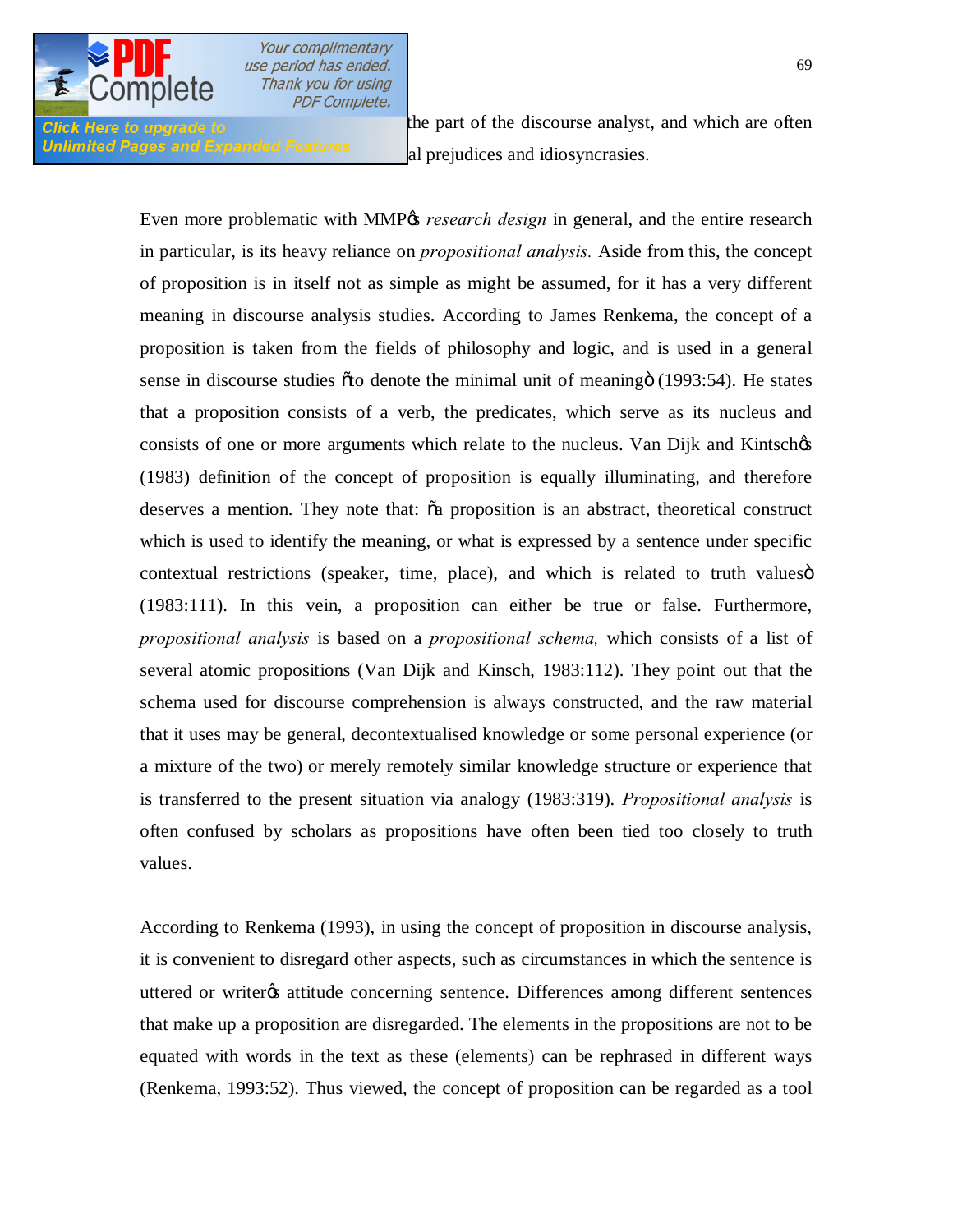the part of the discourse analyst, and which are often al prejudices and idiosyncrasies.

Even more problematic with MMP's *research design* in general, and the entire research in particular, is its heavy reliance on *propositional analysis.* Aside from this, the concept of proposition is in itself not as simple as might be assumed, for it has a very different meaning in discourse analysis studies. According to James Renkema, the concept of a proposition is taken from the fields of philosophy and logic, and is used in a general sense in discourse studies "to denote the minimal unit of meaning" (1993:54). He states that a proposition consists of a verb, the predicates, which serve as its nucleus and consists of one or more arguments which relate to the nucleus. Van Dijk and Kintsch's (1983) definition of the concept of proposition is equally illuminating, and therefore deserves a mention. They note that: "a proposition is an abstract, theoretical construct which is used to identify the meaning, or what is expressed by a sentence under specific contextual restrictions (speaker, time, place), and which is related to truth values" (1983:111). In this vein, a proposition can either be true or false. Furthermore, *propositional analysis* is based on a *propositional schema,* which consists of a list of several atomic propositions (Van Dijk and Kinsch, 1983:112). They point out that the schema used for discourse comprehension is always constructed, and the raw material that it uses may be general, decontextualised knowledge or some personal experience (or a mixture of the two) or merely remotely similar knowledge structure or experience that is transferred to the present situation via analogy (1983:319). *Propositional analysis* is often confused by scholars as propositions have often been tied too closely to truth values.

According to Renkema (1993), in using the concept of proposition in discourse analysis, it is convenient to disregard other aspects, such as circumstances in which the sentence is uttered or writer's attitude concerning sentence. Differences among different sentences that make up a proposition are disregarded. The elements in the propositions are not to be equated with words in the text as these (elements) can be rephrased in different ways (Renkema, 1993:52). Thus viewed, the concept of proposition can be regarded as a tool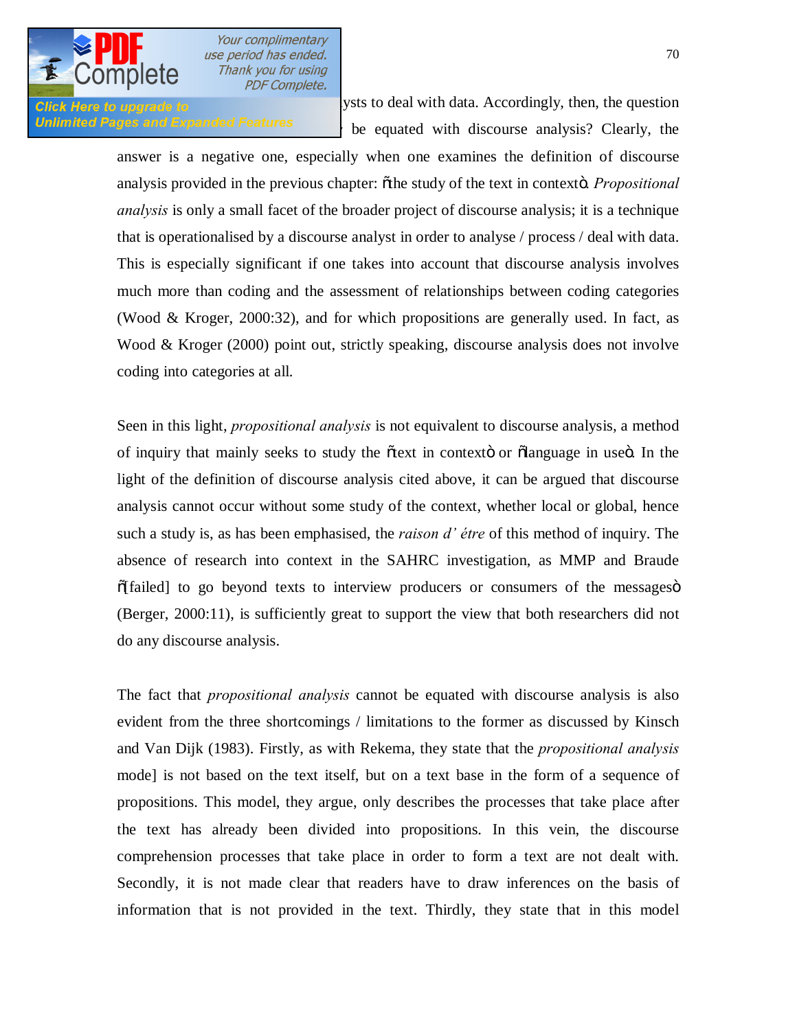ysts to deal with data. Accordingly, then, the question be equated with discourse analysis? Clearly, the answer is a negative one, especially when one examines the definition of discourse analysis provided in the previous chapter: "the study of the text in context". *Propositional analysis* is only a small facet of the broader project of discourse analysis; it is a technique that is operationalised by a discourse analyst in order to analyse / process / deal with data. This is especially significant if one takes into account that discourse analysis involves much more than coding and the assessment of relationships between coding categories (Wood & Kroger, 2000:32), and for which propositions are generally used. In fact, as Wood & Kroger (2000) point out, strictly speaking, discourse analysis does not involve coding into categories at all.

Seen in this light, *propositional analysis* is not equivalent to discourse analysis, a method of inquiry that mainly seeks to study the "text in context" or "language in use". In the light of the definition of discourse analysis cited above, it can be argued that discourse analysis cannot occur without some study of the context, whether local or global, hence such a study is, as has been emphasised, the *raison d' étre* of this method of inquiry. The absence of research into context in the SAHRC investigation, as MMP and Braude "[failed] to go beyond texts to interview producers or consumers of the messages" (Berger, 2000:11), is sufficiently great to support the view that both researchers did not do any discourse analysis.

The fact that *propositional analysis* cannot be equated with discourse analysis is also evident from the three shortcomings / limitations to the former as discussed by Kinsch and Van Dijk (1983). Firstly, as with Rekema, they state that the *propositional analysis* mode] is not based on the text itself, but on a text base in the form of a sequence of propositions. This model, they argue, only describes the processes that take place after the text has already been divided into propositions. In this vein, the discourse comprehension processes that take place in order to form a text are not dealt with. Secondly, it is not made clear that readers have to draw inferences on the basis of information that is not provided in the text. Thirdly, they state that in this model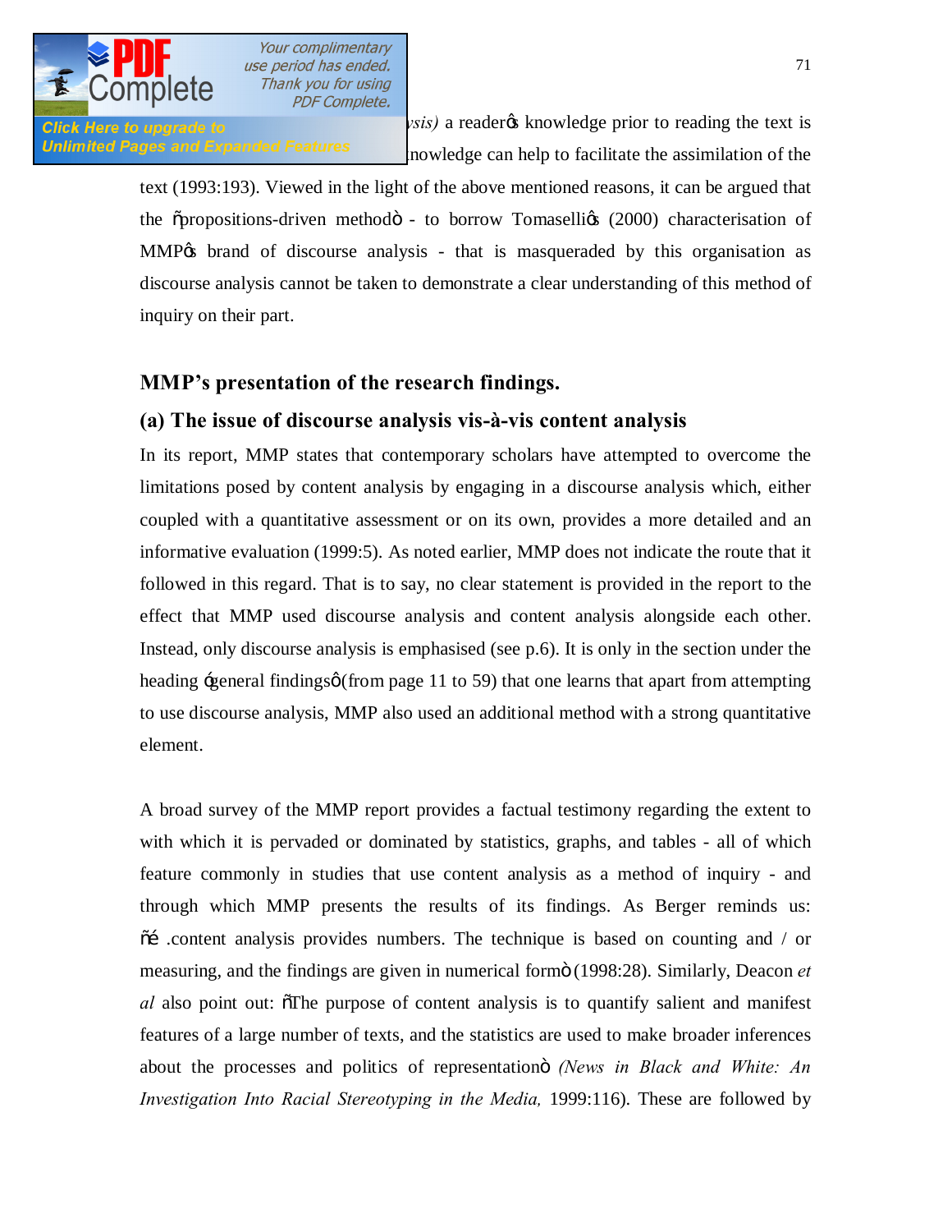ysis) a reader's knowledge prior to reading the text is nowledge can help to facilitate the assimilation of the text (1993:193). Viewed in the light of the above mentioned reasons, it can be argued that the "propositions-driven method" - to borrow Tomaselli's (2000) characterisation of MMP's brand of discourse analysis - that is masqueraded by this organisation as discourse analysis cannot be taken to demonstrate a clear understanding of this method of inquiry on their part.

## MMP's presentation of the research findings.

### (a) The issue of discourse analysis vis-à-vis content analysis

In its report, MMP states that contemporary scholars have attempted to overcome the limitations posed by content analysis by engaging in a discourse analysis which, either coupled with a quantitative assessment or on its own, provides a more detailed and an informative evaluation (1999:5). As noted earlier, MMP does not indicate the route that it followed in this regard. That is to say, no clear statement is provided in the report to the effect that MMP used discourse analysis and content analysis alongside each other. Instead, only discourse analysis is emphasised (see p.6). It is only in the section under the heading 'general findings' (from page 11 to 59) that one learns that apart from attempting to use discourse analysis, MMP also used an additional method with a strong quantitative element.

A broad survey of the MMP report provides a factual testimony regarding the extent to with which it is pervaded or dominated by statistics, graphs, and tables - all of which feature commonly in studies that use content analysis as a method of inquiry - and through which MMP presents the results of its findings. As Berger reminds us: "… .content analysis provides numbers. The technique is based on counting and / or measuring, and the findings are given in numerical form" (1998:28). Similarly, Deacon *et al* also point out: "The purpose of content analysis is to quantify salient and manifest features of a large number of texts, and the statistics are used to make broader inferences about the processes and politics of representation" *(News in Black and White: An Investigation Into Racial Stereotyping in the Media,* 1999:116). These are followed by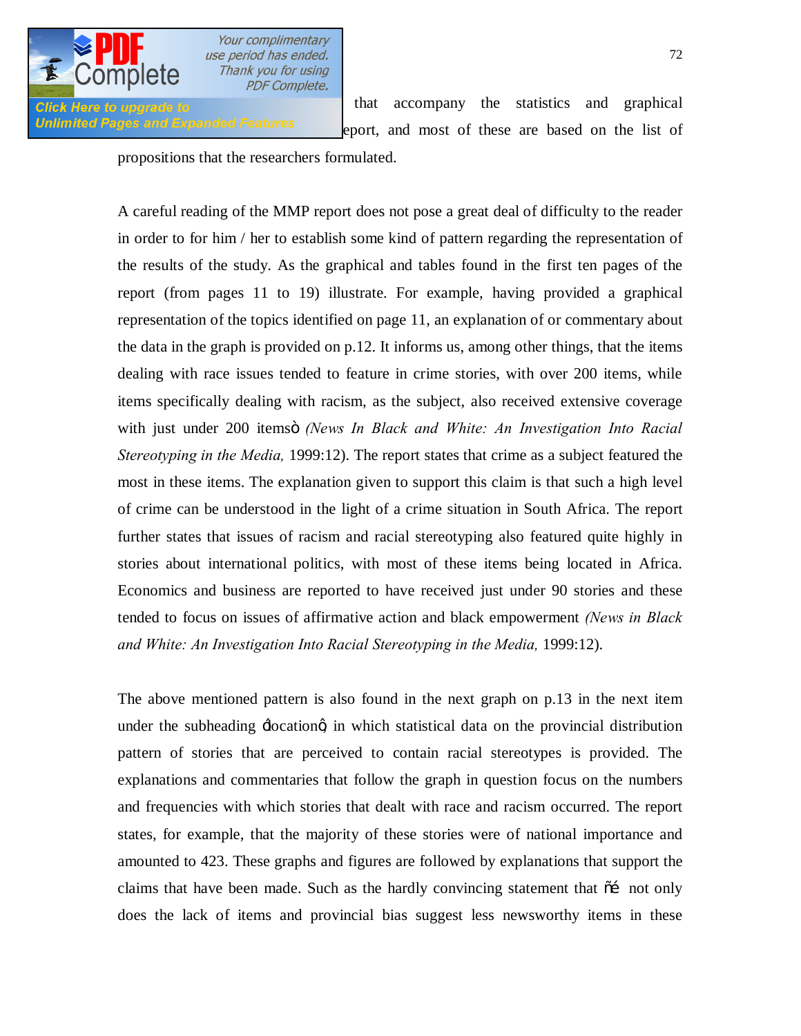that accompany the statistics and graphical eport, and most of these are based on the list of propositions that the researchers formulated.

A careful reading of the MMP report does not pose a great deal of difficulty to the reader in order to for him / her to establish some kind of pattern regarding the representation of the results of the study. As the graphical and tables found in the first ten pages of the report (from pages 11 to 19) illustrate. For example, having provided a graphical representation of the topics identified on page 11, an explanation of or commentary about the data in the graph is provided on p.12. It informs us, among other things, that the items dealing with race issues tended to feature in crime stories, with over 200 items, while items specifically dealing with racism, as the subject, also received extensive coverage with just under 200 items" *(News In Black and White: An Investigation Into Racial Stereotyping in the Media,* 1999:12). The report states that crime as a subject featured the most in these items. The explanation given to support this claim is that such a high level of crime can be understood in the light of a crime situation in South Africa. The report further states that issues of racism and racial stereotyping also featured quite highly in stories about international politics, with most of these items being located in Africa. Economics and business are reported to have received just under 90 stories and these tended to focus on issues of affirmative action and black empowerment *(News in Black and White: An Investigation Into Racial Stereotyping in the Media,* 1999:12).

The above mentioned pattern is also found in the next graph on p.13 in the next item under the subheading 'location' in which statistical data on the provincial distribution pattern of stories that are perceived to contain racial stereotypes is provided. The explanations and commentaries that follow the graph in question focus on the numbers and frequencies with which stories that dealt with race and racism occurred. The report states, for example, that the majority of these stories were of national importance and amounted to 423. These graphs and figures are followed by explanations that support the claims that have been made. Such as the hardly convincing statement that "… not only does the lack of items and provincial bias suggest less newsworthy items in these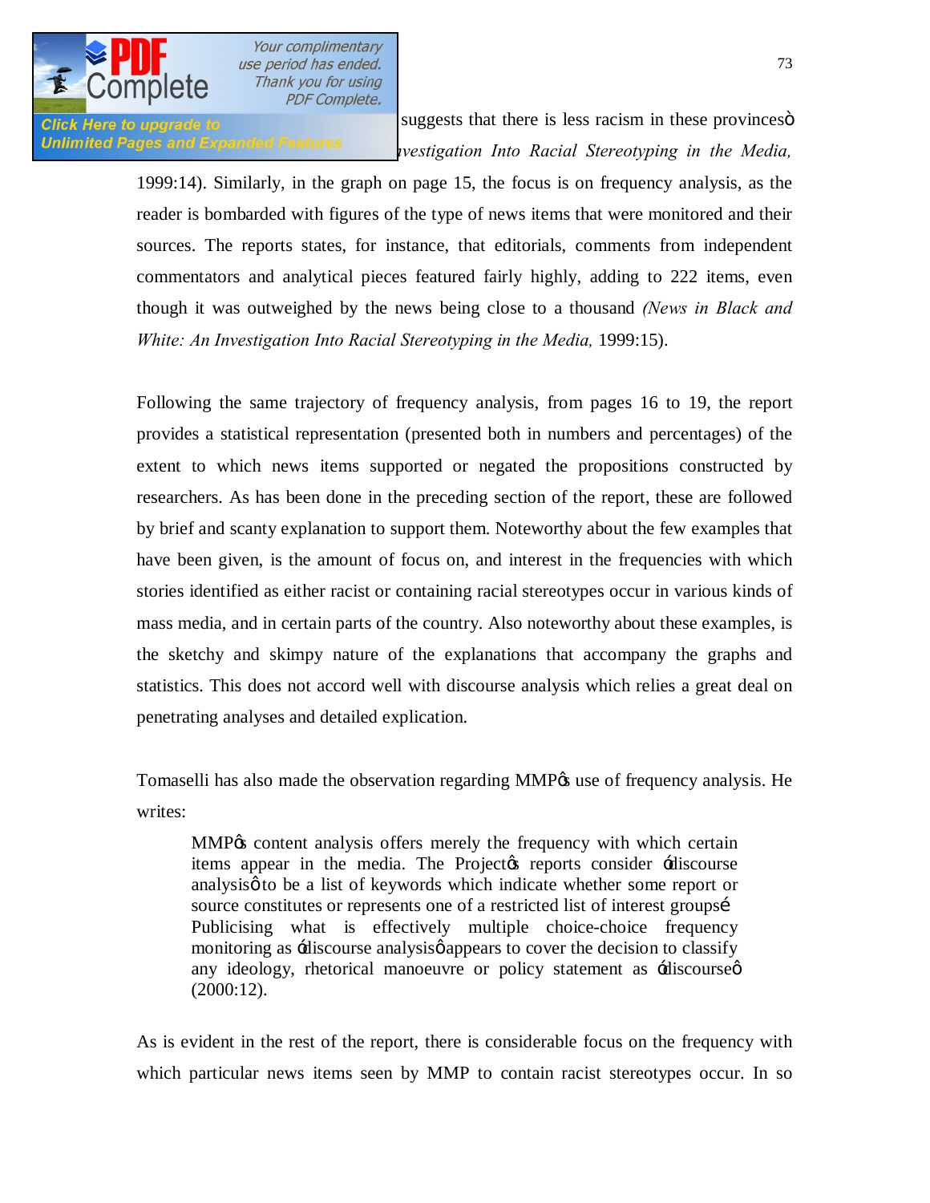suggests that there is less racism in these provinces" (*News in Black and White: An Investigation Into Racial Stereotyping in the Media,* 1999:14). Similarly, in the graph on page 15, the focus is on frequency analysis, as the reader is bombarded with figures of the type of news items that were monitored and their sources. The reports states, for instance, that editorials, comments from independent commentators and analytical pieces featured fairly highly, adding to 222 items, even though it was outweighed by the news being close to a thousand *(News in Black and White: An Investigation Into Racial Stereotyping in the Media,* 1999:15).

Following the same trajectory of frequency analysis, from pages 16 to 19, the report provides a statistical representation (presented both in numbers and percentages) of the extent to which news items supported or negated the propositions constructed by researchers. As has been done in the preceding section of the report, these are followed by brief and scanty explanation to support them. Noteworthy about the few examples that have been given, is the amount of focus on, and interest in the frequencies with which stories identified as either racist or containing racial stereotypes occur in various kinds of mass media, and in certain parts of the country. Also noteworthy about these examples, is the sketchy and skimpy nature of the explanations that accompany the graphs and statistics. This does not accord well with discourse analysis which relies a great deal on penetrating analyses and detailed explication.

Tomaselli has also made the observation regarding MMP's use of frequency analysis. He writes:

> MMP's content analysis offers merely the frequency with which certain items appear in the media. The Project's reports consider 'discourse analysis' to be a list of keywords which indicate whether some report or source constitutes or represents one of a restricted list of interest groups… Publicising what is effectively multiple choice-choice frequency monitoring as 'discourse analysis' appears to cover the decision to classify any ideology, rhetorical manoeuvre or policy statement as 'discourse' (2000:12).

As is evident in the rest of the report, there is considerable focus on the frequency with which particular news items seen by MMP to contain racist stereotypes occur. In so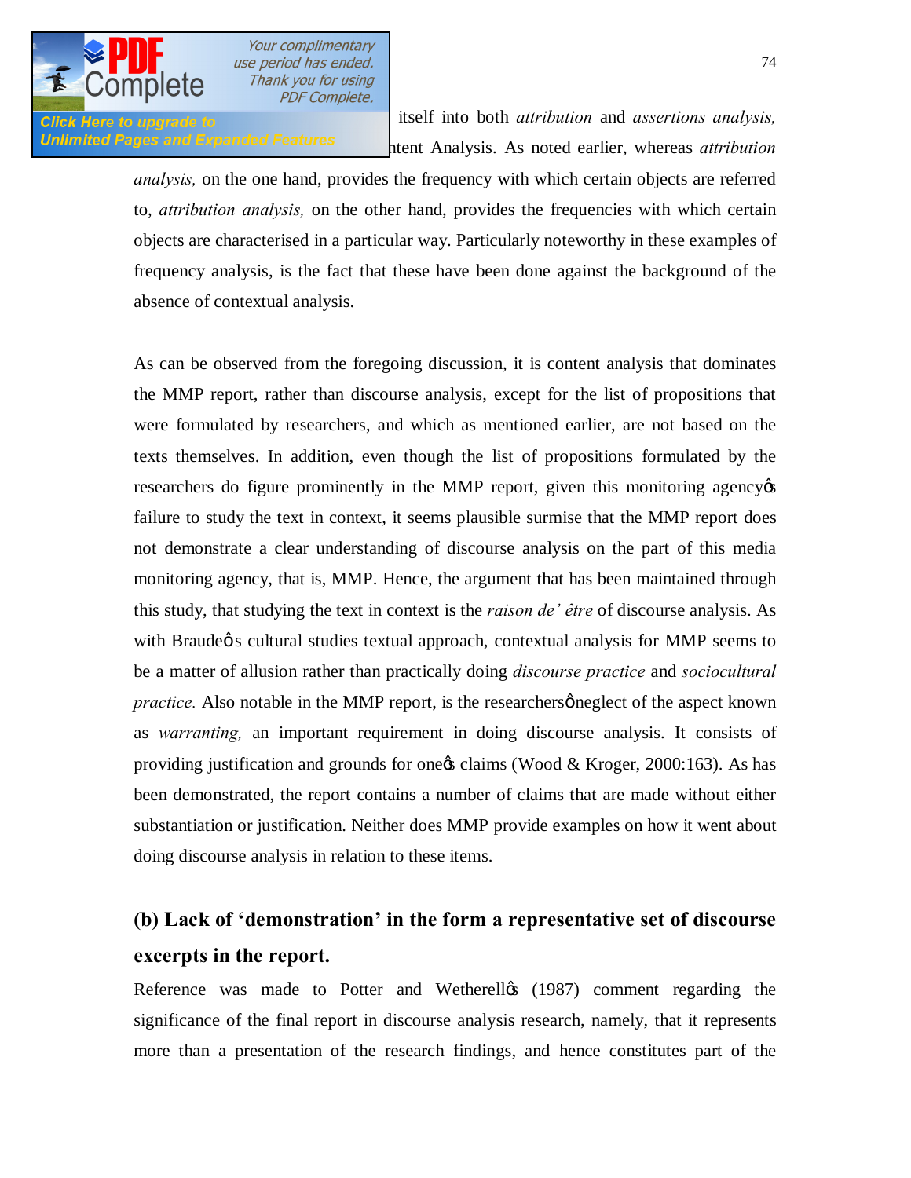itself into both *attribution* and *assertions analysis,* ntent Analysis. As noted earlier, whereas *attribution analysis,* on the one hand, provides the frequency with which certain objects are referred to, *attribution analysis,* on the other hand, provides the frequencies with which certain objects are characterised in a particular way. Particularly noteworthy in these examples of frequency analysis, is the fact that these have been done against the background of the absence of contextual analysis.

As can be observed from the foregoing discussion, it is content analysis that dominates the MMP report, rather than discourse analysis, except for the list of propositions that were formulated by researchers, and which as mentioned earlier, are not based on the texts themselves. In addition, even though the list of propositions formulated by the researchers do figure prominently in the MMP report, given this monitoring agency's failure to study the text in context, it seems plausible surmise that the MMP report does not demonstrate a clear understanding of discourse analysis on the part of this media monitoring agency, that is, MMP. Hence, the argument that has been maintained through this study, that studying the text in context is the *raison de' être* of discourse analysis. As with Braude's cultural studies textual approach, contextual analysis for MMP seems to be a matter of allusion rather than practically doing *discourse practice* and *sociocultural practice.* Also notable in the MMP report, is the researchers' neglect of the aspect known as *warranting,* an important requirement in doing discourse analysis. It consists of providing justification and grounds for one's claims (Wood & Kroger, 2000:163). As has been demonstrated, the report contains a number of claims that are made without either substantiation or justification. Neither does MMP provide examples on how it went about doing discourse analysis in relation to these items.

### (b) Lack of 'demonstration' in the form a representative set of discourse excerpts in the report.

Reference was made to Potter and Wetherell's (1987) comment regarding the significance of the final report in discourse analysis research, namely, that it represents more than a presentation of the research findings, and hence constitutes part of the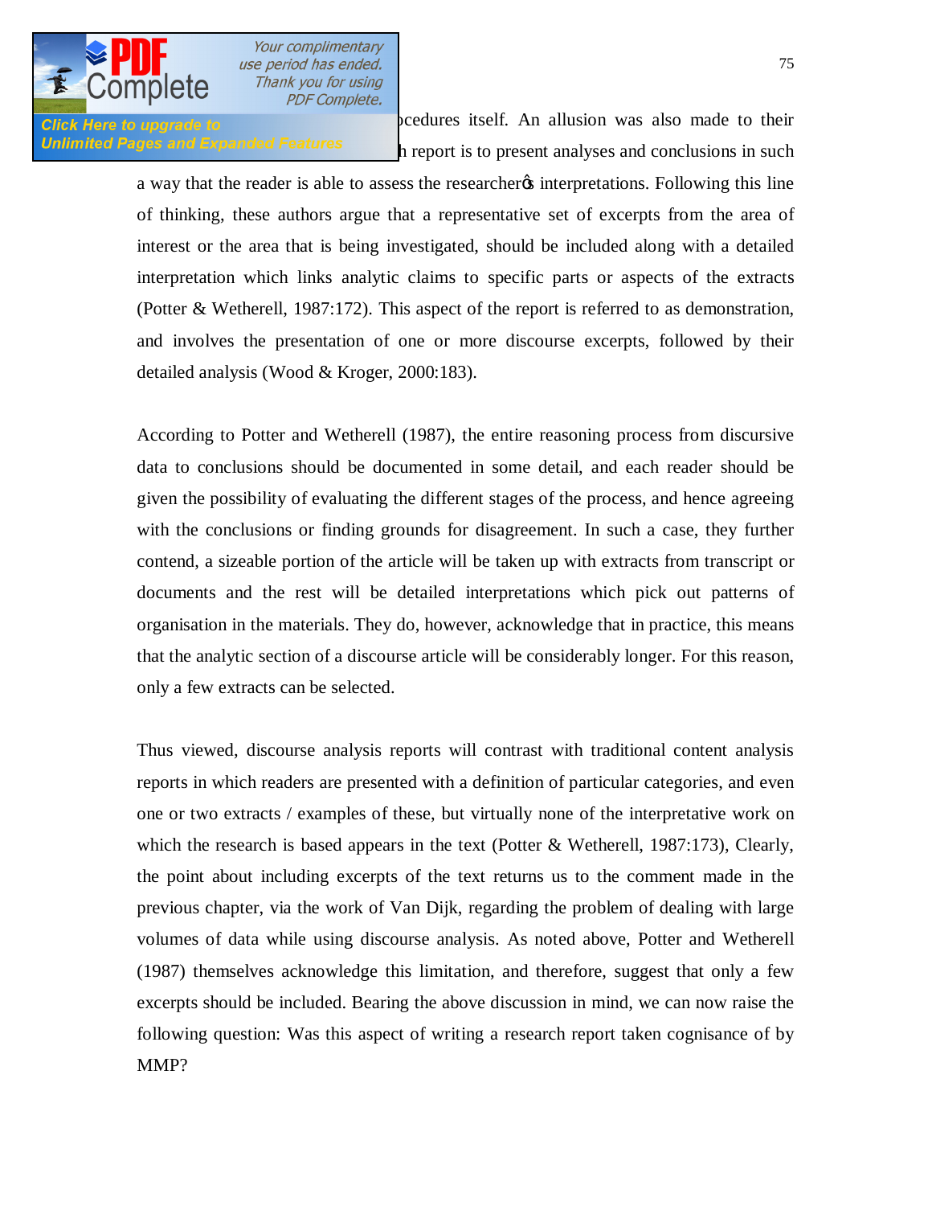ocedures itself. An allusion was also made to their h report is to present analyses and conclusions in such a way that the reader is able to assess the researcher's interpretations. Following this line of thinking, these authors argue that a representative set of excerpts from the area of interest or the area that is being investigated, should be included along with a detailed interpretation which links analytic claims to specific parts or aspects of the extracts (Potter & Wetherell, 1987:172). This aspect of the report is referred to as demonstration, and involves the presentation of one or more discourse excerpts, followed by their detailed analysis (Wood & Kroger, 2000:183).

According to Potter and Wetherell (1987), the entire reasoning process from discursive data to conclusions should be documented in some detail, and each reader should be given the possibility of evaluating the different stages of the process, and hence agreeing with the conclusions or finding grounds for disagreement. In such a case, they further contend, a sizeable portion of the article will be taken up with extracts from transcript or documents and the rest will be detailed interpretations which pick out patterns of organisation in the materials. They do, however, acknowledge that in practice, this means that the analytic section of a discourse article will be considerably longer. For this reason, only a few extracts can be selected.

Thus viewed, discourse analysis reports will contrast with traditional content analysis reports in which readers are presented with a definition of particular categories, and even one or two extracts / examples of these, but virtually none of the interpretative work on which the research is based appears in the text (Potter & Wetherell, 1987:173), Clearly, the point about including excerpts of the text returns us to the comment made in the previous chapter, via the work of Van Dijk, regarding the problem of dealing with large volumes of data while using discourse analysis. As noted above, Potter and Wetherell (1987) themselves acknowledge this limitation, and therefore, suggest that only a few excerpts should be included. Bearing the above discussion in mind, we can now raise the following question: Was this aspect of writing a research report taken cognisance of by MMP?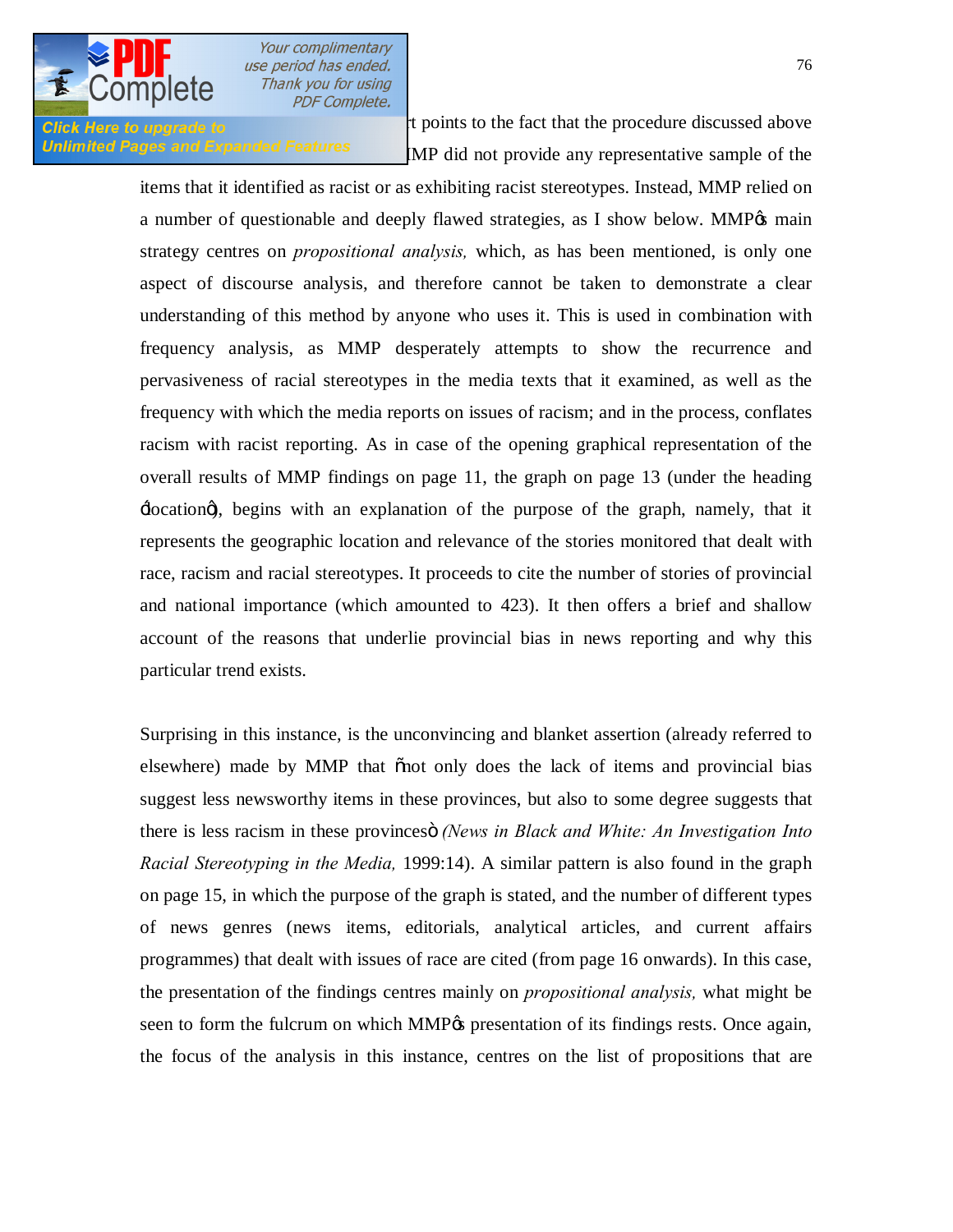t points to the fact that the procedure discussed above MMP did not provide any representative sample of the items that it identified as racist or as exhibiting racist stereotypes. Instead, MMP relied on a number of questionable and deeply flawed strategies, as I show below. MMP's main strategy centres on *propositional analysis,* which, as has been mentioned, is only one aspect of discourse analysis, and therefore cannot be taken to demonstrate a clear understanding of this method by anyone who uses it. This is used in combination with frequency analysis, as MMP desperately attempts to show the recurrence and pervasiveness of racial stereotypes in the media texts that it examined, as well as the frequency with which the media reports on issues of racism; and in the process, conflates racism with racist reporting. As in case of the opening graphical representation of the overall results of MMP findings on page 11, the graph on page 13 (under the heading 'location'), begins with an explanation of the purpose of the graph, namely, that it represents the geographic location and relevance of the stories monitored that dealt with race, racism and racial stereotypes. It proceeds to cite the number of stories of provincial and national importance (which amounted to 423). It then offers a brief and shallow account of the reasons that underlie provincial bias in news reporting and why this particular trend exists.

Surprising in this instance, is the unconvincing and blanket assertion (already referred to elsewhere) made by MMP that "not only does the lack of items and provincial bias suggest less newsworthy items in these provinces, but also to some degree suggests that there is less racism in these provinces" *(News in Black and White: An Investigation Into Racial Stereotyping in the Media,* 1999:14). A similar pattern is also found in the graph on page 15, in which the purpose of the graph is stated, and the number of different types of news genres (news items, editorials, analytical articles, and current affairs programmes) that dealt with issues of race are cited (from page 16 onwards). In this case, the presentation of the findings centres mainly on *propositional analysis,* what might be seen to form the fulcrum on which MMP's presentation of its findings rests. Once again, the focus of the analysis in this instance, centres on the list of propositions that are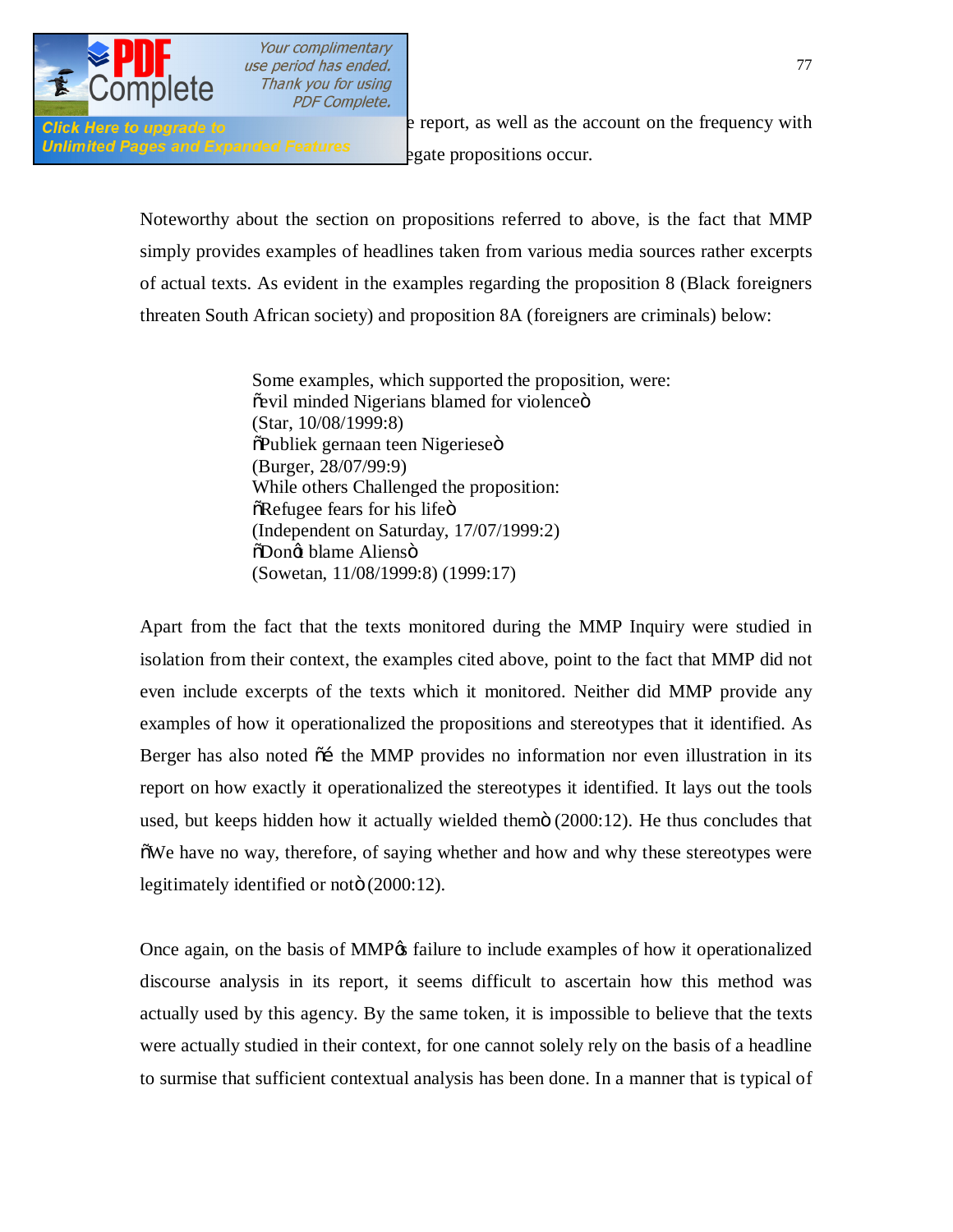e report, as well as the account on the frequency with egate propositions occur.

Noteworthy about the section on propositions referred to above, is the fact that MMP simply provides examples of headlines taken from various media sources rather excerpts of actual texts. As evident in the examples regarding the proposition 8 (Black foreigners threaten South African society) and proposition 8A (foreigners are criminals) below:

> Some examples, which supported the proposition, were:
> "evil minded Nigerians blamed for violence"
> (Star, 10/08/1999:8)
> "Publiek gernaan teen Nigeriese"
> (Burger, 28/07/99:9)
> While others Challenged the proposition:
> "Refugee fears for his life"
> (Independent on Saturday, 17/07/1999:2)
> "Don't blame Aliens"
> (Sowetan, 11/08/1999:8) (1999:17)

Apart from the fact that the texts monitored during the MMP Inquiry were studied in isolation from their context, the examples cited above, point to the fact that MMP did not even include excerpts of the texts which it monitored. Neither did MMP provide any examples of how it operationalized the propositions and stereotypes that it identified. As Berger has also noted "… the MMP provides no information nor even illustration in its report on how exactly it operationalized the stereotypes it identified. It lays out the tools used, but keeps hidden how it actually wielded them" (2000:12). He thus concludes that "We have no way, therefore, of saying whether and how and why these stereotypes were legitimately identified or not" (2000:12).

Once again, on the basis of MMP's failure to include examples of how it operationalized discourse analysis in its report, it seems difficult to ascertain how this method was actually used by this agency. By the same token, it is impossible to believe that the texts were actually studied in their context, for one cannot solely rely on the basis of a headline to surmise that sufficient contextual analysis has been done. In a manner that is typical of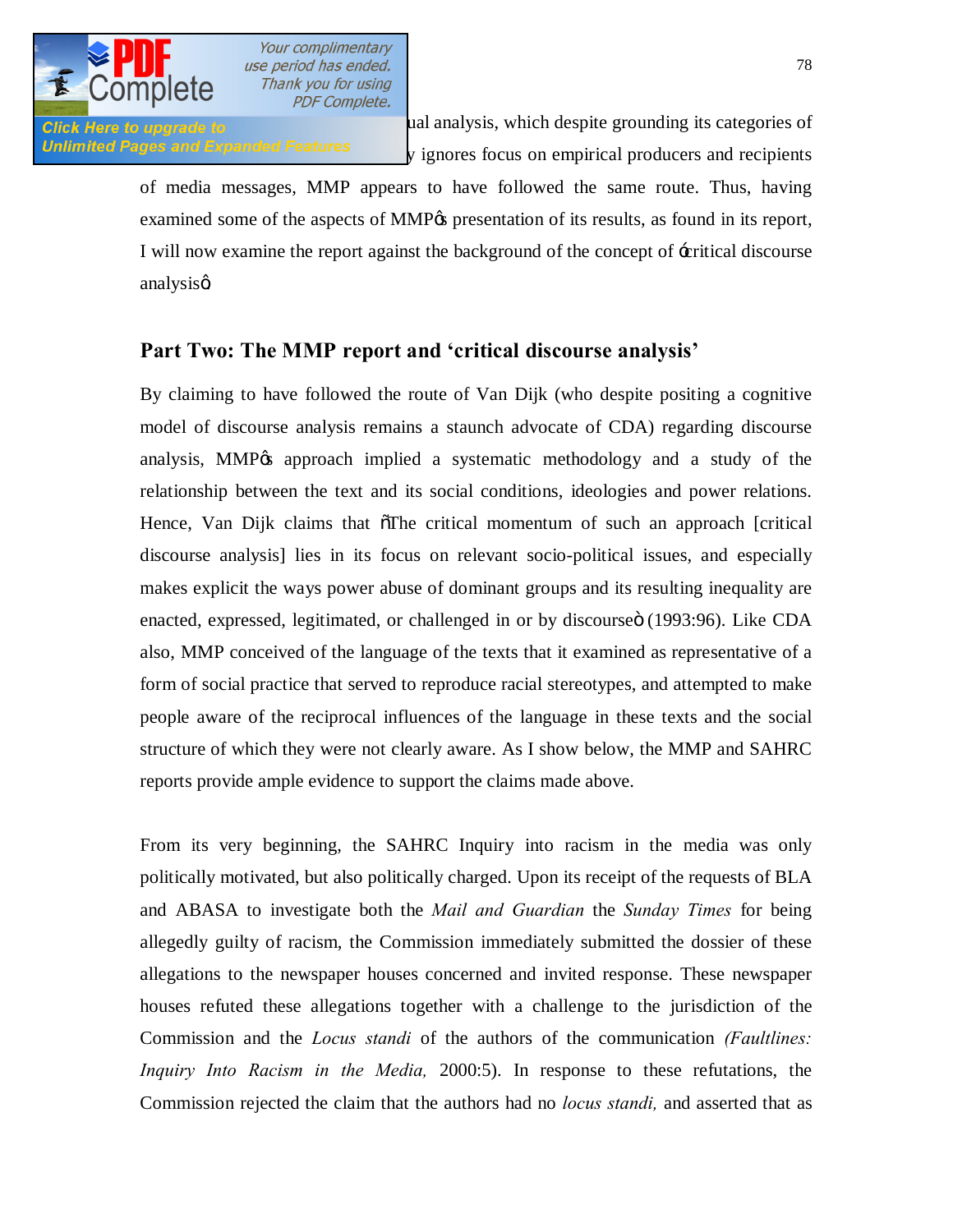ual analysis, which despite grounding its categories of ... y ignores focus on empirical producers and recipients of media messages, MMP appears to have followed the same route. Thus, having examined some of the aspects of MMP's presentation of its results, as found in its report, I will now examine the report against the background of the concept of 'critical discourse analysis'.

## Part Two: The MMP report and 'critical discourse analysis'

By claiming to have followed the route of Van Dijk (who despite positing a cognitive model of discourse analysis remains a staunch advocate of CDA) regarding discourse analysis, MMP's approach implied a systematic methodology and a study of the relationship between the text and its social conditions, ideologies and power relations. Hence, Van Dijk claims that "The critical momentum of such an approach [critical discourse analysis] lies in its focus on relevant socio-political issues, and especially makes explicit the ways power abuse of dominant groups and its resulting inequality are enacted, expressed, legitimated, or challenged in or by discourse" (1993:96). Like CDA also, MMP conceived of the language of the texts that it examined as representative of a form of social practice that served to reproduce racial stereotypes, and attempted to make people aware of the reciprocal influences of the language in these texts and the social structure of which they were not clearly aware. As I show below, the MMP and SAHRC reports provide ample evidence to support the claims made above.

From its very beginning, the SAHRC Inquiry into racism in the media was only politically motivated, but also politically charged. Upon its receipt of the requests of BLA and ABASA to investigate both the *Mail and Guardian* the *Sunday Times* for being allegedly guilty of racism, the Commission immediately submitted the dossier of these allegations to the newspaper houses concerned and invited response. These newspaper houses refuted these allegations together with a challenge to the jurisdiction of the Commission and the *Locus standi* of the authors of the communication *(Faultlines: Inquiry Into Racism in the Media,* 2000:5). In response to these refutations, the Commission rejected the claim that the authors had no *locus standi,* and asserted that as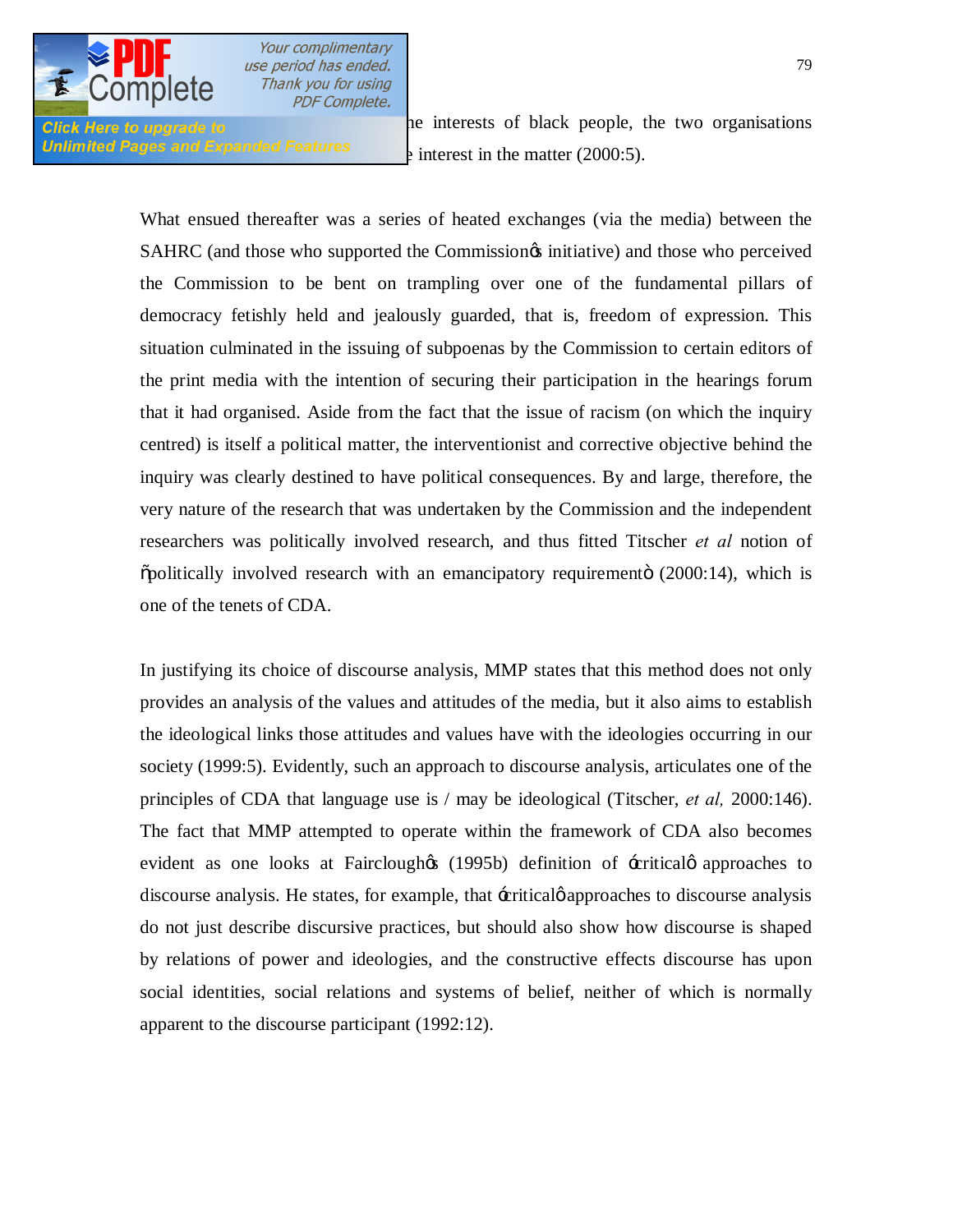he interests of black people, the two organisations e interest in the matter (2000:5).

What ensued thereafter was a series of heated exchanges (via the media) between the SAHRC (and those who supported the Commission's initiative) and those who perceived the Commission to be bent on trampling over one of the fundamental pillars of democracy fetishly held and jealously guarded, that is, freedom of expression. This situation culminated in the issuing of subpoenas by the Commission to certain editors of the print media with the intention of securing their participation in the hearings forum that it had organised. Aside from the fact that the issue of racism (on which the inquiry centred) is itself a political matter, the interventionist and corrective objective behind the inquiry was clearly destined to have political consequences. By and large, therefore, the very nature of the research that was undertaken by the Commission and the independent researchers was politically involved research, and thus fitted Titscher *et al* notion of "politically involved research with an emancipatory requirement" (2000:14), which is one of the tenets of CDA.

In justifying its choice of discourse analysis, MMP states that this method does not only provides an analysis of the values and attitudes of the media, but it also aims to establish the ideological links those attitudes and values have with the ideologies occurring in our society (1999:5). Evidently, such an approach to discourse analysis, articulates one of the principles of CDA that language use is / may be ideological (Titscher, *et al,* 2000:146). The fact that MMP attempted to operate within the framework of CDA also becomes evident as one looks at Fairclough's (1995b) definition of 'critical' approaches to discourse analysis. He states, for example, that 'critical' approaches to discourse analysis do not just describe discursive practices, but should also show how discourse is shaped by relations of power and ideologies, and the constructive effects discourse has upon social identities, social relations and systems of belief, neither of which is normally apparent to the discourse participant (1992:12).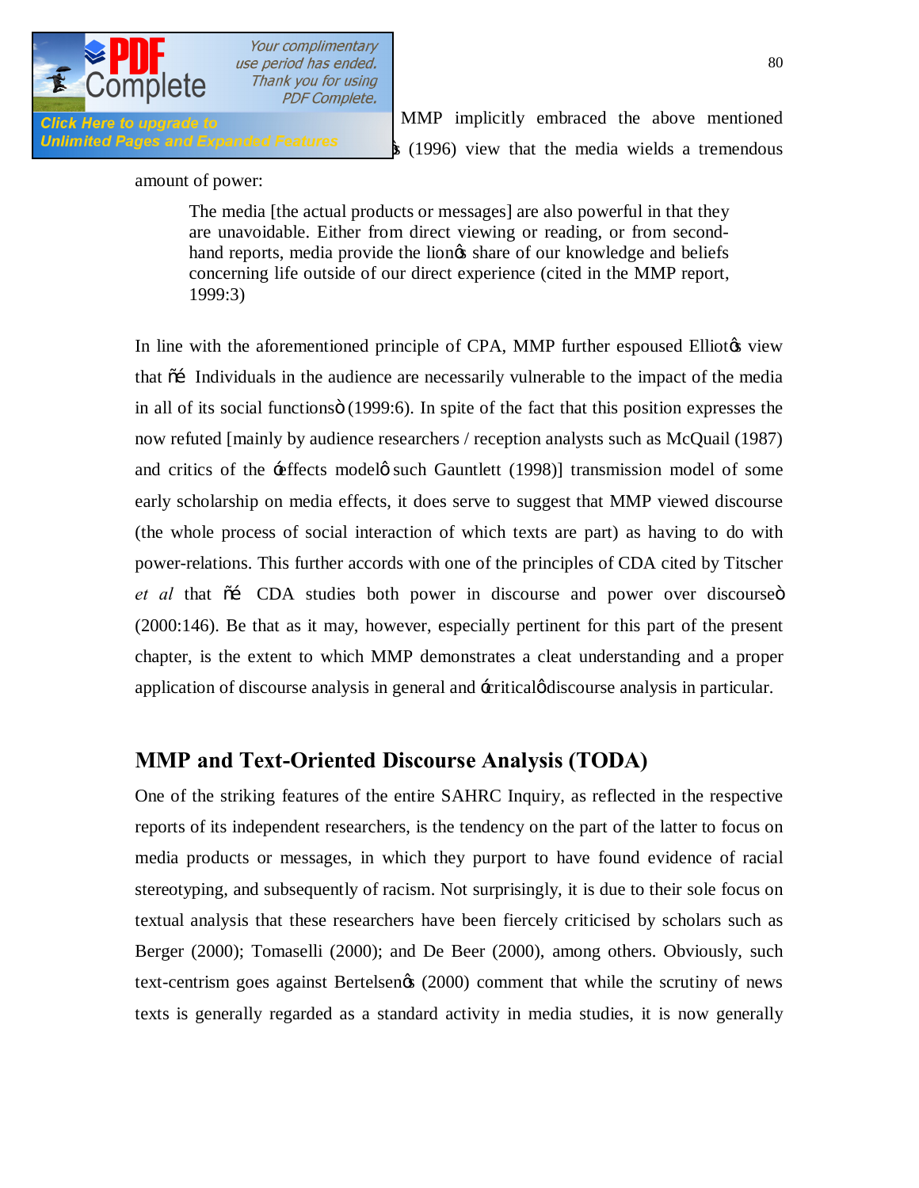MMP implicitly embraced the above mentioned ... (1996) view that the media wields a tremendous amount of power:

> The media [the actual products or messages] are also powerful in that they are unavoidable. Either from direct viewing or reading, or from second-hand reports, media provide the lion's share of our knowledge and beliefs concerning life outside of our direct experience (cited in the MMP report, 1999:3)

In line with the aforementioned principle of CPA, MMP further espoused Elliot's view that "… Individuals in the audience are necessarily vulnerable to the impact of the media in all of its social functions" (1999:6). In spite of the fact that this position expresses the now refuted [mainly by audience researchers / reception analysts such as McQuail (1987) and critics of the 'effects model' such Gauntlett (1998)] transmission model of some early scholarship on media effects, it does serve to suggest that MMP viewed discourse (the whole process of social interaction of which texts are part) as having to do with power-relations. This further accords with one of the principles of CDA cited by Titscher *et al* that "… CDA studies both power in discourse and power over discourse" (2000:146). Be that as it may, however, especially pertinent for this part of the present chapter, is the extent to which MMP demonstrates a cleat understanding and a proper application of discourse analysis in general and 'critical' discourse analysis in particular.

## MMP and Text-Oriented Discourse Analysis (TODA)

One of the striking features of the entire SAHRC Inquiry, as reflected in the respective reports of its independent researchers, is the tendency on the part of the latter to focus on media products or messages, in which they purport to have found evidence of racial stereotyping, and subsequently of racism. Not surprisingly, it is due to their sole focus on textual analysis that these researchers have been fiercely criticised by scholars such as Berger (2000); Tomaselli (2000); and De Beer (2000), among others. Obviously, such text-centrism goes against Bertelsen's (2000) comment that while the scrutiny of news texts is generally regarded as a standard activity in media studies, it is now generally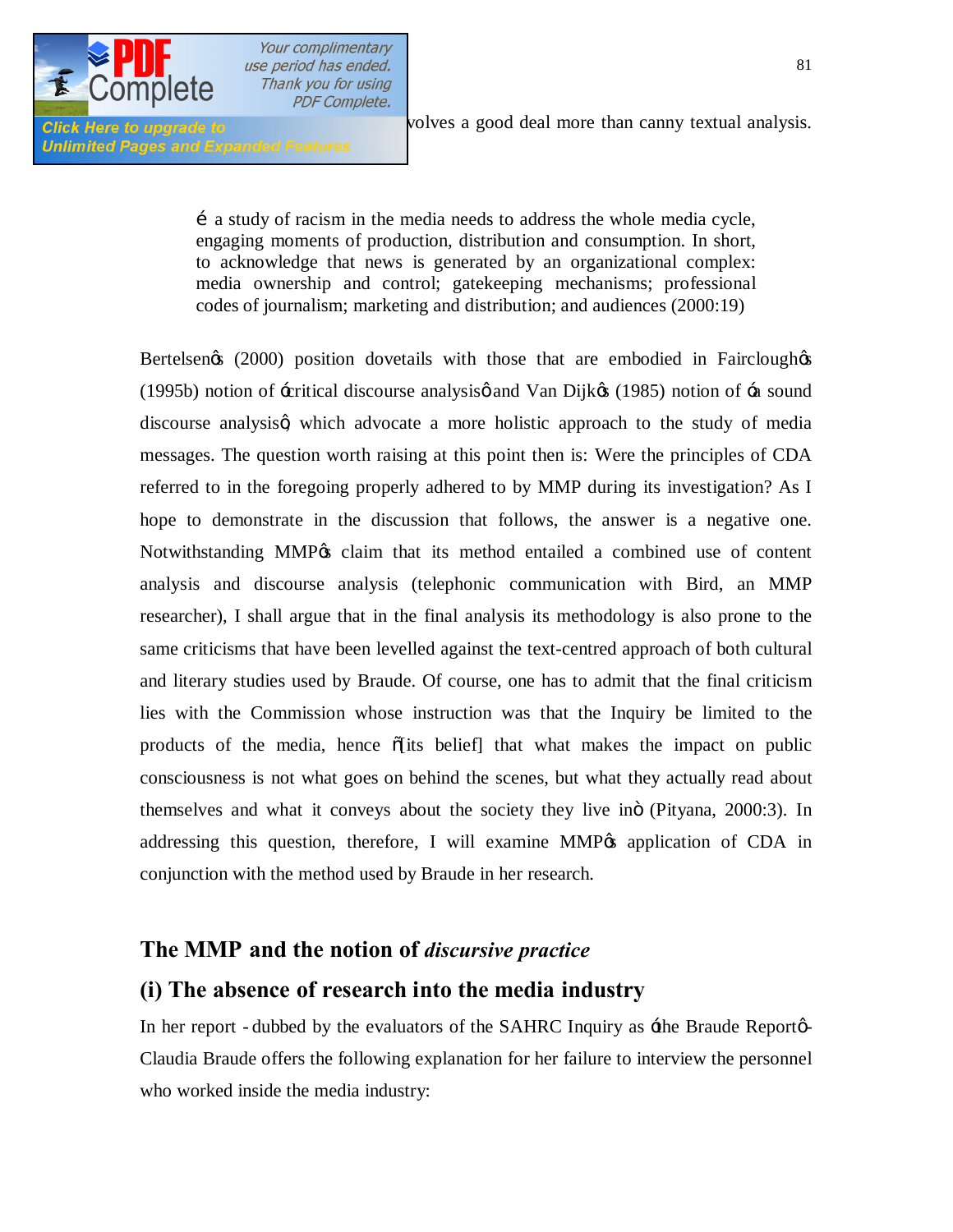volves a good deal more than canny textual analysis.

> … a study of racism in the media needs to address the whole media cycle, engaging moments of production, distribution and consumption. In short, to acknowledge that news is generated by an organizational complex: media ownership and control; gatekeeping mechanisms; professional codes of journalism; marketing and distribution; and audiences (2000:19)

Bertelsen's (2000) position dovetails with those that are embodied in Fairclough's (1995b) notion of 'critical discourse analysis' and Van Dijk's (1985) notion of 'a sound discourse analysis', which advocate a more holistic approach to the study of media messages. The question worth raising at this point then is: Were the principles of CDA referred to in the foregoing properly adhered to by MMP during its investigation? As I hope to demonstrate in the discussion that follows, the answer is a negative one. Notwithstanding MMP's claim that its method entailed a combined use of content analysis and discourse analysis (telephonic communication with Bird, an MMP researcher), I shall argue that in the final analysis its methodology is also prone to the same criticisms that have been levelled against the text-centred approach of both cultural and literary studies used by Braude. Of course, one has to admit that the final criticism lies with the Commission whose instruction was that the Inquiry be limited to the products of the media, hence "[its belief] that what makes the impact on public consciousness is not what goes on behind the scenes, but what they actually read about themselves and what it conveys about the society they live in" (Pityana, 2000:3). In addressing this question, therefore, I will examine MMP's application of CDA in conjunction with the method used by Braude in her research.

## The MMP and the notion of *discursive practice*

## (i) The absence of research into the media industry

In her report - dubbed by the evaluators of the SAHRC Inquiry as 'the Braude Report'- Claudia Braude offers the following explanation for her failure to interview the personnel who worked inside the media industry: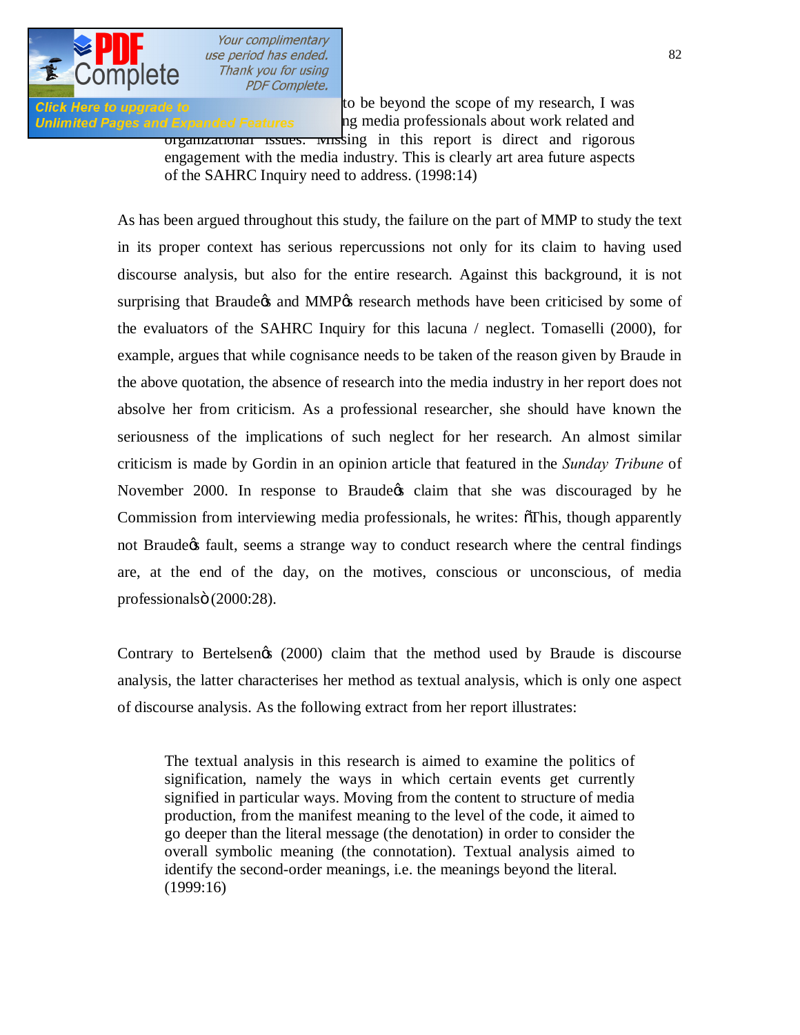to be beyond the scope of my research, I was ng media professionals about work related and organizational issues. Missing in this report is direct and rigorous engagement with the media industry. This is clearly art area future aspects of the SAHRC Inquiry need to address. (1998:14)

As has been argued throughout this study, the failure on the part of MMP to study the text in its proper context has serious repercussions not only for its claim to having used discourse analysis, but also for the entire research. Against this background, it is not surprising that Braude's and MMP's research methods have been criticised by some of the evaluators of the SAHRC Inquiry for this lacuna / neglect. Tomaselli (2000), for example, argues that while cognisance needs to be taken of the reason given by Braude in the above quotation, the absence of research into the media industry in her report does not absolve her from criticism. As a professional researcher, she should have known the seriousness of the implications of such neglect for her research. An almost similar criticism is made by Gordin in an opinion article that featured in the *Sunday Tribune* of November 2000. In response to Braude's claim that she was discouraged by he Commission from interviewing media professionals, he writes: "This, though apparently not Braude's fault, seems a strange way to conduct research where the central findings are, at the end of the day, on the motives, conscious or unconscious, of media professionals" (2000:28).

Contrary to Bertelsen's (2000) claim that the method used by Braude is discourse analysis, the latter characterises her method as textual analysis, which is only one aspect of discourse analysis. As the following extract from her report illustrates:

> The textual analysis in this research is aimed to examine the politics of signification, namely the ways in which certain events get currently signified in particular ways. Moving from the content to structure of media production, from the manifest meaning to the level of the code, it aimed to go deeper than the literal message (the denotation) in order to consider the overall symbolic meaning (the connotation). Textual analysis aimed to identify the second-order meanings, i.e. the meanings beyond the literal. (1999:16)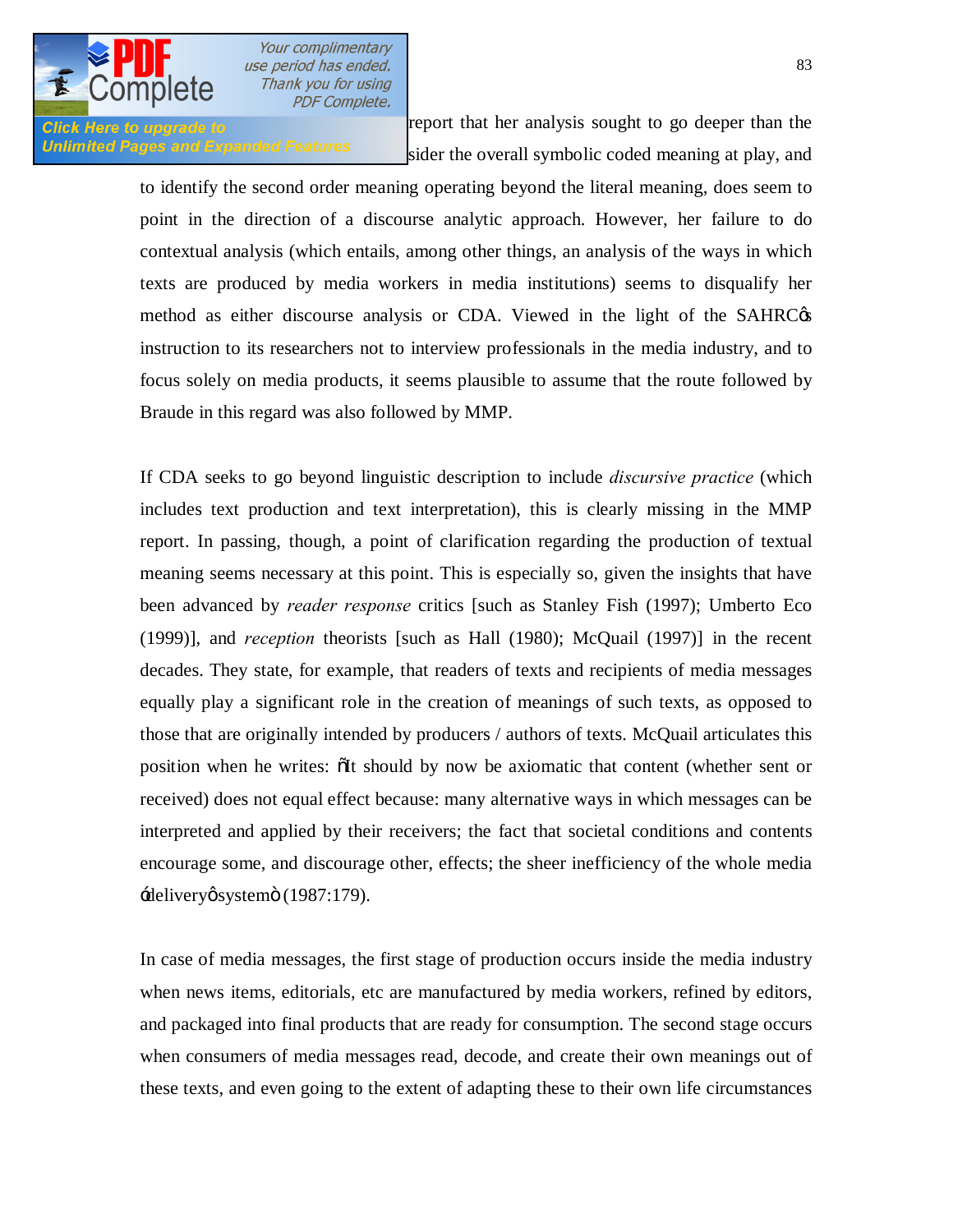report that her analysis sought to go deeper than the sider the overall symbolic coded meaning at play, and to identify the second order meaning operating beyond the literal meaning, does seem to point in the direction of a discourse analytic approach. However, her failure to do contextual analysis (which entails, among other things, an analysis of the ways in which texts are produced by media workers in media institutions) seems to disqualify her method as either discourse analysis or CDA. Viewed in the light of the SAHRC's instruction to its researchers not to interview professionals in the media industry, and to focus solely on media products, it seems plausible to assume that the route followed by Braude in this regard was also followed by MMP.

If CDA seeks to go beyond linguistic description to include *discursive practice* (which includes text production and text interpretation), this is clearly missing in the MMP report. In passing, though, a point of clarification regarding the production of textual meaning seems necessary at this point. This is especially so, given the insights that have been advanced by *reader response* critics [such as Stanley Fish (1997); Umberto Eco (1999)], and *reception* theorists [such as Hall (1980); McQuail (1997)] in the recent decades. They state, for example, that readers of texts and recipients of media messages equally play a significant role in the creation of meanings of such texts, as opposed to those that are originally intended by producers / authors of texts. McQuail articulates this position when he writes: "It should by now be axiomatic that content (whether sent or received) does not equal effect because: many alternative ways in which messages can be interpreted and applied by their receivers; the fact that societal conditions and contents encourage some, and discourage other, effects; the sheer inefficiency of the whole media 'delivery' system" (1987:179).

In case of media messages, the first stage of production occurs inside the media industry when news items, editorials, etc are manufactured by media workers, refined by editors, and packaged into final products that are ready for consumption. The second stage occurs when consumers of media messages read, decode, and create their own meanings out of these texts, and even going to the extent of adapting these to their own life circumstances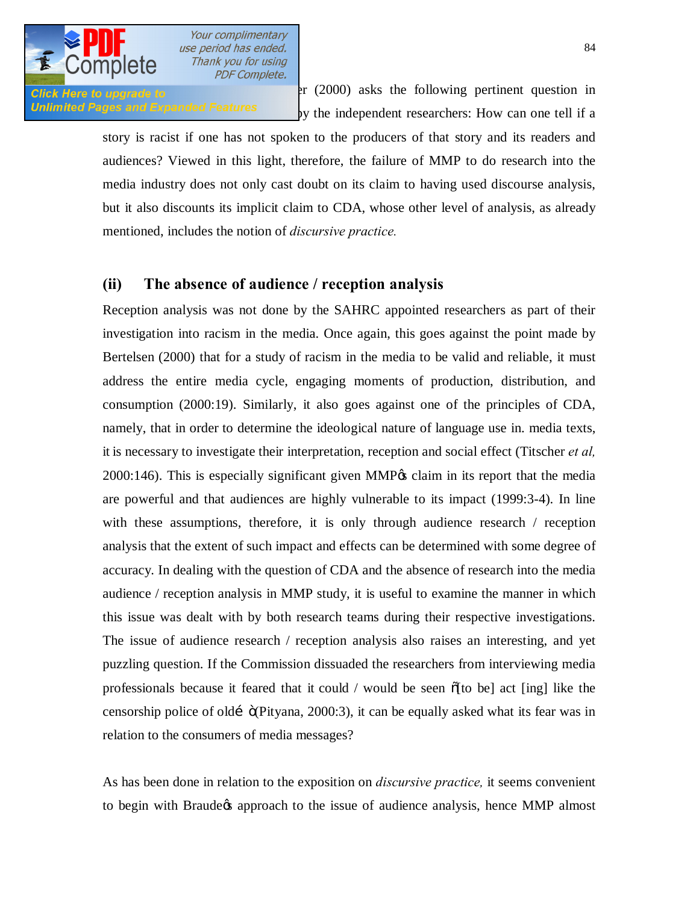er (2000) asks the following pertinent question in by the independent researchers: How can one tell if a story is racist if one has not spoken to the producers of that story and its readers and audiences? Viewed in this light, therefore, the failure of MMP to do research into the media industry does not only cast doubt on its claim to having used discourse analysis, but it also discounts its implicit claim to CDA, whose other level of analysis, as already mentioned, includes the notion of *discursive practice.*

### (ii) The absence of audience / reception analysis

Reception analysis was not done by the SAHRC appointed researchers as part of their investigation into racism in the media. Once again, this goes against the point made by Bertelsen (2000) that for a study of racism in the media to be valid and reliable, it must address the entire media cycle, engaging moments of production, distribution, and consumption (2000:19). Similarly, it also goes against one of the principles of CDA, namely, that in order to determine the ideological nature of language use in. media texts, it is necessary to investigate their interpretation, reception and social effect (Titscher *et al,* 2000:146). This is especially significant given MMP's claim in its report that the media are powerful and that audiences are highly vulnerable to its impact (1999:3-4). In line with these assumptions, therefore, it is only through audience research / reception analysis that the extent of such impact and effects can be determined with some degree of accuracy. In dealing with the question of CDA and the absence of research into the media audience / reception analysis in MMP study, it is useful to examine the manner in which this issue was dealt with by both research teams during their respective investigations. The issue of audience research / reception analysis also raises an interesting, and yet puzzling question. If the Commission dissuaded the researchers from interviewing media professionals because it feared that it could / would be seen "[to be] act [ing] like the censorship police of old..." (Pityana, 2000:3), it can be equally asked what its fear was in relation to the consumers of media messages?

As has been done in relation to the exposition on *discursive practice,* it seems convenient to begin with Braude's approach to the issue of audience analysis, hence MMP almost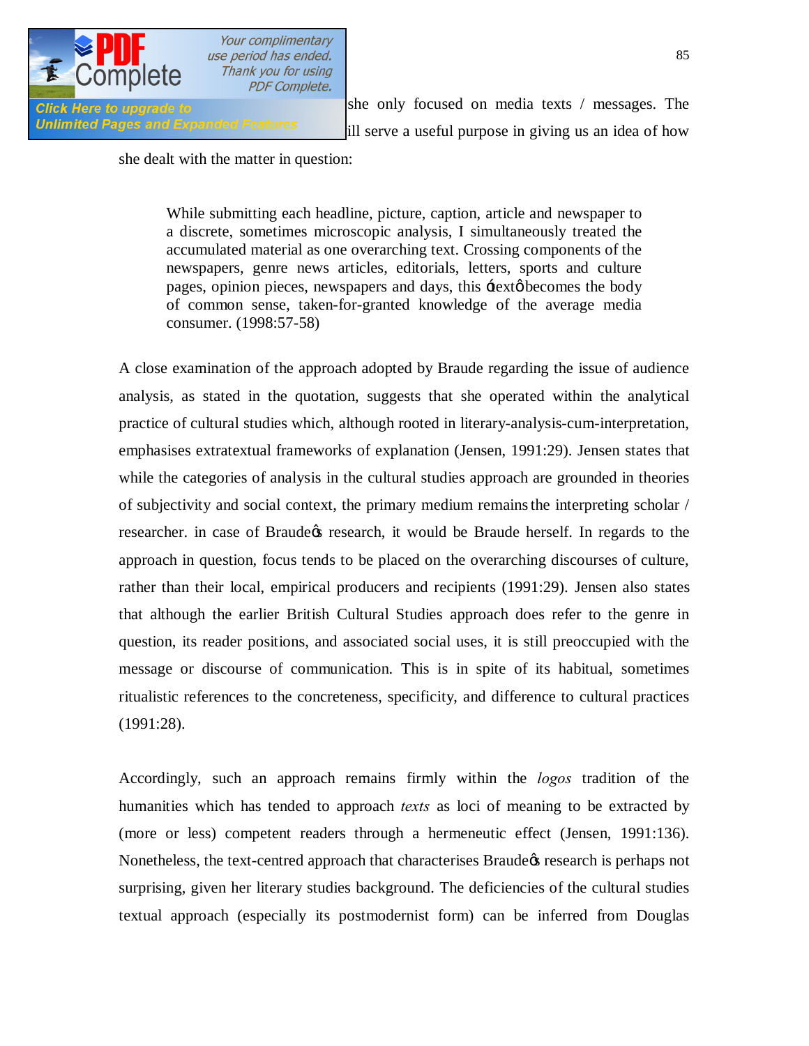she only focused on media texts / messages. The ill serve a useful purpose in giving us an idea of how she dealt with the matter in question:

> While submitting each headline, picture, caption, article and newspaper to a discrete, sometimes microscopic analysis, I simultaneously treated the accumulated material as one overarching text. Crossing components of the newspapers, genre news articles, editorials, letters, sports and culture pages, opinion pieces, newspapers and days, this 'text' becomes the body of common sense, taken-for-granted knowledge of the average media consumer. (1998:57-58)

A close examination of the approach adopted by Braude regarding the issue of audience analysis, as stated in the quotation, suggests that she operated within the analytical practice of cultural studies which, although rooted in literary-analysis-cum-interpretation, emphasises extratextual frameworks of explanation (Jensen, 1991:29). Jensen states that while the categories of analysis in the cultural studies approach are grounded in theories of subjectivity and social context, the primary medium remains the interpreting scholar / researcher. in case of Braude's research, it would be Braude herself. In regards to the approach in question, focus tends to be placed on the overarching discourses of culture, rather than their local, empirical producers and recipients (1991:29). Jensen also states that although the earlier British Cultural Studies approach does refer to the genre in question, its reader positions, and associated social uses, it is still preoccupied with the message or discourse of communication. This is in spite of its habitual, sometimes ritualistic references to the concreteness, specificity, and difference to cultural practices (1991:28).

Accordingly, such an approach remains firmly within the *logos* tradition of the humanities which has tended to approach *texts* as loci of meaning to be extracted by (more or less) competent readers through a hermeneutic effect (Jensen, 1991:136). Nonetheless, the text-centred approach that characterises Braude's research is perhaps not surprising, given her literary studies background. The deficiencies of the cultural studies textual approach (especially its postmodernist form) can be inferred from Douglas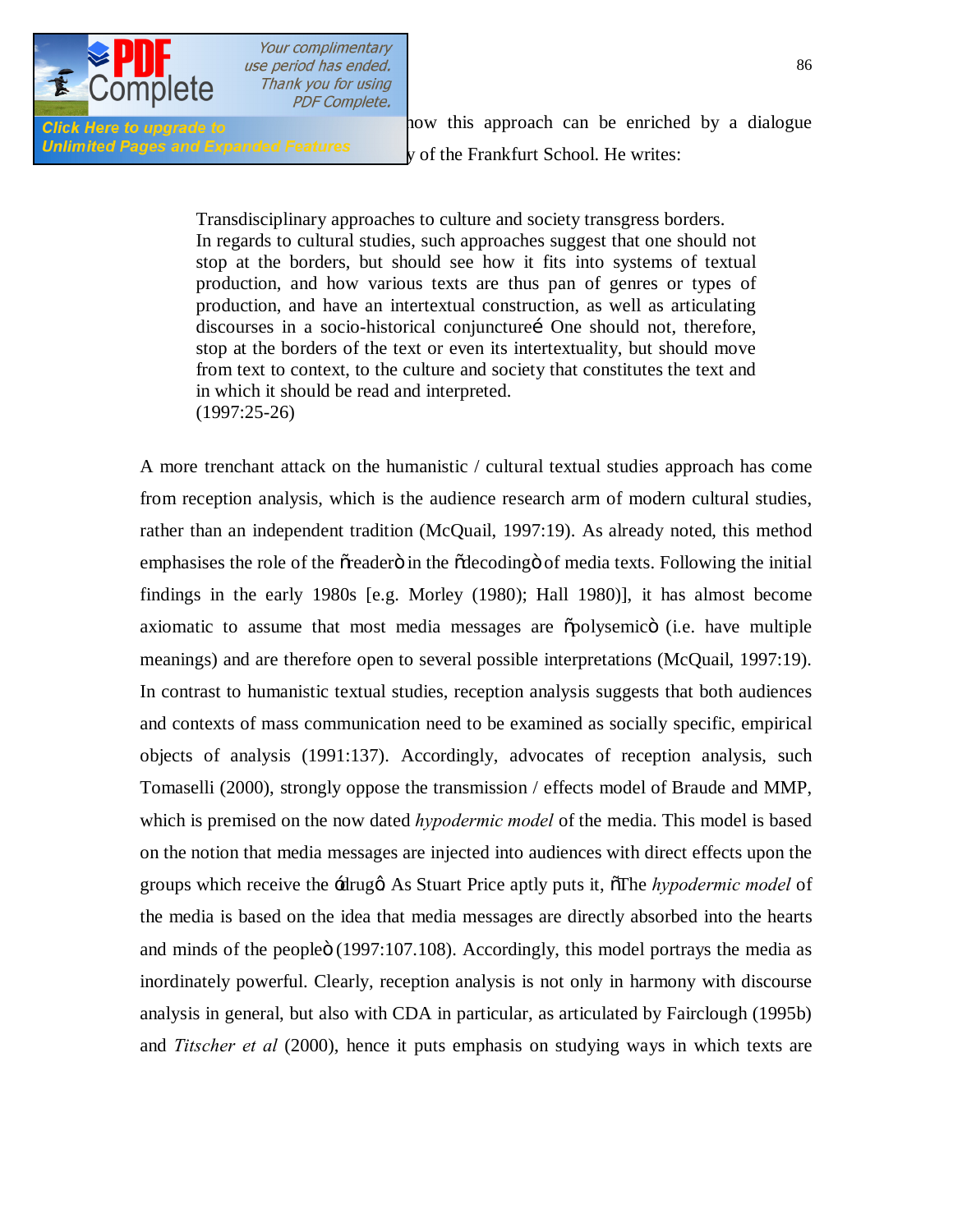how this approach can be enriched by a dialogue y of the Frankfurt School. He writes:

> Transdisciplinary approaches to culture and society transgress borders. In regards to cultural studies, such approaches suggest that one should not stop at the borders, but should see how it fits into systems of textual production, and how various texts are thus pan of genres or types of production, and have an intertextual construction, as well as articulating discourses in a socio-historical conjunctureé One should not, therefore, stop at the borders of the text or even its intertextuality, but should move from text to context, to the culture and society that constitutes the text and in which it should be read and interpreted.
> (1997:25-26)

A more trenchant attack on the humanistic / cultural textual studies approach has come from reception analysis, which is the audience research arm of modern cultural studies, rather than an independent tradition (McQuail, 1997:19). As already noted, this method emphasises the role of the õreaderö in the õdecodingö of media texts. Following the initial findings in the early 1980s [e.g. Morley (1980); Hall 1980)], it has almost become axiomatic to assume that most media messages are õpolysemicö (i.e. have multiple meanings) and are therefore open to several possible interpretations (McQuail, 1997:19). In contrast to humanistic textual studies, reception analysis suggests that both audiences and contexts of mass communication need to be examined as socially specific, empirical objects of analysis (1991:137). Accordingly, advocates of reception analysis, such Tomaselli (2000), strongly oppose the transmission / effects model of Braude and MMP, which is premised on the now dated *hypodermic model* of the media. This model is based on the notion that media messages are injected into audiences with direct effects upon the groups which receive the ódrugö. As Stuart Price aptly puts it, õThe *hypodermic model* of the media is based on the idea that media messages are directly absorbed into the hearts and minds of the peopleö (1997:107.108). Accordingly, this model portrays the media as inordinately powerful. Clearly, reception analysis is not only in harmony with discourse analysis in general, but also with CDA in particular, as articulated by Fairclough (1995b) and *Titscher et al* (2000), hence it puts emphasis on studying ways in which texts are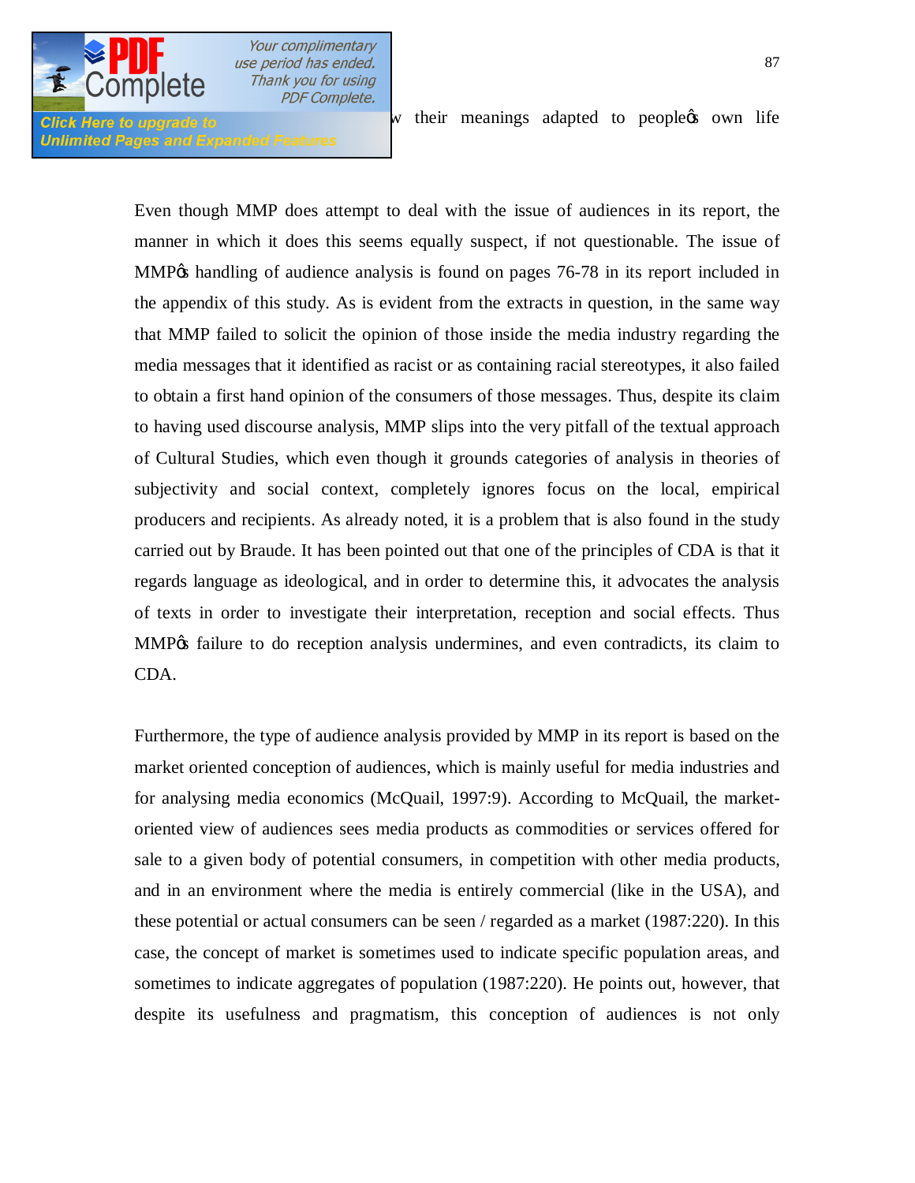w their meanings adapted to peopleøs own life

Even though MMP does attempt to deal with the issue of audiences in its report, the manner in which it does this seems equally suspect, if not questionable. The issue of MMPøs handling of audience analysis is found on pages 76-78 in its report included in the appendix of this study. As is evident from the extracts in question, in the same way that MMP failed to solicit the opinion of those inside the media industry regarding the media messages that it identified as racist or as containing racial stereotypes, it also failed to obtain a first hand opinion of the consumers of those messages. Thus, despite its claim to having used discourse analysis, MMP slips into the very pitfall of the textual approach of Cultural Studies, which even though it grounds categories of analysis in theories of subjectivity and social context, completely ignores focus on the local, empirical producers and recipients. As already noted, it is a problem that is also found in the study carried out by Braude. It has been pointed out that one of the principles of CDA is that it regards language as ideological, and in order to determine this, it advocates the analysis of texts in order to investigate their interpretation, reception and social effects. Thus MMPøs failure to do reception analysis undermines, and even contradicts, its claim to CDA.

Furthermore, the type of audience analysis provided by MMP in its report is based on the market oriented conception of audiences, which is mainly useful for media industries and for analysing media economics (McQuail, 1997:9). According to McQuail, the market-oriented view of audiences sees media products as commodities or services offered for sale to a given body of potential consumers, in competition with other media products, and in an environment where the media is entirely commercial (like in the USA), and these potential or actual consumers can be seen / regarded as a market (1987:220). In this case, the concept of market is sometimes used to indicate specific population areas, and sometimes to indicate aggregates of population (1987:220). He points out, however, that despite its usefulness and pragmatism, this conception of audiences is not only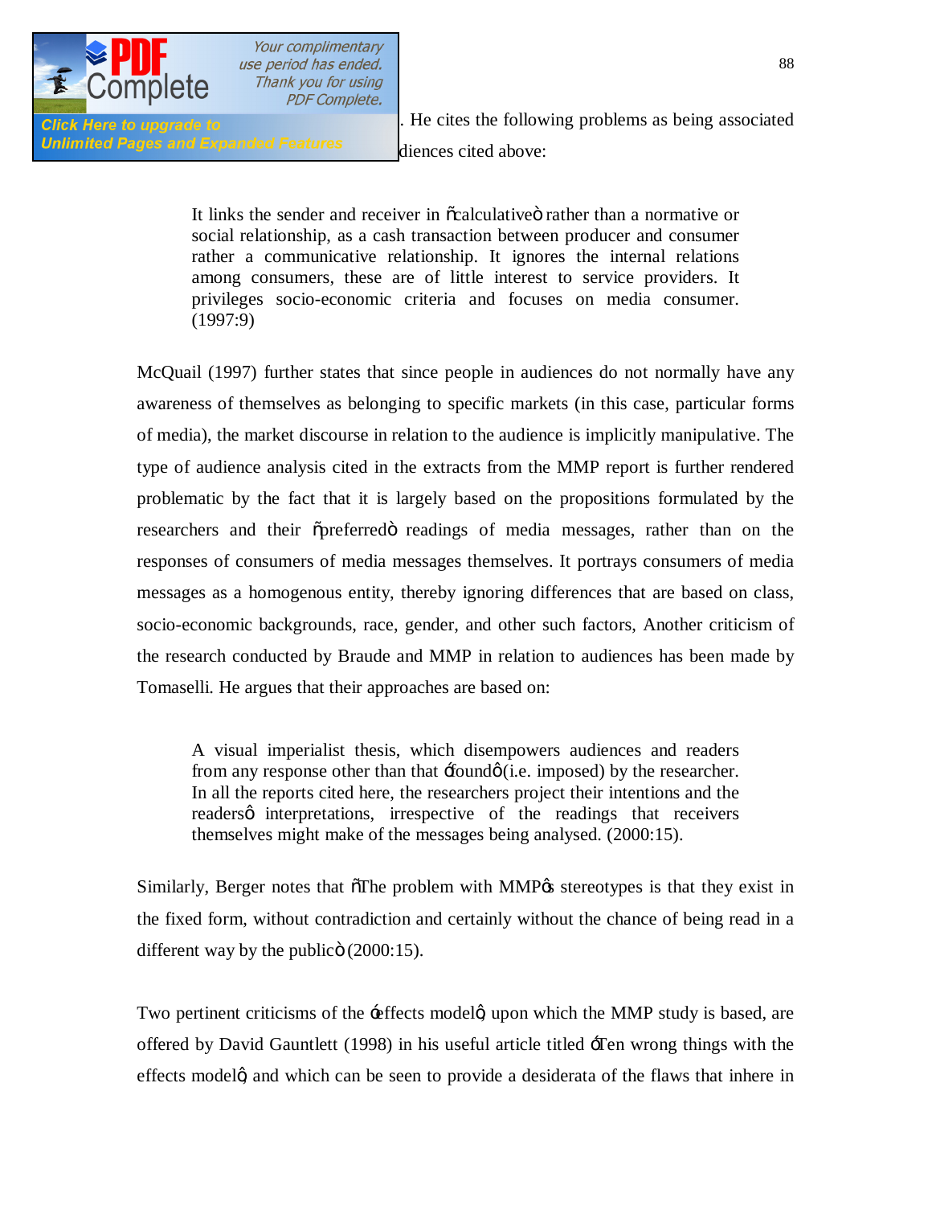. He cites the following problems as being associated diences cited above:

> It links the sender and receiver in "calculative" rather than a normative or social relationship, as a cash transaction between producer and consumer rather a communicative relationship. It ignores the internal relations among consumers, these are of little interest to service providers. It privileges socio-economic criteria and focuses on media consumer. (1997:9)

McQuail (1997) further states that since people in audiences do not normally have any awareness of themselves as belonging to specific markets (in this case, particular forms of media), the market discourse in relation to the audience is implicitly manipulative. The type of audience analysis cited in the extracts from the MMP report is further rendered problematic by the fact that it is largely based on the propositions formulated by the researchers and their "preferred" readings of media messages, rather than on the responses of consumers of media messages themselves. It portrays consumers of media messages as a homogenous entity, thereby ignoring differences that are based on class, socio-economic backgrounds, race, gender, and other such factors, Another criticism of the research conducted by Braude and MMP in relation to audiences has been made by Tomaselli. He argues that their approaches are based on:

> A visual imperialist thesis, which disempowers audiences and readers from any response other than that 'found' (i.e. imposed) by the researcher. In all the reports cited here, the researchers project their intentions and the readers' interpretations, irrespective of the readings that receivers themselves might make of the messages being analysed. (2000:15).

Similarly, Berger notes that "The problem with MMP's stereotypes is that they exist in the fixed form, without contradiction and certainly without the chance of being read in a different way by the public" (2000:15).

Two pertinent criticisms of the 'effects model', upon which the MMP study is based, are offered by David Gauntlett (1998) in his useful article titled 'Ten wrong things with the effects model', and which can be seen to provide a desiderata of the flaws that inhere in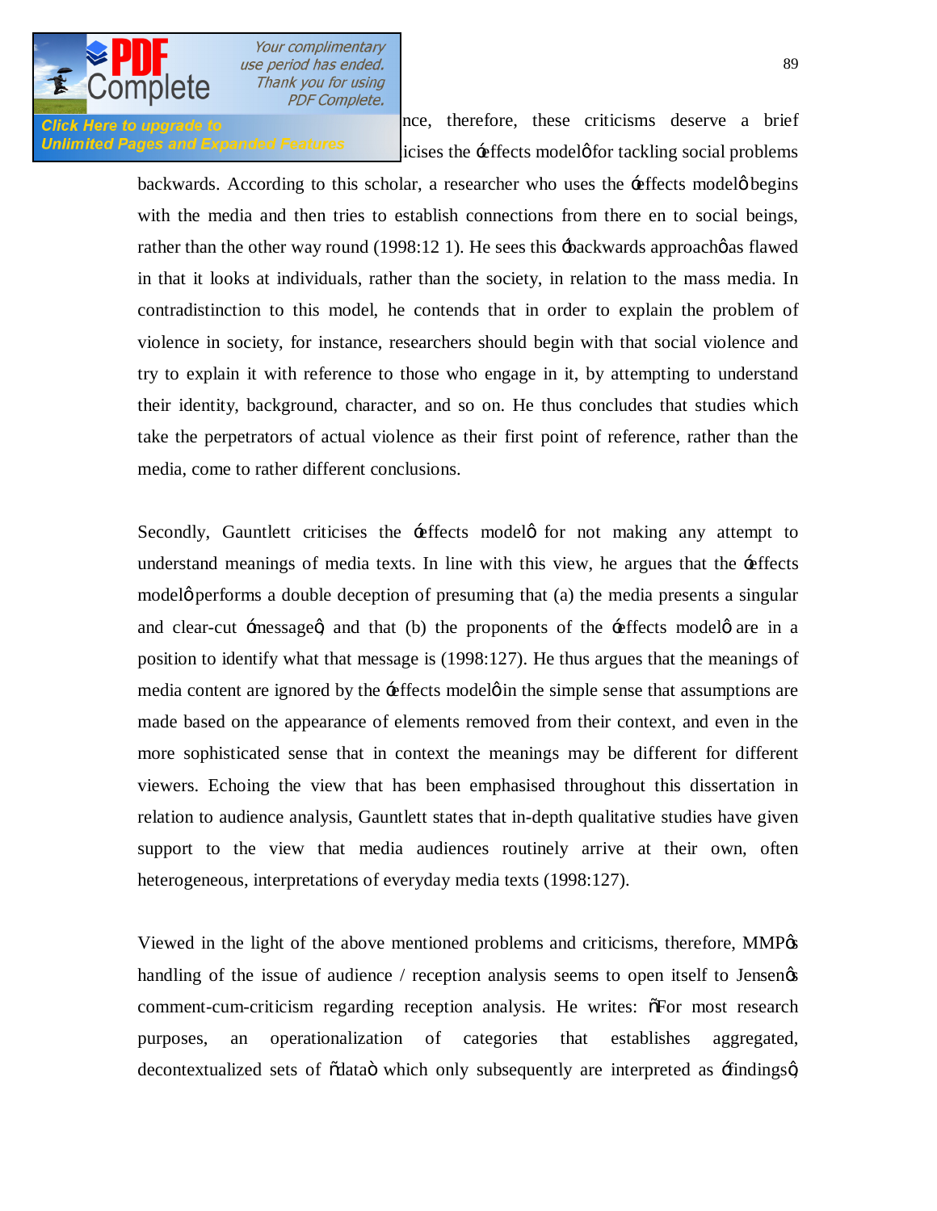nce, therefore, these criticisms deserve a brief icises the 'effects model' for tackling social problems backwards. According to this scholar, a researcher who uses the 'effects model' begins with the media and then tries to establish connections from there en to social beings, rather than the other way round (1998:12 1). He sees this 'backwards approach' as flawed in that it looks at individuals, rather than the society, in relation to the mass media. In contradistinction to this model, he contends that in order to explain the problem of violence in society, for instance, researchers should begin with that social violence and try to explain it with reference to those who engage in it, by attempting to understand their identity, background, character, and so on. He thus concludes that studies which take the perpetrators of actual violence as their first point of reference, rather than the media, come to rather different conclusions.

Secondly, Gauntlett criticises the 'effects model' for not making any attempt to understand meanings of media texts. In line with this view, he argues that the 'effects model' performs a double deception of presuming that (a) the media presents a singular and clear-cut 'message', and that (b) the proponents of the 'effects model' are in a position to identify what that message is (1998:127). He thus argues that the meanings of media content are ignored by the 'effects model' in the simple sense that assumptions are made based on the appearance of elements removed from their context, and even in the more sophisticated sense that in context the meanings may be different for different viewers. Echoing the view that has been emphasised throughout this dissertation in relation to audience analysis, Gauntlett states that in-depth qualitative studies have given support to the view that media audiences routinely arrive at their own, often heterogeneous, interpretations of everyday media texts (1998:127).

Viewed in the light of the above mentioned problems and criticisms, therefore, MMP's handling of the issue of audience / reception analysis seems to open itself to Jensen's comment-cum-criticism regarding reception analysis. He writes: "For most research purposes, an operationalization of categories that establishes aggregated, decontextualized sets of "data" which only subsequently are interpreted as 'findings',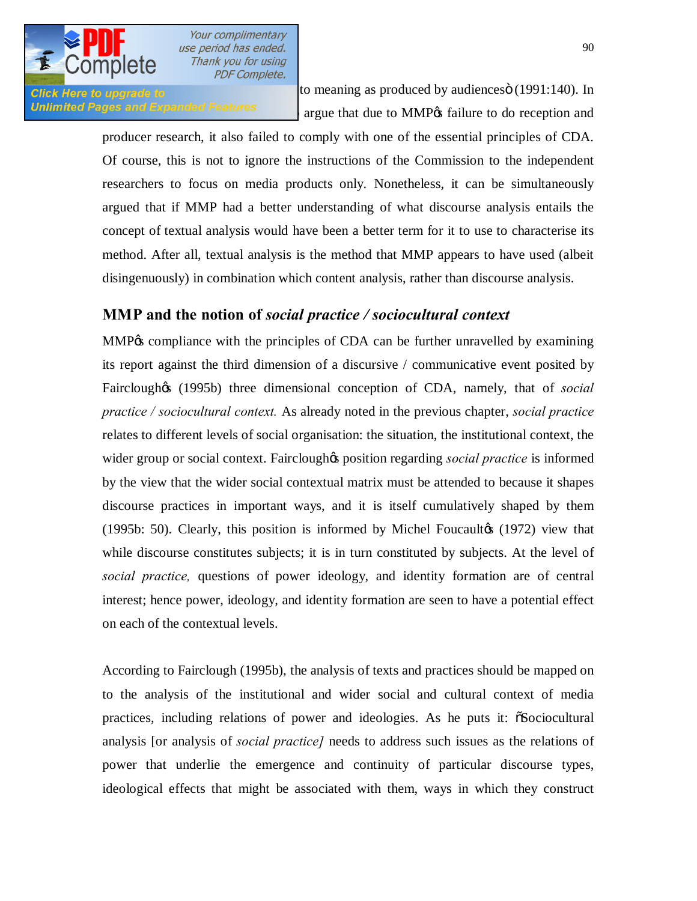to meaning as produced by audiencesö (1991:140). In argue that due to MMPøs failure to do reception and producer research, it also failed to comply with one of the essential principles of CDA. Of course, this is not to ignore the instructions of the Commission to the independent researchers to focus on media products only. Nonetheless, it can be simultaneously argued that if MMP had a better understanding of what discourse analysis entails the concept of textual analysis would have been a better term for it to use to characterise its method. After all, textual analysis is the method that MMP appears to have used (albeit disingenuously) in combination which content analysis, rather than discourse analysis.

## MMP and the notion of *social practice / sociocultural context*

MMPøs compliance with the principles of CDA can be further unravelled by examining its report against the third dimension of a discursive / communicative event posited by Faircloughøs (1995b) three dimensional conception of CDA, namely, that of *social practice / sociocultural context.* As already noted in the previous chapter, *social practice* relates to different levels of social organisation: the situation, the institutional context, the wider group or social context. Faircloughøs position regarding *social practice* is informed by the view that the wider social contextual matrix must be attended to because it shapes discourse practices in important ways, and it is itself cumulatively shaped by them (1995b: 50). Clearly, this position is informed by Michel Foucaultøs (1972) view that while discourse constitutes subjects; it is in turn constituted by subjects. At the level of *social practice,* questions of power ideology, and identity formation are of central interest; hence power, ideology, and identity formation are seen to have a potential effect on each of the contextual levels.

According to Fairclough (1995b), the analysis of texts and practices should be mapped on to the analysis of the institutional and wider social and cultural context of media practices, including relations of power and ideologies. As he puts it: õSociocultural analysis [or analysis of *social practice]* needs to address such issues as the relations of power that underlie the emergence and continuity of particular discourse types, ideological effects that might be associated with them, ways in which they construct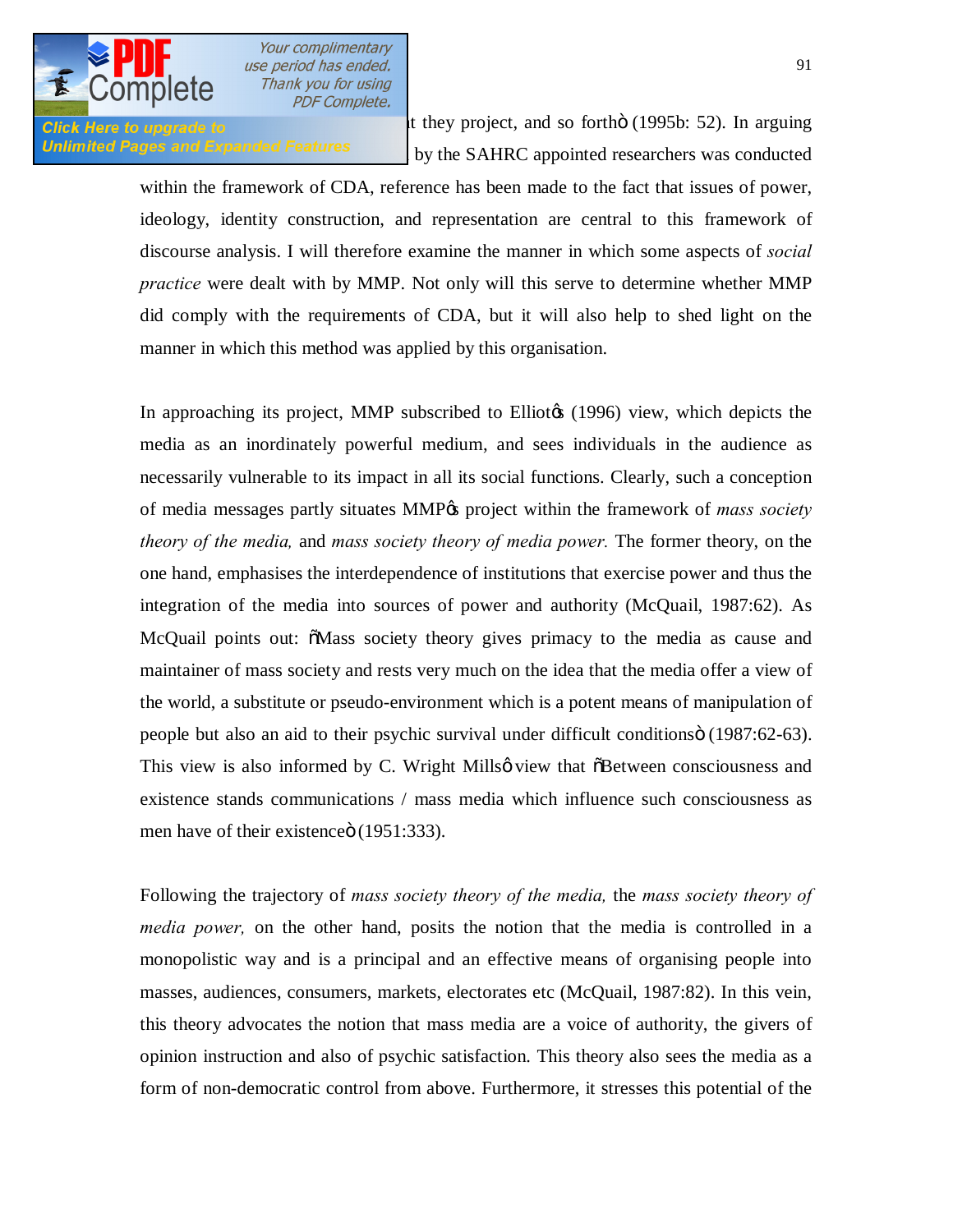t they project, and so forth" (1995b: 52). In arguing by the SAHRC appointed researchers was conducted within the framework of CDA, reference has been made to the fact that issues of power, ideology, identity construction, and representation are central to this framework of discourse analysis. I will therefore examine the manner in which some aspects of *social practice* were dealt with by MMP. Not only will this serve to determine whether MMP did comply with the requirements of CDA, but it will also help to shed light on the manner in which this method was applied by this organisation.

In approaching its project, MMP subscribed to Elliot's (1996) view, which depicts the media as an inordinately powerful medium, and sees individuals in the audience as necessarily vulnerable to its impact in all its social functions. Clearly, such a conception of media messages partly situates MMP's project within the framework of *mass society theory of the media,* and *mass society theory of media power.* The former theory, on the one hand, emphasises the interdependence of institutions that exercise power and thus the integration of the media into sources of power and authority (McQuail, 1987:62). As McQuail points out: "Mass society theory gives primacy to the media as cause and maintainer of mass society and rests very much on the idea that the media offer a view of the world, a substitute or pseudo-environment which is a potent means of manipulation of people but also an aid to their psychic survival under difficult conditions" (1987:62-63). This view is also informed by C. Wright Mills' view that "Between consciousness and existence stands communications / mass media which influence such consciousness as men have of their existence" (1951:333).

Following the trajectory of *mass society theory of the media,* the *mass society theory of media power,* on the other hand, posits the notion that the media is controlled in a monopolistic way and is a principal and an effective means of organising people into masses, audiences, consumers, markets, electorates etc (McQuail, 1987:82). In this vein, this theory advocates the notion that mass media are a voice of authority, the givers of opinion instruction and also of psychic satisfaction. This theory also sees the media as a form of non-democratic control from above. Furthermore, it stresses this potential of the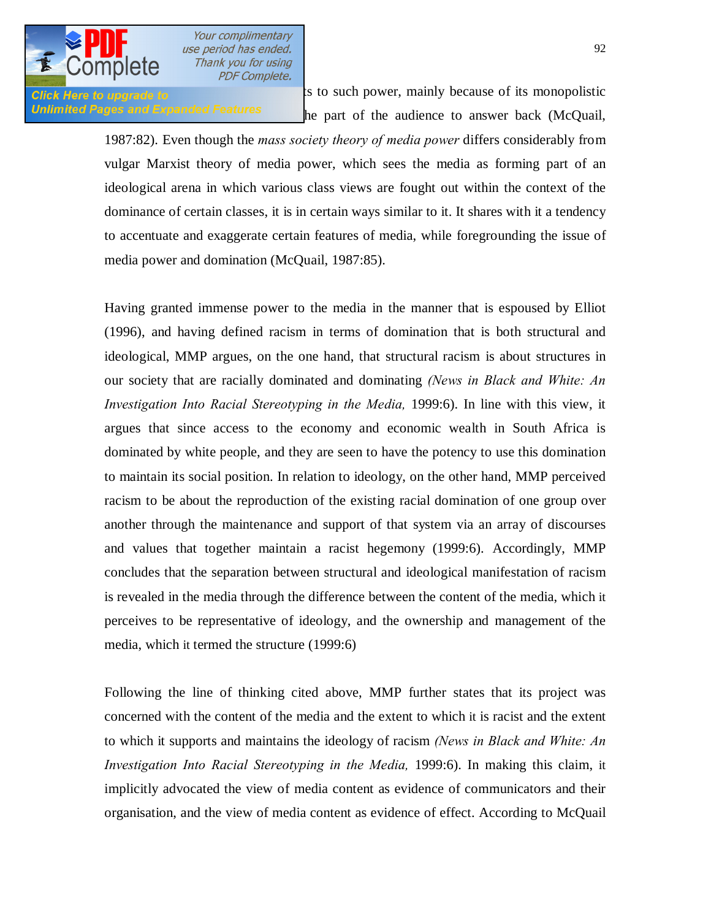ts to such power, mainly because of its monopolistic he part of the audience to answer back (McQuail, 1987:82). Even though the *mass society theory of media power* differs considerably from vulgar Marxist theory of media power, which sees the media as forming part of an ideological arena in which various class views are fought out within the context of the dominance of certain classes, it is in certain ways similar to it. It shares with it a tendency to accentuate and exaggerate certain features of media, while foregrounding the issue of media power and domination (McQuail, 1987:85).

Having granted immense power to the media in the manner that is espoused by Elliot (1996), and having defined racism in terms of domination that is both structural and ideological, MMP argues, on the one hand, that structural racism is about structures in our society that are racially dominated and dominating *(News in Black and White: An Investigation Into Racial Stereotyping in the Media,* 1999:6). In line with this view, it argues that since access to the economy and economic wealth in South Africa is dominated by white people, and they are seen to have the potency to use this domination to maintain its social position. In relation to ideology, on the other hand, MMP perceived racism to be about the reproduction of the existing racial domination of one group over another through the maintenance and support of that system via an array of discourses and values that together maintain a racist hegemony (1999:6). Accordingly, MMP concludes that the separation between structural and ideological manifestation of racism is revealed in the media through the difference between the content of the media, which it perceives to be representative of ideology, and the ownership and management of the media, which it termed the structure (1999:6)

Following the line of thinking cited above, MMP further states that its project was concerned with the content of the media and the extent to which it is racist and the extent to which it supports and maintains the ideology of racism *(News in Black and White: An Investigation Into Racial Stereotyping in the Media,* 1999:6). In making this claim, it implicitly advocated the view of media content as evidence of communicators and their organisation, and the view of media content as evidence of effect. According to McQuail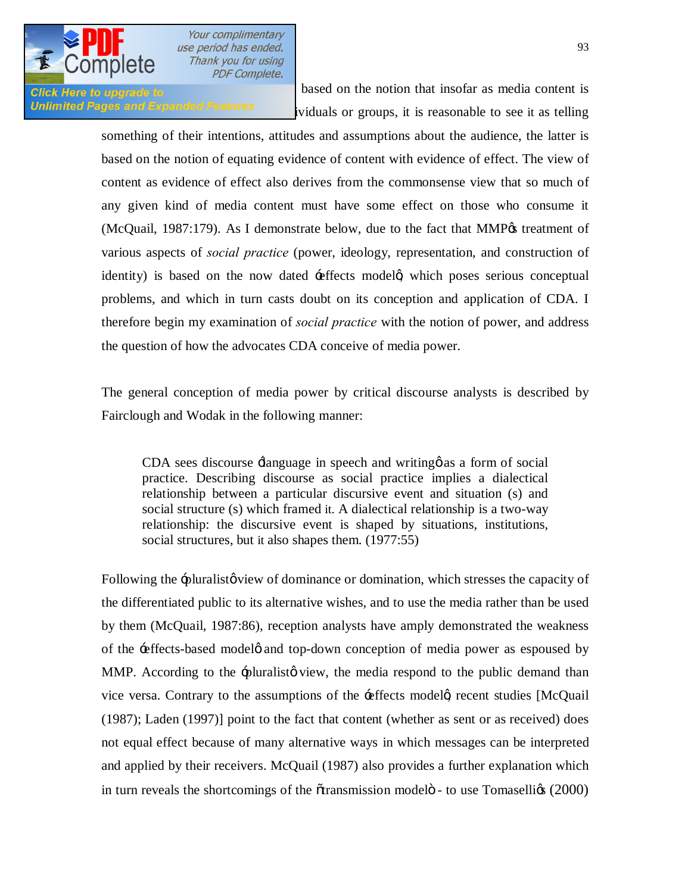based on the notion that insofar as media content is ividuals or groups, it is reasonable to see it as telling something of their intentions, attitudes and assumptions about the audience, the latter is based on the notion of equating evidence of content with evidence of effect. The view of content as evidence of effect also derives from the commonsense view that so much of any given kind of media content must have some effect on those who consume it (McQuail, 1987:179). As I demonstrate below, due to the fact that MMP's treatment of various aspects of *social practice* (power, ideology, representation, and construction of identity) is based on the now dated 'effects model', which poses serious conceptual problems, and which in turn casts doubt on its conception and application of CDA. I therefore begin my examination of *social practice* with the notion of power, and address the question of how the advocates CDA conceive of media power.

The general conception of media power by critical discourse analysts is described by Fairclough and Wodak in the following manner:

> CDA sees discourse 'language in speech and writing' as a form of social practice. Describing discourse as social practice implies a dialectical relationship between a particular discursive event and situation (s) and social structure (s) which framed it. A dialectical relationship is a two-way relationship: the discursive event is shaped by situations, institutions, social structures, but it also shapes them. (1977:55)

Following the 'pluralist' view of dominance or domination, which stresses the capacity of the differentiated public to its alternative wishes, and to use the media rather than be used by them (McQuail, 1987:86), reception analysts have amply demonstrated the weakness of the 'effects-based model' and top-down conception of media power as espoused by MMP. According to the 'pluralist' view, the media respond to the public demand than vice versa. Contrary to the assumptions of the 'effects model', recent studies [McQuail (1987); Laden (1997)] point to the fact that content (whether as sent or as received) does not equal effect because of many alternative ways in which messages can be interpreted and applied by their receivers. McQuail (1987) also provides a further explanation which in turn reveals the shortcomings of the "transmission model" - to use Tomaselli's (2000)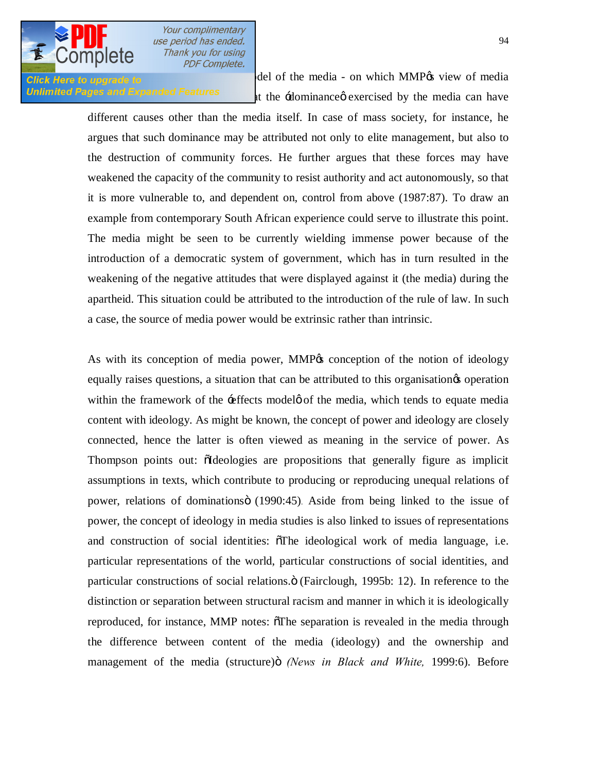del of the media - on which MMP's view of media t the 'dominance' exercised by the media can have different causes other than the media itself. In case of mass society, for instance, he argues that such dominance may be attributed not only to elite management, but also to the destruction of community forces. He further argues that these forces may have weakened the capacity of the community to resist authority and act autonomously, so that it is more vulnerable to, and dependent on, control from above (1987:87). To draw an example from contemporary South African experience could serve to illustrate this point. The media might be seen to be currently wielding immense power because of the introduction of a democratic system of government, which has in turn resulted in the weakening of the negative attitudes that were displayed against it (the media) during the apartheid. This situation could be attributed to the introduction of the rule of law. In such a case, the source of media power would be extrinsic rather than intrinsic.

As with its conception of media power, MMP's conception of the notion of ideology equally raises questions, a situation that can be attributed to this organisation's operation within the framework of the 'effects model' of the media, which tends to equate media content with ideology. As might be known, the concept of power and ideology are closely connected, hence the latter is often viewed as meaning in the service of power. As Thompson points out: "Ideologies are propositions that generally figure as implicit assumptions in texts, which contribute to producing or reproducing unequal relations of power, relations of dominations" (1990:45). Aside from being linked to the issue of power, the concept of ideology in media studies is also linked to issues of representations and construction of social identities: "The ideological work of media language, i.e. particular representations of the world, particular constructions of social identities, and particular constructions of social relations." (Fairclough, 1995b: 12). In reference to the distinction or separation between structural racism and manner in which it is ideologically reproduced, for instance, MMP notes: "The separation is revealed in the media through the difference between content of the media (ideology) and the ownership and management of the media (structure)" (*News in Black and White,* 1999:6). Before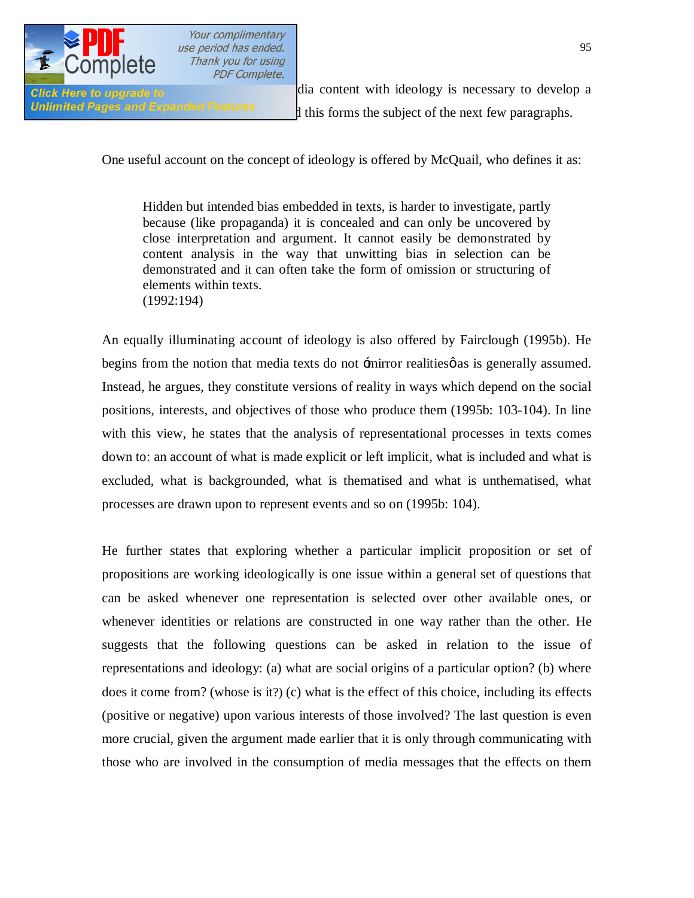dia content with ideology is necessary to develop a d this forms the subject of the next few paragraphs.

One useful account on the concept of ideology is offered by McQuail, who defines it as:

> Hidden but intended bias embedded in texts, is harder to investigate, partly because (like propaganda) it is concealed and can only be uncovered by close interpretation and argument. It cannot easily be demonstrated by content analysis in the way that unwitting bias in selection can be demonstrated and it can often take the form of omission or structuring of elements within texts.
> (1992:194)

An equally illuminating account of ideology is also offered by Fairclough (1995b). He begins from the notion that media texts do not 'mirror realities' as is generally assumed. Instead, he argues, they constitute versions of reality in ways which depend on the social positions, interests, and objectives of those who produce them (1995b: 103-104). In line with this view, he states that the analysis of representational processes in texts comes down to: an account of what is made explicit or left implicit, what is included and what is excluded, what is backgrounded, what is thematised and what is unthematised, what processes are drawn upon to represent events and so on (1995b: 104).

He further states that exploring whether a particular implicit proposition or set of propositions are working ideologically is one issue within a general set of questions that can be asked whenever one representation is selected over other available ones, or whenever identities or relations are constructed in one way rather than the other. He suggests that the following questions can be asked in relation to the issue of representations and ideology: (a) what are social origins of a particular option? (b) where does it come from? (whose is it?) (c) what is the effect of this choice, including its effects (positive or negative) upon various interests of those involved? The last question is even more crucial, given the argument made earlier that it is only through communicating with those who are involved in the consumption of media messages that the effects on them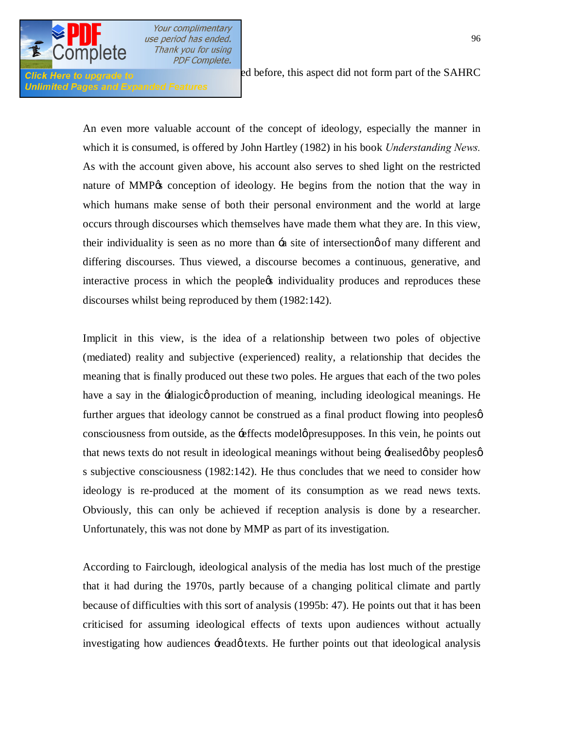ed before, this aspect did not form part of the SAHRC

An even more valuable account of the concept of ideology, especially the manner in which it is consumed, is offered by John Hartley (1982) in his book *Understanding News.* As with the account given above, his account also serves to shed light on the restricted nature of MMP's conception of ideology. He begins from the notion that the way in which humans make sense of both their personal environment and the world at large occurs through discourses which themselves have made them what they are. In this view, their individuality is seen as no more than 'a site of intersection' of many different and differing discourses. Thus viewed, a discourse becomes a continuous, generative, and interactive process in which the people's individuality produces and reproduces these discourses whilst being reproduced by them (1982:142).

Implicit in this view, is the idea of a relationship between two poles of objective (mediated) reality and subjective (experienced) reality, a relationship that decides the meaning that is finally produced out these two poles. He argues that each of the two poles have a say in the 'dialogic' production of meaning, including ideological meanings. He further argues that ideology cannot be construed as a final product flowing into peoples' consciousness from outside, as the 'effects model' presupposes. In this vein, he points out that news texts do not result in ideological meanings without being 'realised' by peoples's subjective consciousness (1982:142). He thus concludes that we need to consider how ideology is re-produced at the moment of its consumption as we read news texts. Obviously, this can only be achieved if reception analysis is done by a researcher. Unfortunately, this was not done by MMP as part of its investigation.

According to Fairclough, ideological analysis of the media has lost much of the prestige that it had during the 1970s, partly because of a changing political climate and partly because of difficulties with this sort of analysis (1995b: 47). He points out that it has been criticised for assuming ideological effects of texts upon audiences without actually investigating how audiences 'read' texts. He further points out that ideological analysis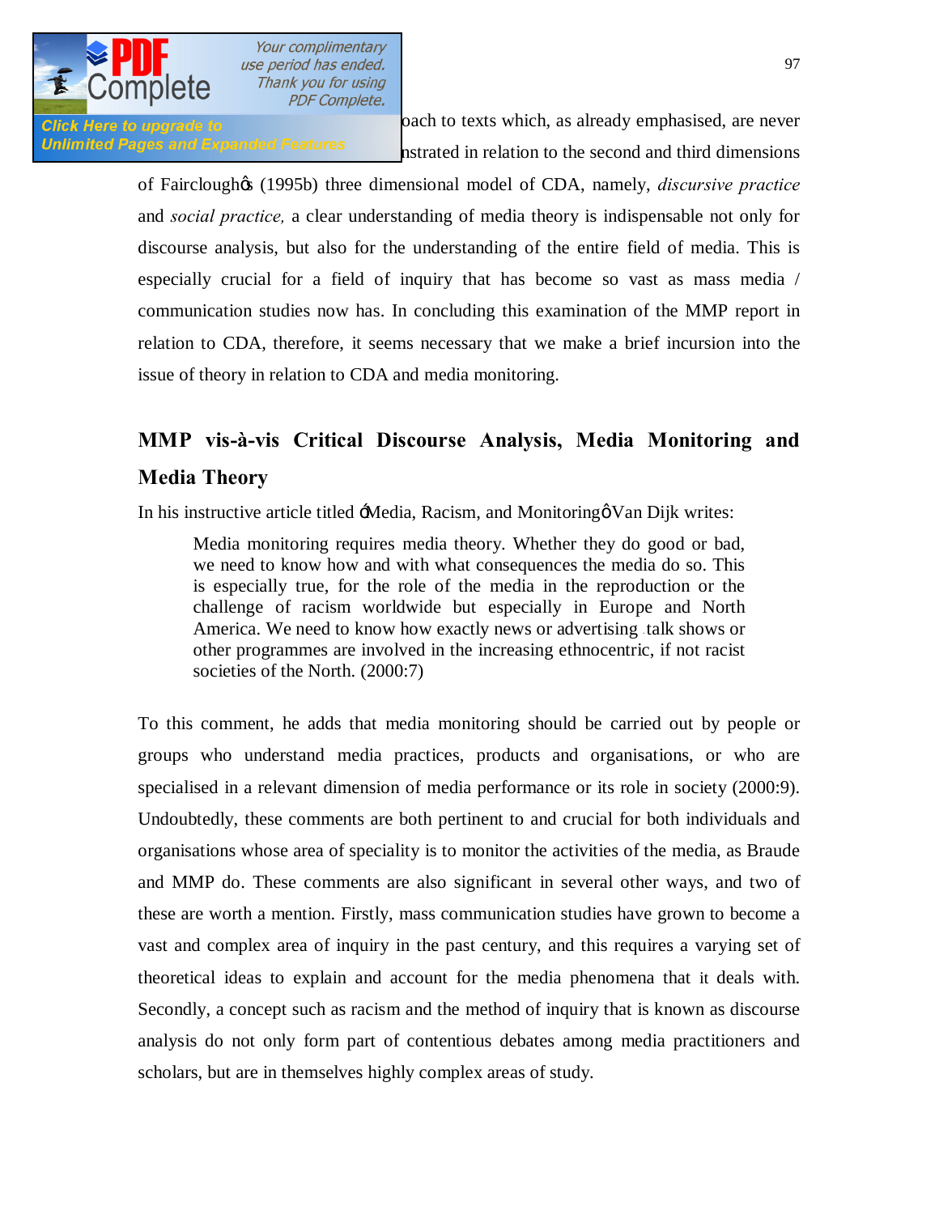oach to texts which, as already emphasised, are never nstrated in relation to the second and third dimensions of Fairclough's (1995b) three dimensional model of CDA, namely, *discursive practice* and *social practice,* a clear understanding of media theory is indispensable not only for discourse analysis, but also for the understanding of the entire field of media. This is especially crucial for a field of inquiry that has become so vast as mass media / communication studies now has. In concluding this examination of the MMP report in relation to CDA, therefore, it seems necessary that we make a brief incursion into the issue of theory in relation to CDA and media monitoring.

## MMP vis-à-vis Critical Discourse Analysis, Media Monitoring and Media Theory

In his instructive article titled 'Media, Racism, and Monitoring' Van Dijk writes:

> Media monitoring requires media theory. Whether they do good or bad, we need to know how and with what consequences the media do so. This is especially true, for the role of the media in the reproduction or the challenge of racism worldwide but especially in Europe and North America. We need to know how exactly news or advertising, talk shows or other programmes are involved in the increasing ethnocentric, if not racist societies of the North. (2000:7)

To this comment, he adds that media monitoring should be carried out by people or groups who understand media practices, products and organisations, or who are specialised in a relevant dimension of media performance or its role in society (2000:9). Undoubtedly, these comments are both pertinent to and crucial for both individuals and organisations whose area of speciality is to monitor the activities of the media, as Braude and MMP do. These comments are also significant in several other ways, and two of these are worth a mention. Firstly, mass communication studies have grown to become a vast and complex area of inquiry in the past century, and this requires a varying set of theoretical ideas to explain and account for the media phenomena that it deals with. Secondly, a concept such as racism and the method of inquiry that is known as discourse analysis do not only form part of contentious debates among media practitioners and scholars, but are in themselves highly complex areas of study.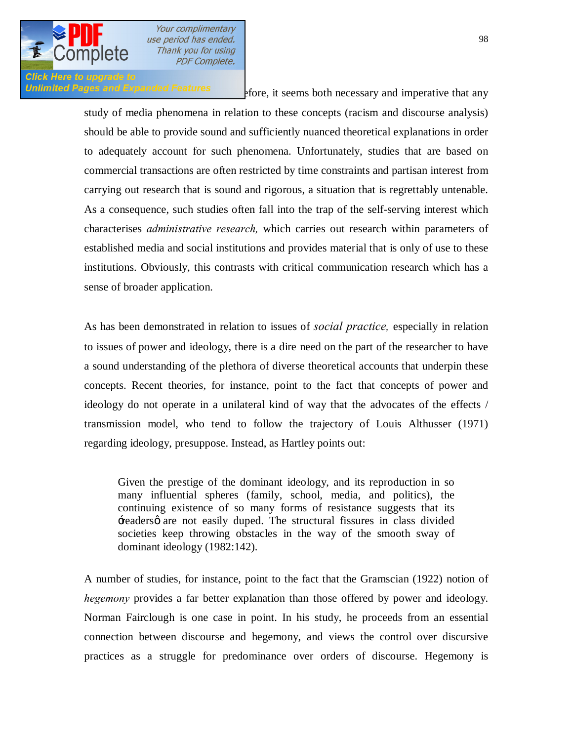efore, it seems both necessary and imperative that any study of media phenomena in relation to these concepts (racism and discourse analysis) should be able to provide sound and sufficiently nuanced theoretical explanations in order to adequately account for such phenomena. Unfortunately, studies that are based on commercial transactions are often restricted by time constraints and partisan interest from carrying out research that is sound and rigorous, a situation that is regrettably untenable. As a consequence, such studies often fall into the trap of the self-serving interest which characterises *administrative research,* which carries out research within parameters of established media and social institutions and provides material that is only of use to these institutions. Obviously, this contrasts with critical communication research which has a sense of broader application.

As has been demonstrated in relation to issues of *social practice,* especially in relation to issues of power and ideology, there is a dire need on the part of the researcher to have a sound understanding of the plethora of diverse theoretical accounts that underpin these concepts. Recent theories, for instance, point to the fact that concepts of power and ideology do not operate in a unilateral kind of way that the advocates of the effects / transmission model, who tend to follow the trajectory of Louis Althusser (1971) regarding ideology, presuppose. Instead, as Hartley points out:

> Given the prestige of the dominant ideology, and its reproduction in so many influential spheres (family, school, media, and politics), the continuing existence of so many forms of resistance suggests that its 'readers' are not easily duped. The structural fissures in class divided societies keep throwing obstacles in the way of the smooth sway of dominant ideology (1982:142).

A number of studies, for instance, point to the fact that the Gramscian (1922) notion of *hegemony* provides a far better explanation than those offered by power and ideology. Norman Fairclough is one case in point. In his study, he proceeds from an essential connection between discourse and hegemony, and views the control over discursive practices as a struggle for predominance over orders of discourse. Hegemony is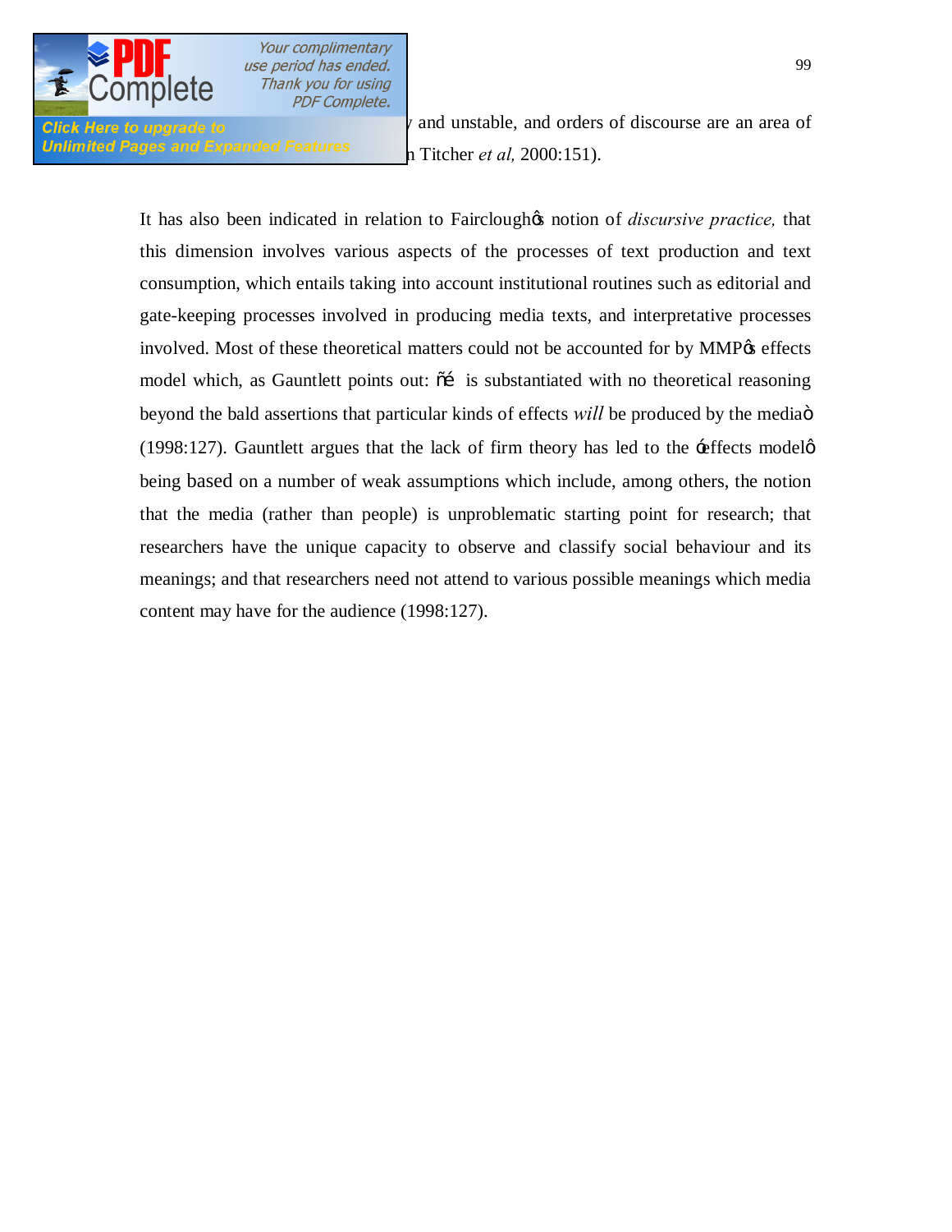and unstable, and orders of discourse are an area of n Titcher *et al,* 2000:151).

It has also been indicated in relation to Fairclough's notion of *discursive practice,* that this dimension involves various aspects of the processes of text production and text consumption, which entails taking into account institutional routines such as editorial and gate-keeping processes involved in producing media texts, and interpretative processes involved. Most of these theoretical matters could not be accounted for by MMP's effects model which, as Gauntlett points out: "… is substantiated with no theoretical reasoning beyond the bald assertions that particular kinds of effects *will* be produced by the media" (1998:127). Gauntlett argues that the lack of firm theory has led to the 'effects model' being based on a number of weak assumptions which include, among others, the notion that the media (rather than people) is unproblematic starting point for research; that researchers have the unique capacity to observe and classify social behaviour and its meanings; and that researchers need not attend to various possible meanings which media content may have for the audience (1998:127).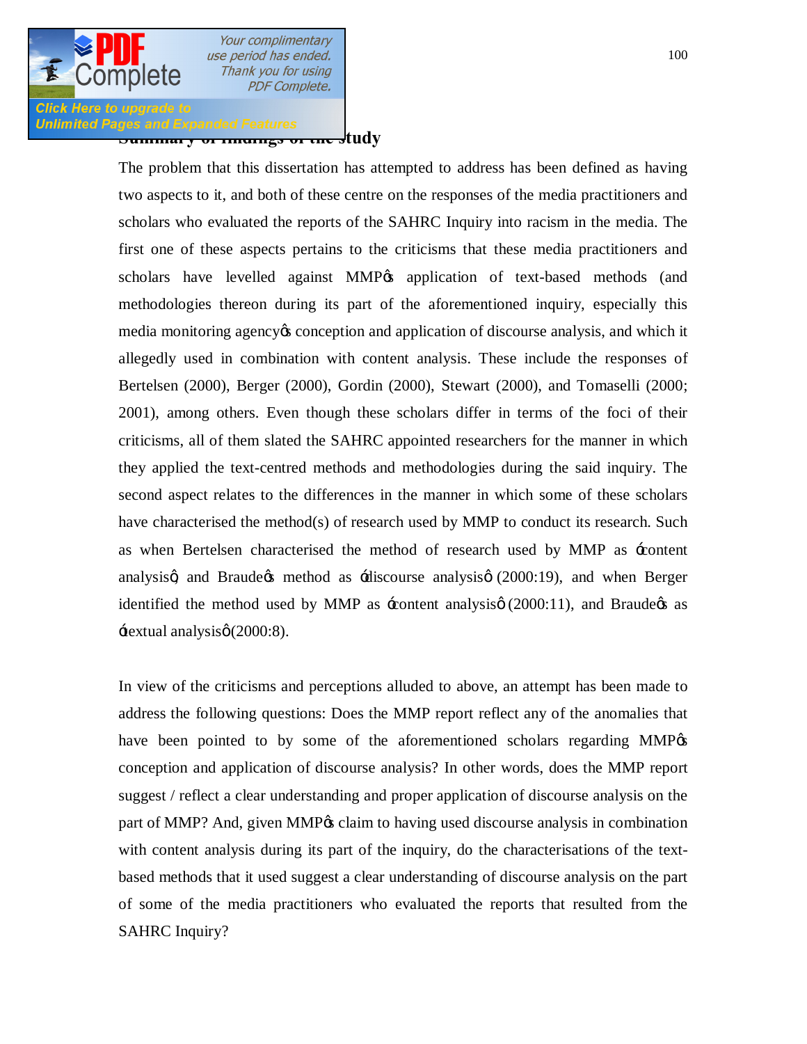## Summary of findings of the study

The problem that this dissertation has attempted to address has been defined as having two aspects to it, and both of these centre on the responses of the media practitioners and scholars who evaluated the reports of the SAHRC Inquiry into racism in the media. The first one of these aspects pertains to the criticisms that these media practitioners and scholars have levelled against MMP's application of text-based methods (and methodologies thereon during its part of the aforementioned inquiry, especially this media monitoring agency's conception and application of discourse analysis, and which it allegedly used in combination with content analysis. These include the responses of Bertelsen (2000), Berger (2000), Gordin (2000), Stewart (2000), and Tomaselli (2000; 2001), among others. Even though these scholars differ in terms of the foci of their criticisms, all of them slated the SAHRC appointed researchers for the manner in which they applied the text-centred methods and methodologies during the said inquiry. The second aspect relates to the differences in the manner in which some of these scholars have characterised the method(s) of research used by MMP to conduct its research. Such as when Bertelsen characterised the method of research used by MMP as 'content analysis', and Braude's method as 'discourse analysis' (2000:19), and when Berger identified the method used by MMP as 'content analysis' (2000:11), and Braude's as 'textual analysis' (2000:8).

In view of the criticisms and perceptions alluded to above, an attempt has been made to address the following questions: Does the MMP report reflect any of the anomalies that have been pointed to by some of the aforementioned scholars regarding MMP's conception and application of discourse analysis? In other words, does the MMP report suggest / reflect a clear understanding and proper application of discourse analysis on the part of MMP? And, given MMP's claim to having used discourse analysis in combination with content analysis during its part of the inquiry, do the characterisations of the text-based methods that it used suggest a clear understanding of discourse analysis on the part of some of the media practitioners who evaluated the reports that resulted from the SAHRC Inquiry?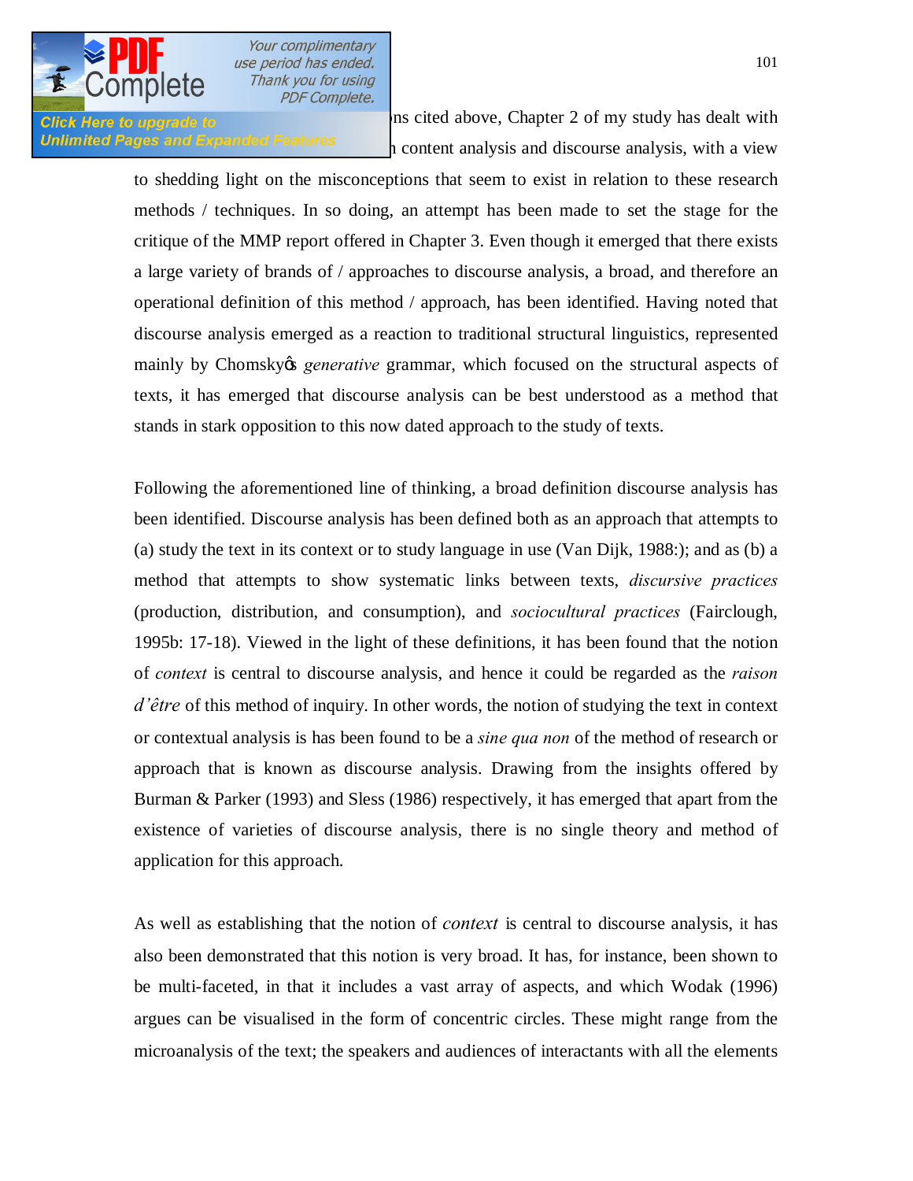ns cited above, Chapter 2 of my study has dealt with content analysis and discourse analysis, with a view to shedding light on the misconceptions that seem to exist in relation to these research methods / techniques. In so doing, an attempt has been made to set the stage for the critique of the MMP report offered in Chapter 3. Even though it emerged that there exists a large variety of brands of / approaches to discourse analysis, a broad, and therefore an operational definition of this method / approach, has been identified. Having noted that discourse analysis emerged as a reaction to traditional structural linguistics, represented mainly by Chomsky's *generative* grammar, which focused on the structural aspects of texts, it has emerged that discourse analysis can be best understood as a method that stands in stark opposition to this now dated approach to the study of texts.

Following the aforementioned line of thinking, a broad definition discourse analysis has been identified. Discourse analysis has been defined both as an approach that attempts to (a) study the text in its context or to study language in use (Van Dijk, 1988:); and as (b) a method that attempts to show systematic links between texts, *discursive practices* (production, distribution, and consumption), and *sociocultural practices* (Fairclough, 1995b: 17-18). Viewed in the light of these definitions, it has been found that the notion of *context* is central to discourse analysis, and hence it could be regarded as the *raison d'être* of this method of inquiry. In other words, the notion of studying the text in context or contextual analysis is has been found to be a *sine qua non* of the method of research or approach that is known as discourse analysis. Drawing from the insights offered by Burman & Parker (1993) and Sless (1986) respectively, it has emerged that apart from the existence of varieties of discourse analysis, there is no single theory and method of application for this approach.

As well as establishing that the notion of *context* is central to discourse analysis, it has also been demonstrated that this notion is very broad. It has, for instance, been shown to be multi-faceted, in that it includes a vast array of aspects, and which Wodak (1996) argues can be visualised in the form of concentric circles. These might range from the microanalysis of the text; the speakers and audiences of interactants with all the elements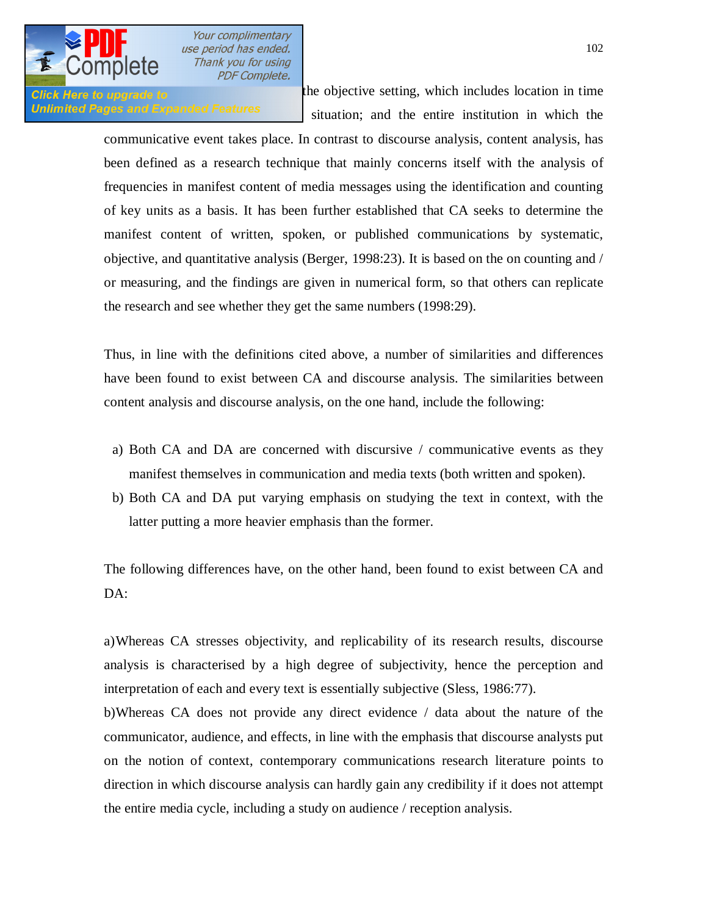the objective setting, which includes location in time situation; and the entire institution in which the communicative event takes place. In contrast to discourse analysis, content analysis, has been defined as a research technique that mainly concerns itself with the analysis of frequencies in manifest content of media messages using the identification and counting of key units as a basis. It has been further established that CA seeks to determine the manifest content of written, spoken, or published communications by systematic, objective, and quantitative analysis (Berger, 1998:23). It is based on the on counting and / or measuring, and the findings are given in numerical form, so that others can replicate the research and see whether they get the same numbers (1998:29).

Thus, in line with the definitions cited above, a number of similarities and differences have been found to exist between CA and discourse analysis. The similarities between content analysis and discourse analysis, on the one hand, include the following:

a) Both CA and DA are concerned with discursive / communicative events as they manifest themselves in communication and media texts (both written and spoken).
b) Both CA and DA put varying emphasis on studying the text in context, with the latter putting a more heavier emphasis than the former.

The following differences have, on the other hand, been found to exist between CA and DA:

a)Whereas CA stresses objectivity, and replicability of its research results, discourse analysis is characterised by a high degree of subjectivity, hence the perception and interpretation of each and every text is essentially subjective (Sless, 1986:77).

b)Whereas CA does not provide any direct evidence / data about the nature of the communicator, audience, and effects, in line with the emphasis that discourse analysts put on the notion of context, contemporary communications research literature points to direction in which discourse analysis can hardly gain any credibility if it does not attempt the entire media cycle, including a study on audience / reception analysis.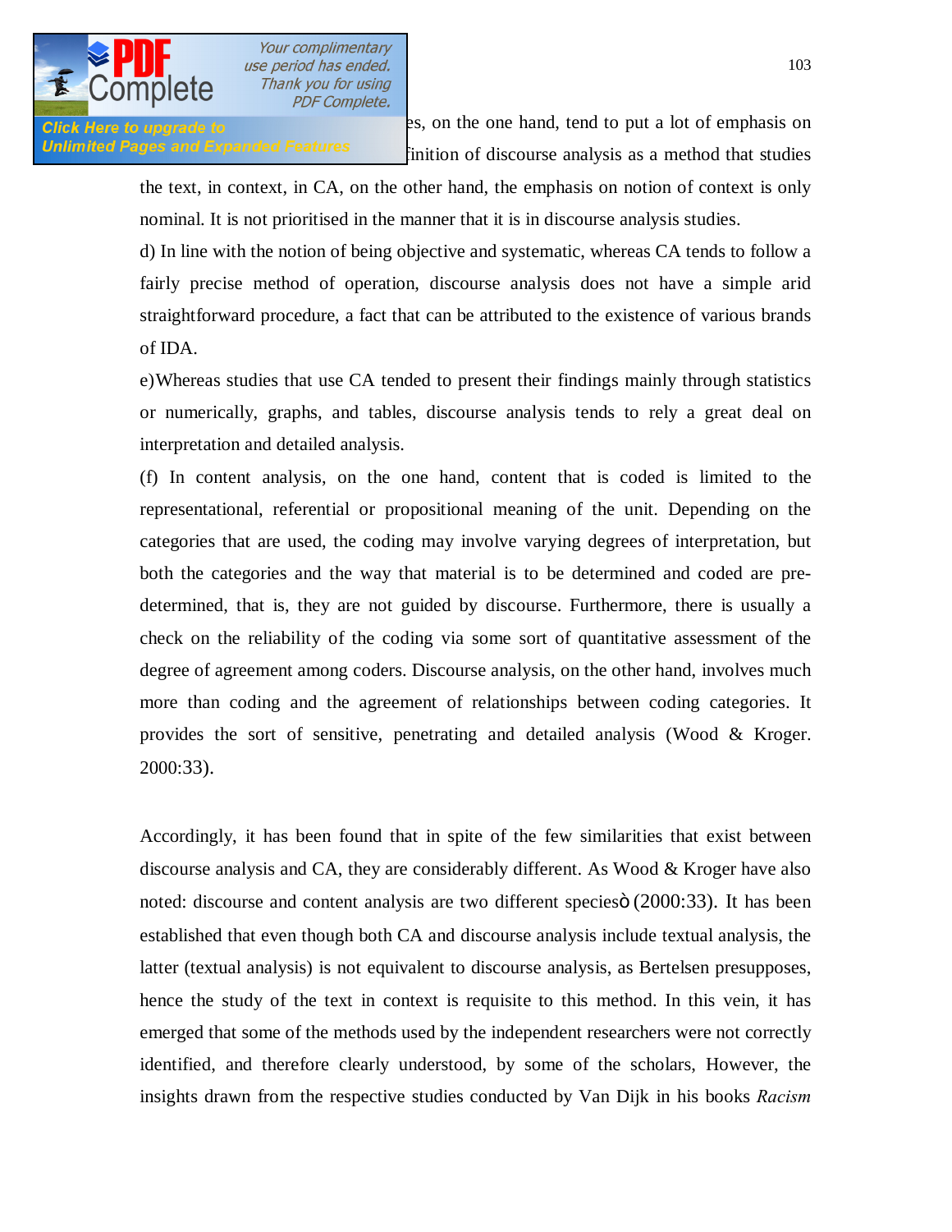es, on the one hand, tend to put a lot of emphasis on finition of discourse analysis as a method that studies the text, in context, in CA, on the other hand, the emphasis on notion of context is only nominal. It is not prioritised in the manner that it is in discourse analysis studies.

d) In line with the notion of being objective and systematic, whereas CA tends to follow a fairly precise method of operation, discourse analysis does not have a simple arid straightforward procedure, a fact that can be attributed to the existence of various brands of IDA.

e)Whereas studies that use CA tended to present their findings mainly through statistics or numerically, graphs, and tables, discourse analysis tends to rely a great deal on interpretation and detailed analysis.

(f) In content analysis, on the one hand, content that is coded is limited to the representational, referential or propositional meaning of the unit. Depending on the categories that are used, the coding may involve varying degrees of interpretation, but both the categories and the way that material is to be determined and coded are pre-determined, that is, they are not guided by discourse. Furthermore, there is usually a check on the reliability of the coding via some sort of quantitative assessment of the degree of agreement among coders. Discourse analysis, on the other hand, involves much more than coding and the agreement of relationships between coding categories. It provides the sort of sensitive, penetrating and detailed analysis (Wood & Kroger. 2000:33).

Accordingly, it has been found that in spite of the few similarities that exist between discourse analysis and CA, they are considerably different. As Wood & Kroger have also noted: discourse and content analysis are two different speciesö (2000:33). It has been established that even though both CA and discourse analysis include textual analysis, the latter (textual analysis) is not equivalent to discourse analysis, as Bertelsen presupposes, hence the study of the text in context is requisite to this method. In this vein, it has emerged that some of the methods used by the independent researchers were not correctly identified, and therefore clearly understood, by some of the scholars, However, the insights drawn from the respective studies conducted by Van Dijk in his books *Racism*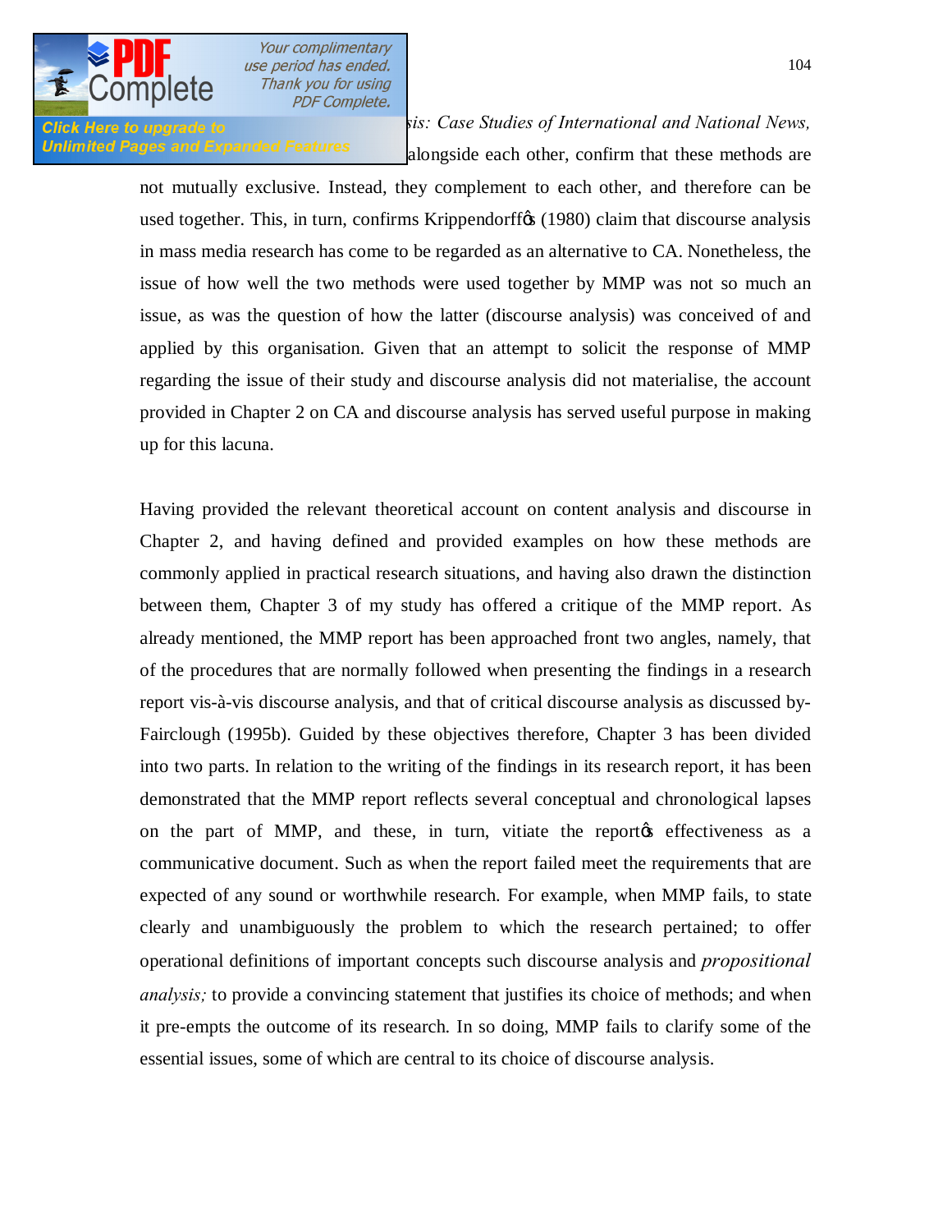*sis: Case Studies of International and National News,* alongside each other, confirm that these methods are not mutually exclusive. Instead, they complement to each other, and therefore can be used together. This, in turn, confirms Krippendorffœ (1980) claim that discourse analysis in mass media research has come to be regarded as an alternative to CA. Nonetheless, the issue of how well the two methods were used together by MMP was not so much an issue, as was the question of how the latter (discourse analysis) was conceived of and applied by this organisation. Given that an attempt to solicit the response of MMP regarding the issue of their study and discourse analysis did not materialise, the account provided in Chapter 2 on CA and discourse analysis has served useful purpose in making up for this lacuna.

Having provided the relevant theoretical account on content analysis and discourse in Chapter 2, and having defined and provided examples on how these methods are commonly applied in practical research situations, and having also drawn the distinction between them, Chapter 3 of my study has offered a critique of the MMP report. As already mentioned, the MMP report has been approached front two angles, namely, that of the procedures that are normally followed when presenting the findings in a research report vis-à-vis discourse analysis, and that of critical discourse analysis as discussed by-Fairclough (1995b). Guided by these objectives therefore, Chapter 3 has been divided into two parts. In relation to the writing of the findings in its research report, it has been demonstrated that the MMP report reflects several conceptual and chronological lapses on the part of MMP, and these, in turn, vitiate the reportœ effectiveness as a communicative document. Such as when the report failed meet the requirements that are expected of any sound or worthwhile research. For example, when MMP fails, to state clearly and unambiguously the problem to which the research pertained; to offer operational definitions of important concepts such discourse analysis and *propositional analysis;* to provide a convincing statement that justifies its choice of methods; and when it pre-empts the outcome of its research. In so doing, MMP fails to clarify some of the essential issues, some of which are central to its choice of discourse analysis.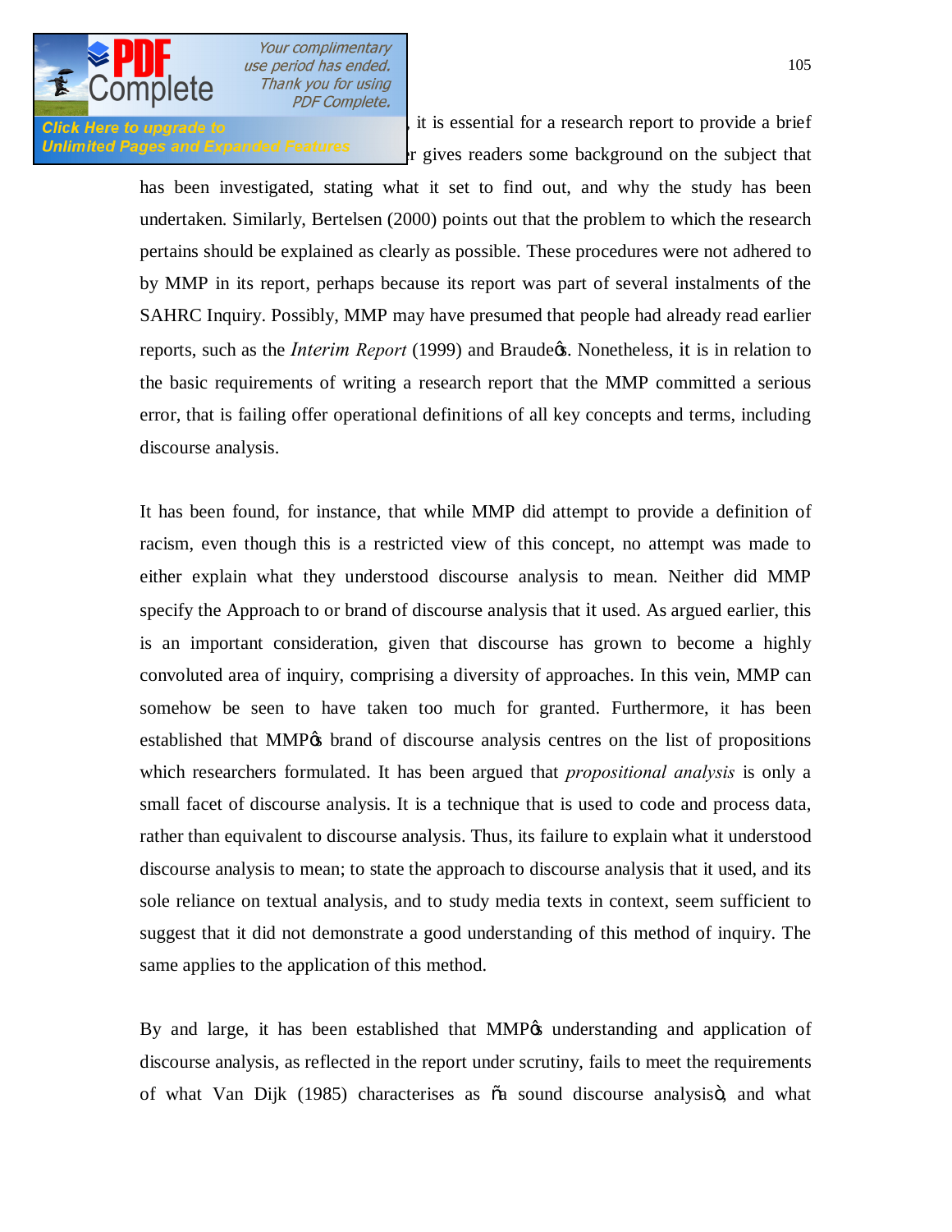, it is essential for a research report to provide a brief r gives readers some background on the subject that has been investigated, stating what it set to find out, and why the study has been undertaken. Similarly, Bertelsen (2000) points out that the problem to which the research pertains should be explained as clearly as possible. These procedures were not adhered to by MMP in its report, perhaps because its report was part of several instalments of the SAHRC Inquiry. Possibly, MMP may have presumed that people had already read earlier reports, such as the *Interim Report* (1999) and Braude's. Nonetheless, it is in relation to the basic requirements of writing a research report that the MMP committed a serious error, that is failing offer operational definitions of all key concepts and terms, including discourse analysis.

It has been found, for instance, that while MMP did attempt to provide a definition of racism, even though this is a restricted view of this concept, no attempt was made to either explain what they understood discourse analysis to mean. Neither did MMP specify the Approach to or brand of discourse analysis that it used. As argued earlier, this is an important consideration, given that discourse has grown to become a highly convoluted area of inquiry, comprising a diversity of approaches. In this vein, MMP can somehow be seen to have taken too much for granted. Furthermore, it has been established that MMP's brand of discourse analysis centres on the list of propositions which researchers formulated. It has been argued that *propositional analysis* is only a small facet of discourse analysis. It is a technique that is used to code and process data, rather than equivalent to discourse analysis. Thus, its failure to explain what it understood discourse analysis to mean; to state the approach to discourse analysis that it used, and its sole reliance on textual analysis, and to study media texts in context, seem sufficient to suggest that it did not demonstrate a good understanding of this method of inquiry. The same applies to the application of this method.

By and large, it has been established that MMP's understanding and application of discourse analysis, as reflected in the report under scrutiny, fails to meet the requirements of what Van Dijk (1985) characterises as "a sound discourse analysis", and what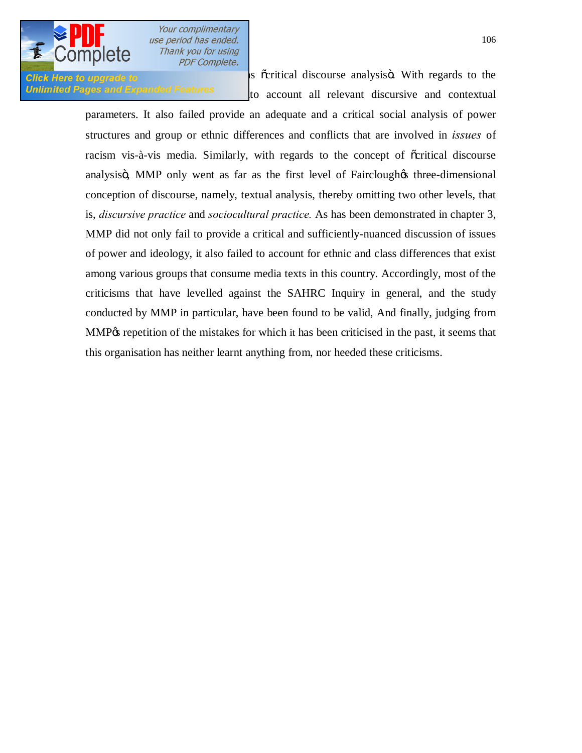s "critical discourse analysis". With regards to the to account all relevant discursive and contextual parameters. It also failed provide an adequate and a critical social analysis of power structures and group or ethnic differences and conflicts that are involved in *issues* of racism vis-à-vis media. Similarly, with regards to the concept of "critical discourse analysis", MMP only went as far as the first level of Fairclough's three-dimensional conception of discourse, namely, textual analysis, thereby omitting two other levels, that is, *discursive practice* and *sociocultural practice.* As has been demonstrated in chapter 3, MMP did not only fail to provide a critical and sufficiently-nuanced discussion of issues of power and ideology, it also failed to account for ethnic and class differences that exist among various groups that consume media texts in this country. Accordingly, most of the criticisms that have levelled against the SAHRC Inquiry in general, and the study conducted by MMP in particular, have been found to be valid, And finally, judging from MMP's repetition of the mistakes for which it has been criticised in the past, it seems that this organisation has neither learnt anything from, nor heeded these criticisms.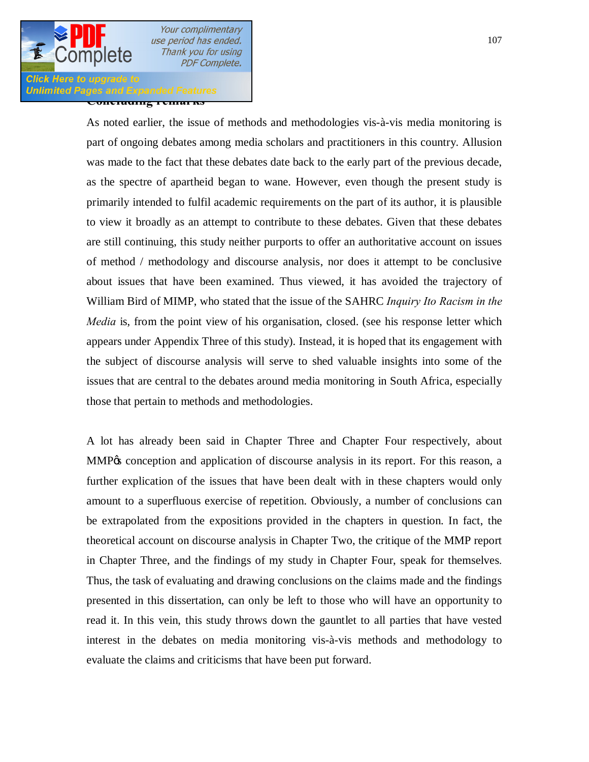## Concluding remarks

As noted earlier, the issue of methods and methodologies vis-à-vis media monitoring is part of ongoing debates among media scholars and practitioners in this country. Allusion was made to the fact that these debates date back to the early part of the previous decade, as the spectre of apartheid began to wane. However, even though the present study is primarily intended to fulfil academic requirements on the part of its author, it is plausible to view it broadly as an attempt to contribute to these debates. Given that these debates are still continuing, this study neither purports to offer an authoritative account on issues of method / methodology and discourse analysis, nor does it attempt to be conclusive about issues that have been examined. Thus viewed, it has avoided the trajectory of William Bird of MIMP, who stated that the issue of the SAHRC *Inquiry Ito Racism in the Media* is, from the point view of his organisation, closed. (see his response letter which appears under Appendix Three of this study). Instead, it is hoped that its engagement with the subject of discourse analysis will serve to shed valuable insights into some of the issues that are central to the debates around media monitoring in South Africa, especially those that pertain to methods and methodologies.

A lot has already been said in Chapter Three and Chapter Four respectively, about MMP's conception and application of discourse analysis in its report. For this reason, a further explication of the issues that have been dealt with in these chapters would only amount to a superfluous exercise of repetition. Obviously, a number of conclusions can be extrapolated from the expositions provided in the chapters in question. In fact, the theoretical account on discourse analysis in Chapter Two, the critique of the MMP report in Chapter Three, and the findings of my study in Chapter Four, speak for themselves. Thus, the task of evaluating and drawing conclusions on the claims made and the findings presented in this dissertation, can only be left to those who will have an opportunity to read it. In this vein, this study throws down the gauntlet to all parties that have vested interest in the debates on media monitoring vis-à-vis methods and methodology to evaluate the claims and criticisms that have been put forward.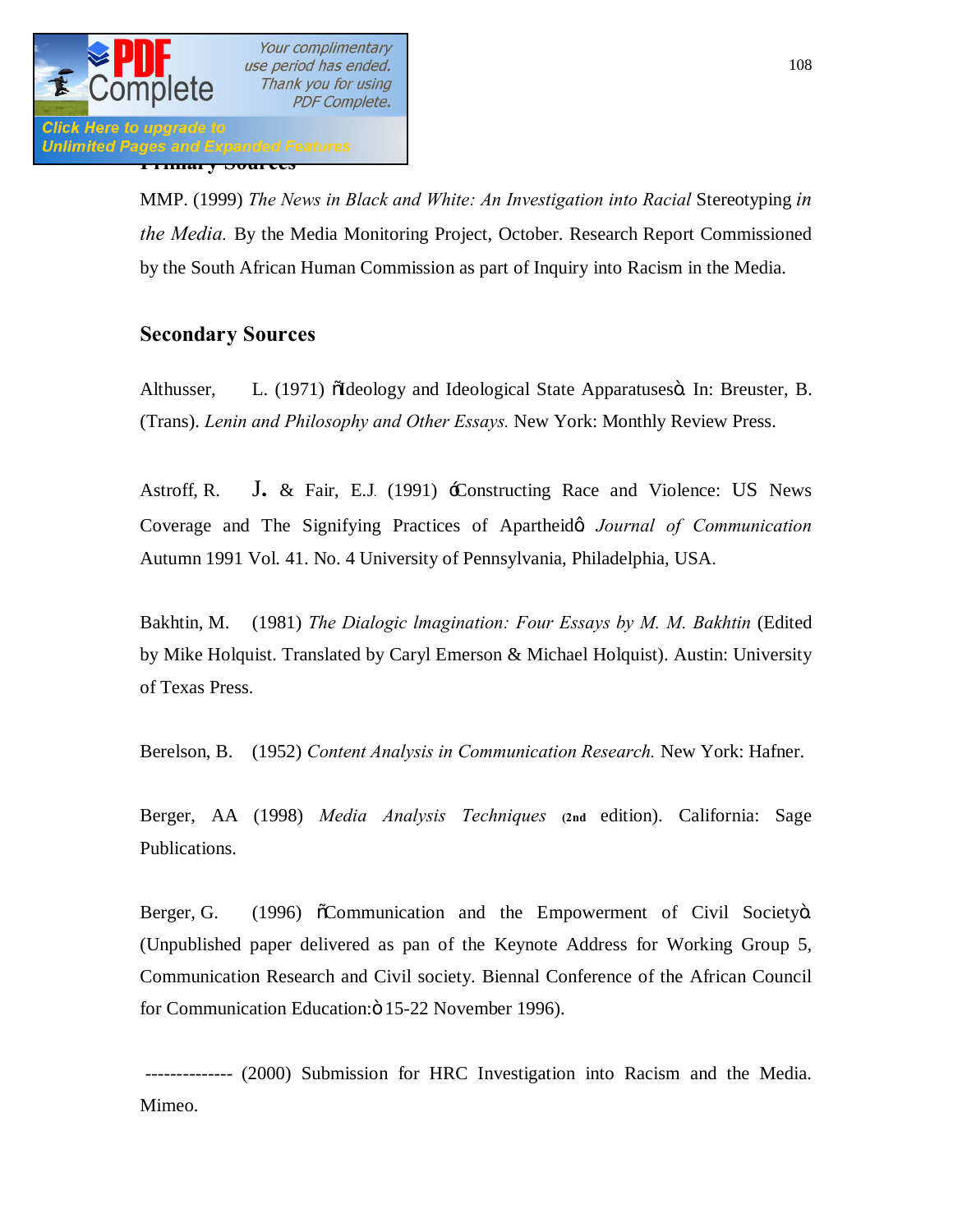## Primary Sources

MMP. (1999) *The News in Black and White: An Investigation into Racial* Stereotyping *in the Media.* By the Media Monitoring Project, October. Research Report Commissioned by the South African Human Commission as part of Inquiry into Racism in the Media.

## Secondary Sources

Althusser, L. (1971) "Ideology and Ideological State Apparatuses". In: Breuster, B. (Trans). *Lenin and Philosophy and Other Essays.* New York: Monthly Review Press.

Astroff, R. J. & Fair, E.J. (1991) 'Constructing Race and Violence: US News Coverage and The Signifying Practices of Apartheid' *Journal of Communication* Autumn 1991 Vol. 41. No. 4 University of Pennsylvania, Philadelphia, USA.

Bakhtin, M. (1981) *The Dialogic lmagination: Four Essays by M. M. Bakhtin* (Edited by Mike Holquist. Translated by Caryl Emerson & Michael Holquist). Austin: University of Texas Press.

Berelson, B. (1952) *Content Analysis in Communication Research.* New York: Hafner.

Berger, AA (1998) *Media Analysis Techniques* (2nd edition). California: Sage Publications.

Berger, G. (1996) "Communication and the Empowerment of Civil Society". (Unpublished paper delivered as pan of the Keynote Address for Working Group 5, Communication Research and Civil society. Biennal Conference of the African Council for Communication Education:" 15-22 November 1996).

-------------- (2000) Submission for HRC Investigation into Racism and the Media. Mimeo.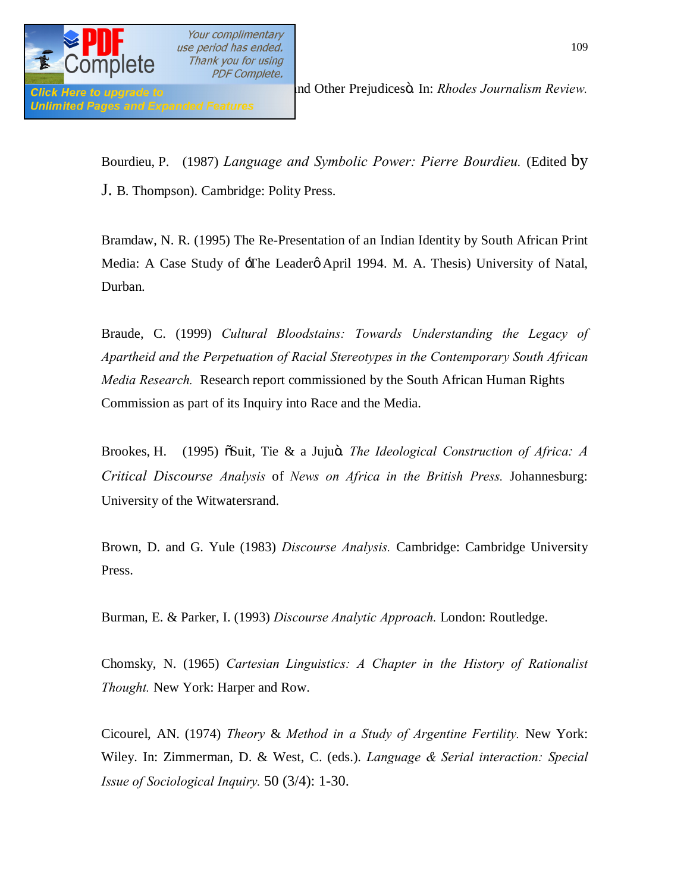nd Other Prejudicesö. In: *Rhodes Journalism Review.*

Bourdieu, P. (1987) *Language and Symbolic Power: Pierre Bourdieu.* (Edited by J. B. Thompson). Cambridge: Polity Press.

Bramdaw, N. R. (1995) The Re-Presentation of an Indian Identity by South African Print Media: A Case Study of ÷The Leaderø April 1994. M. A. Thesis) University of Natal, Durban.

Braude, C. (1999) *Cultural Bloodstains: Towards Understanding the Legacy of Apartheid and the Perpetuation of Racial Stereotypes in the Contemporary South African Media Research.* Research report commissioned by the South African Human Rights Commission as part of its Inquiry into Race and the Media.

Brookes, H. (1995) õSuit, Tie & a Jujuö. *The Ideological Construction of Africa: A Critical Discourse Analysis* of *News on Africa in the British Press.* Johannesburg: University of the Witwatersrand.

Brown, D. and G. Yule (1983) *Discourse Analysis.* Cambridge: Cambridge University Press.

Burman, E. & Parker, I. (1993) *Discourse Analytic Approach.* London: Routledge.

Chomsky, N. (1965) *Cartesian Linguistics: A Chapter in the History of Rationalist Thought.* New York: Harper and Row.

Cicourel, AN. (1974) *Theory* & *Method in a Study of Argentine Fertility.* New York: Wiley. In: Zimmerman, D. & West, C. (eds.). *Language & Serial interaction: Special Issue of Sociological Inquiry.* 50 (3/4): 1-30.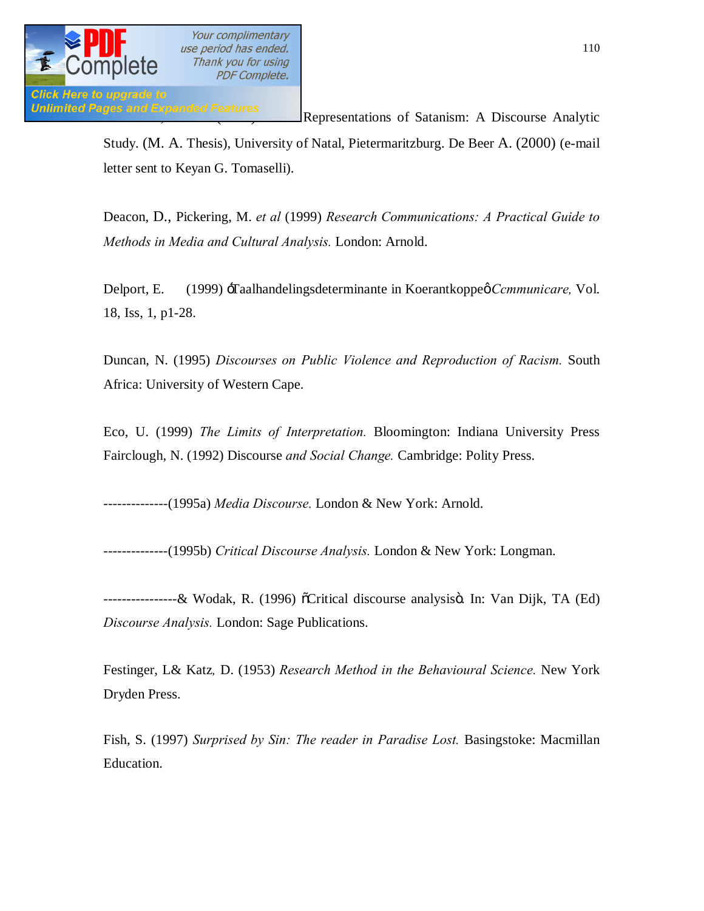Representations of Satanism: A Discourse Analytic Study. (M. A. Thesis), University of Natal, Pietermaritzburg. De Beer A. (2000) (e-mail letter sent to Keyan G. Tomaselli).

Deacon, D., Pickering, M. *et al* (1999) *Research Communications: A Practical Guide to Methods in Media and Cultural Analysis.* London: Arnold.

Delport, E. (1999) ÷Taalhandelingsdeterminante in Koerantkoppeø *Ccmmunicare,* Vol. 18, Iss, 1, p1-28.

Duncan, N. (1995) *Discourses on Public Violence and Reproduction of Racism.* South Africa: University of Western Cape.

Eco, U. (1999) *The Limits of Interpretation.* Bloomington: Indiana University Press Fairclough, N. (1992) Discourse *and Social Change.* Cambridge: Polity Press.

--------------(1995a) *Media Discourse.* London & New York: Arnold.

--------------(1995b) *Critical Discourse Analysis.* London & New York: Longman.

----------------& Wodak, R. (1996) õCritical discourse analysisö. In: Van Dijk, TA (Ed) *Discourse Analysis.* London: Sage Publications.

Festinger, L& Katz, D. (1953) *Research Method in the Behavioural Science.* New York Dryden Press.

Fish, S. (1997) *Surprised by Sin: The reader in Paradise Lost.* Basingstoke: Macmillan Education.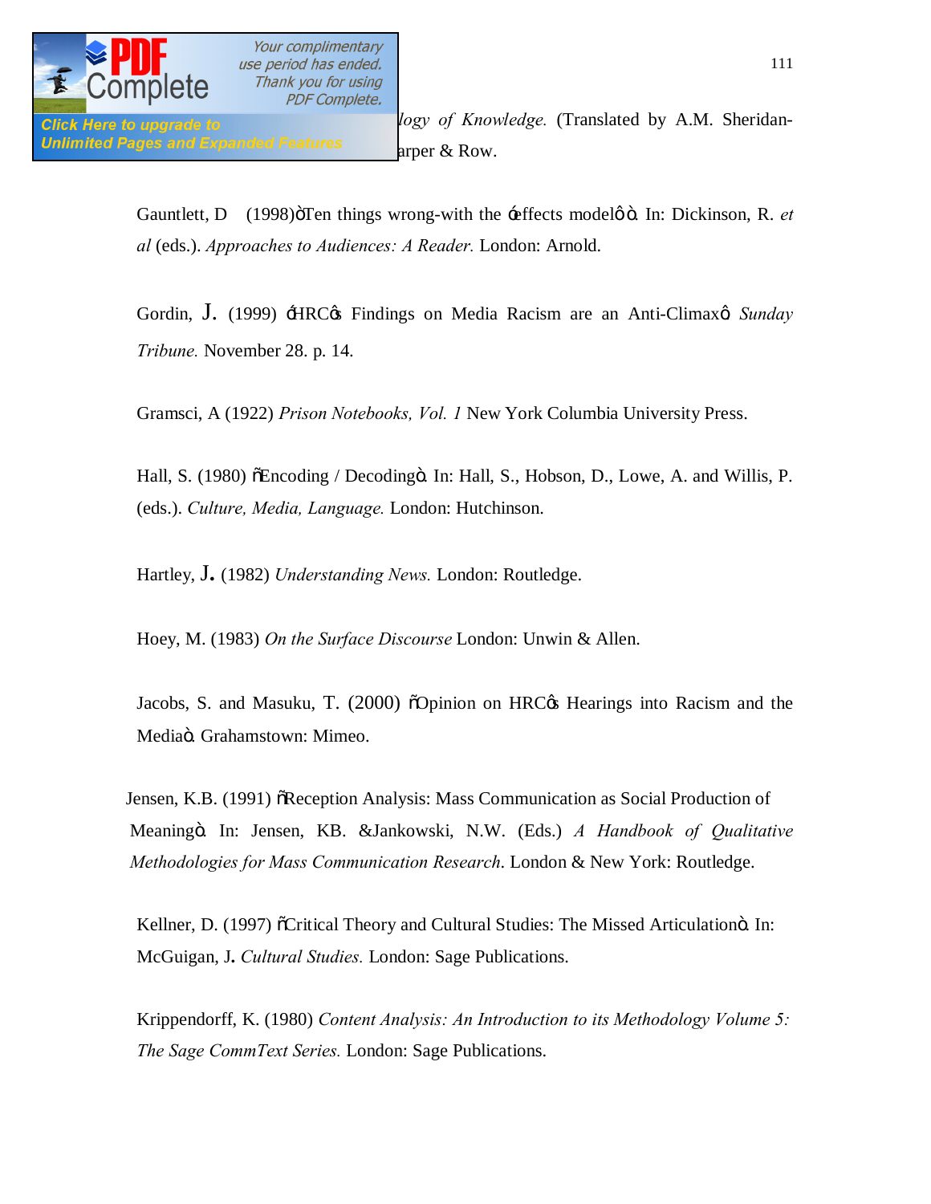logy of Knowledge.* (Translated by A.M. Sheridan-arper & Row.

Gauntlett, D (1998)"Ten things wrong-with the 'effects model'". In: Dickinson, R. *et al* (eds.). *Approaches to Audiences: A Reader.* London: Arnold.

Gordin, J. (1999) 'HRC's Findings on Media Racism are an Anti-Climax' *Sunday Tribune.* November 28. p. 14.

Gramsci, A (1922) *Prison Notebooks, Vol. 1* New York Columbia University Press.

Hall, S. (1980) "Encoding / Decoding". In: Hall, S., Hobson, D., Lowe, A. and Willis, P. (eds.). *Culture, Media, Language.* London: Hutchinson.

Hartley, J. (1982) *Understanding News.* London: Routledge.

Hoey, M. (1983) *On the Surface Discourse* London: Unwin & Allen.

Jacobs, S. and Masuku, T. (2000) "Opinion on HRC's Hearings into Racism and the Media". Grahamstown: Mimeo.

Jensen, K.B. (1991) "Reception Analysis: Mass Communication as Social Production of Meaning". In: Jensen, KB. &Jankowski, N.W. (Eds.) *A Handbook of Qualitative Methodologies for Mass Communication Research*. London & New York: Routledge.

Kellner, D. (1997) "Critical Theory and Cultural Studies: The Missed Articulation". In: McGuigan, J. *Cultural Studies.* London: Sage Publications.

Krippendorff, K. (1980) *Content Analysis: An Introduction to its Methodology Volume 5: The Sage CommText Series.* London: Sage Publications.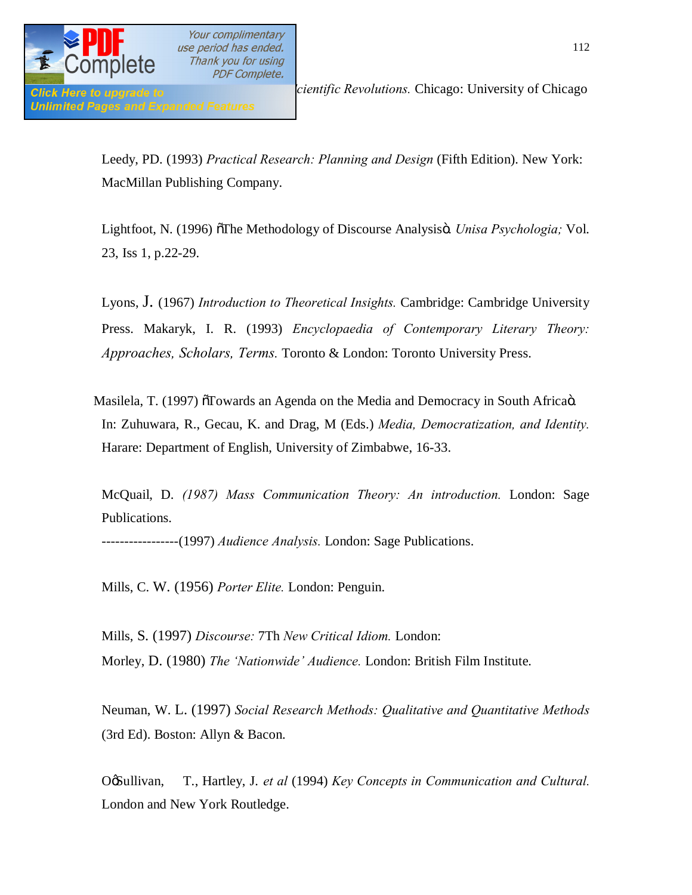*cientific Revolutions.* Chicago: University of Chicago

Leedy, PD. (1993) *Practical Research: Planning and Design* (Fifth Edition). New York: MacMillan Publishing Company.

Lightfoot, N. (1996) "The Methodology of Discourse Analysis". *Unisa Psychologia;* Vol. 23, Iss 1, p.22-29.

Lyons, J. (1967) *Introduction to Theoretical Insights.* Cambridge: Cambridge University Press. Makaryk, I. R. (1993) *Encyclopaedia of Contemporary Literary Theory: Approaches, Scholars, Terms.* Toronto & London: Toronto University Press.

Masilela, T. (1997) "Towards an Agenda on the Media and Democracy in South Africa". In: Zuhuwara, R., Gecau, K. and Drag, M (Eds.) *Media, Democratization, and Identity.* Harare: Department of English, University of Zimbabwe, 16-33.

McQuail, D. *(1987) Mass Communication Theory: An introduction.* London: Sage Publications.

-----------------(1997) *Audience Analysis.* London: Sage Publications.

Mills, C. W. (1956) *Porter Elite.* London: Penguin.

Mills, S. (1997) *Discourse:* 7Th *New Critical Idiom.* London:

Morley, D. (1980) *The 'Nationwide' Audience.* London: British Film Institute.

Neuman, W. L. (1997) *Social Research Methods: Qualitative and Quantitative Methods* (3rd Ed). Boston: Allyn & Bacon.

O'Sullivan, T., Hartley, J. *et al* (1994) *Key Concepts in Communication and Cultural.* London and New York Routledge.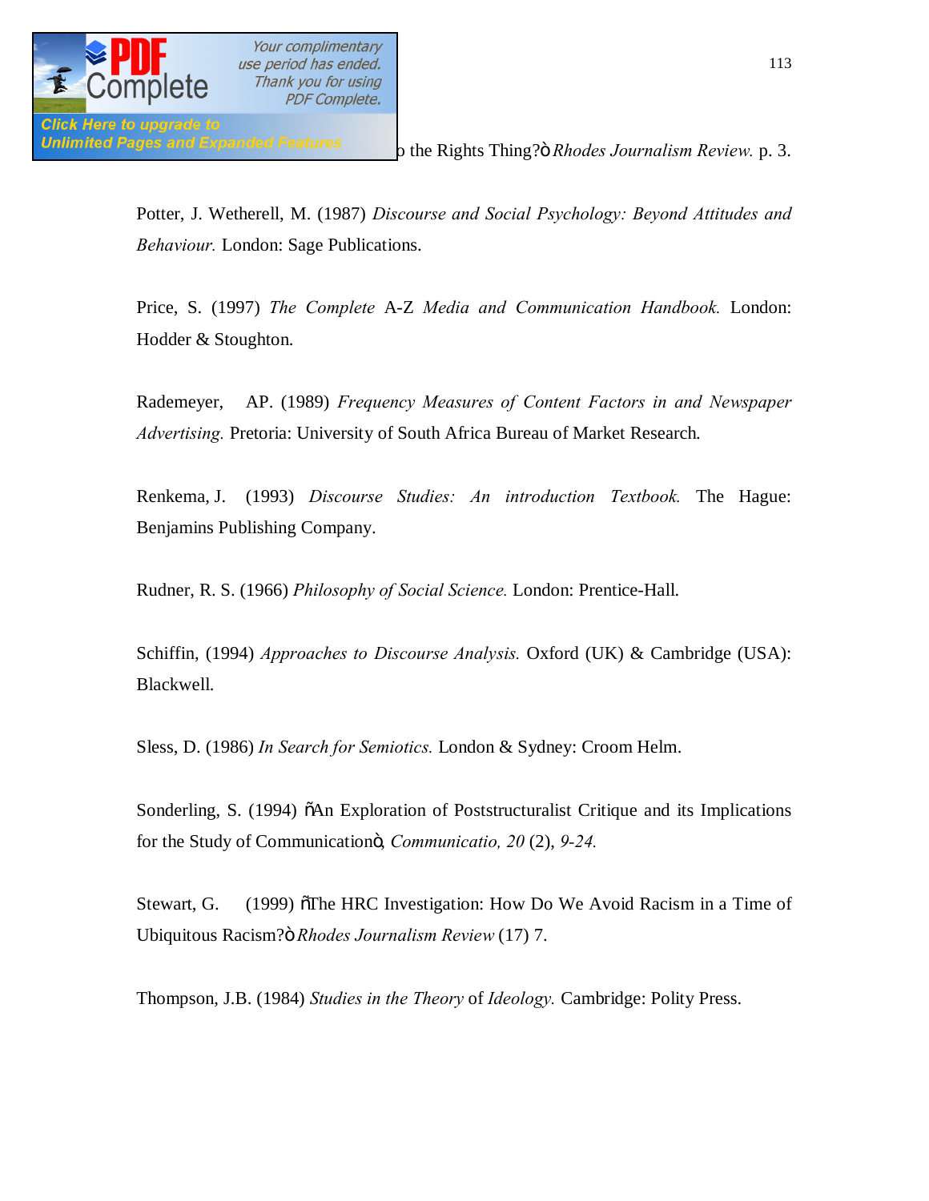o the Rights Thing?ö *Rhodes Journalism Review.* p. 3.

Potter, J. Wetherell, M. (1987) *Discourse and Social Psychology: Beyond Attitudes and Behaviour.* London: Sage Publications.

Price, S. (1997) *The Complete* A-Z *Media and Communication Handbook.* London: Hodder & Stoughton.

Rademeyer, AP. (1989) *Frequency Measures of Content Factors in and Newspaper Advertising.* Pretoria: University of South Africa Bureau of Market Research.

Renkema, J. (1993) *Discourse Studies: An introduction Textbook.* The Hague: Benjamins Publishing Company.

Rudner, R. S. (1966) *Philosophy of Social Science.* London: Prentice-Hall.

Schiffin, (1994) *Approaches to Discourse Analysis.* Oxford (UK) & Cambridge (USA): Blackwell.

Sless, D. (1986) *In Search for Semiotics.* London & Sydney: Croom Helm.

Sonderling, S. (1994) õAn Exploration of Poststructuralist Critique and its Implications for the Study of Communicationö, *Communicatio, 20* (2), *9-24.*

Stewart, G. (1999) õThe HRC Investigation: How Do We Avoid Racism in a Time of Ubiquitous Racism?ö *Rhodes Journalism Review* (17) 7.

Thompson, J.B. (1984) *Studies in the Theory* of *Ideology.* Cambridge: Polity Press.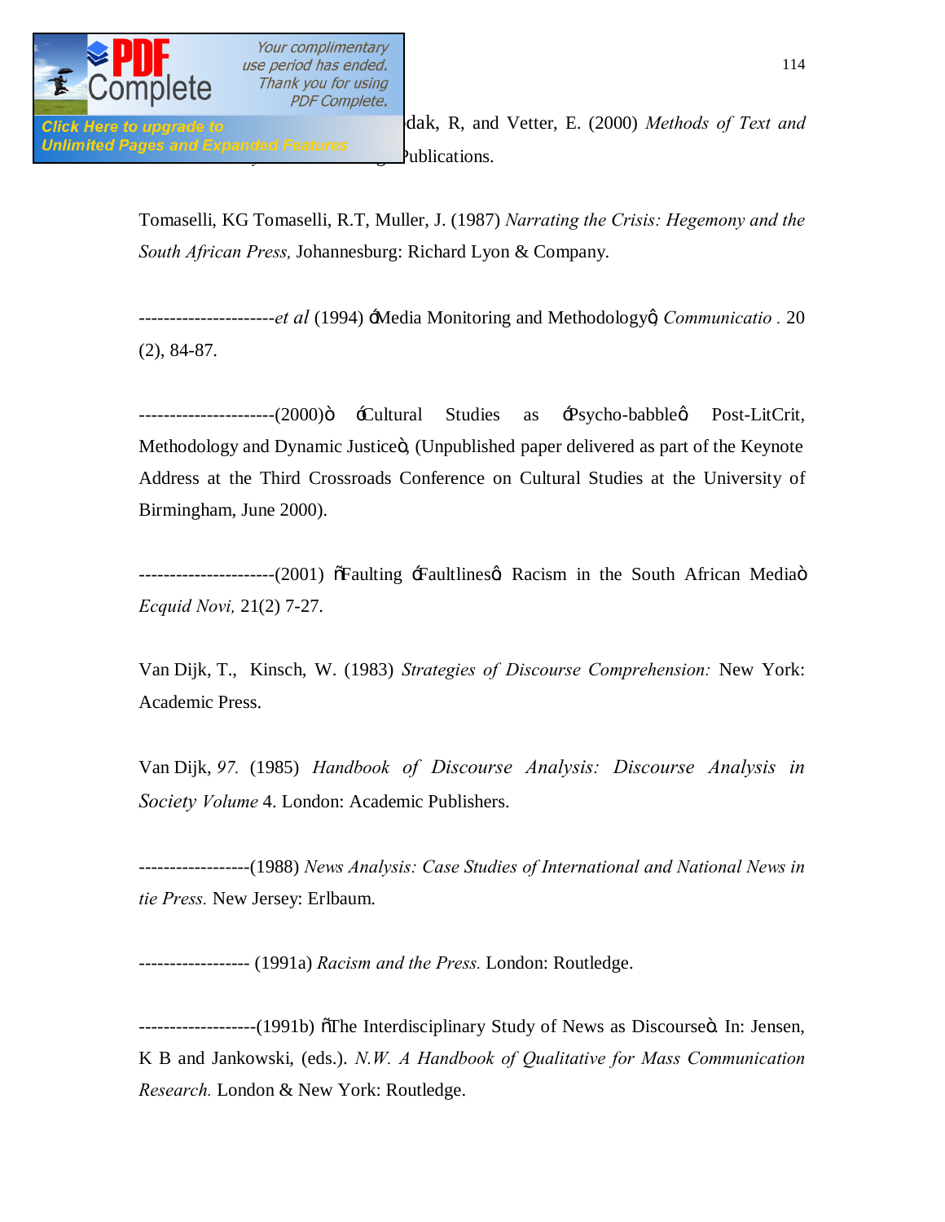dak, R, and Vetter, E. (2000) *Methods of Text and* ublications.

Tomaselli, KG Tomaselli, R.T, Muller, J. (1987) *Narrating the Crisis: Hegemony and the South African Press,* Johannesburg: Richard Lyon & Company.

----------------------*et al* (1994) ‹Media Monitoring and Methodology›, *Communicatio* . 20 (2), 84-87.

----------------------(2000)" ‹Cultural Studies as ‹Psycho-babble› Post-LitCrit, Methodology and Dynamic Justice", (Unpublished paper delivered as part of the Keynote Address at the Third Crossroads Conference on Cultural Studies at the University of Birmingham, June 2000).

----------------------(2001) "Faulting ‹Faultlines›: Racism in the South African Media" *Ecquid Novi,* 21(2) 7-27.

Van Dijk, T., Kinsch, W. (1983) *Strategies of Discourse Comprehension:* New York: Academic Press.

Van Dijk, *97.* (1985) *Handbook of Discourse Analysis: Discourse Analysis in Society Volume* 4. London: Academic Publishers.

------------------(1988) *News Analysis: Case Studies of International and National News in tie Press.* New Jersey: Erlbaum.

------------------ (1991a) *Racism and the Press.* London: Routledge.

-------------------(1991b) "The Interdisciplinary Study of News as Discourse". In: Jensen, K B and Jankowski, (eds.). *N.W. A Handbook of Qualitative for Mass Communication Research.* London & New York: Routledge.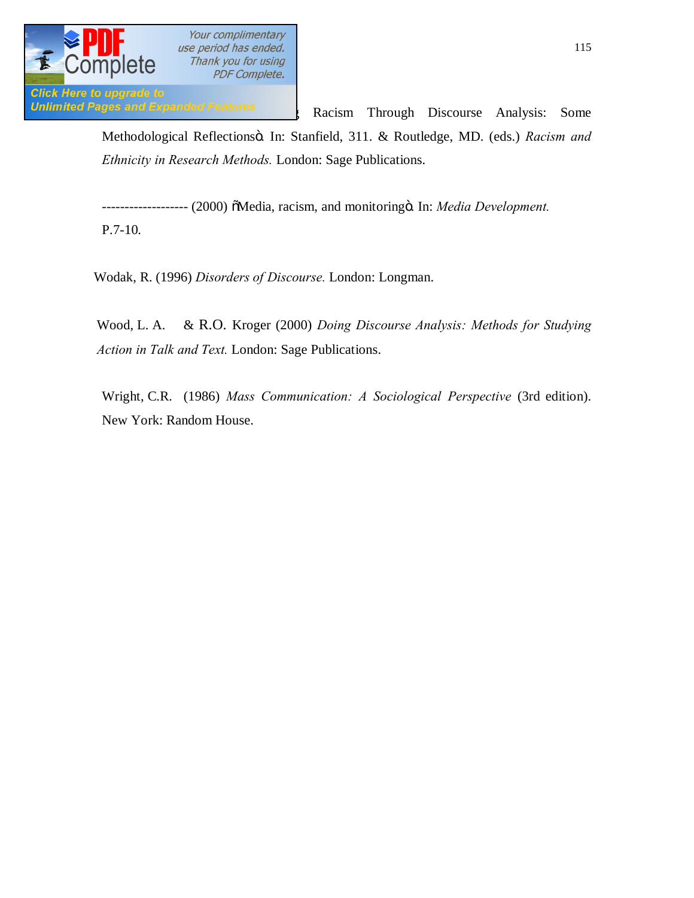Racism Through Discourse Analysis: Some Methodological Reflections". In: Stanfield, 311. & Routledge, MD. (eds.) *Racism and Ethnicity in Research Methods.* London: Sage Publications.

------------------- (2000) "Media, racism, and monitoring". In: *Media Development.* P.7-10.

Wodak, R. (1996) *Disorders of Discourse.* London: Longman.

Wood, L. A. & R.O. Kroger (2000) *Doing Discourse Analysis: Methods for Studying Action in Talk and Text.* London: Sage Publications.

Wright, C.R. (1986) *Mass Communication: A Sociological Perspective* (3rd edition). New York: Random House.